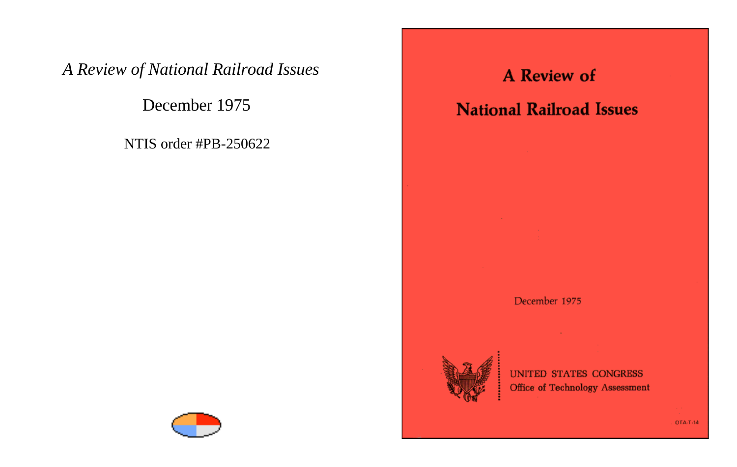*A Review of National Railroad Issues*

December 1975

NTIS order #PB-250622

# A Review of National Railroad Issues

December 1975

UNITED STATES CONGRESS
Office of Technology Assessment

OTA-T-14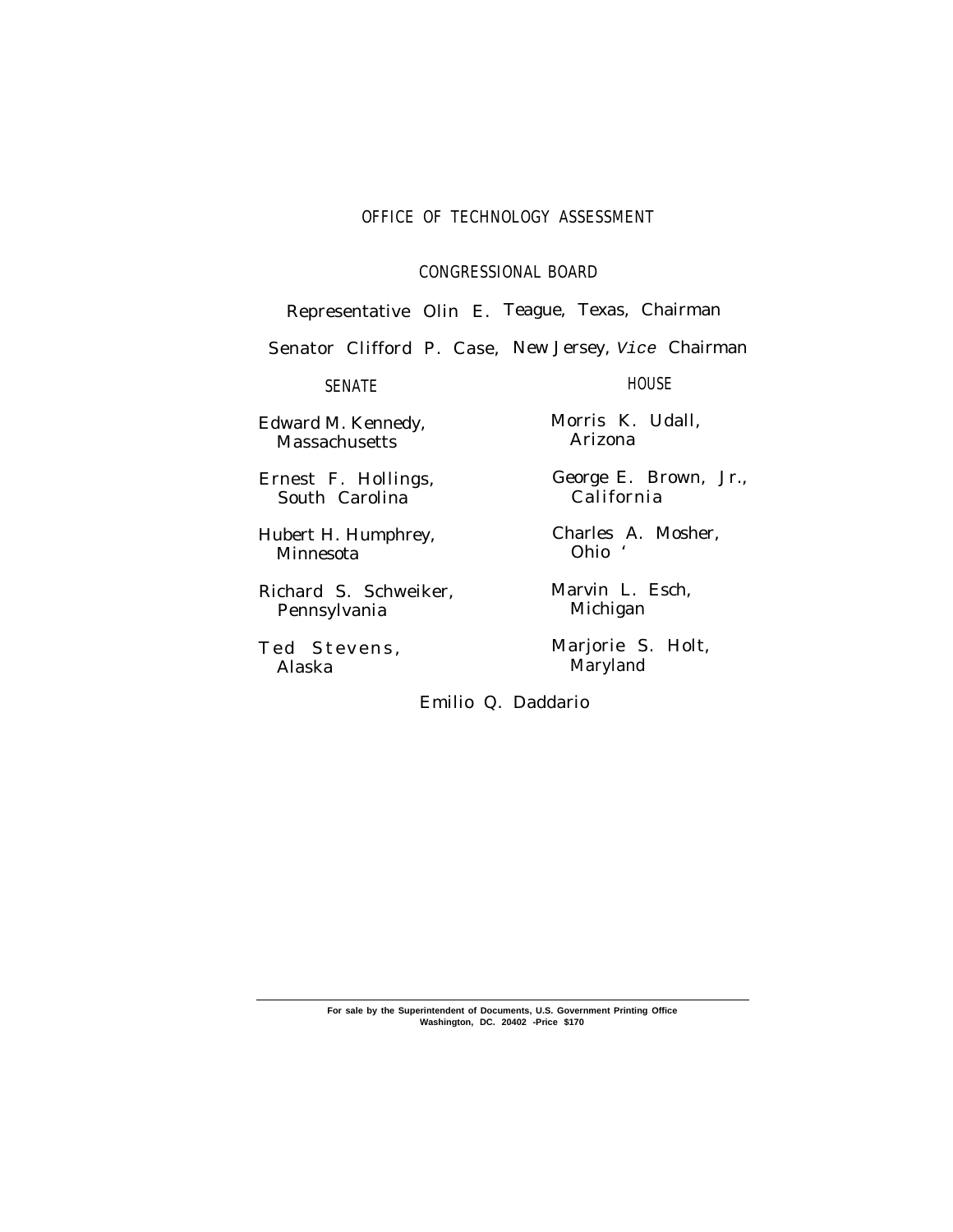# OFFICE OF TECHNOLOGY ASSESSMENT

## CONGRESSIONAL BOARD

Representative Olin E. Teague, Texas, Chairman

Senator Clifford P. Case, New Jersey, *Vice* Chairman

| SENATE | HOUSE |
|---|---|
| Edward M. Kennedy, Massachusetts | Morris K. Udall, Arizona |
| Ernest F. Hollings, South Carolina | George E. Brown, Jr., California |
| Hubert H. Humphrey, Minnesota | Charles A. Mosher, Ohio ' |
| Richard S. Schweiker, Pennsylvania | Marvin L. Esch, Michigan |
| Ted Stevens, Alaska | Marjorie S. Holt, Maryland |

Emilio Q. Daddario

---

**For sale by the Superintendent of Documents, U.S. Government Printing Office**
**Washington, DC. 20402 -Price $170**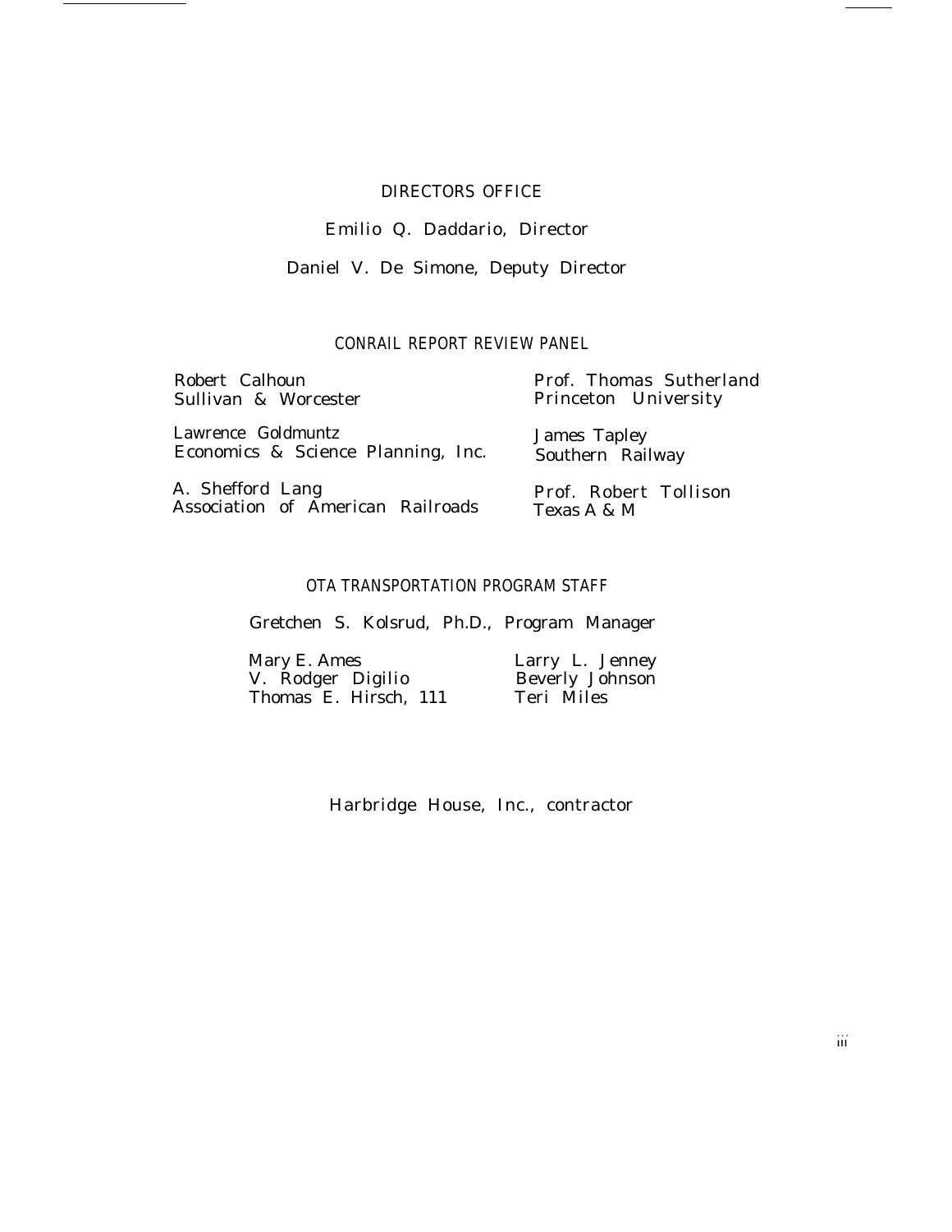## DIRECTORS OFFICE

Emilio Q. Daddario, Director

Daniel V. De Simone, Deputy Director

## CONRAIL REPORT REVIEW PANEL

Robert Calhoun
Sullivan & Worcester

Lawrence Goldmuntz
Economics & Science Planning, Inc.

A. Shefford Lang
Association of American Railroads

Prof. Thomas Sutherland
Princeton University

James Tapley
Southern Railway

Prof. Robert Tollison
Texas A & M

## OTA TRANSPORTATION PROGRAM STAFF

Gretchen S. Kolsrud, Ph.D., Program Manager

Mary E. Ames
V. Rodger Digilio
Thomas E. Hirsch, 111

Larry L. Jenney
Beverly Johnson
Teri Miles

Harbridge House, Inc., contractor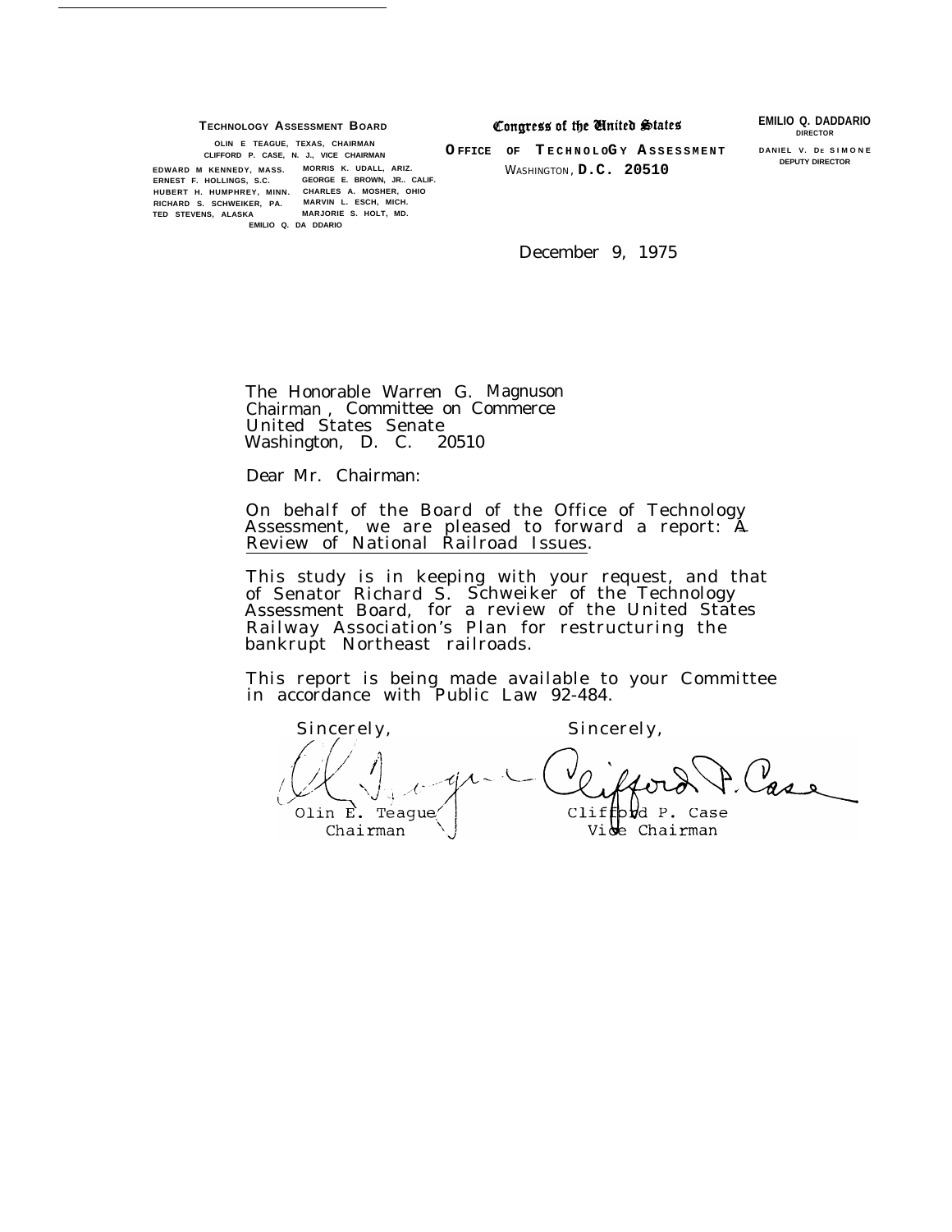**TECHNOLOGY ASSESSMENT BOARD**

OLIN E TEAGUE, TEXAS, CHAIRMAN
CLIFFORD P. CASE, N. J., VICE CHAIRMAN

EDWARD M KENNEDY, MASS. — MORRIS K. UDALL, ARIZ.
ERNEST F. HOLLINGS, S.C. — GEORGE E. BROWN, JR.. CALIF.
HUBERT H. HUMPHREY, MINN. — CHARLES A. MOSHER, OHIO
RICHARD S. SCHWEIKER, PA. — MARVIN L. ESCH, MICH.
TED STEVENS, ALASKA — MARJORIE S. HOLT, MD.

EMILIO Q. DA DDARIO

**Congress of the United States**

**OFFICE OF TECHNOLOGY ASSESSMENT**

WASHINGTON, D.C. 20510

**EMILIO Q. DADDARIO**
DIRECTOR

DANIEL V. DE SIMONE
DEPUTY DIRECTOR

December 9, 1975

The Honorable Warren G. Magnuson
Chairman , Committee on Commerce
United States Senate
Washington, D. C. 20510

Dear Mr. Chairman:

On behalf of the Board of the Office of Technology Assessment, we are pleased to forward a report: A Review of National Railroad Issues.

This study is in keeping with your request, and that of Senator Richard S. Schweiker of the Technology Assessment Board, for a review of the United States Railway Association's Plan for restructuring the bankrupt Northeast railroads.

This report is being made available to your Committee in accordance with Public Law 92-484.

Sincerely,

Olin E. Teague
Chairman

Sincerely,

Clifford P. Case
Vice Chairman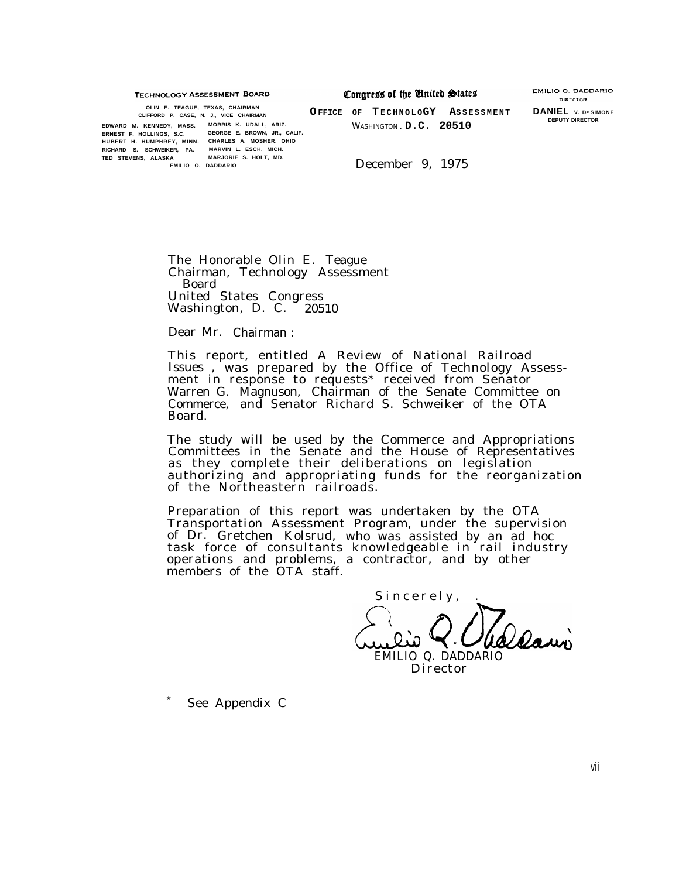**TECHNOLOGY ASSESSMENT BOARD**

OLIN E. TEAGUE, TEXAS, CHAIRMAN
CLIFFORD P. CASE, N. J., VICE CHAIRMAN

EDWARD M. KENNEDY, MASS.
ERNEST F. HOLLINGS, S.C.
HUBERT H. HUMPHREY, MINN.
RICHARD S. SCHWEIKER, PA.
TED STEVENS, ALASKA

MORRIS K. UDALL, ARIZ.
GEORGE E. BROWN, JR., CALIF.
CHARLES A. MOSHER. OHIO
MARVIN L. ESCH, MICH.
MARJORIE S. HOLT, MD.

EMILIO Q. DADDARIO

**Congress of the United States**

**OFFICE OF TECHNOLOGY ASSESSMENT**
WASHINGTON, D.C. 20510

EMILIO Q. DADDARIO
DIRECTOR

DANIEL V. DE SIMONE
DEPUTY DIRECTOR

December 9, 1975

The Honorable Olin E. Teague
Chairman, Technology Assessment Board
United States Congress
Washington, D. C. 20510

Dear Mr. Chairman:

This report, entitled A Review of National Railroad Issues, was prepared by the Office of Technology Assessment in response to requests* received from Senator Warren G. Magnuson, Chairman of the Senate Committee on Commerce, and Senator Richard S. Schweiker of the OTA Board.

The study will be used by the Commerce and Appropriations Committees in the Senate and the House of Representatives as they complete their deliberations on legislation authorizing and appropriating funds for the reorganization of the Northeastern railroads.

Preparation of this report was undertaken by the OTA Transportation Assessment Program, under the supervision of Dr. Gretchen Kolsrud, who was assisted by an ad hoc task force of consultants knowledgeable in rail industry operations and problems, a contractor, and by other members of the OTA staff.

Sincerely,

EMILIO Q. DADDARIO
Director

\* See Appendix C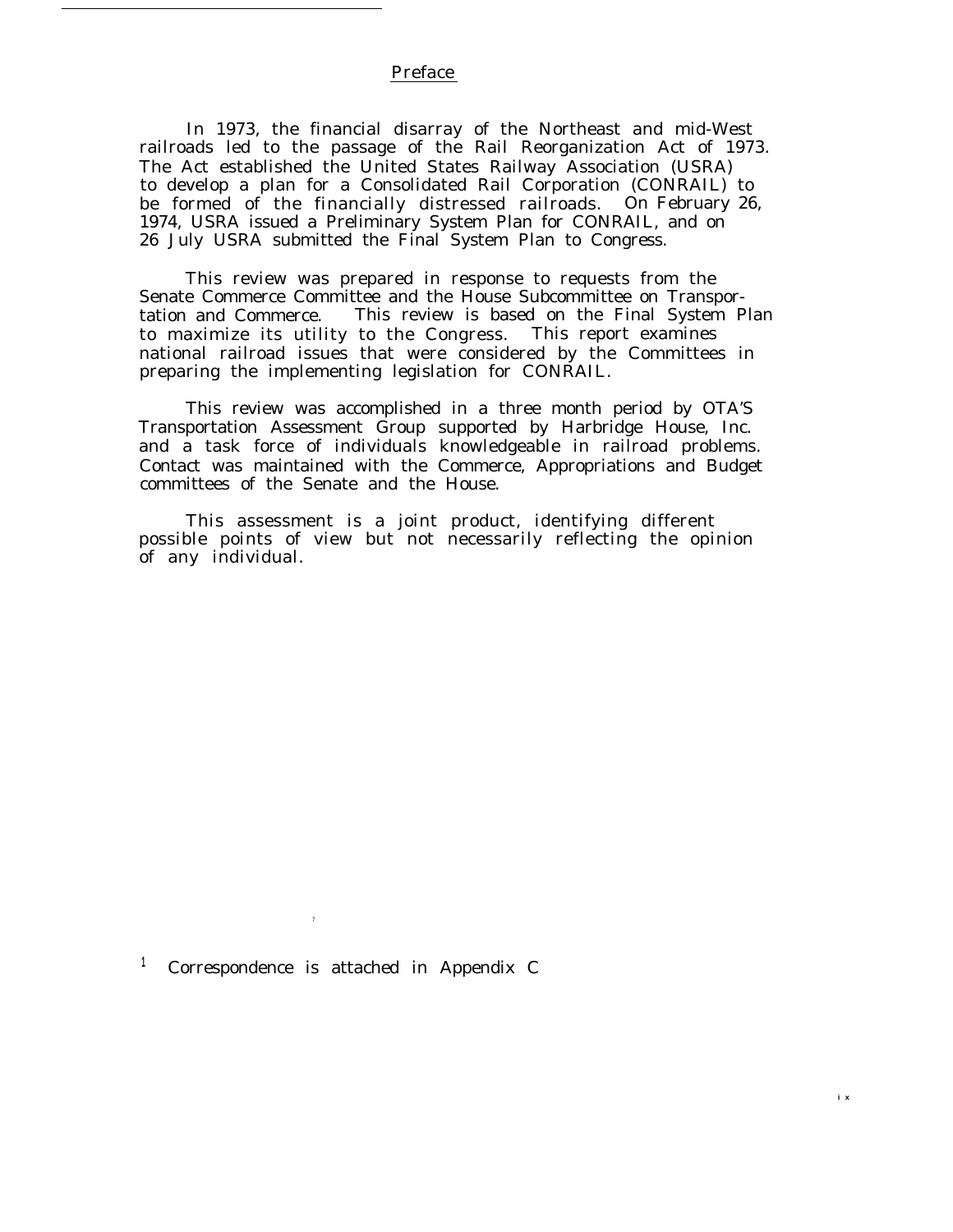## Preface

In 1973, the financial disarray of the Northeast and mid-West railroads led to the passage of the Rail Reorganization Act of 1973. The Act established the United States Railway Association (USRA) to develop a plan for a Consolidated Rail Corporation (CONRAIL) to be formed of the financially distressed railroads. On February 26, 1974, USRA issued a Preliminary System Plan for CONRAIL, and on 26 July USRA submitted the Final System Plan to Congress.

This review was prepared in response to requests from the Senate Commerce Committee and the House Subcommittee on Transportation and Commerce. This review is based on the Final System Plan to maximize its utility to the Congress. This report examines national railroad issues that were considered by the Committees in preparing the implementing legislation for CONRAIL.

This review was accomplished in a three month period by OTA'S Transportation Assessment Group supported by Harbridge House, Inc. and a task force of individuals knowledgeable in railroad problems. Contact was maintained with the Commerce, Appropriations and Budget committees of the Senate and the House.

This assessment is a joint product, identifying different possible points of view but not necessarily reflecting the opinion of any individual.

[1] Correspondence is attached in Appendix C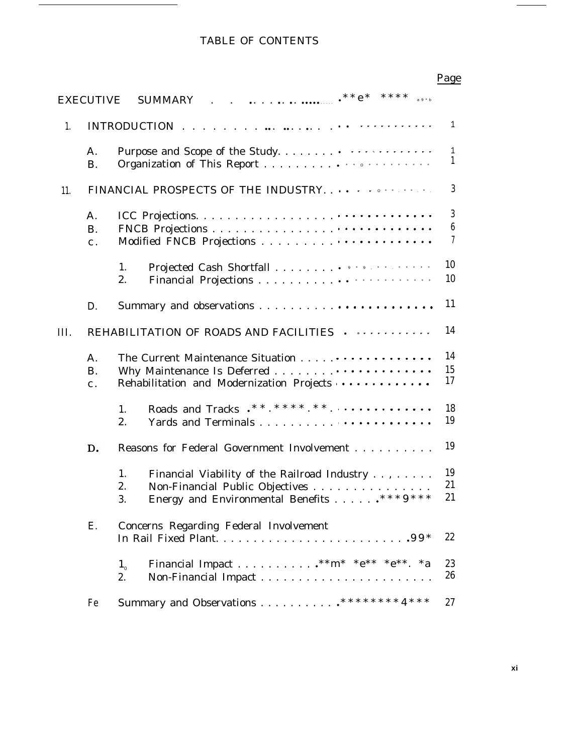# TABLE OF CONTENTS

| | | | Page |
|---|---|---|---|
| EXECUTIVE SUMMARY | | | |
| I. | INTRODUCTION | | 1 |
| | A. | Purpose and Scope of the Study | 1 |
| | B. | Organization of This Report | 1 |
| II. | FINANCIAL PROSPECTS OF THE INDUSTRY | | 3 |
| | A. | ICC Projections | 3 |
| | B. | FNCB Projections | 6 |
| | C. | Modified FNCB Projections | 7 |
| | | 1. Projected Cash Shortfall | 10 |
| | | 2. Financial Projections | 10 |
| | D. | Summary and observations | 11 |
| III. | REHABILITATION OF ROADS AND FACILITIES | | 14 |
| | A. | The Current Maintenance Situation | 14 |
| | B. | Why Maintenance Is Deferred | 15 |
| | C. | Rehabilitation and Modernization Projects | 17 |
| | | 1. Roads and Tracks | 18 |
| | | 2. Yards and Terminals | 19 |
| | D. | Reasons for Federal Government Involvement | 19 |
| | | 1. Financial Viability of the Railroad Industry | 19 |
| | | 2. Non-Financial Public Objectives | 21 |
| | | 3. Energy and Environmental Benefits | 21 |
| | E. | Concerns Regarding Federal Involvement In Rail Fixed Plant | 22 |
| | | 1. Financial Impact | 23 |
| | | 2. Non-Financial Impact | 26 |
| | F. | Summary and Observations | 27 |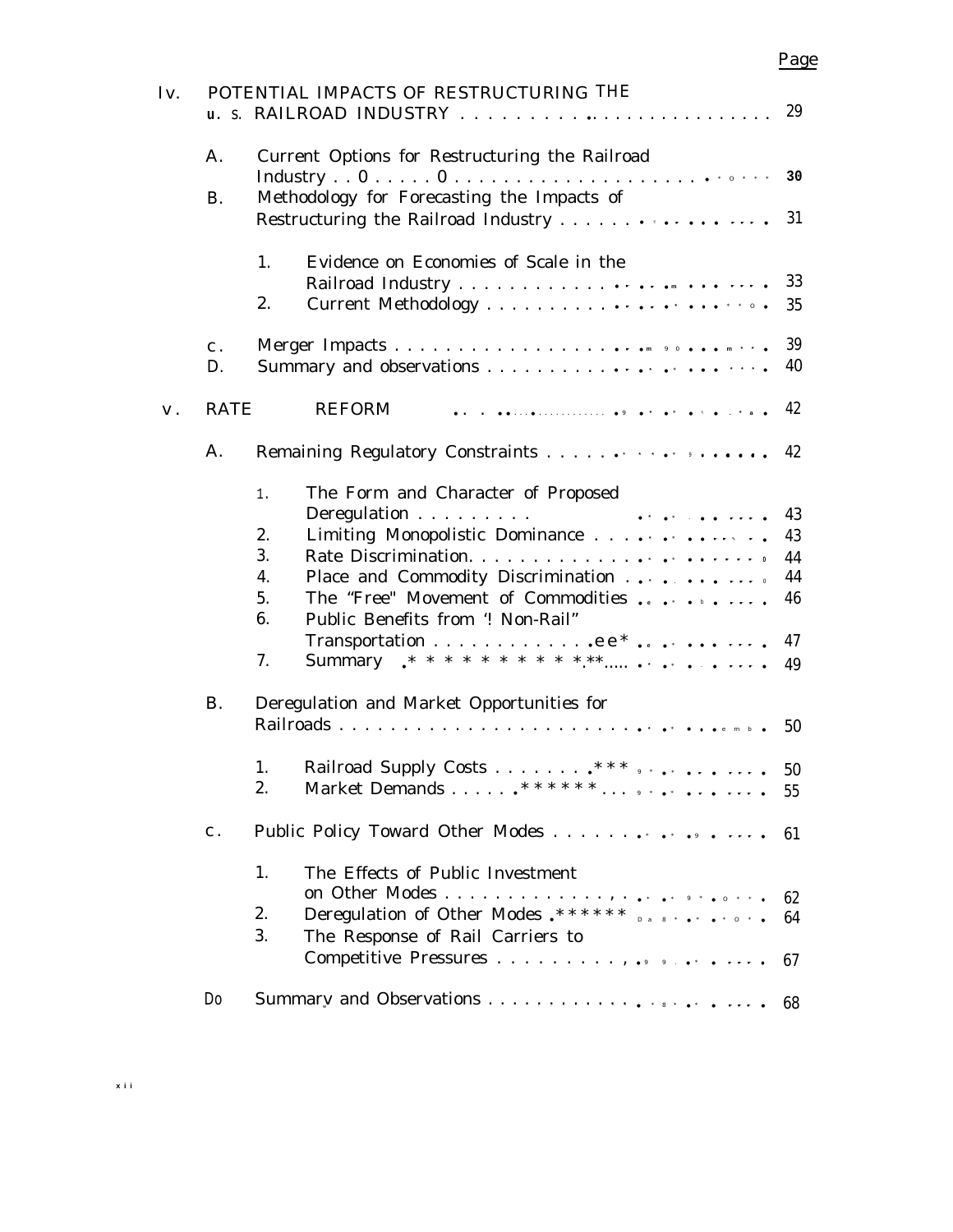| | | | Page |
|---|---|---|---|
| IV. | POTENTIAL IMPACTS OF RESTRUCTURING THE U. S. RAILROAD INDUSTRY | | 29 |
| | A. | Current Options for Restructuring the Railroad Industry | 30 |
| | B. | Methodology for Forecasting the Impacts of Restructuring the Railroad Industry | 31 |
| | | 1. Evidence on Economies of Scale in the Railroad Industry | 33 |
| | | 2. Current Methodology | 35 |
| | C. | Merger Impacts | 39 |
| | D. | Summary and observations | 40 |
| V. | RATE REFORM | | 42 |
| | A. | Remaining Regulatory Constraints | 42 |
| | | 1. The Form and Character of Proposed Deregulation | 43 |
| | | 2. Limiting Monopolistic Dominance | 43 |
| | | 3. Rate Discrimination | 44 |
| | | 4. Place and Commodity Discrimination | 44 |
| | | 5. The "Free" Movement of Commodities | 46 |
| | | 6. Public Benefits from "Non-Rail" Transportation | 47 |
| | | 7. Summary | 49 |
| | B. | Deregulation and Market Opportunities for Railroads | 50 |
| | | 1. Railroad Supply Costs | 50 |
| | | 2. Market Demands | 55 |
| | C. | Public Policy Toward Other Modes | 61 |
| | | 1. The Effects of Public Investment on Other Modes | 62 |
| | | 2. Deregulation of Other Modes | 64 |
| | | 3. The Response of Rail Carriers to Competitive Pressures | 67 |
| | D. | Summary and Observations | 68 |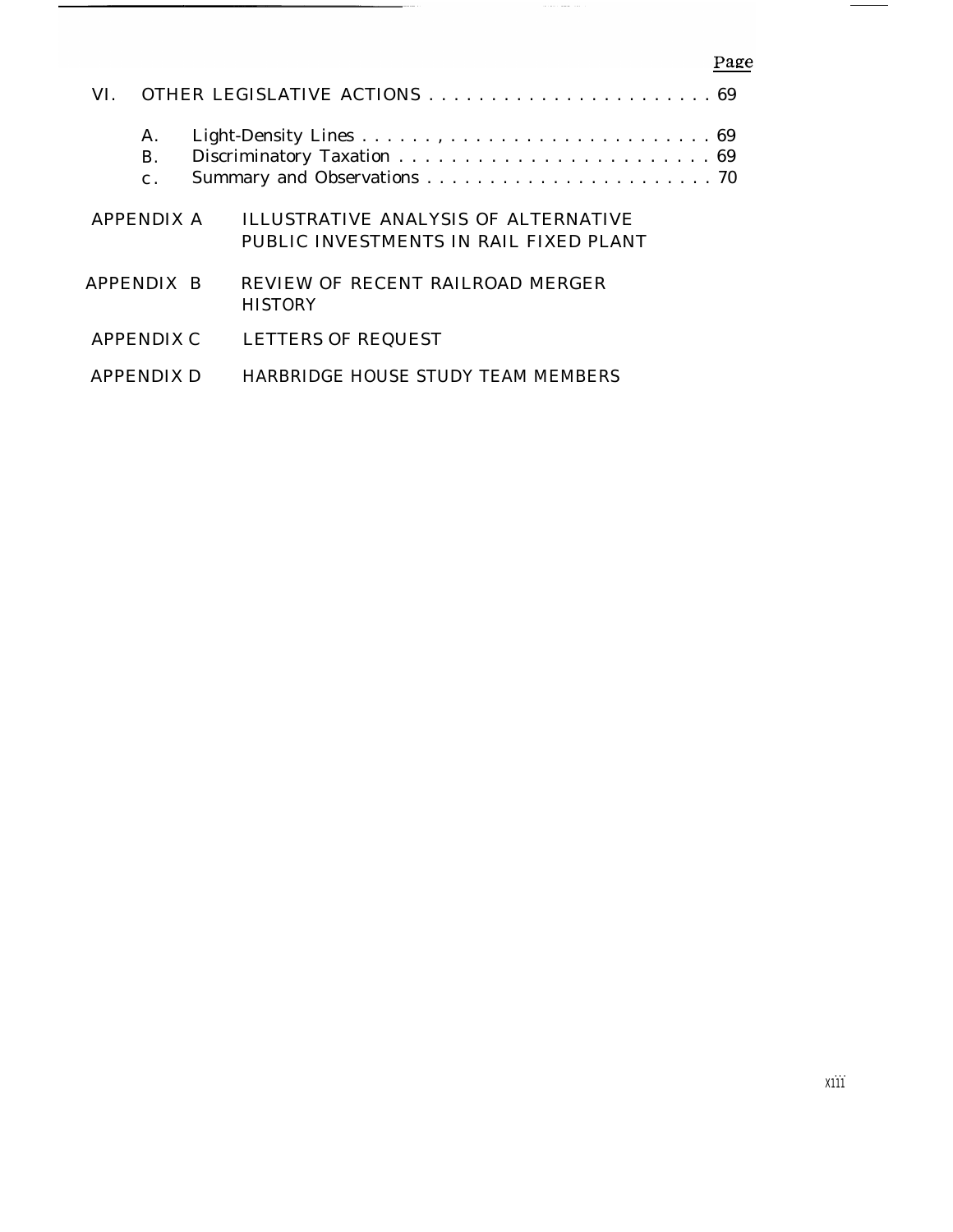Page

VI. OTHER LEGISLATIVE ACTIONS . . . . . . . . . . . . . . . . . . . . . . . 69

- A. Light-Density Lines . . . . , . . . . . . . . . . . . . . . . . . . . . . . 69
- B. Discriminatory Taxation . . . . . . . . . . . . . . . . . . . . . . . . . 69
- c. Summary and Observations . . . . . . . . . . . . . . . . . . . . . . . 70

APPENDIX A ILLUSTRATIVE ANALYSIS OF ALTERNATIVE PUBLIC INVESTMENTS IN RAIL FIXED PLANT

APPENDIX B REVIEW OF RECENT RAILROAD MERGER HISTORY

APPENDIX C LETTERS OF REQUEST

APPENDIX D HARBRIDGE HOUSE STUDY TEAM MEMBERS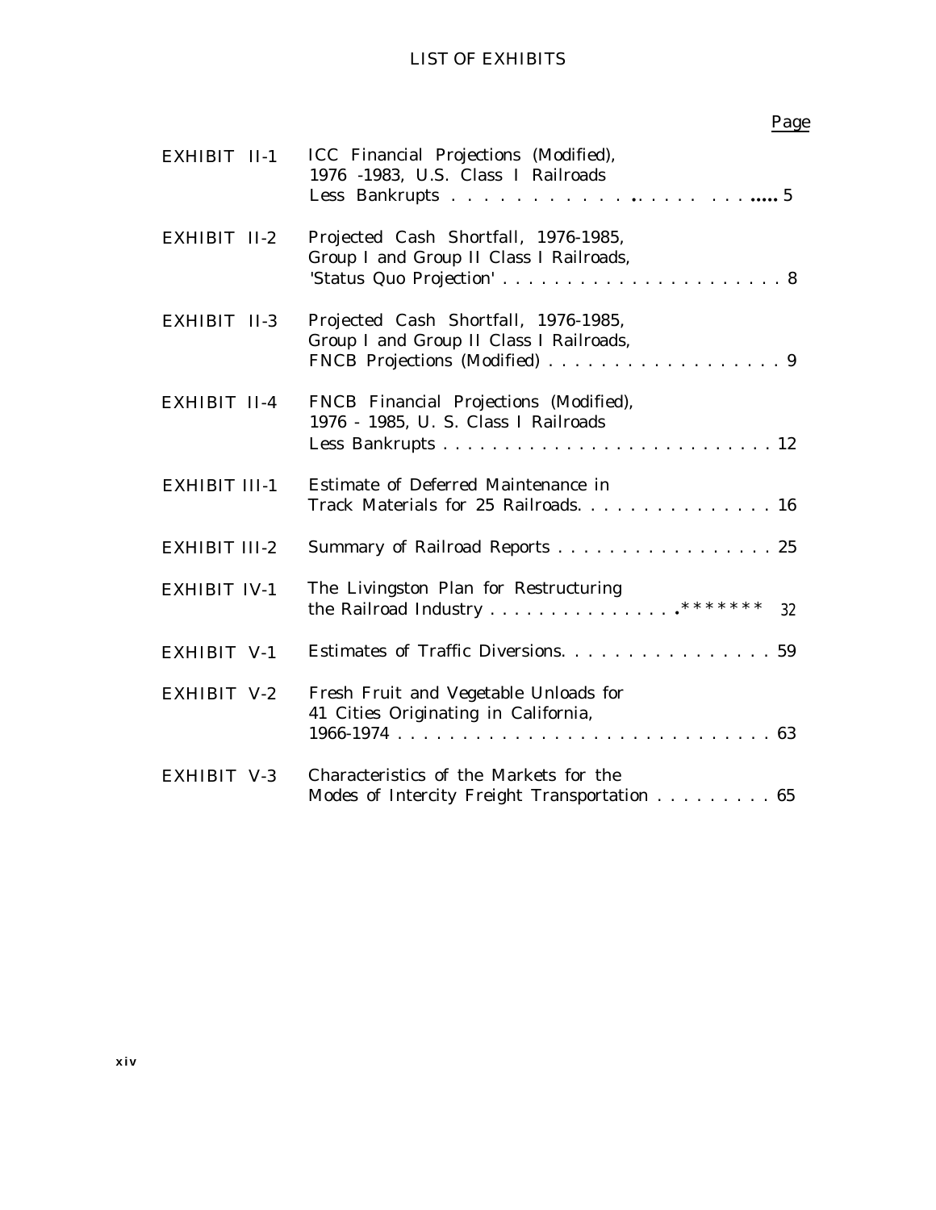# LIST OF EXHIBITS

| | | Page |
|---|---|---|
| EXHIBIT II-1 | ICC Financial Projections (Modified), 1976 -1983, U.S. Class I Railroads Less Bankrupts | 5 |
| EXHIBIT II-2 | Projected Cash Shortfall, 1976-1985, Group I and Group II Class I Railroads, 'Status Quo Projection' | 8 |
| EXHIBIT II-3 | Projected Cash Shortfall, 1976-1985, Group I and Group II Class I Railroads, FNCB Projections (Modified) | 9 |
| EXHIBIT II-4 | FNCB Financial Projections (Modified), 1976 - 1985, U. S. Class I Railroads Less Bankrupts | 12 |
| EXHIBIT III-1 | Estimate of Deferred Maintenance in Track Materials for 25 Railroads | 16 |
| EXHIBIT III-2 | Summary of Railroad Reports | 25 |
| EXHIBIT IV-1 | The Livingston Plan for Restructuring the Railroad Industry | 32 |
| EXHIBIT V-1 | Estimates of Traffic Diversions | 59 |
| EXHIBIT V-2 | Fresh Fruit and Vegetable Unloads for 41 Cities Originating in California, 1966-1974 | 63 |
| EXHIBIT V-3 | Characteristics of the Markets for the Modes of Intercity Freight Transportation | 65 |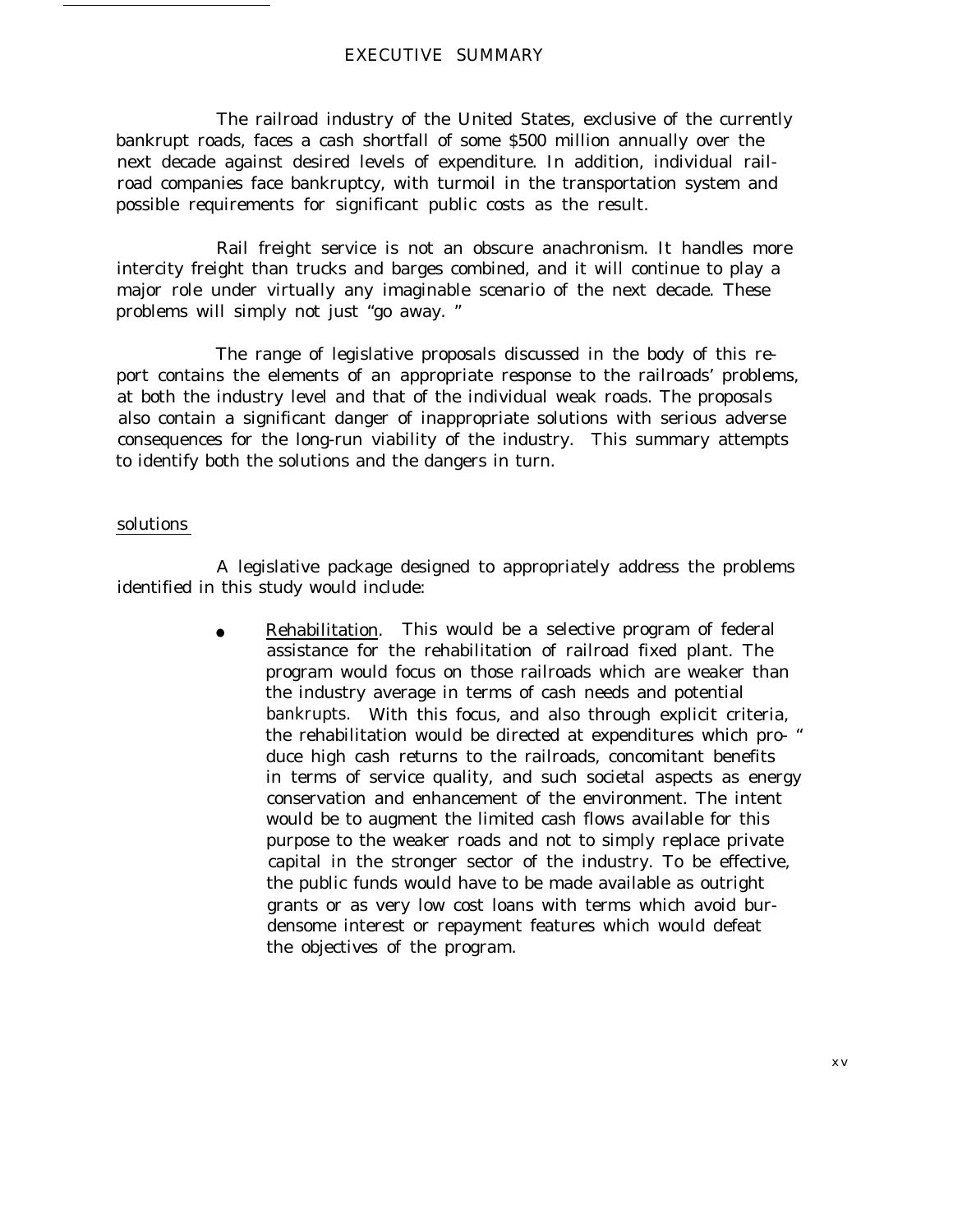# EXECUTIVE SUMMARY

The railroad industry of the United States, exclusive of the currently bankrupt roads, faces a cash shortfall of some $500 million annually over the next decade against desired levels of expenditure. In addition, individual railroad companies face bankruptcy, with turmoil in the transportation system and possible requirements for significant public costs as the result.

Rail freight service is not an obscure anachronism. It handles more intercity freight than trucks and barges combined, and it will continue to play a major role under virtually any imaginable scenario of the next decade. These problems will simply not just "go away."

The range of legislative proposals discussed in the body of this report contains the elements of an appropriate response to the railroads' problems, at both the industry level and that of the individual weak roads. The proposals also contain a significant danger of inappropriate solutions with serious adverse consequences for the long-run viability of the industry. This summary attempts to identify both the solutions and the dangers in turn.

## solutions

A legislative package designed to appropriately address the problems identified in this study would include:

- Rehabilitation. This would be a selective program of federal assistance for the rehabilitation of railroad fixed plant. The program would focus on those railroads which are weaker than the industry average in terms of cash needs and potential bankrupts. With this focus, and also through explicit criteria, the rehabilitation would be directed at expenditures which produce high cash returns to the railroads, concomitant benefits in terms of service quality, and such societal aspects as energy conservation and enhancement of the environment. The intent would be to augment the limited cash flows available for this purpose to the weaker roads and not to simply replace private capital in the stronger sector of the industry. To be effective, the public funds would have to be made available as outright grants or as very low cost loans with terms which avoid burdensome interest or repayment features which would defeat the objectives of the program.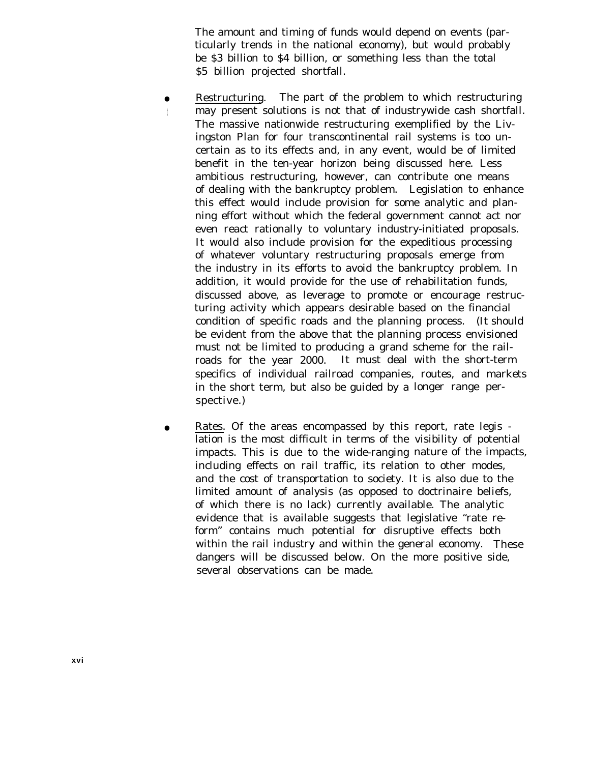The amount and timing of funds would depend on events (particularly trends in the national economy), but would probably be $3 billion to $4 billion, or something less than the total $5 billion projected shortfall.

- Restructuring. The part of the problem to which restructuring may present solutions is not that of industrywide cash shortfall. The massive nationwide restructuring exemplified by the Livingston Plan for four transcontinental rail systems is too uncertain as to its effects and, in any event, would be of limited benefit in the ten-year horizon being discussed here. Less ambitious restructuring, however, can contribute one means of dealing with the bankruptcy problem. Legislation to enhance this effect would include provision for some analytic and planning effort without which the federal government cannot act nor even react rationally to voluntary industry-initiated proposals. It would also include provision for the expeditious processing of whatever voluntary restructuring proposals emerge from the industry in its efforts to avoid the bankruptcy problem. In addition, it would provide for the use of rehabilitation funds, discussed above, as leverage to promote or encourage restructuring activity which appears desirable based on the financial condition of specific roads and the planning process. (It should be evident from the above that the planning process envisioned must not be limited to producing a grand scheme for the railroads for the year 2000. It must deal with the short-term specifics of individual railroad companies, routes, and markets in the short term, but also be guided by a longer range perspective.)

- Rates. Of the areas encompassed by this report, rate legislation is the most difficult in terms of the visibility of potential impacts. This is due to the wide-ranging nature of the impacts, including effects on rail traffic, its relation to other modes, and the cost of transportation to society. It is also due to the limited amount of analysis (as opposed to doctrinaire beliefs, of which there is no lack) currently available. The analytic evidence that is available suggests that legislative "rate reform" contains much potential for disruptive effects both within the rail industry and within the general economy. These dangers will be discussed below. On the more positive side, several observations can be made.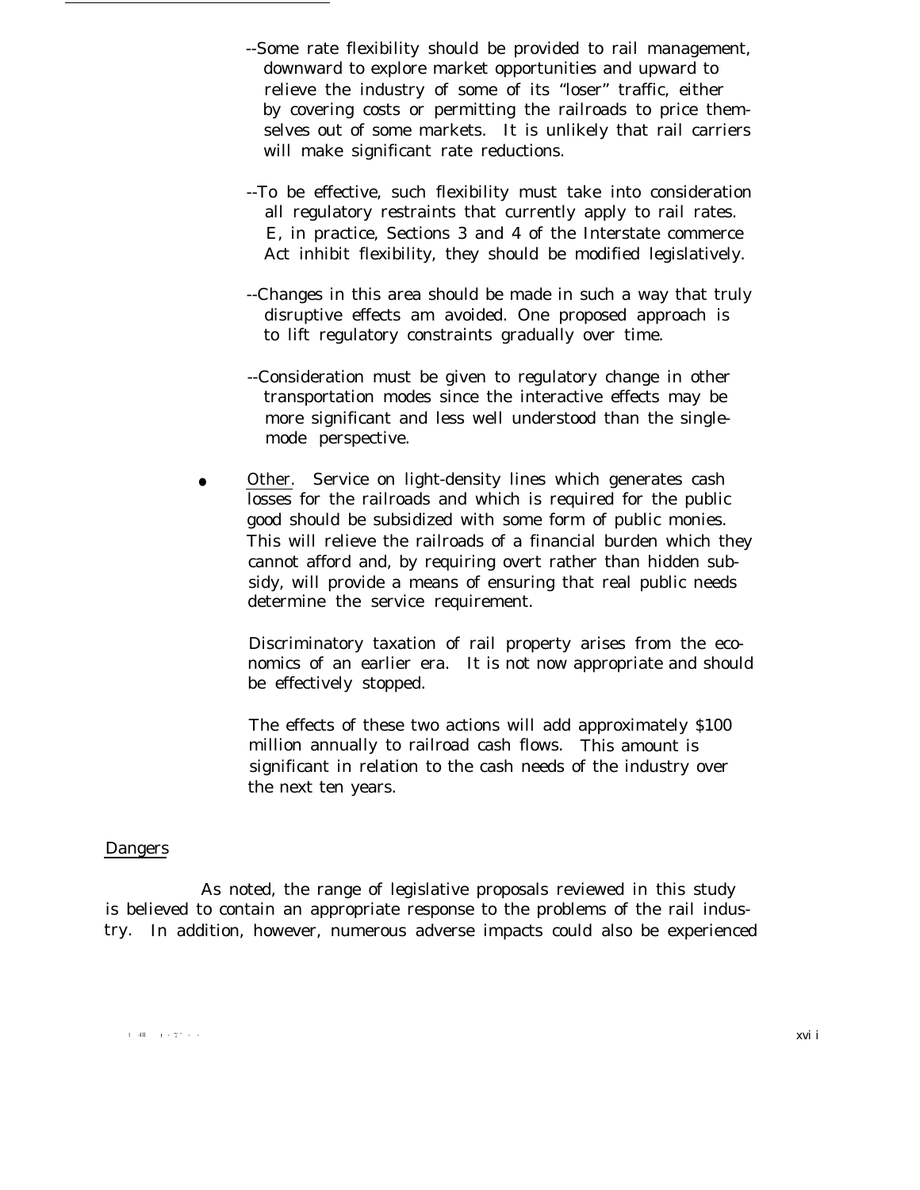--Some rate flexibility should be provided to rail management, downward to explore market opportunities and upward to relieve the industry of some of its "loser" traffic, either by covering costs or permitting the railroads to price themselves out of some markets. It is unlikely that rail carriers will make significant rate reductions.

--To be effective, such flexibility must take into consideration all regulatory restraints that currently apply to rail rates. E, in practice, Sections 3 and 4 of the Interstate commerce Act inhibit flexibility, they should be modified legislatively.

--Changes in this area should be made in such a way that truly disruptive effects am avoided. One proposed approach is to lift regulatory constraints gradually over time.

--Consideration must be given to regulatory change in other transportation modes since the interactive effects may be more significant and less well understood than the single-mode perspective.

- Other. Service on light-density lines which generates cash losses for the railroads and which is required for the public good should be subsidized with some form of public monies. This will relieve the railroads of a financial burden which they cannot afford and, by requiring overt rather than hidden subsidy, will provide a means of ensuring that real public needs determine the service requirement.

  Discriminatory taxation of rail property arises from the economics of an earlier era. It is not now appropriate and should be effectively stopped.

  The effects of these two actions will add approximately $100 million annually to railroad cash flows. This amount is significant in relation to the cash needs of the industry over the next ten years.

## Dangers

As noted, the range of legislative proposals reviewed in this study is believed to contain an appropriate response to the problems of the rail industry. In addition, however, numerous adverse impacts could also be experienced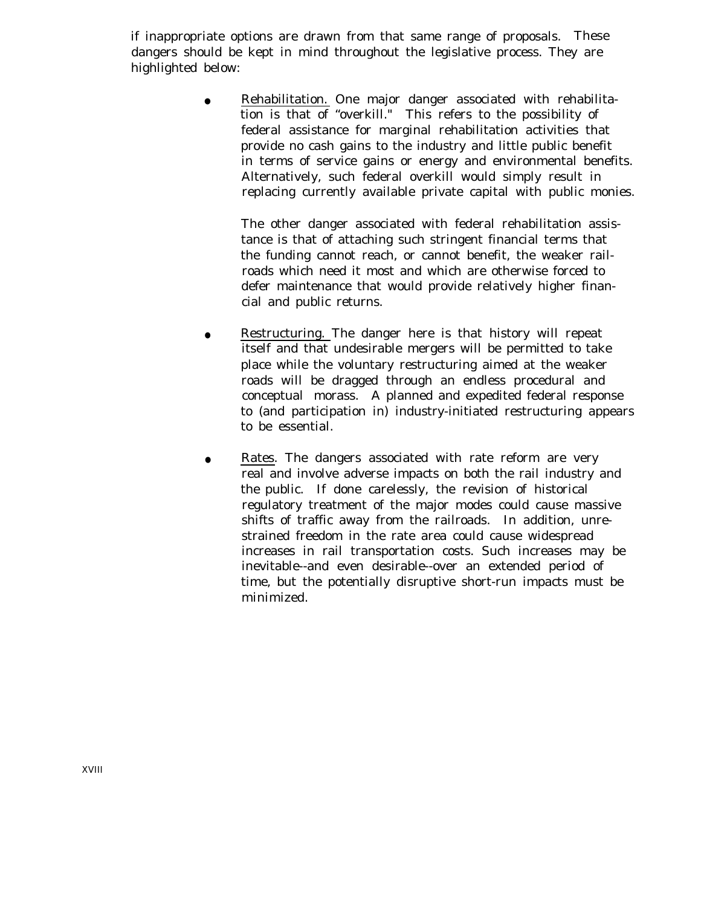if inappropriate options are drawn from that same range of proposals. These dangers should be kept in mind throughout the legislative process. They are highlighted below:

- Rehabilitation. One major danger associated with rehabilitation is that of "overkill." This refers to the possibility of federal assistance for marginal rehabilitation activities that provide no cash gains to the industry and little public benefit in terms of service gains or energy and environmental benefits. Alternatively, such federal overkill would simply result in replacing currently available private capital with public monies.

  The other danger associated with federal rehabilitation assistance is that of attaching such stringent financial terms that the funding cannot reach, or cannot benefit, the weaker railroads which need it most and which are otherwise forced to defer maintenance that would provide relatively higher financial and public returns.

- Restructuring. The danger here is that history will repeat itself and that undesirable mergers will be permitted to take place while the voluntary restructuring aimed at the weaker roads will be dragged through an endless procedural and conceptual morass. A planned and expedited federal response to (and participation in) industry-initiated restructuring appears to be essential.

- Rates. The dangers associated with rate reform are very real and involve adverse impacts on both the rail industry and the public. If done carelessly, the revision of historical regulatory treatment of the major modes could cause massive shifts of traffic away from the railroads. In addition, unrestrained freedom in the rate area could cause widespread increases in rail transportation costs. Such increases may be inevitable--and even desirable--over an extended period of time, but the potentially disruptive short-run impacts must be minimized.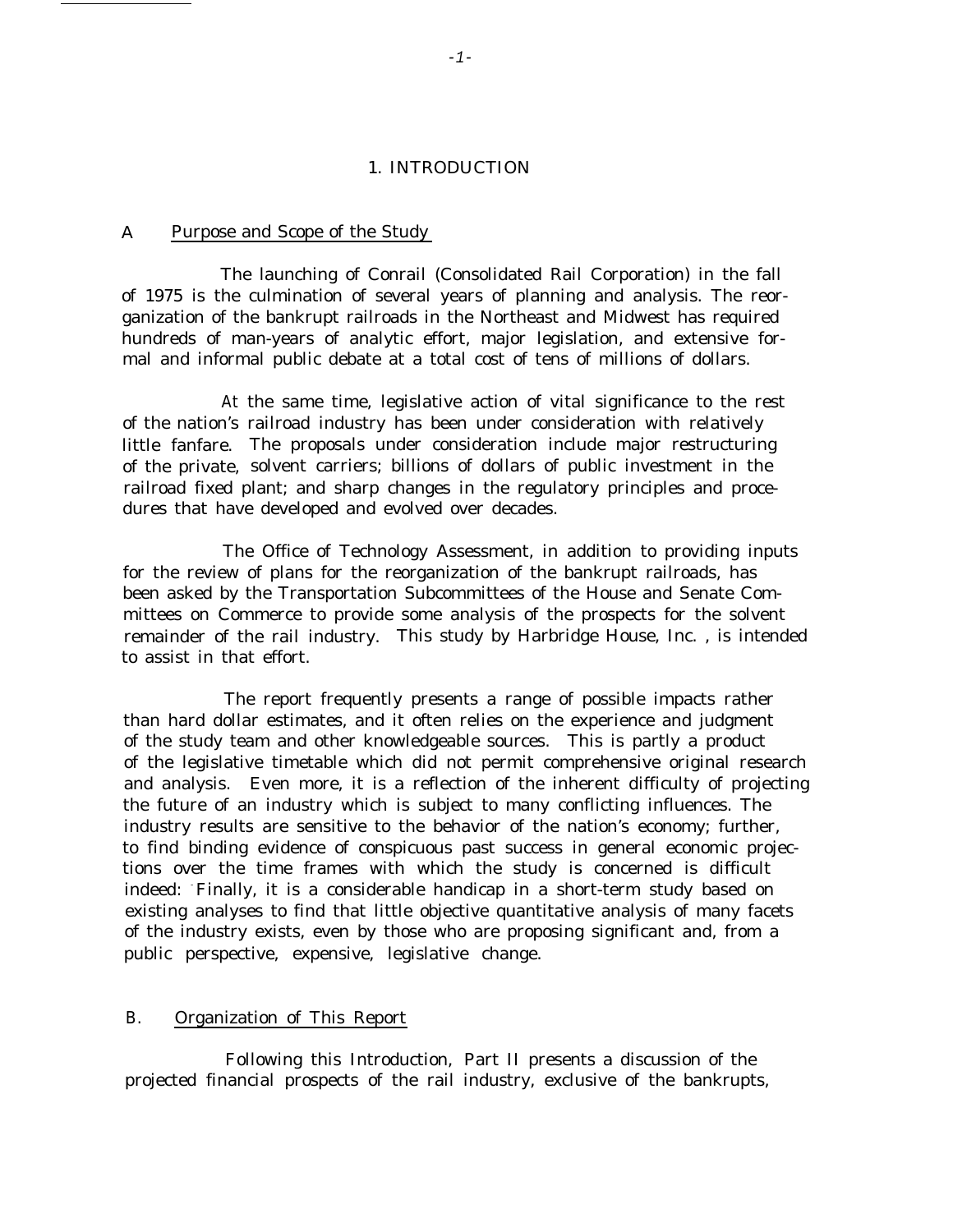# 1. INTRODUCTION

## A. Purpose and Scope of the Study

The launching of Conrail (Consolidated Rail Corporation) in the fall of 1975 is the culmination of several years of planning and analysis. The reorganization of the bankrupt railroads in the Northeast and Midwest has required hundreds of man-years of analytic effort, major legislation, and extensive formal and informal public debate at a total cost of tens of millions of dollars.

At the same time, legislative action of vital significance to the rest of the nation's railroad industry has been under consideration with relatively little fanfare. The proposals under consideration include major restructuring of the private, solvent carriers; billions of dollars of public investment in the railroad fixed plant; and sharp changes in the regulatory principles and procedures that have developed and evolved over decades.

The Office of Technology Assessment, in addition to providing inputs for the review of plans for the reorganization of the bankrupt railroads, has been asked by the Transportation Subcommittees of the House and Senate Committees on Commerce to provide some analysis of the prospects for the solvent remainder of the rail industry. This study by Harbridge House, Inc. , is intended to assist in that effort.

The report frequently presents a range of possible impacts rather than hard dollar estimates, and it often relies on the experience and judgment of the study team and other knowledgeable sources. This is partly a product of the legislative timetable which did not permit comprehensive original research and analysis. Even more, it is a reflection of the inherent difficulty of projecting the future of an industry which is subject to many conflicting influences. The industry results are sensitive to the behavior of the nation's economy; further, to find binding evidence of conspicuous past success in general economic projections over the time frames with which the study is concerned is difficult indeed: Finally, it is a considerable handicap in a short-term study based on existing analyses to find that little objective quantitative analysis of many facets of the industry exists, even by those who are proposing significant and, from a public perspective, expensive, legislative change.

## B. Organization of This Report

Following this Introduction, Part II presents a discussion of the projected financial prospects of the rail industry, exclusive of the bankrupts,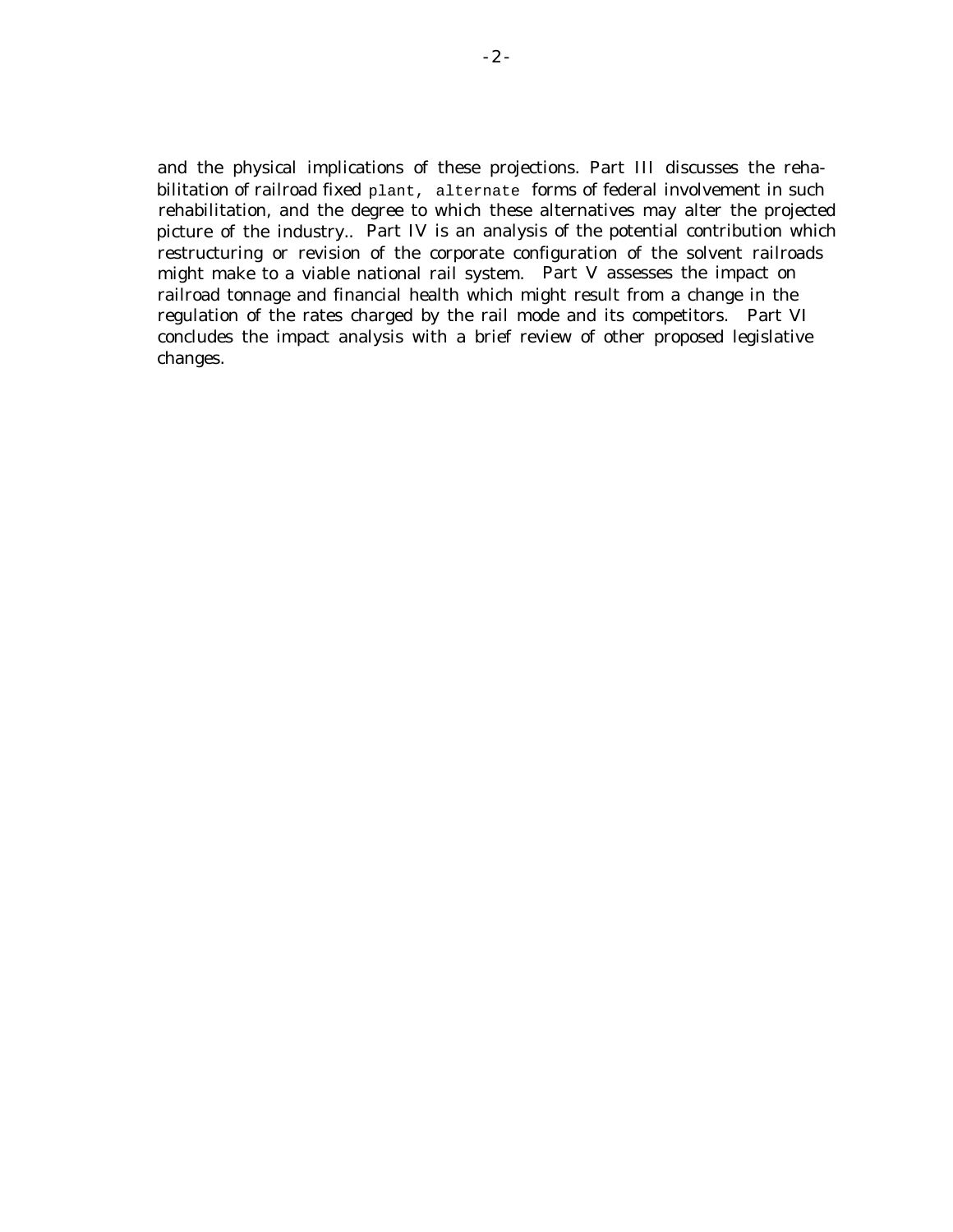and the physical implications of these projections. Part III discusses the rehabilitation of railroad fixed plant, alternate forms of federal involvement in such rehabilitation, and the degree to which these alternatives may alter the projected picture of the industry.. Part IV is an analysis of the potential contribution which restructuring or revision of the corporate configuration of the solvent railroads might make to a viable national rail system. Part V assesses the impact on railroad tonnage and financial health which might result from a change in the regulation of the rates charged by the rail mode and its competitors. Part VI concludes the impact analysis with a brief review of other proposed legislative changes.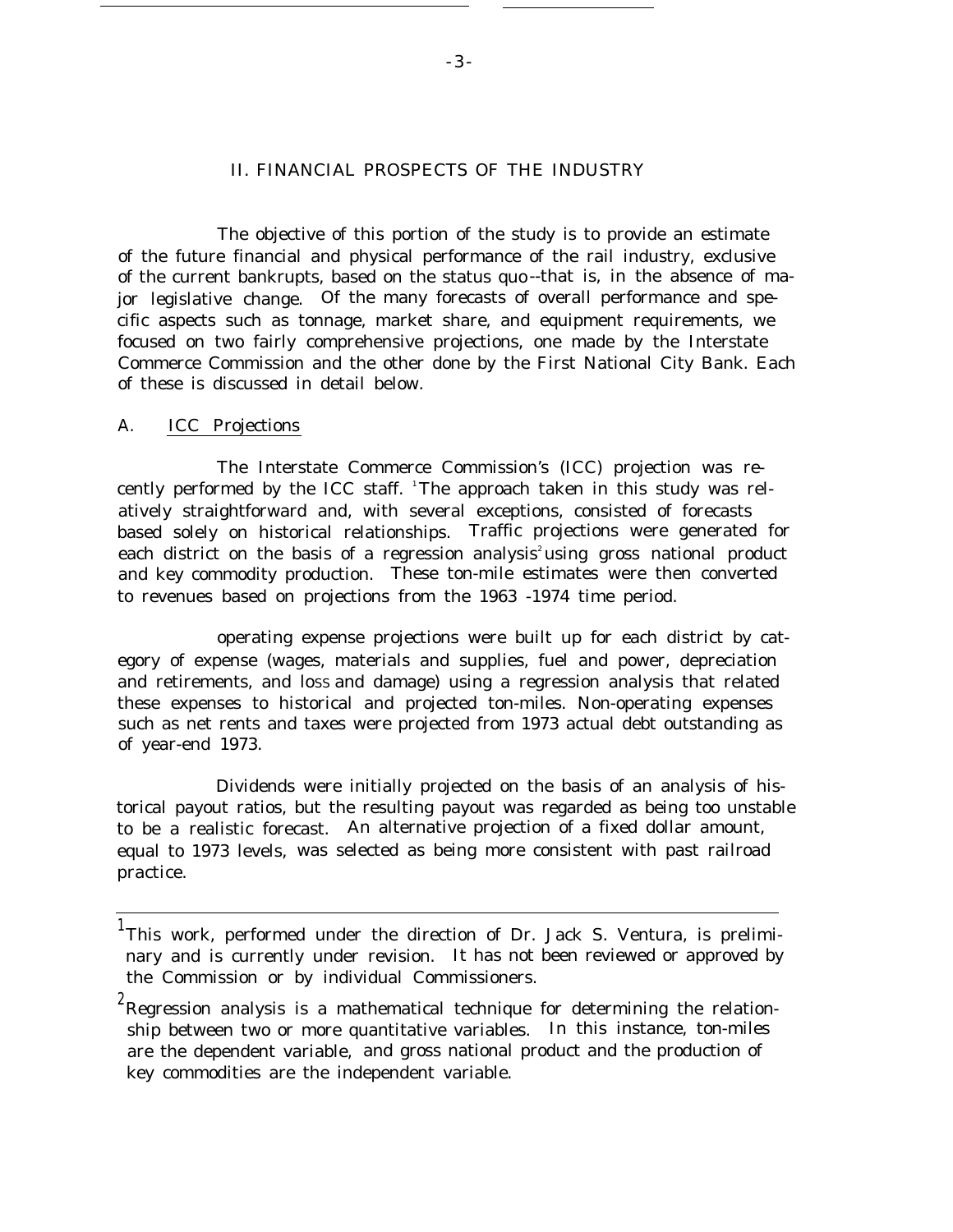## II. FINANCIAL PROSPECTS OF THE INDUSTRY

The objective of this portion of the study is to provide an estimate of the future financial and physical performance of the rail industry, exclusive of the current bankrupts, based on the status quo--that is, in the absence of major legislative change. Of the many forecasts of overall performance and specific aspects such as tonnage, market share, and equipment requirements, we focused on two fairly comprehensive projections, one made by the Interstate Commerce Commission and the other done by the First National City Bank. Each of these is discussed in detail below.

### A. ICC Projections

The Interstate Commerce Commission's (ICC) projection was recently performed by the ICC staff. [1] The approach taken in this study was relatively straightforward and, with several exceptions, consisted of forecasts based solely on historical relationships. Traffic projections were generated for each district on the basis of a regression analysis[2] using gross national product and key commodity production. These ton-mile estimates were then converted to revenues based on projections from the 1963 -1974 time period.

operating expense projections were built up for each district by category of expense (wages, materials and supplies, fuel and power, depreciation and retirements, and loss and damage) using a regression analysis that related these expenses to historical and projected ton-miles. Non-operating expenses such as net rents and taxes were projected from 1973 actual debt outstanding as of year-end 1973.

Dividends were initially projected on the basis of an analysis of historical payout ratios, but the resulting payout was regarded as being too unstable to be a realistic forecast. An alternative projection of a fixed dollar amount, equal to 1973 levels, was selected as being more consistent with past railroad practice.

---

[1] This work, performed under the direction of Dr. Jack S. Ventura, is preliminary and is currently under revision. It has not been reviewed or approved by the Commission or by individual Commissioners.

[2] Regression analysis is a mathematical technique for determining the relationship between two or more quantitative variables. In this instance, ton-miles are the dependent variable, and gross national product and the production of key commodities are the independent variable.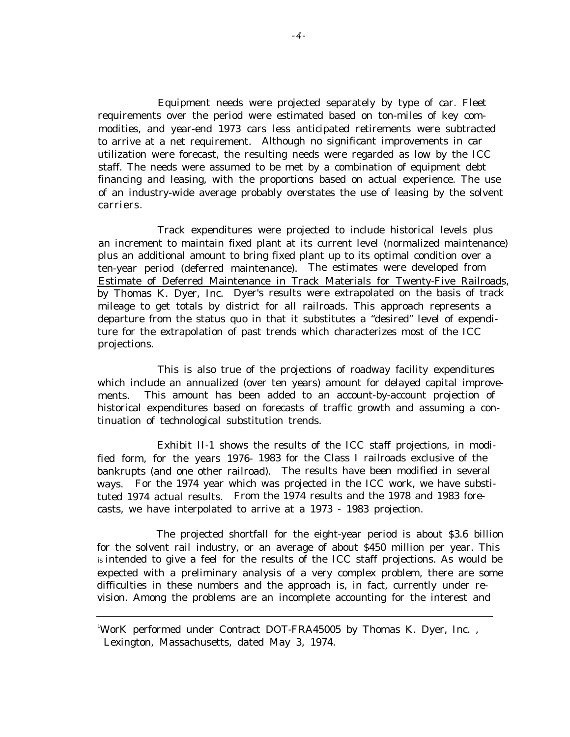Equipment needs were projected separately by type of car. Fleet requirements over the period were estimated based on ton-miles of key commodities, and year-end 1973 cars less anticipated retirements were subtracted to arrive at a net requirement. Although no significant improvements in car utilization were forecast, the resulting needs were regarded as low by the ICC staff. The needs were assumed to be met by a combination of equipment debt financing and leasing, with the proportions based on actual experience. The use of an industry-wide average probably overstates the use of leasing by the solvent carriers.

Track expenditures were projected to include historical levels plus an increment to maintain fixed plant at its current level (normalized maintenance) plus an additional amount to bring fixed plant up to its optimal condition over a ten-year period (deferred maintenance). The estimates were developed from Estimate of Deferred Maintenance in Track Materials for Twenty-Five Railroads, by Thomas K. Dyer, Inc. Dyer's results were extrapolated on the basis of track mileage to get totals by district for all railroads. This approach represents a departure from the status quo in that it substitutes a "desired" level of expenditure for the extrapolation of past trends which characterizes most of the ICC projections.

This is also true of the projections of roadway facility expenditures which include an annualized (over ten years) amount for delayed capital improvements. This amount has been added to an account-by-account projection of historical expenditures based on forecasts of traffic growth and assuming a continuation of technological substitution trends.

Exhibit II-1 shows the results of the ICC staff projections, in modified form, for the years 1976- 1983 for the Class I railroads exclusive of the bankrupts (and one other railroad). The results have been modified in several ways. For the 1974 year which was projected in the ICC work, we have substituted 1974 actual results. From the 1974 results and the 1978 and 1983 forecasts, we have interpolated to arrive at a 1973 - 1983 projection.

The projected shortfall for the eight-year period is about $3.6 billion for the solvent rail industry, or an average of about $450 million per year. This is intended to give a feel for the results of the ICC staff projections. As would be expected with a preliminary analysis of a very complex problem, there are some difficulties in these numbers and the approach is, in fact, currently under revision. Among the problems are an incomplete accounting for the interest and

---

[1] WorK performed under Contract DOT-FRA45005 by Thomas K. Dyer, Inc. , Lexington, Massachusetts, dated May 3, 1974.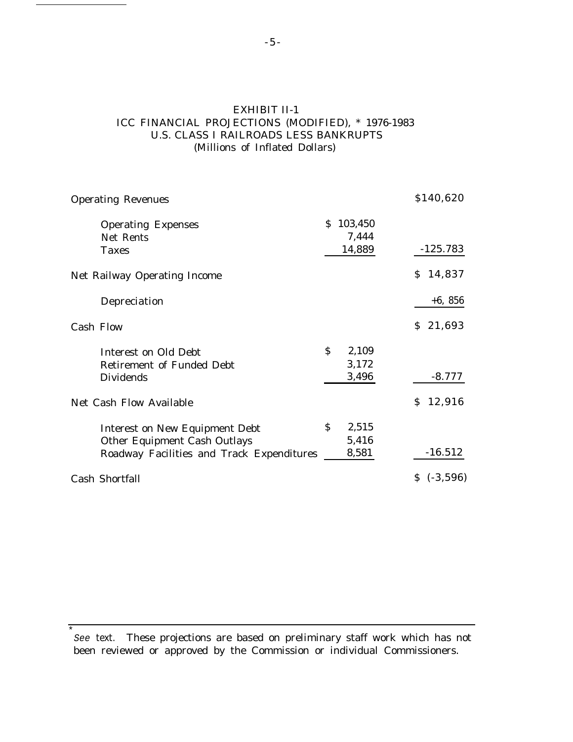## EXHIBIT II-1
## ICC FINANCIAL PROJECTIONS (MODIFIED), * 1976-1983
## U.S. CLASS I RAILROADS LESS BANKRUPTS
(Millions of Inflated Dollars)

| | | |
|---|---|---|
| Operating Revenues | | $140,620 |
| Operating Expenses | $ 103,450 | |
| Net Rents | 7,444 | |
| Taxes | 14,889 | -125.783 |
| Net Railway Operating Income | | $ 14,837 |
| Depreciation | | +6, 856 |
| Cash Flow | | $ 21,693 |
| Interest on Old Debt | $ 2,109 | |
| Retirement of Funded Debt | 3,172 | |
| Dividends | 3,496 | -8.777 |
| Net Cash Flow Available | | $ 12,916 |
| Interest on New Equipment Debt | $ 2,515 | |
| Other Equipment Cash Outlays | 5,416 | |
| Roadway Facilities and Track Expenditures | 8,581 | -16.512 |
| Cash Shortfall | | $ (-3,596) |

---

* *See text.* These projections are based on preliminary staff work which has not been reviewed or approved by the Commission or individual Commissioners.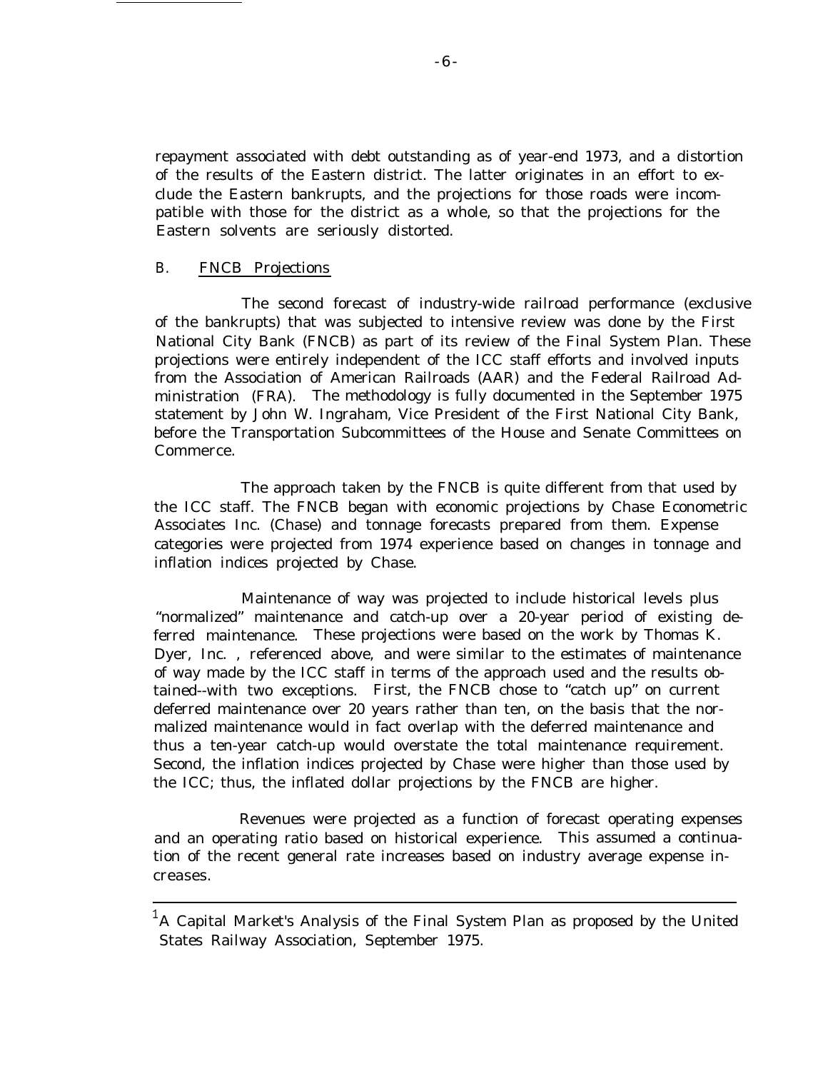repayment associated with debt outstanding as of year-end 1973, and a distortion of the results of the Eastern district. The latter originates in an effort to exclude the Eastern bankrupts, and the projections for those roads were incompatible with those for the district as a whole, so that the projections for the Eastern solvents are seriously distorted.

### B. FNCB Projections

The second forecast of industry-wide railroad performance (exclusive of the bankrupts) that was subjected to intensive review was done by the First National City Bank (FNCB) as part of its review of the Final System Plan. These projections were entirely independent of the ICC staff efforts and involved inputs from the Association of American Railroads (AAR) and the Federal Railroad Administration (FRA). The methodology is fully documented in the September 1975 statement by John W. Ingraham, Vice President of the First National City Bank, before the Transportation Subcommittees of the House and Senate Committees on Commerce.

The approach taken by the FNCB is quite different from that used by the ICC staff. The FNCB began with economic projections by Chase Econometric Associates Inc. (Chase) and tonnage forecasts prepared from them. Expense categories were projected from 1974 experience based on changes in tonnage and inflation indices projected by Chase.

Maintenance of way was projected to include historical levels plus "normalized" maintenance and catch-up over a 20-year period of existing deferred maintenance. These projections were based on the work by Thomas K. Dyer, Inc. , referenced above, and were similar to the estimates of maintenance of way made by the ICC staff in terms of the approach used and the results obtained--with two exceptions. First, the FNCB chose to "catch up" on current deferred maintenance over 20 years rather than ten, on the basis that the normalized maintenance would in fact overlap with the deferred maintenance and thus a ten-year catch-up would overstate the total maintenance requirement. Second, the inflation indices projected by Chase were higher than those used by the ICC; thus, the inflated dollar projections by the FNCB are higher.

Revenues were projected as a function of forecast operating expenses and an operating ratio based on historical experience. This assumed a continuation of the recent general rate increases based on industry average expense increases.

---

[1] A Capital Market's Analysis of the Final System Plan as proposed by the United States Railway Association, September 1975.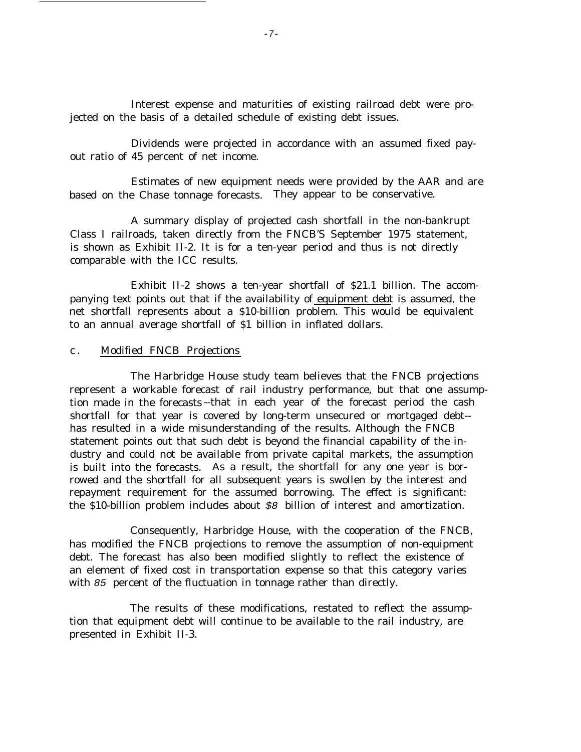Interest expense and maturities of existing railroad debt were projected on the basis of a detailed schedule of existing debt issues.

Dividends were projected in accordance with an assumed fixed payout ratio of 45 percent of net income.

Estimates of new equipment needs were provided by the AAR and are based on the Chase tonnage forecasts. They appear to be conservative.

A summary display of projected cash shortfall in the non-bankrupt Class I railroads, taken directly from the FNCB'S September 1975 statement, is shown as Exhibit II-2. It is for a ten-year period and thus is not directly comparable with the ICC results.

Exhibit II-2 shows a ten-year shortfall of $21.1 billion. The accompanying text points out that if the availability of equipment debt is assumed, the net shortfall represents about a $10-billion problem. This would be equivalent to an annual average shortfall of $1 billion in inflated dollars.

### c. Modified FNCB Projections

The Harbridge House study team believes that the FNCB projections represent a workable forecast of rail industry performance, but that one assumption made in the forecasts--that in each year of the forecast period the cash shortfall for that year is covered by long-term unsecured or mortgaged debt--has resulted in a wide misunderstanding of the results. Although the FNCB statement points out that such debt is beyond the financial capability of the industry and could not be available from private capital markets, the assumption is built into the forecasts. As a result, the shortfall for any one year is borrowed and the shortfall for all subsequent years is swollen by the interest and repayment requirement for the assumed borrowing. The effect is significant: the $10-billion problem includes about $8 billion of interest and amortization.

Consequently, Harbridge House, with the cooperation of the FNCB, has modified the FNCB projections to remove the assumption of non-equipment debt. The forecast has also been modified slightly to reflect the existence of an element of fixed cost in transportation expense so that this category varies with 85 percent of the fluctuation in tonnage rather than directly.

The results of these modifications, restated to reflect the assumption that equipment debt will continue to be available to the rail industry, are presented in Exhibit II-3.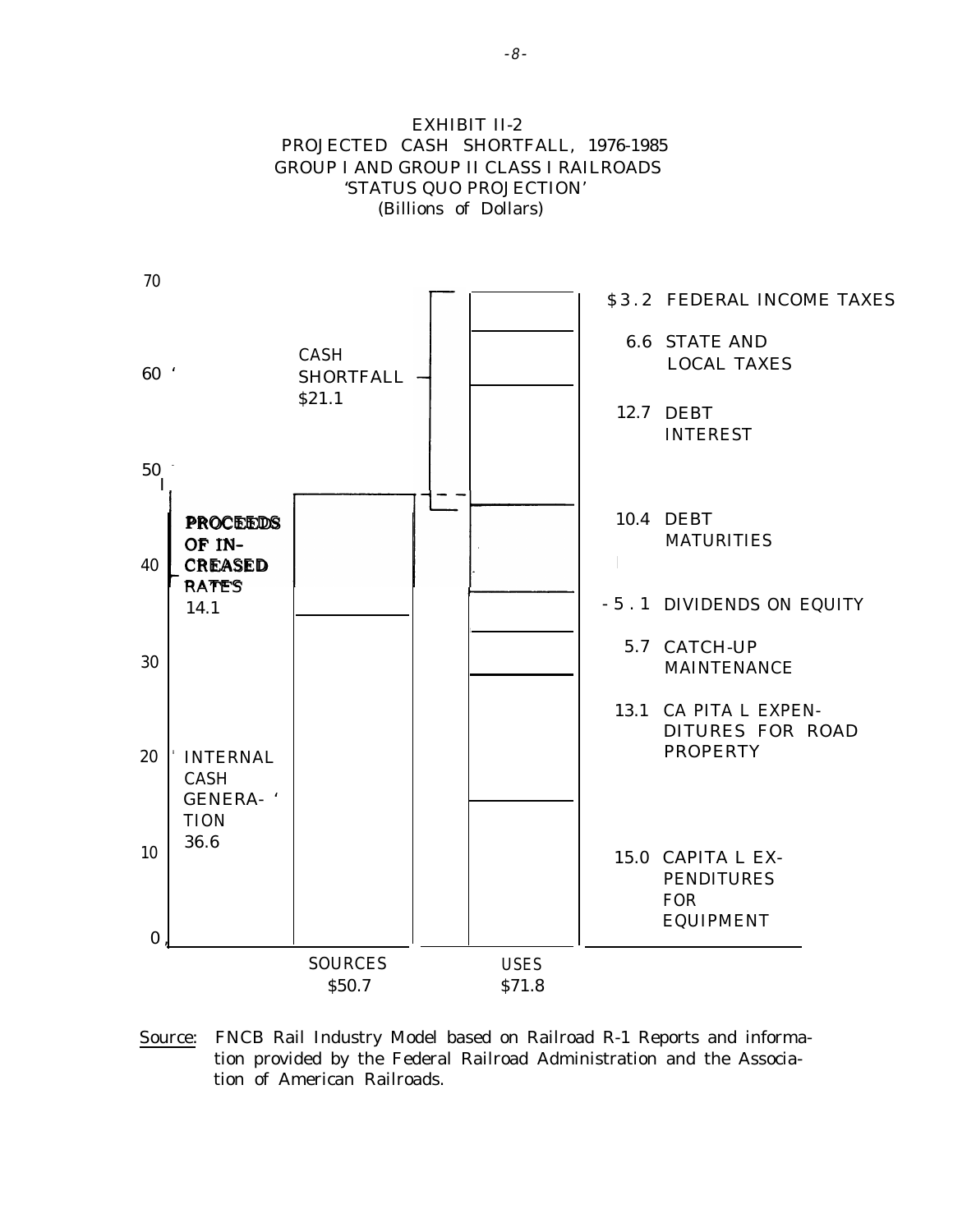EXHIBIT II-2
PROJECTED CASH SHORTFALL, 1976-1985
GROUP I AND GROUP II CLASS I RAILROADS
'STATUS QUO PROJECTION'
(Billions of Dollars)

**Sources: $50.7**

| Sources | Amount |
| --- | --- |
| Cash Shortfall | $21.1 |
| Proceeds of Increased Rates | 14.1 |
| Internal Cash Generation | 36.6 |

**Uses: $71.8**

| Uses | Amount |
| --- | --- |
| Federal Income Taxes | $3.2 |
| State and Local Taxes | 6.6 |
| Debt Interest | 12.7 |
| Debt Maturities | 10.4 |
| Dividends on Equity | 5.1 |
| Catch-up Maintenance | 5.7 |
| Capital Expenditures for Road Property | 13.1 |
| Capital Expenditures for Equipment | 15.0 |

Source: FNCB Rail Industry Model based on Railroad R-1 Reports and information provided by the Federal Railroad Administration and the Association of American Railroads.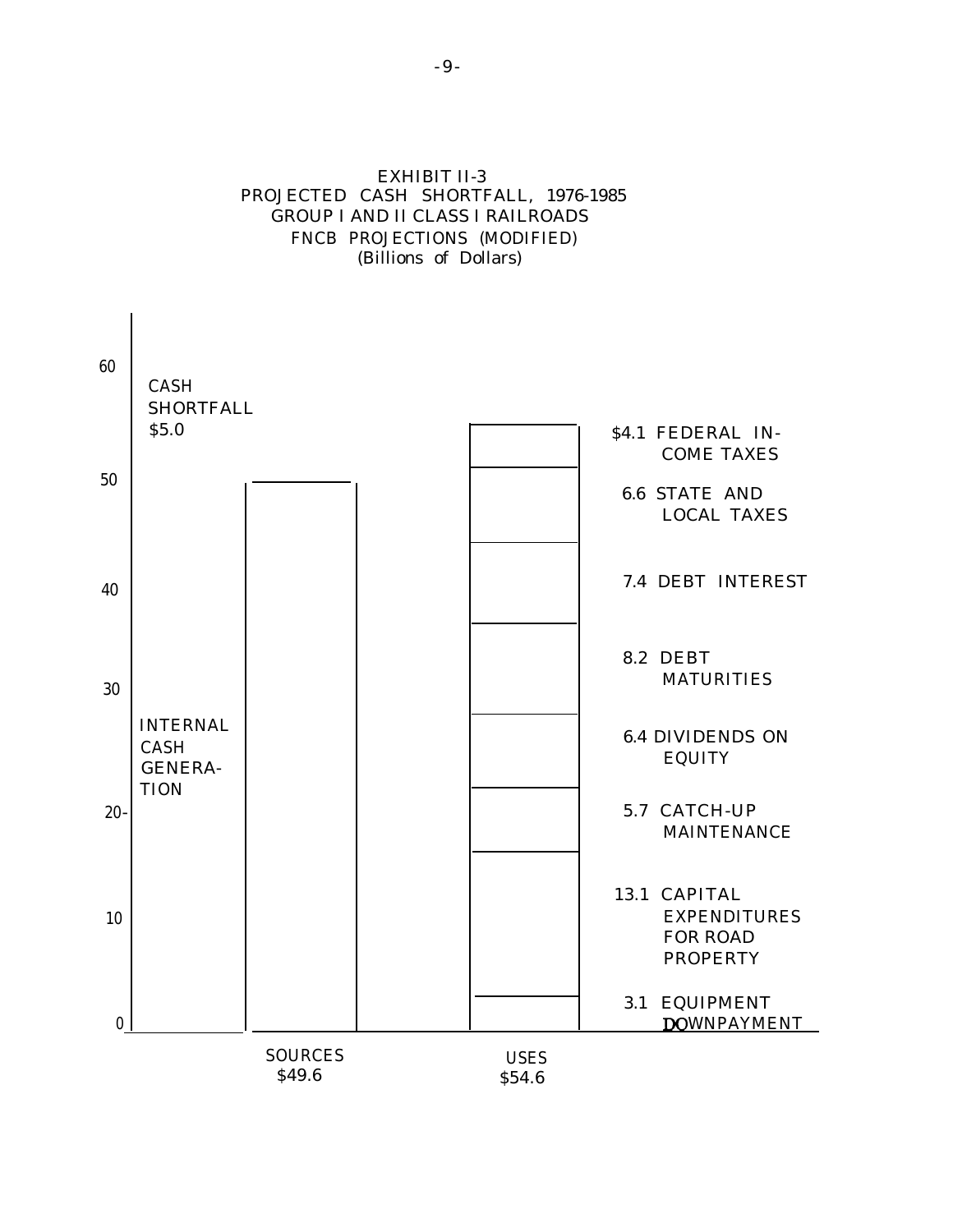EXHIBIT II-3
PROJECTED CASH SHORTFALL, 1976-1985
GROUP I AND II CLASS I RAILROADS
FNCB PROJECTIONS (MODIFIED)
(Billions of Dollars)

| SOURCES $49.6 | Amount |
|---|---|
| CASH SHORTFALL | $5.0 |
| INTERNAL CASH GENERATION | 49.6 |

| USES $54.6 | Amount |
|---|---|
| FEDERAL INCOME TAXES | $4.1 |
| STATE AND LOCAL TAXES | 6.6 |
| DEBT INTEREST | 7.4 |
| DEBT MATURITIES | 8.2 |
| DIVIDENDS ON EQUITY | 6.4 |
| CATCH-UP MAINTENANCE | 5.7 |
| CAPITAL EXPENDITURES FOR ROAD PROPERTY | 13.1 |
| EQUIPMENT DOWNPAYMENT | 3.1 |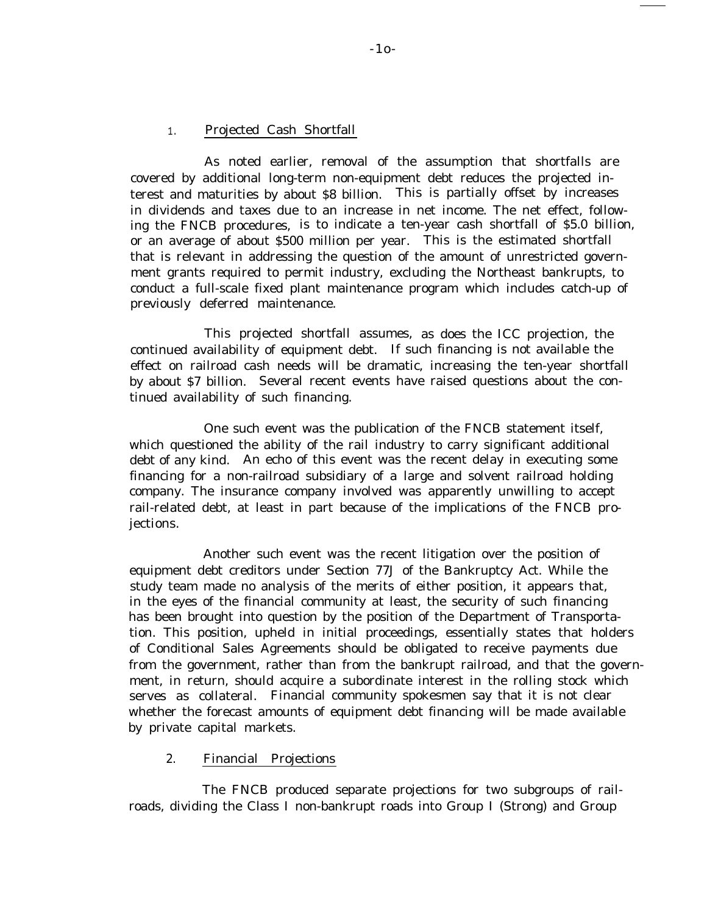### 1. Projected Cash Shortfall

As noted earlier, removal of the assumption that shortfalls are covered by additional long-term non-equipment debt reduces the projected interest and maturities by about \$8 billion. This is partially offset by increases in dividends and taxes due to an increase in net income. The net effect, following the FNCB procedures, is to indicate a ten-year cash shortfall of \$5.0 billion, or an average of about \$500 million per year. This is the estimated shortfall that is relevant in addressing the question of the amount of unrestricted government grants required to permit industry, excluding the Northeast bankrupts, to conduct a full-scale fixed plant maintenance program which includes catch-up of previously deferred maintenance.

This projected shortfall assumes, as does the ICC projection, the continued availability of equipment debt. If such financing is not available the effect on railroad cash needs will be dramatic, increasing the ten-year shortfall by about \$7 billion. Several recent events have raised questions about the continued availability of such financing.

One such event was the publication of the FNCB statement itself, which questioned the ability of the rail industry to carry significant additional debt of any kind. An echo of this event was the recent delay in executing some financing for a non-railroad subsidiary of a large and solvent railroad holding company. The insurance company involved was apparently unwilling to accept rail-related debt, at least in part because of the implications of the FNCB projections.

Another such event was the recent litigation over the position of equipment debt creditors under Section 77J of the Bankruptcy Act. While the study team made no analysis of the merits of either position, it appears that, in the eyes of the financial community at least, the security of such financing has been brought into question by the position of the Department of Transportation. This position, upheld in initial proceedings, essentially states that holders of Conditional Sales Agreements should be obligated to receive payments due from the government, rather than from the bankrupt railroad, and that the government, in return, should acquire a subordinate interest in the rolling stock which serves as collateral. Financial community spokesmen say that it is not clear whether the forecast amounts of equipment debt financing will be made available by private capital markets.

### 2. Financial Projections

The FNCB produced separate projections for two subgroups of railroads, dividing the Class I non-bankrupt roads into Group I (Strong) and Group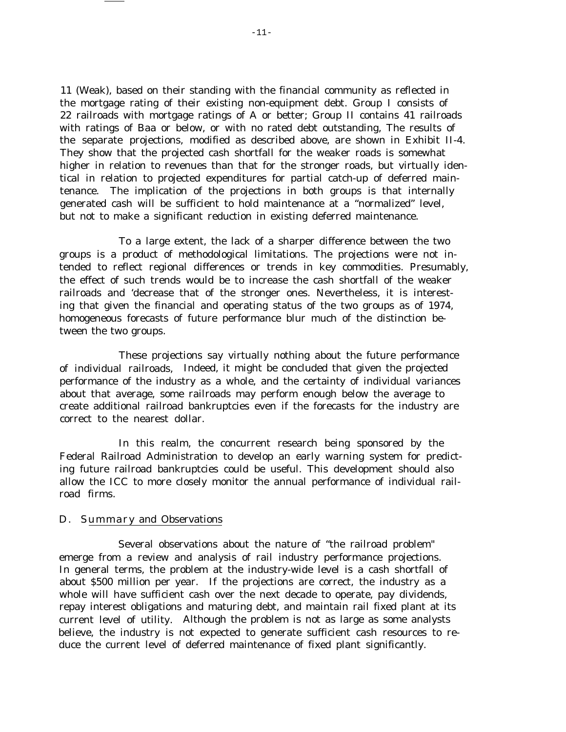11 (Weak), based on their standing with the financial community as reflected in the mortgage rating of their existing non-equipment debt. Group I consists of 22 railroads with mortgage ratings of A or better; Group II contains 41 railroads with ratings of Baa or below, or with no rated debt outstanding, The results of the separate projections, modified as described above, are shown in Exhibit II-4. They show that the projected cash shortfall for the weaker roads is somewhat higher in relation to revenues than that for the stronger roads, but virtually identical in relation to projected expenditures for partial catch-up of deferred maintenance. The implication of the projections in both groups is that internally generated cash will be sufficient to hold maintenance at a "normalized" level, but not to make a significant reduction in existing deferred maintenance.

To a large extent, the lack of a sharper difference between the two groups is a product of methodological limitations. The projections were not intended to reflect regional differences or trends in key commodities. Presumably, the effect of such trends would be to increase the cash shortfall of the weaker railroads and 'decrease that of the stronger ones. Nevertheless, it is interesting that given the financial and operating status of the two groups as of 1974, homogeneous forecasts of future performance blur much of the distinction between the two groups.

These projections say virtually nothing about the future performance of individual railroads, Indeed, it might be concluded that given the projected performance of the industry as a whole, and the certainty of individual variances about that average, some railroads may perform enough below the average to create additional railroad bankruptcies even if the forecasts for the industry are correct to the nearest dollar.

In this realm, the concurrent research being sponsored by the Federal Railroad Administration to develop an early warning system for predicting future railroad bankruptcies could be useful. This development should also allow the ICC to more closely monitor the annual performance of individual railroad firms.

## D. Summary and Observations

Several observations about the nature of "the railroad problem" emerge from a review and analysis of rail industry performance projections. In general terms, the problem at the industry-wide level is a cash shortfall of about $500 million per year. If the projections are correct, the industry as a whole will have sufficient cash over the next decade to operate, pay dividends, repay interest obligations and maturing debt, and maintain rail fixed plant at its current level of utility. Although the problem is not as large as some analysts believe, the industry is not expected to generate sufficient cash resources to reduce the current level of deferred maintenance of fixed plant significantly.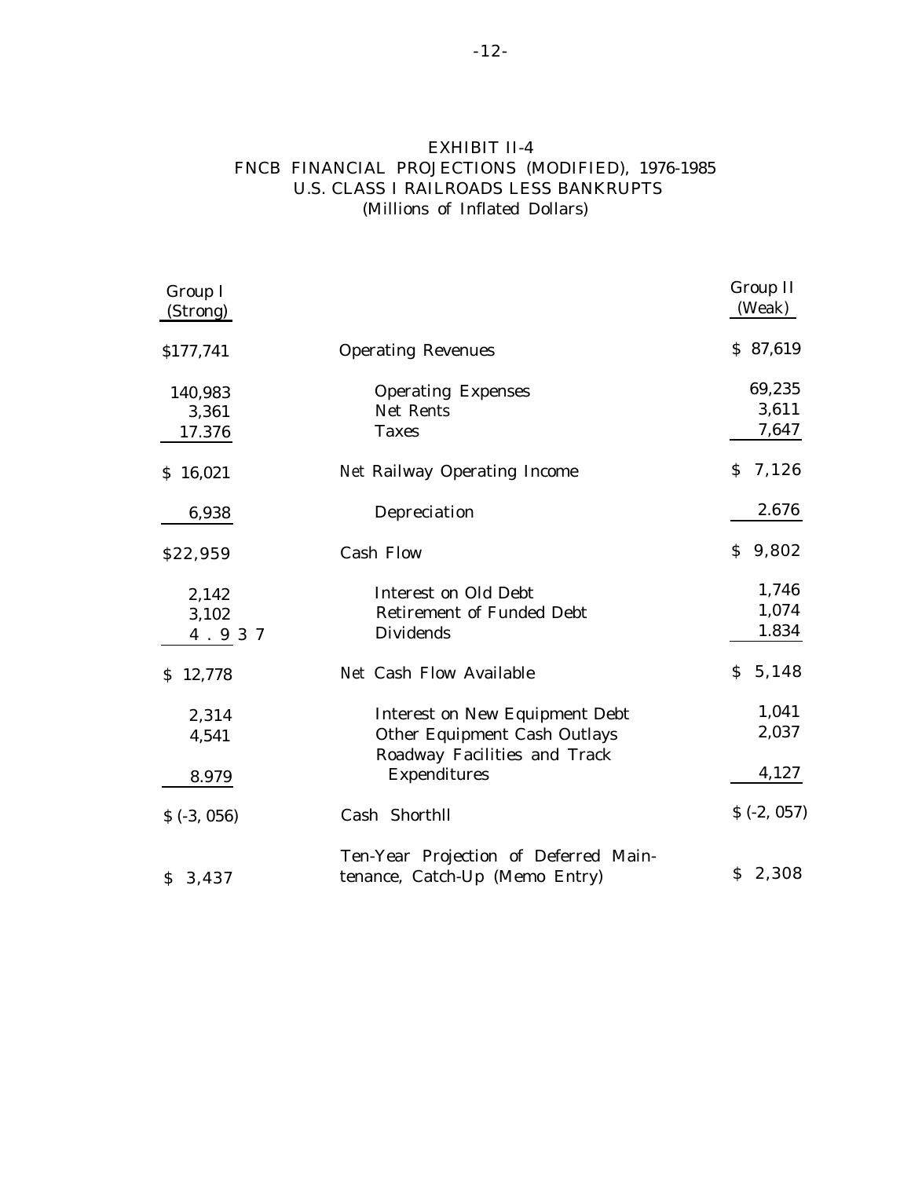# EXHIBIT II-4
## FNCB FINANCIAL PROJECTIONS (MODIFIED), 1976-1985
## U.S. CLASS I RAILROADS LESS BANKRUPTS
### (Millions of Inflated Dollars)

| Group I (Strong) | | Group II (Weak) |
|---|---|---|
| $177,741 | Operating Revenues | $ 87,619 |
| 140,983 | Operating Expenses | 69,235 |
| 3,361 | Net Rents | 3,611 |
| 17.376 | Taxes | 7,647 |
| $ 16,021 | Net Railway Operating Income | $ 7,126 |
| 6,938 | Depreciation | 2.676 |
| $22,959 | Cash Flow | $ 9,802 |
| 2,142 | Interest on Old Debt | 1,746 |
| 3,102 | Retirement of Funded Debt | 1,074 |
| 4.937 | Dividends | 1.834 |
| $ 12,778 | Net Cash Flow Available | $ 5,148 |
| 2,314 | Interest on New Equipment Debt | 1,041 |
| 4,541 | Other Equipment Cash Outlays | 2,037 |
| 8.979 | Roadway Facilities and Track Expenditures | 4,127 |
| $ (-3, 056) | Cash Shorthll | $ (-2, 057) |
| $ 3,437 | Ten-Year Projection of Deferred Maintenance, Catch-Up (Memo Entry) | $ 2,308 |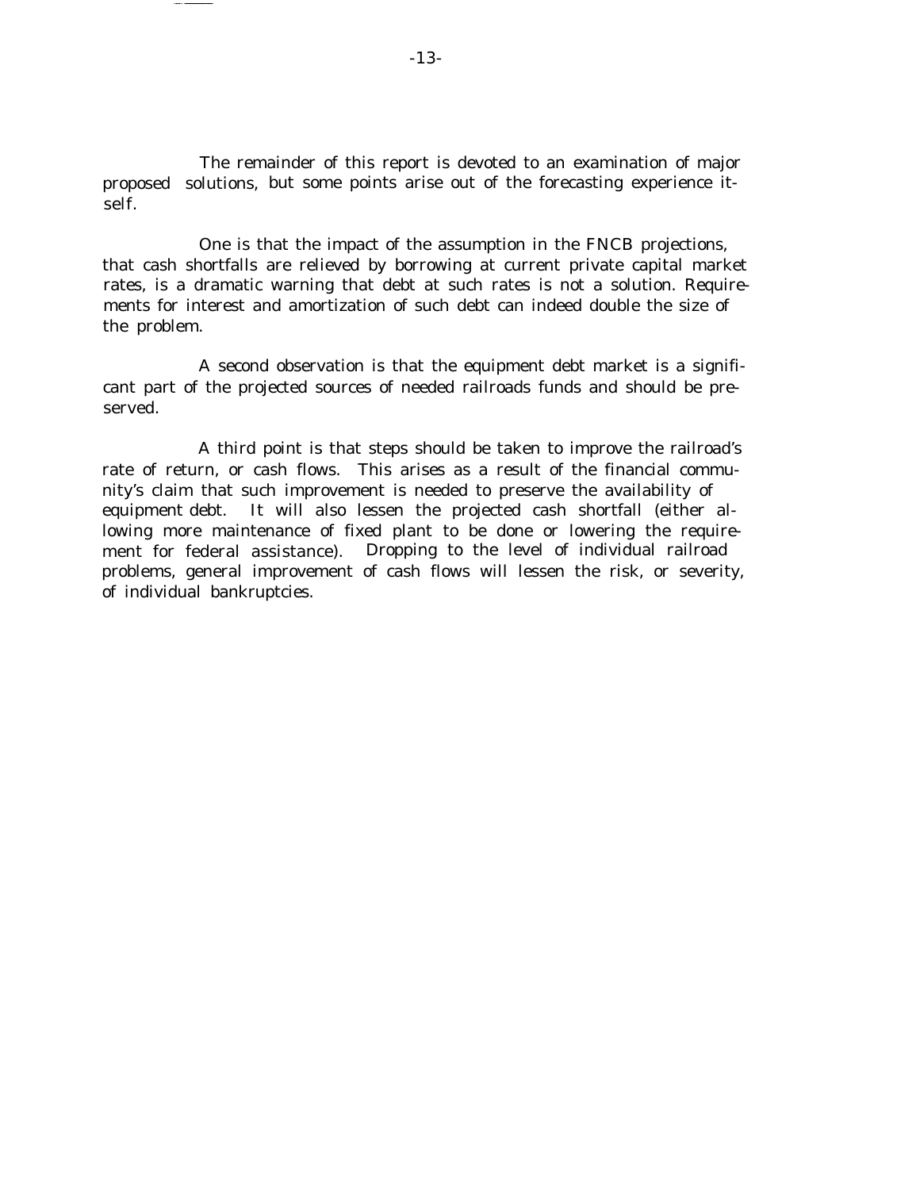The remainder of this report is devoted to an examination of major proposed solutions, but some points arise out of the forecasting experience itself.

One is that the impact of the assumption in the FNCB projections, that cash shortfalls are relieved by borrowing at current private capital market rates, is a dramatic warning that debt at such rates is not a solution. Requirements for interest and amortization of such debt can indeed double the size of the problem.

A second observation is that the equipment debt market is a significant part of the projected sources of needed railroads funds and should be preserved.

A third point is that steps should be taken to improve the railroad's rate of return, or cash flows. This arises as a result of the financial community's claim that such improvement is needed to preserve the availability of equipment debt. It will also lessen the projected cash shortfall (either allowing more maintenance of fixed plant to be done or lowering the requirement for federal assistance). Dropping to the level of individual railroad problems, general improvement of cash flows will lessen the risk, or severity, of individual bankruptcies.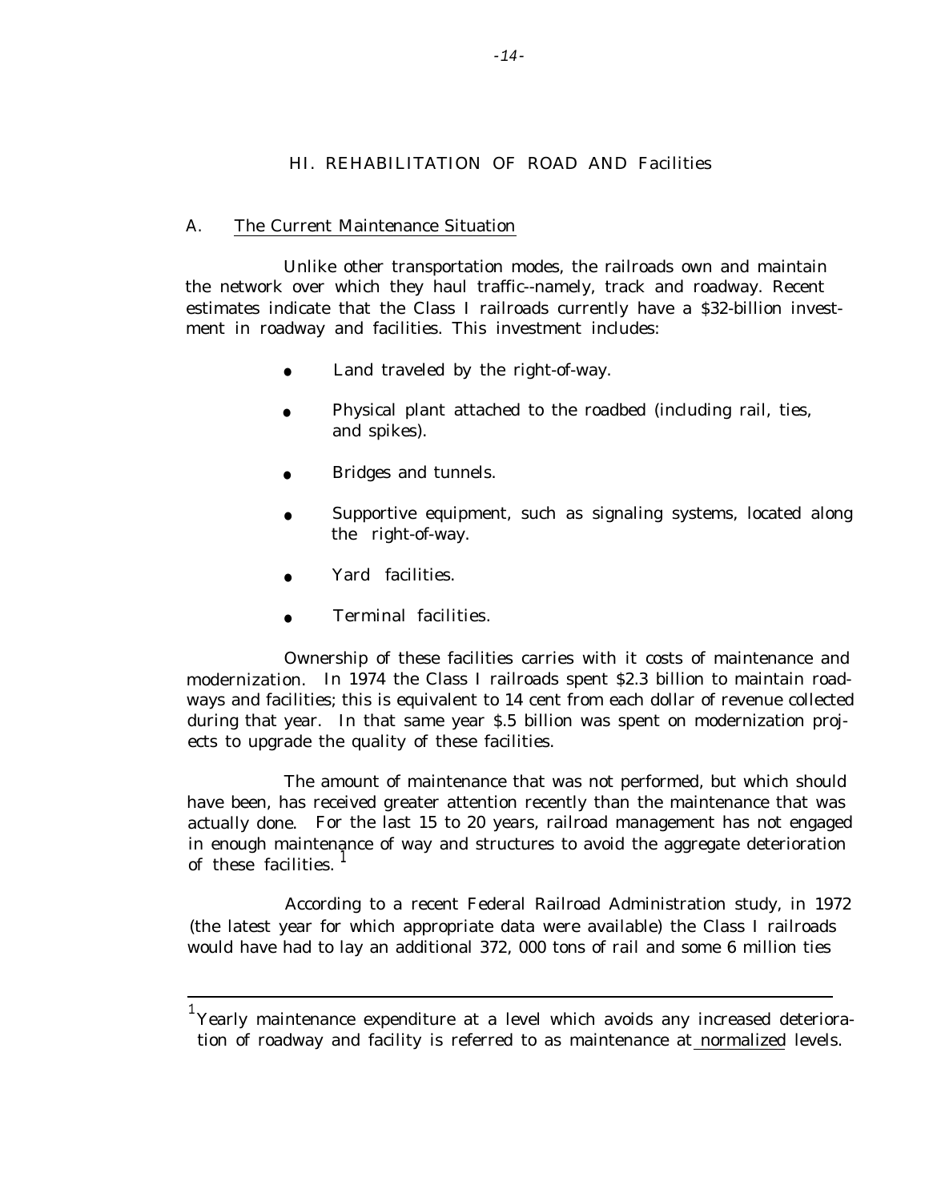## HI. REHABILITATION OF ROAD AND Facilities

### A. The Current Maintenance Situation

Unlike other transportation modes, the railroads own and maintain the network over which they haul traffic--namely, track and roadway. Recent estimates indicate that the Class I railroads currently have a $32-billion investment in roadway and facilities. This investment includes:

- Land traveled by the right-of-way.
- Physical plant attached to the roadbed (including rail, ties, and spikes).
- Bridges and tunnels.
- Supportive equipment, such as signaling systems, located along the right-of-way.
- Yard facilities.
- Terminal facilities.

Ownership of these facilities carries with it costs of maintenance and modernization. In 1974 the Class I railroads spent $2.3 billion to maintain roadways and facilities; this is equivalent to 14 cent from each dollar of revenue collected during that year. In that same year $.5 billion was spent on modernization projects to upgrade the quality of these facilities.

The amount of maintenance that was not performed, but which should have been, has received greater attention recently than the maintenance that was actually done. For the last 15 to 20 years, railroad management has not engaged in enough maintenance of way and structures to avoid the aggregate deterioration of these facilities. [1]

According to a recent Federal Railroad Administration study, in 1972 (the latest year for which appropriate data were available) the Class I railroads would have had to lay an additional 372, 000 tons of rail and some 6 million ties

---

[1] Yearly maintenance expenditure at a level which avoids any increased deterioration of roadway and facility is referred to as maintenance at normalized levels.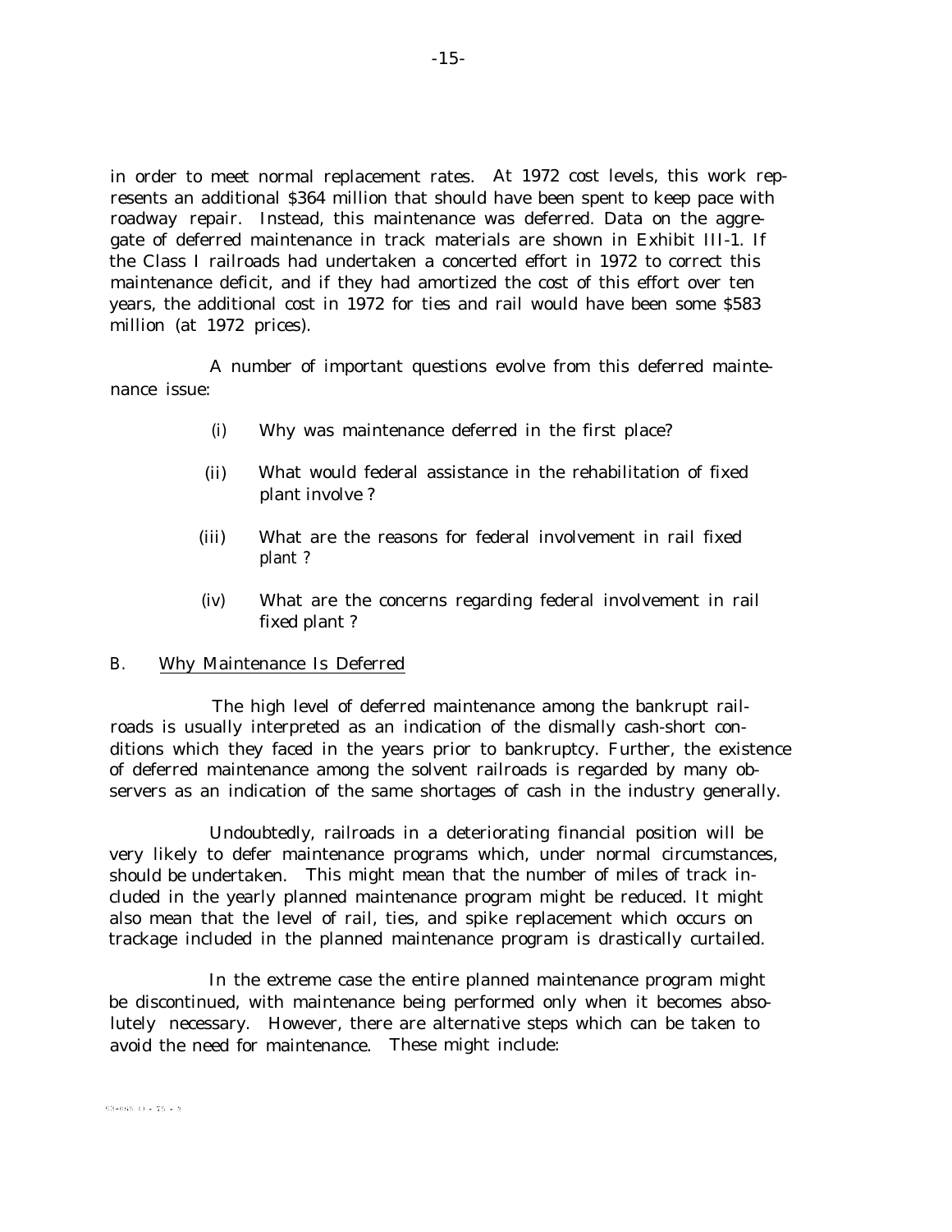in order to meet normal replacement rates. At 1972 cost levels, this work represents an additional $364 million that should have been spent to keep pace with roadway repair. Instead, this maintenance was deferred. Data on the aggregate of deferred maintenance in track materials are shown in Exhibit III-1. If the Class I railroads had undertaken a concerted effort in 1972 to correct this maintenance deficit, and if they had amortized the cost of this effort over ten years, the additional cost in 1972 for ties and rail would have been some $583 million (at 1972 prices).

A number of important questions evolve from this deferred maintenance issue:

- (i) Why was maintenance deferred in the first place?
- (ii) What would federal assistance in the rehabilitation of fixed plant involve ?
- (iii) What are the reasons for federal involvement in rail fixed plant ?
- (iv) What are the concerns regarding federal involvement in rail fixed plant ?

## B. Why Maintenance Is Deferred

The high level of deferred maintenance among the bankrupt railroads is usually interpreted as an indication of the dismally cash-short conditions which they faced in the years prior to bankruptcy. Further, the existence of deferred maintenance among the solvent railroads is regarded by many observers as an indication of the same shortages of cash in the industry generally.

Undoubtedly, railroads in a deteriorating financial position will be very likely to defer maintenance programs which, under normal circumstances, should be undertaken. This might mean that the number of miles of track included in the yearly planned maintenance program might be reduced. It might also mean that the level of rail, ties, and spike replacement which occurs on trackage included in the planned maintenance program is drastically curtailed.

In the extreme case the entire planned maintenance program might be discontinued, with maintenance being performed only when it becomes absolutely necessary. However, there are alternative steps which can be taken to avoid the need for maintenance. These might include: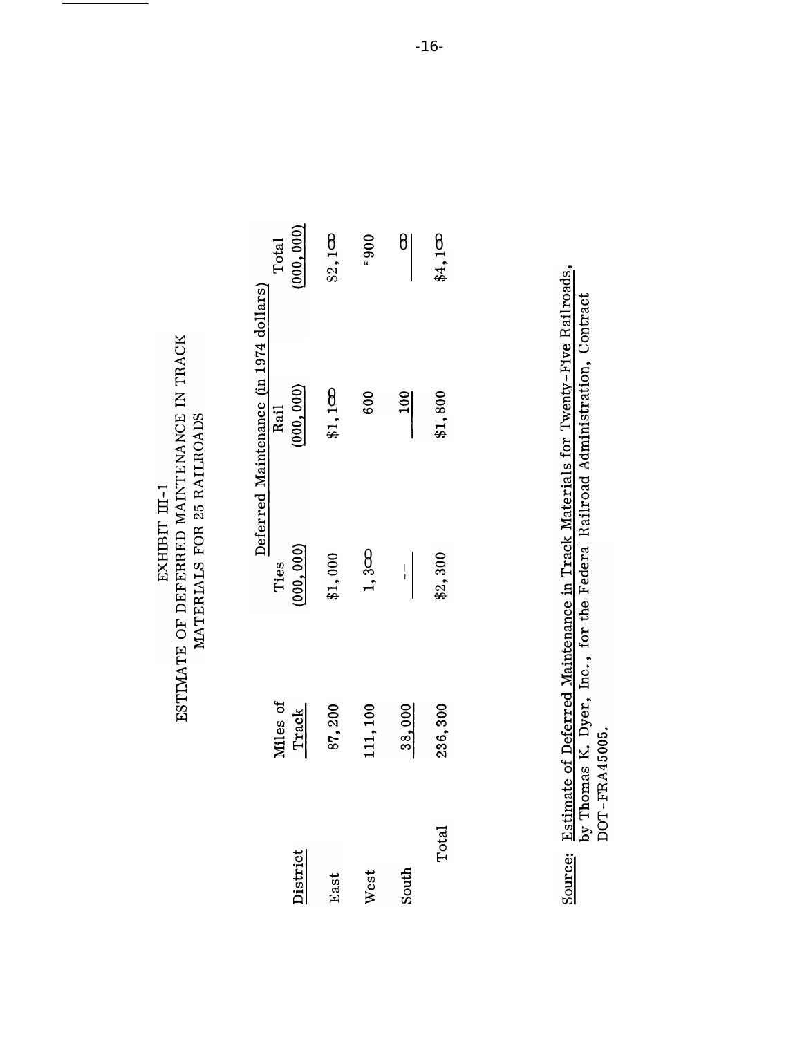EXHIBIT III-1
ESTIMATE OF DEFERRED MAINTENANCE IN TRACK MATERIALS FOR 25 RAILROADS

| District | Miles of Track | Deferred Maintenance (in 1974 dollars) Ties (000,000) | Rail (000,000) | Total (000,000) |
|---|---|---|---|---|
| East | 87,200 | $1,000 | $1,100 | $2,100 |
| West | 111,100 | 1,300 | 600 | 1,900 |
| South | 38,000 | -- | 100 | 100 |
| Total | 236,300 | $2,300 | $1,800 | $4,100 |

Source: Estimate of Deferred Maintenance in Track Materials for Twenty-Five Railroads, by Thomas K. Dyer, Inc., for the Federal Railroad Administration, Contract DOT-FRA45005.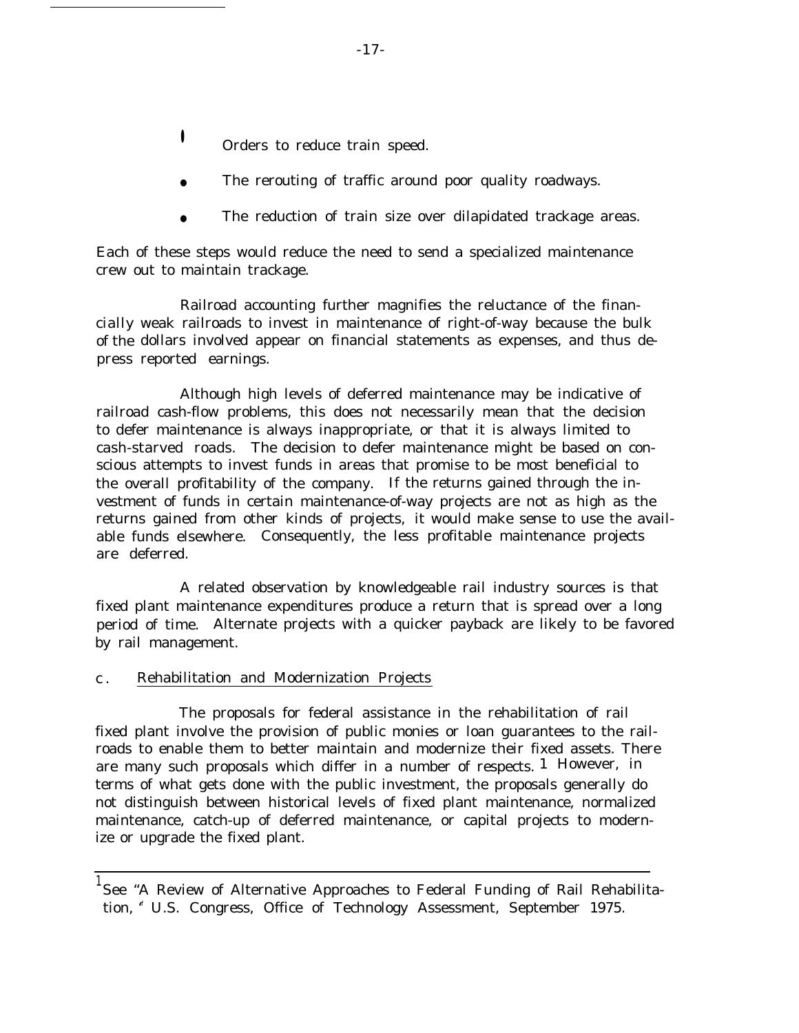- Orders to reduce train speed.
- The rerouting of traffic around poor quality roadways.
- The reduction of train size over dilapidated trackage areas.

Each of these steps would reduce the need to send a specialized maintenance crew out to maintain trackage.

Railroad accounting further magnifies the reluctance of the financially weak railroads to invest in maintenance of right-of-way because the bulk of the dollars involved appear on financial statements as expenses, and thus depress reported earnings.

Although high levels of deferred maintenance may be indicative of railroad cash-flow problems, this does not necessarily mean that the decision to defer maintenance is always inappropriate, or that it is always limited to cash-starved roads. The decision to defer maintenance might be based on conscious attempts to invest funds in areas that promise to be most beneficial to the overall profitability of the company. If the returns gained through the investment of funds in certain maintenance-of-way projects are not as high as the returns gained from other kinds of projects, it would make sense to use the available funds elsewhere. Consequently, the less profitable maintenance projects are deferred.

A related observation by knowledgeable rail industry sources is that fixed plant maintenance expenditures produce a return that is spread over a long period of time. Alternate projects with a quicker payback are likely to be favored by rail management.

### c. Rehabilitation and Modernization Projects

The proposals for federal assistance in the rehabilitation of rail fixed plant involve the provision of public monies or loan guarantees to the railroads to enable them to better maintain and modernize their fixed assets. There are many such proposals which differ in a number of respects.[1] However, in terms of what gets done with the public investment, the proposals generally do not distinguish between historical levels of fixed plant maintenance, normalized maintenance, catch-up of deferred maintenance, or capital projects to modernize or upgrade the fixed plant.

---

[1] See "A Review of Alternative Approaches to Federal Funding of Rail Rehabilitation," U.S. Congress, Office of Technology Assessment, September 1975.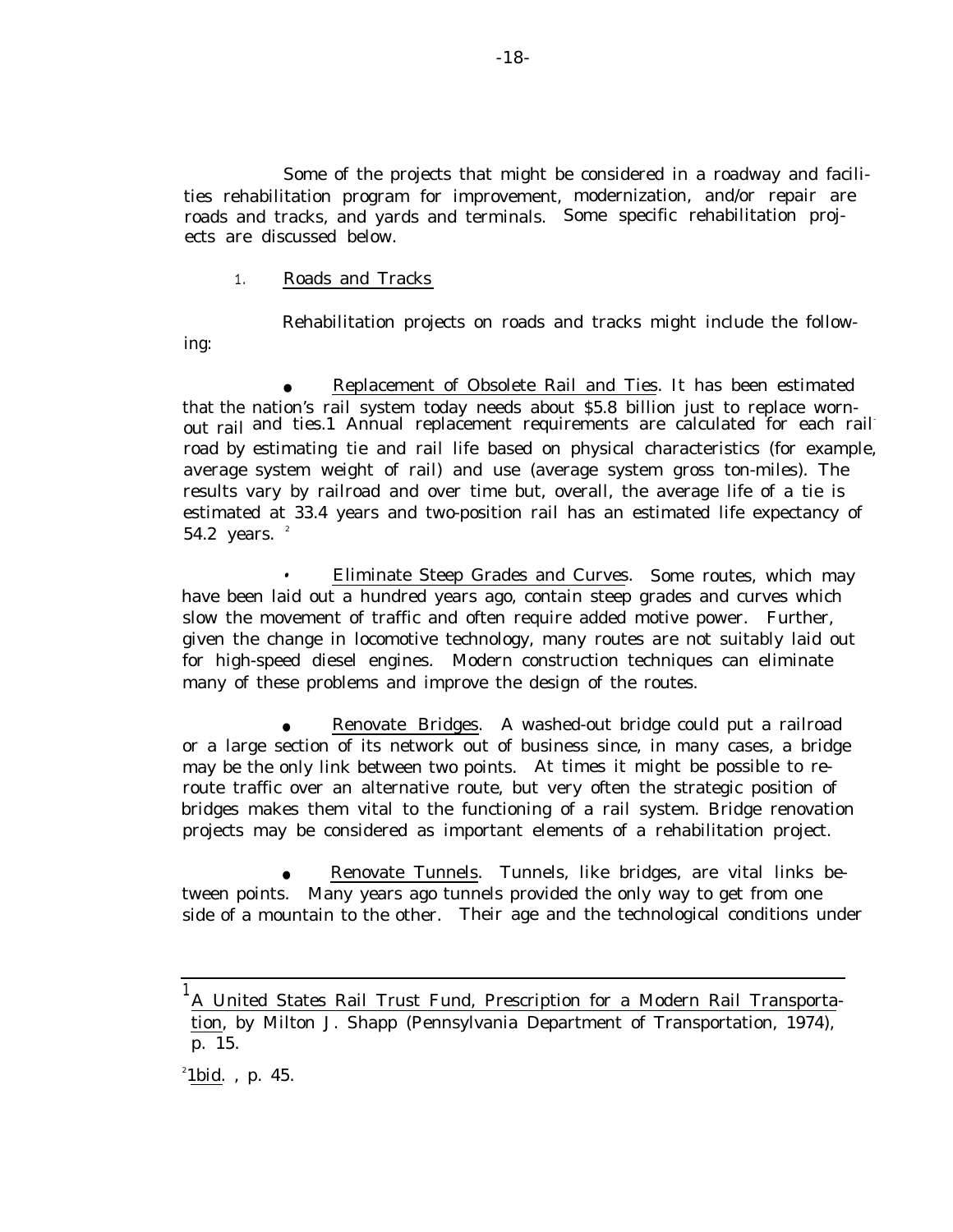Some of the projects that might be considered in a roadway and facilities rehabilitation program for improvement, modernization, and/or repair are roads and tracks, and yards and terminals. Some specific rehabilitation projects are discussed below.

### 1. Roads and Tracks

Rehabilitation projects on roads and tracks might include the following:

- Replacement of Obsolete Rail and Ties. It has been estimated that the nation's rail system today needs about $5.8 billion just to replace worn-out rail and ties.[1] Annual replacement requirements are calculated for each railroad by estimating tie and rail life based on physical characteristics (for example, average system weight of rail) and use (average system gross ton-miles). The results vary by railroad and over time but, overall, the average life of a tie is estimated at 33.4 years and two-position rail has an estimated life expectancy of 54.2 years.[2]

- Eliminate Steep Grades and Curves. Some routes, which may have been laid out a hundred years ago, contain steep grades and curves which slow the movement of traffic and often require added motive power. Further, given the change in locomotive technology, many routes are not suitably laid out for high-speed diesel engines. Modern construction techniques can eliminate many of these problems and improve the design of the routes.

- Renovate Bridges. A washed-out bridge could put a railroad or a large section of its network out of business since, in many cases, a bridge may be the only link between two points. At times it might be possible to reroute traffic over an alternative route, but very often the strategic position of bridges makes them vital to the functioning of a rail system. Bridge renovation projects may be considered as important elements of a rehabilitation project.

- Renovate Tunnels. Tunnels, like bridges, are vital links between points. Many years ago tunnels provided the only way to get from one side of a mountain to the other. Their age and the technological conditions under

---

[1] A United States Rail Trust Fund, Prescription for a Modern Rail Transportation, by Milton J. Shapp (Pennsylvania Department of Transportation, 1974), p. 15.

[2] Ibid., p. 45.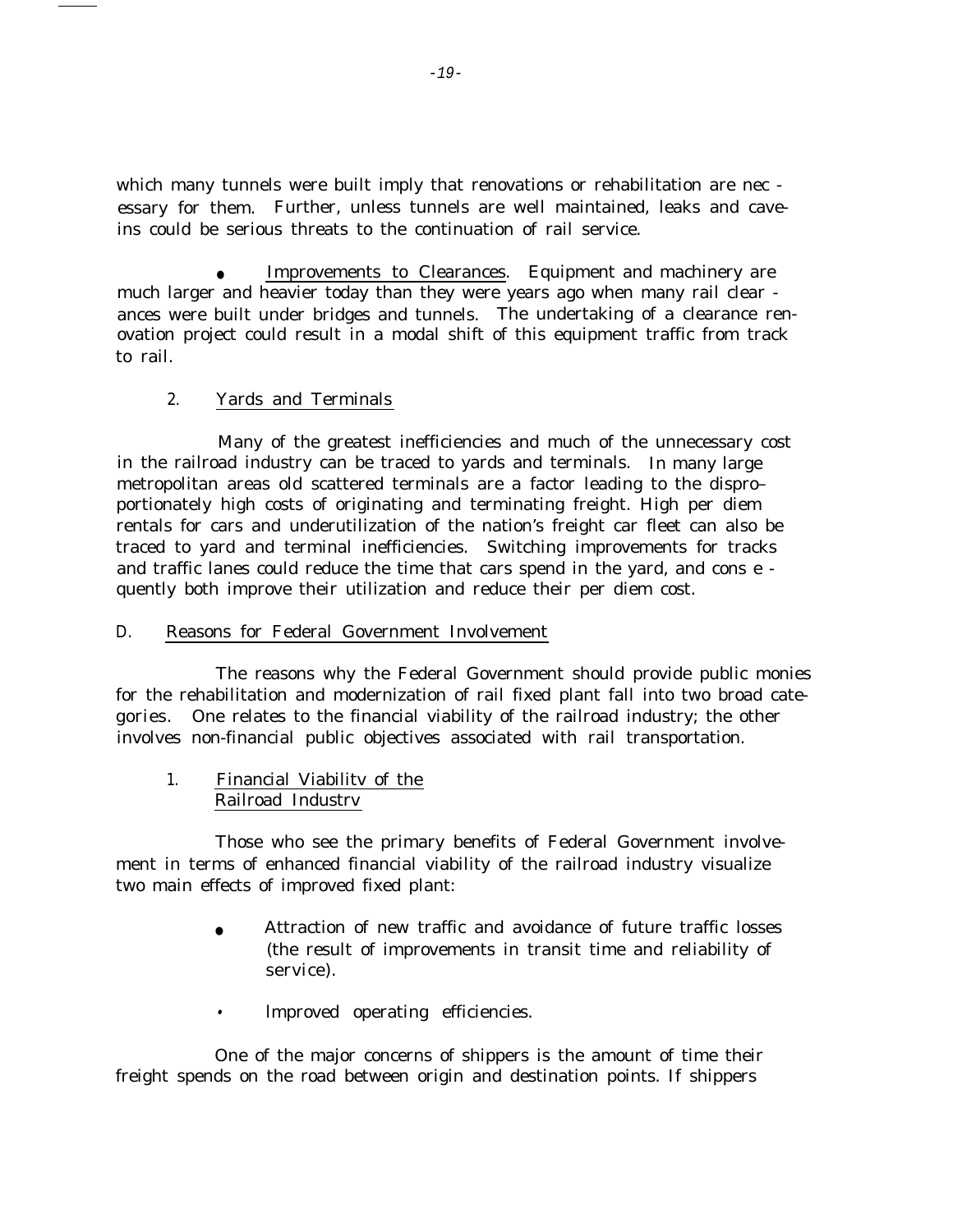which many tunnels were built imply that renovations or rehabilitation are necessary for them. Further, unless tunnels are well maintained, leaks and cave-ins could be serious threats to the continuation of rail service.

- Improvements to Clearances. Equipment and machinery are much larger and heavier today than they were years ago when many rail clearances were built under bridges and tunnels. The undertaking of a clearance renovation project could result in a modal shift of this equipment traffic from track to rail.

### 2. Yards and Terminals

Many of the greatest inefficiencies and much of the unnecessary cost in the railroad industry can be traced to yards and terminals. In many large metropolitan areas old scattered terminals are a factor leading to the disproportionately high costs of originating and terminating freight. High per diem rentals for cars and underutilization of the nation's freight car fleet can also be traced to yard and terminal inefficiencies. Switching improvements for tracks and traffic lanes could reduce the time that cars spend in the yard, and consequently both improve their utilization and reduce their per diem cost.

## D. Reasons for Federal Government Involvement

The reasons why the Federal Government should provide public monies for the rehabilitation and modernization of rail fixed plant fall into two broad categories. One relates to the financial viability of the railroad industry; the other involves non-financial public objectives associated with rail transportation.

### 1. Financial Viabilitv of the Railroad Industrv

Those who see the primary benefits of Federal Government involvement in terms of enhanced financial viability of the railroad industry visualize two main effects of improved fixed plant:

- Attraction of new traffic and avoidance of future traffic losses (the result of improvements in transit time and reliability of service).
- Improved operating efficiencies.

One of the major concerns of shippers is the amount of time their freight spends on the road between origin and destination points. If shippers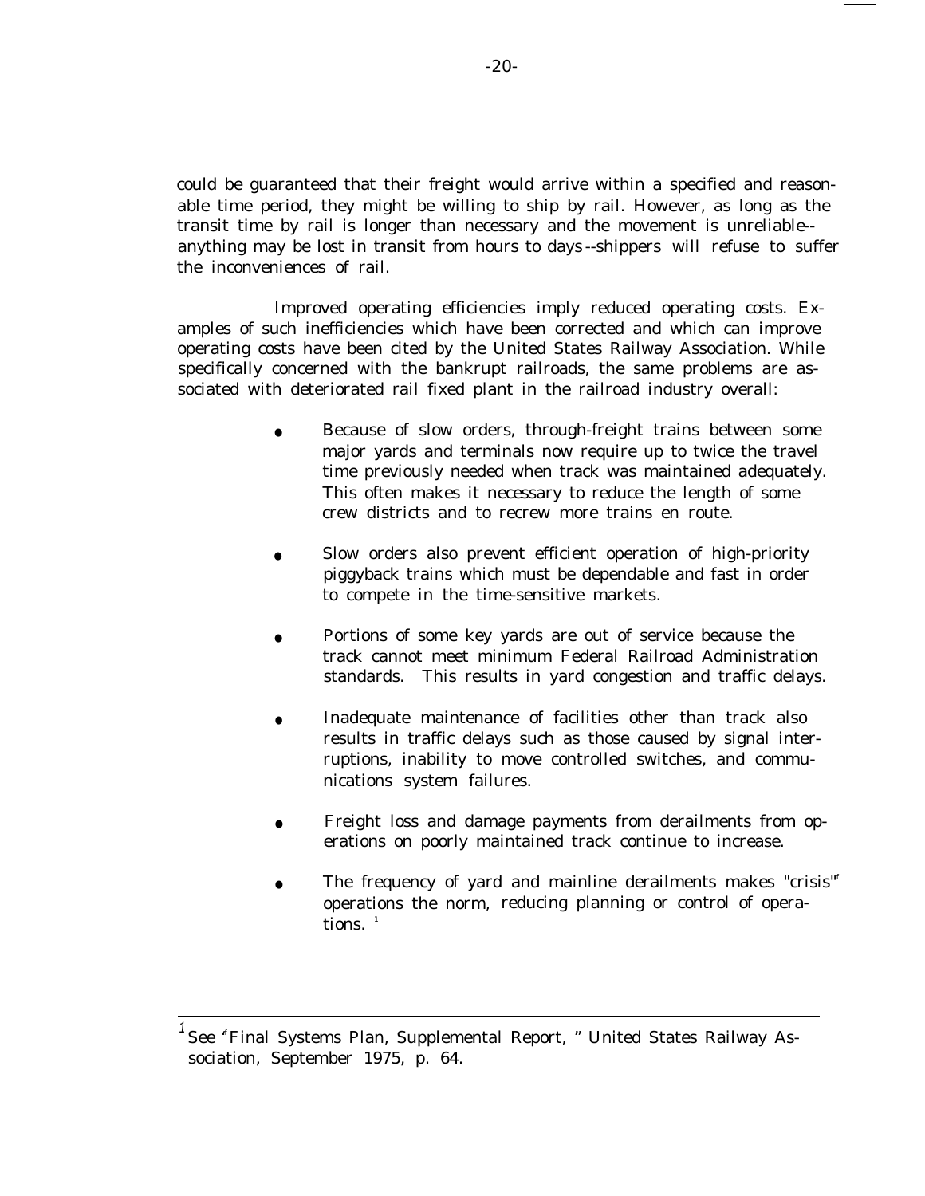could be guaranteed that their freight would arrive within a specified and reasonable time period, they might be willing to ship by rail. However, as long as the transit time by rail is longer than necessary and the movement is unreliable--anything may be lost in transit from hours to days--shippers will refuse to suffer the inconveniences of rail.

Improved operating efficiencies imply reduced operating costs. Examples of such inefficiencies which have been corrected and which can improve operating costs have been cited by the United States Railway Association. While specifically concerned with the bankrupt railroads, the same problems are associated with deteriorated rail fixed plant in the railroad industry overall:

- Because of slow orders, through-freight trains between some major yards and terminals now require up to twice the travel time previously needed when track was maintained adequately. This often makes it necessary to reduce the length of some crew districts and to recrew more trains en route.
- Slow orders also prevent efficient operation of high-priority piggyback trains which must be dependable and fast in order to compete in the time-sensitive markets.
- Portions of some key yards are out of service because the track cannot meet minimum Federal Railroad Administration standards. This results in yard congestion and traffic delays.
- Inadequate maintenance of facilities other than track also results in traffic delays such as those caused by signal interruptions, inability to move controlled switches, and communications system failures.
- Freight loss and damage payments from derailments from operations on poorly maintained track continue to increase.
- The frequency of yard and mainline derailments makes "crisis" operations the norm, reducing planning or control of operations. [1]

---

[1] See "Final Systems Plan, Supplemental Report," United States Railway Association, September 1975, p. 64.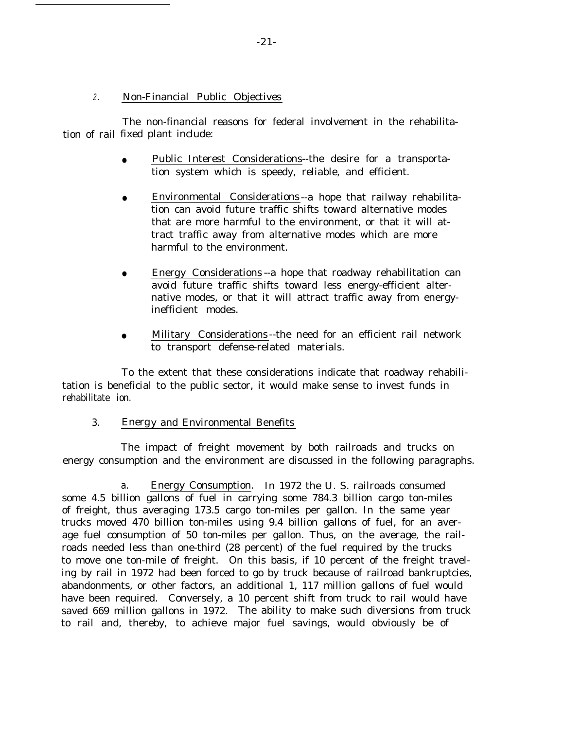### 2. Non-Financial Public Objectives

The non-financial reasons for federal involvement in the rehabilitation of rail fixed plant include:

- Public Interest Considerations--the desire for a transportation system which is speedy, reliable, and efficient.
- Environmental Considerations--a hope that railway rehabilitation can avoid future traffic shifts toward alternative modes that are more harmful to the environment, or that it will attract traffic away from alternative modes which are more harmful to the environment.
- Energy Considerations--a hope that roadway rehabilitation can avoid future traffic shifts toward less energy-efficient alternative modes, or that it will attract traffic away from energy-inefficient modes.
- Military Considerations--the need for an efficient rail network to transport defense-related materials.

To the extent that these considerations indicate that roadway rehabilitation is beneficial to the public sector, it would make sense to invest funds in rehabilitate ion.

### 3. Energy and Environmental Benefits

The impact of freight movement by both railroads and trucks on energy consumption and the environment are discussed in the following paragraphs.

a. Energy Consumption. In 1972 the U. S. railroads consumed some 4.5 billion gallons of fuel in carrying some 784.3 billion cargo ton-miles of freight, thus averaging 173.5 cargo ton-miles per gallon. In the same year trucks moved 470 billion ton-miles using 9.4 billion gallons of fuel, for an average fuel consumption of 50 ton-miles per gallon. Thus, on the average, the railroads needed less than one-third (28 percent) of the fuel required by the trucks to move one ton-mile of freight. On this basis, if 10 percent of the freight traveling by rail in 1972 had been forced to go by truck because of railroad bankruptcies, abandonments, or other factors, an additional 1, 117 million gallons of fuel would have been required. Conversely, a 10 percent shift from truck to rail would have saved 669 million gallons in 1972. The ability to make such diversions from truck to rail and, thereby, to achieve major fuel savings, would obviously be of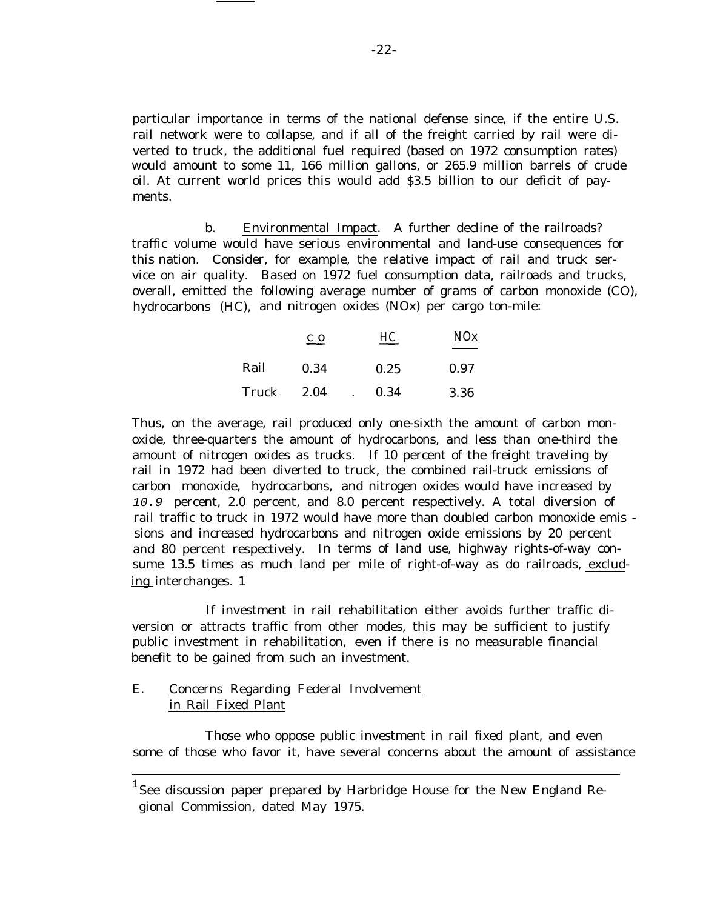particular importance in terms of the national defense since, if the entire U.S. rail network were to collapse, and if all of the freight carried by rail were diverted to truck, the additional fuel required (based on 1972 consumption rates) would amount to some 11, 166 million gallons, or 265.9 million barrels of crude oil. At current world prices this would add $3.5 billion to our deficit of payments.

b. Environmental Impact. A further decline of the railroads? traffic volume would have serious environmental and land-use consequences for this nation. Consider, for example, the relative impact of rail and truck service on air quality. Based on 1972 fuel consumption data, railroads and trucks, overall, emitted the following average number of grams of carbon monoxide (CO), hydrocarbons (HC), and nitrogen oxides (NOx) per cargo ton-mile:

| | CO | HC | NOx |
|---|---|---|---|
| Rail | 0.34 | 0.25 | 0.97 |
| Truck | 2.04 | 0.34 | 3.36 |

Thus, on the average, rail produced only one-sixth the amount of carbon monoxide, three-quarters the amount of hydrocarbons, and less than one-third the amount of nitrogen oxides as trucks. If 10 percent of the freight traveling by rail in 1972 had been diverted to truck, the combined rail-truck emissions of carbon monoxide, hydrocarbons, and nitrogen oxides would have increased by 10.9 percent, 2.0 percent, and 8.0 percent respectively. A total diversion of rail traffic to truck in 1972 would have more than doubled carbon monoxide emissions and increased hydrocarbons and nitrogen oxide emissions by 20 percent and 80 percent respectively. In terms of land use, highway rights-of-way consume 13.5 times as much land per mile of right-of-way as do railroads, excluding interchanges.[1]

If investment in rail rehabilitation either avoids further traffic diversion or attracts traffic from other modes, this may be sufficient to justify public investment in rehabilitation, even if there is no measurable financial benefit to be gained from such an investment.

## E. Concerns Regarding Federal Involvement in Rail Fixed Plant

Those who oppose public investment in rail fixed plant, and even some of those who favor it, have several concerns about the amount of assistance

---

[1] See discussion paper prepared by Harbridge House for the New England Regional Commission, dated May 1975.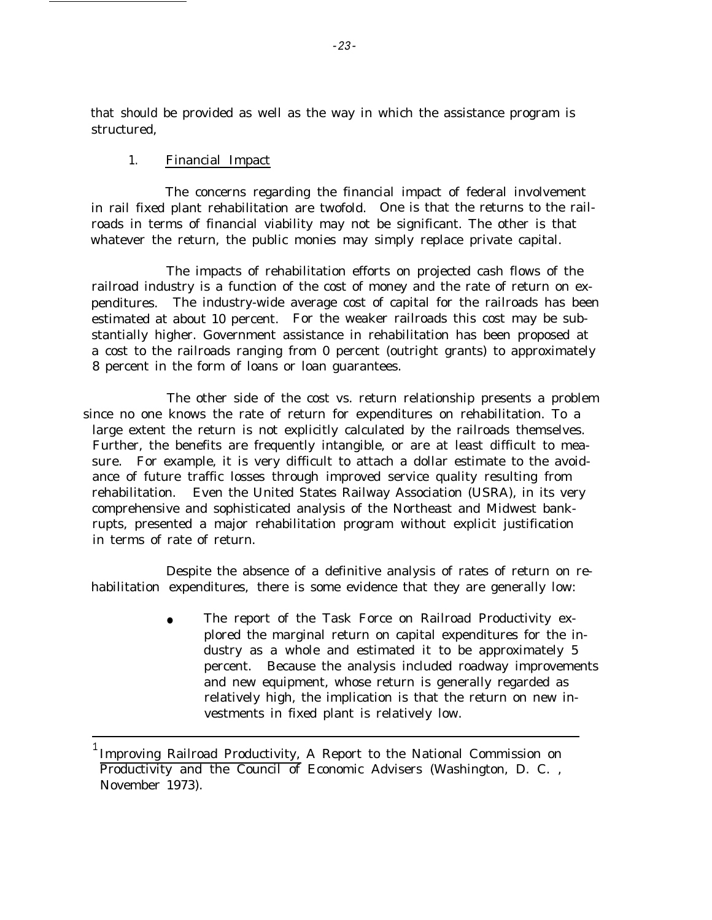that should be provided as well as the way in which the assistance program is structured,

1. Financial Impact

The concerns regarding the financial impact of federal involvement in rail fixed plant rehabilitation are twofold. One is that the returns to the railroads in terms of financial viability may not be significant. The other is that whatever the return, the public monies may simply replace private capital.

The impacts of rehabilitation efforts on projected cash flows of the railroad industry is a function of the cost of money and the rate of return on expenditures. The industry-wide average cost of capital for the railroads has been estimated at about 10 percent. For the weaker railroads this cost may be substantially higher. Government assistance in rehabilitation has been proposed at a cost to the railroads ranging from 0 percent (outright grants) to approximately 8 percent in the form of loans or loan guarantees.

The other side of the cost vs. return relationship presents a problem since no one knows the rate of return for expenditures on rehabilitation. To a large extent the return is not explicitly calculated by the railroads themselves. Further, the benefits are frequently intangible, or are at least difficult to measure. For example, it is very difficult to attach a dollar estimate to the avoidance of future traffic losses through improved service quality resulting from rehabilitation. Even the United States Railway Association (USRA), in its very comprehensive and sophisticated analysis of the Northeast and Midwest bankrupts, presented a major rehabilitation program without explicit justification in terms of rate of return.

Despite the absence of a definitive analysis of rates of return on rehabilitation expenditures, there is some evidence that they are generally low:

- The report of the Task Force on Railroad Productivity explored the marginal return on capital expenditures for the industry as a whole and estimated it to be approximately 5 percent. Because the analysis included roadway improvements and new equipment, whose return is generally regarded as relatively high, the implication is that the return on new investments in fixed plant is relatively low.

---

[1] Improving Railroad Productivity, A Report to the National Commission on Productivity and the Council of Economic Advisers (Washington, D. C. , November 1973).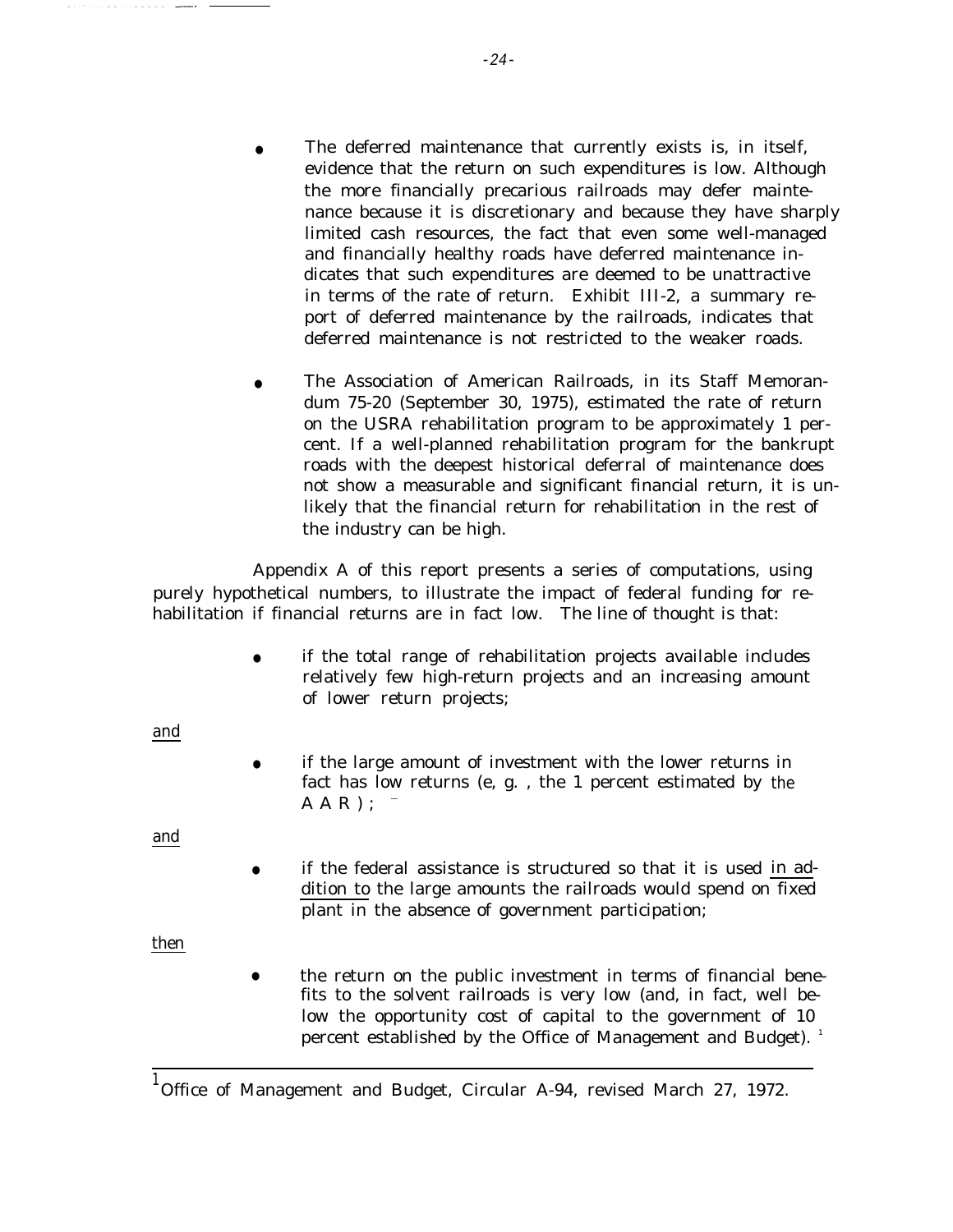- The deferred maintenance that currently exists is, in itself, evidence that the return on such expenditures is low. Although the more financially precarious railroads may defer maintenance because it is discretionary and because they have sharply limited cash resources, the fact that even some well-managed and financially healthy roads have deferred maintenance indicates that such expenditures are deemed to be unattractive in terms of the rate of return. Exhibit III-2, a summary report of deferred maintenance by the railroads, indicates that deferred maintenance is not restricted to the weaker roads.

- The Association of American Railroads, in its Staff Memorandum 75-20 (September 30, 1975), estimated the rate of return on the USRA rehabilitation program to be approximately 1 percent. If a well-planned rehabilitation program for the bankrupt roads with the deepest historical deferral of maintenance does not show a measurable and significant financial return, it is unlikely that the financial return for rehabilitation in the rest of the industry can be high.

Appendix A of this report presents a series of computations, using purely hypothetical numbers, to illustrate the impact of federal funding for rehabilitation if financial returns are in fact low. The line of thought is that:

- if the total range of rehabilitation projects available includes relatively few high-return projects and an increasing amount of lower return projects;

<u>and</u>

- if the large amount of investment with the lower returns in fact has low returns (e, g. , the 1 percent estimated by the AAR);

<u>and</u>

- if the federal assistance is structured so that it is used <u>in addition to</u> the large amounts the railroads would spend on fixed plant in the absence of government participation;

<u>then</u>

- the return on the public investment in terms of financial benefits to the solvent railroads is very low (and, in fact, well below the opportunity cost of capital to the government of 10 percent established by the Office of Management and Budget).[1]

---

[1] Office of Management and Budget, Circular A-94, revised March 27, 1972.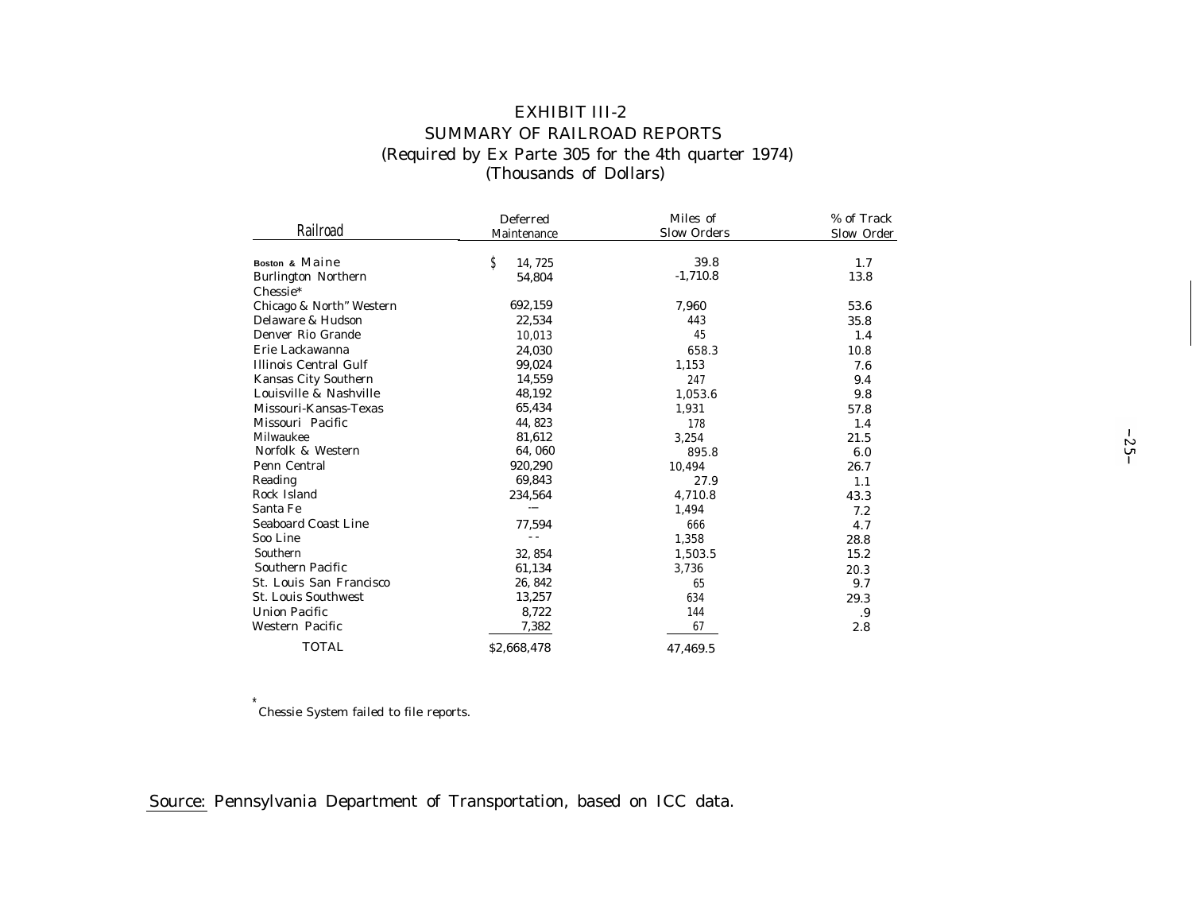# EXHIBIT III-2
## SUMMARY OF RAILROAD REPORTS
### (Required by Ex Parte 305 for the 4th quarter 1974)
### (Thousands of Dollars)

| Railroad | Deferred Maintenance | Miles of Slow Orders | % of Track Slow Order |
|---|---|---|---|
| Boston & Maine | $ 14, 725 | 39.8 | 1.7 |
| Burlington Northern | 54,804 | -1,710.8 | 13.8 |
| Chessie* | | | |
| Chicago & North" Western | 692,159 | 7,960 | 53.6 |
| Delaware & Hudson | 22,534 | 443 | 35.8 |
| Denver Rio Grande | 10,013 | 45 | 1.4 |
| Erie Lackawanna | 24,030 | 658.3 | 10.8 |
| Illinois Central Gulf | 99,024 | 1,153 | 7.6 |
| Kansas City Southern | 14,559 | 247 | 9.4 |
| Louisville & Nashville | 48,192 | 1,053.6 | 9.8 |
| Missouri-Kansas-Texas | 65,434 | 1,931 | 57.8 |
| Missouri Pacific | 44, 823 | 178 | 1.4 |
| Milwaukee | 81,612 | 3,254 | 21.5 |
| Norfolk & Western | 64, 060 | 895.8 | 6.0 |
| Penn Central | 920,290 | 10,494 | 26.7 |
| Reading | 69,843 | 27.9 | 1.1 |
| Rock Island | 234,564 | 4,710.8 | 43.3 |
| Santa Fe | -— | 1,494 | 7.2 |
| Seaboard Coast Line | 77,594 | 666 | 4.7 |
| Soo Line | - - | 1,358 | 28.8 |
| Southern | 32, 854 | 1,503.5 | 15.2 |
| Southern Pacific | 61,134 | 3,736 | 20.3 |
| St. Louis San Francisco | 26, 842 | 65 | 9.7 |
| St. Louis Southwest | 13,257 | 634 | 29.3 |
| Union Pacific | 8,722 | 144 | .9 |
| Western Pacific | 7,382 | 67 | 2.8 |
| TOTAL | $2,668,478 | 47,469.5 | |

*Chessie System failed to file reports.

Source: Pennsylvania Department of Transportation, based on ICC data.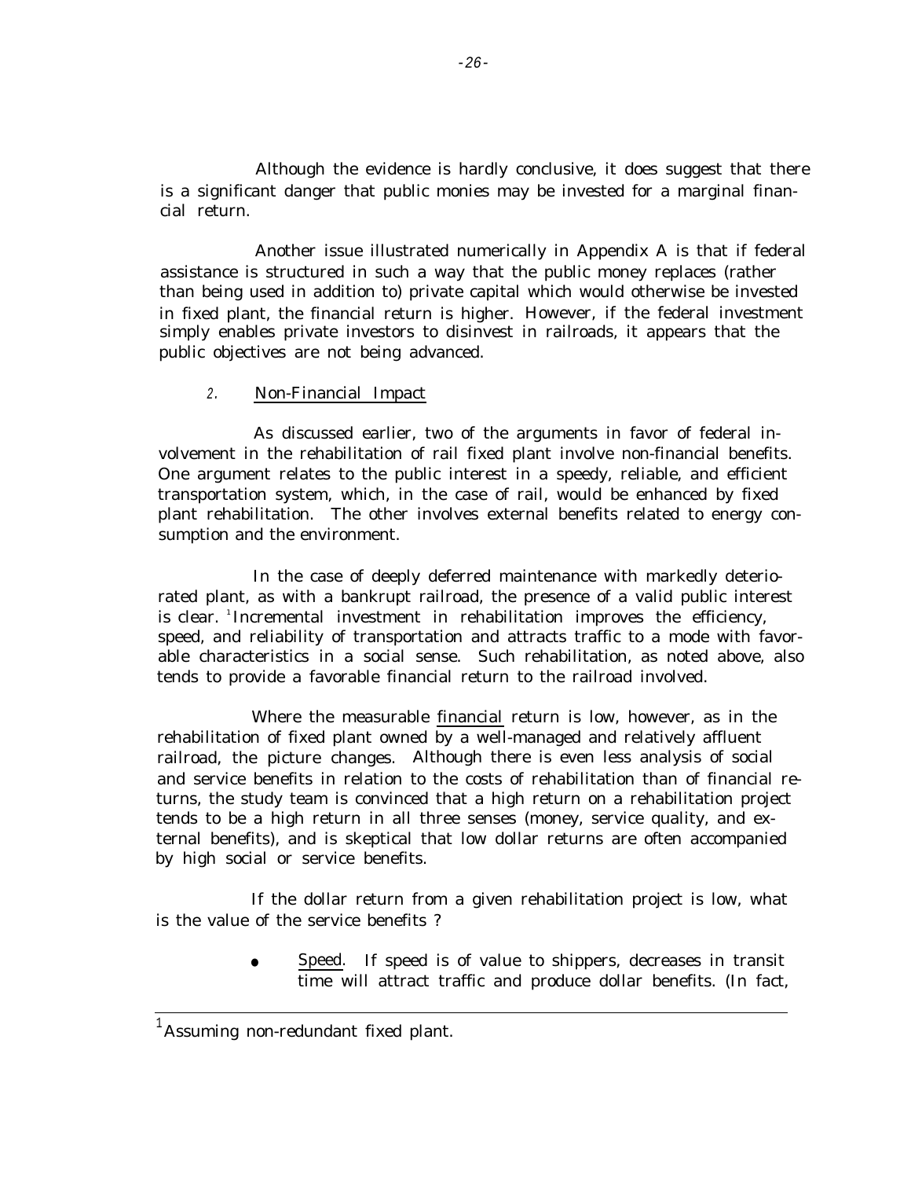Although the evidence is hardly conclusive, it does suggest that there is a significant danger that public monies may be invested for a marginal financial return.

Another issue illustrated numerically in Appendix A is that if federal assistance is structured in such a way that the public money replaces (rather than being used in addition to) private capital which would otherwise be invested in fixed plant, the financial return is higher. However, if the federal investment simply enables private investors to disinvest in railroads, it appears that the public objectives are not being advanced.

### 2. Non-Financial Impact

As discussed earlier, two of the arguments in favor of federal involvement in the rehabilitation of rail fixed plant involve non-financial benefits. One argument relates to the public interest in a speedy, reliable, and efficient transportation system, which, in the case of rail, would be enhanced by fixed plant rehabilitation. The other involves external benefits related to energy consumption and the environment.

In the case of deeply deferred maintenance with markedly deteriorated plant, as with a bankrupt railroad, the presence of a valid public interest is clear.[1] Incremental investment in rehabilitation improves the efficiency, speed, and reliability of transportation and attracts traffic to a mode with favorable characteristics in a social sense. Such rehabilitation, as noted above, also tends to provide a favorable financial return to the railroad involved.

Where the measurable <u>financial</u> return is low, however, as in the rehabilitation of fixed plant owned by a well-managed and relatively affluent railroad, the picture changes. Although there is even less analysis of social and service benefits in relation to the costs of rehabilitation than of financial returns, the study team is convinced that a high return on a rehabilitation project tends to be a high return in all three senses (money, service quality, and external benefits), and is skeptical that low dollar returns are often accompanied by high social or service benefits.

If the dollar return from a given rehabilitation project is low, what is the value of the service benefits ?

- <u>Speed</u>. If speed is of value to shippers, decreases in transit time will attract traffic and produce dollar benefits. (In fact,

---

[1] Assuming non-redundant fixed plant.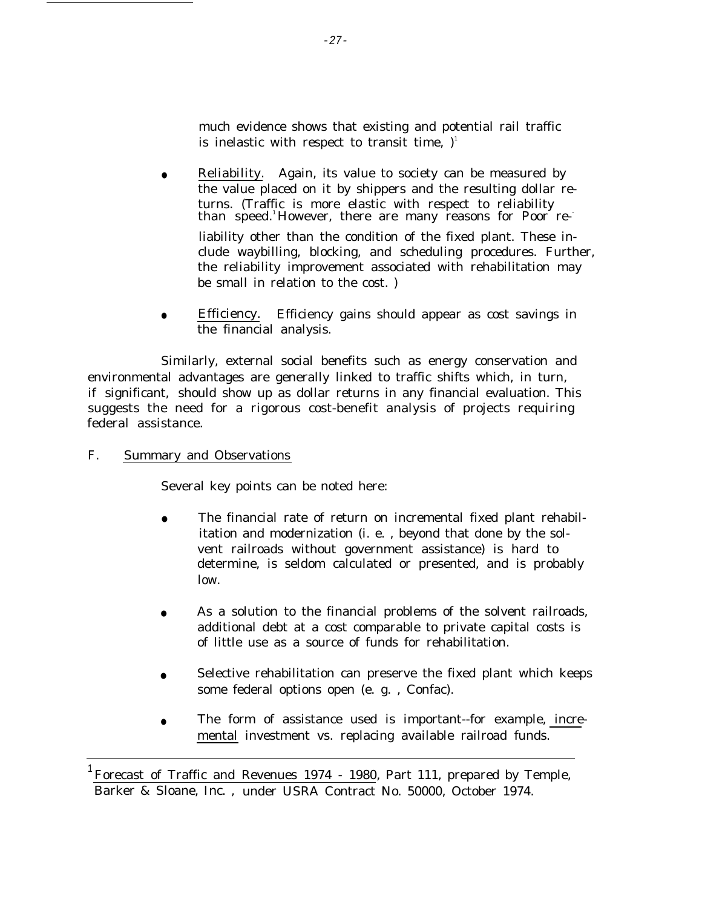much evidence shows that existing and potential rail traffic is inelastic with respect to transit time, )[1]

- Reliability. Again, its value to society can be measured by the value placed on it by shippers and the resulting dollar returns. (Traffic is more elastic with respect to reliability than speed.[1] However, there are many reasons for Poor reliability other than the condition of the fixed plant. These include waybilling, blocking, and scheduling procedures. Further, the reliability improvement associated with rehabilitation may be small in relation to the cost. )

- Efficiency. Efficiency gains should appear as cost savings in the financial analysis.

Similarly, external social benefits such as energy conservation and environmental advantages are generally linked to traffic shifts which, in turn, if significant, should show up as dollar returns in any financial evaluation. This suggests the need for a rigorous cost-benefit analysis of projects requiring federal assistance.

## F. Summary and Observations

Several key points can be noted here:

- The financial rate of return on incremental fixed plant rehabilitation and modernization (i. e. , beyond that done by the solvent railroads without government assistance) is hard to determine, is seldom calculated or presented, and is probably low.

- As a solution to the financial problems of the solvent railroads, additional debt at a cost comparable to private capital costs is of little use as a source of funds for rehabilitation.

- Selective rehabilitation can preserve the fixed plant which keeps some federal options open (e. g. , Confac).

- The form of assistance used is important--for example, incremental investment vs. replacing available railroad funds.

---

[1] Forecast of Traffic and Revenues 1974 - 1980, Part 111, prepared by Temple, Barker & Sloane, Inc. , under USRA Contract No. 50000, October 1974.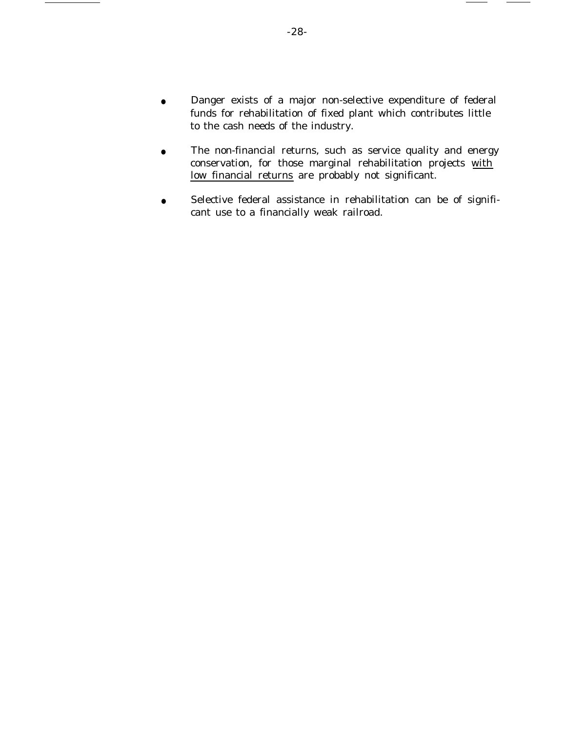- Danger exists of a major non-selective expenditure of federal funds for rehabilitation of fixed plant which contributes little to the cash needs of the industry.

- The non-financial returns, such as service quality and energy conservation, for those marginal rehabilitation projects <u>with low financial returns</u> are probably not significant.

- Selective federal assistance in rehabilitation can be of significant use to a financially weak railroad.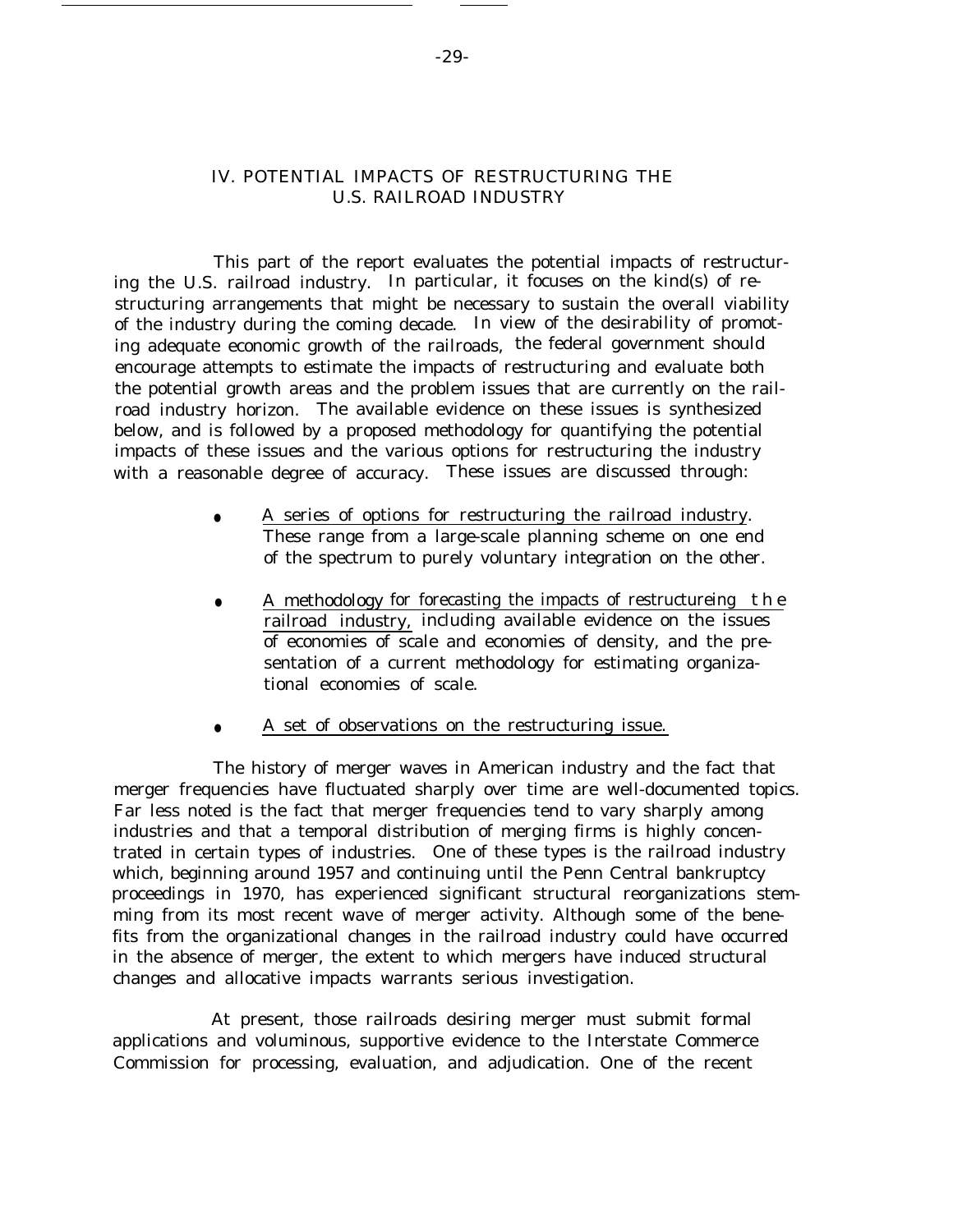## IV. POTENTIAL IMPACTS OF RESTRUCTURING THE U.S. RAILROAD INDUSTRY

This part of the report evaluates the potential impacts of restructuring the U.S. railroad industry. In particular, it focuses on the kind(s) of restructuring arrangements that might be necessary to sustain the overall viability of the industry during the coming decade. In view of the desirability of promoting adequate economic growth of the railroads, the federal government should encourage attempts to estimate the impacts of restructuring and evaluate both the potential growth areas and the problem issues that are currently on the railroad industry horizon. The available evidence on these issues is synthesized below, and is followed by a proposed methodology for quantifying the potential impacts of these issues and the various options for restructuring the industry with a reasonable degree of accuracy. These issues are discussed through:

- A series of options for restructuring the railroad industry. These range from a large-scale planning scheme on one end of the spectrum to purely voluntary integration on the other.
- A methodology for forecasting the impacts of restructureing the railroad industry, including available evidence on the issues of economies of scale and economies of density, and the presentation of a current methodology for estimating organizational economies of scale.
- A set of observations on the restructuring issue.

The history of merger waves in American industry and the fact that merger frequencies have fluctuated sharply over time are well-documented topics. Far less noted is the fact that merger frequencies tend to vary sharply among industries and that a temporal distribution of merging firms is highly concentrated in certain types of industries. One of these types is the railroad industry which, beginning around 1957 and continuing until the Penn Central bankruptcy proceedings in 1970, has experienced significant structural reorganizations stemming from its most recent wave of merger activity. Although some of the benefits from the organizational changes in the railroad industry could have occurred in the absence of merger, the extent to which mergers have induced structural changes and allocative impacts warrants serious investigation.

At present, those railroads desiring merger must submit formal applications and voluminous, supportive evidence to the Interstate Commerce Commission for processing, evaluation, and adjudication. One of the recent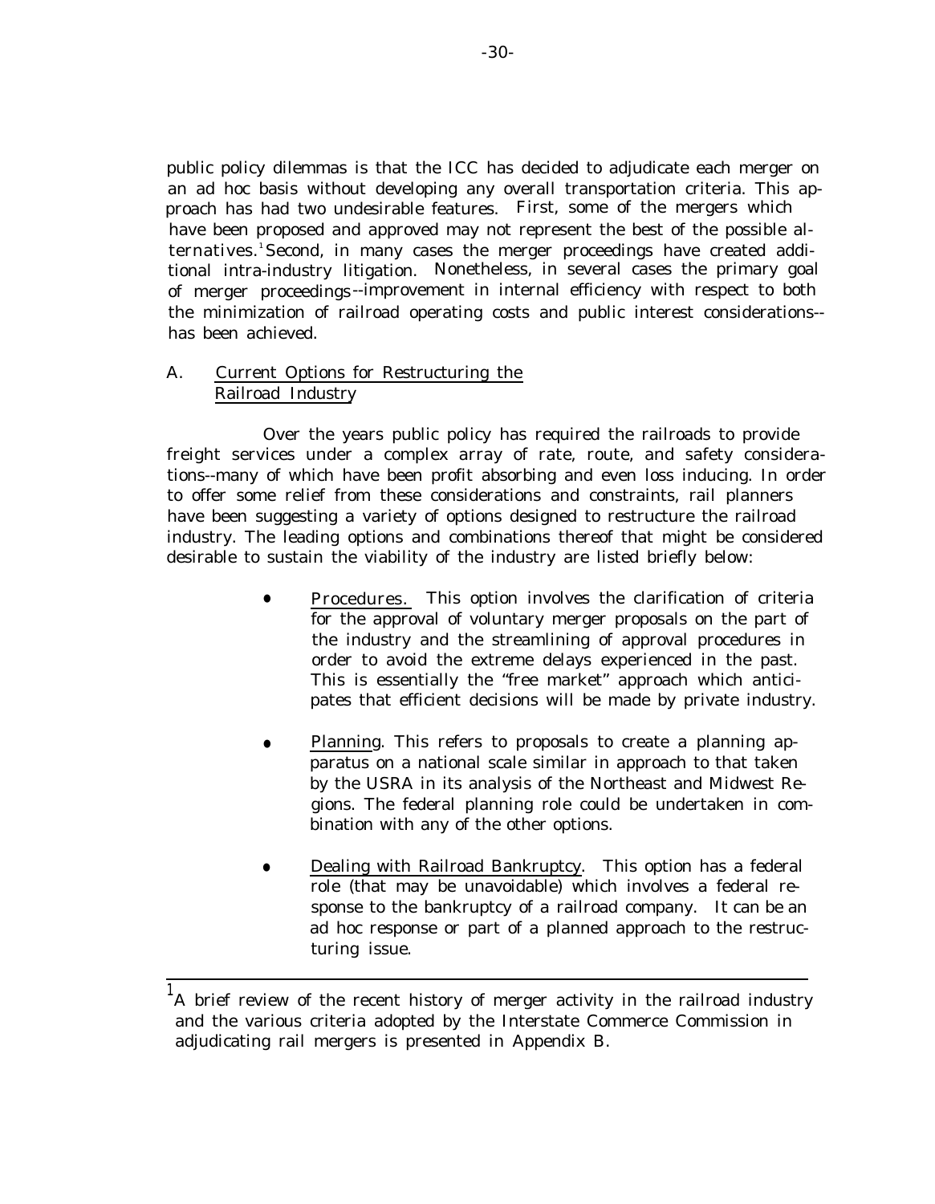public policy dilemmas is that the ICC has decided to adjudicate each merger on an ad hoc basis without developing any overall transportation criteria. This approach has had two undesirable features. First, some of the mergers which have been proposed and approved may not represent the best of the possible alternatives.[1] Second, in many cases the merger proceedings have created additional intra-industry litigation. Nonetheless, in several cases the primary goal of merger proceedings--improvement in internal efficiency with respect to both the minimization of railroad operating costs and public interest considerations--has been achieved.

## A. Current Options for Restructuring the Railroad Industry

Over the years public policy has required the railroads to provide freight services under a complex array of rate, route, and safety considerations--many of which have been profit absorbing and even loss inducing. In order to offer some relief from these considerations and constraints, rail planners have been suggesting a variety of options designed to restructure the railroad industry. The leading options and combinations thereof that might be considered desirable to sustain the viability of the industry are listed briefly below:

- Procedures. This option involves the clarification of criteria for the approval of voluntary merger proposals on the part of the industry and the streamlining of approval procedures in order to avoid the extreme delays experienced in the past. This is essentially the "free market" approach which anticipates that efficient decisions will be made by private industry.

- Planning. This refers to proposals to create a planning apparatus on a national scale similar in approach to that taken by the USRA in its analysis of the Northeast and Midwest Regions. The federal planning role could be undertaken in combination with any of the other options.

- Dealing with Railroad Bankruptcy. This option has a federal role (that may be unavoidable) which involves a federal response to the bankruptcy of a railroad company. It can be an ad hoc response or part of a planned approach to the restructuring issue.

---

[1] A brief review of the recent history of merger activity in the railroad industry and the various criteria adopted by the Interstate Commerce Commission in adjudicating rail mergers is presented in Appendix B.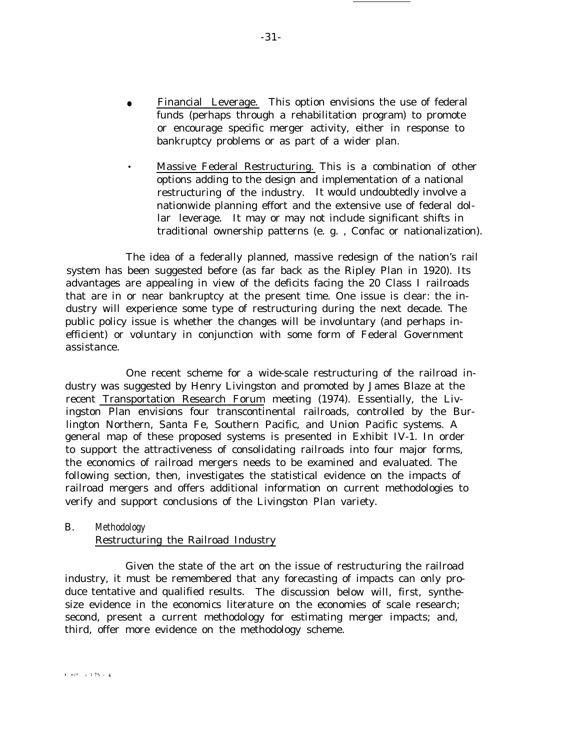- Financial Leverage. This option envisions the use of federal funds (perhaps through a rehabilitation program) to promote or encourage specific merger activity, either in response to bankruptcy problems or as part of a wider plan.

- Massive Federal Restructuring. This is a combination of other options adding to the design and implementation of a national restructuring of the industry. It would undoubtedly involve a nationwide planning effort and the extensive use of federal dollar leverage. It may or may not include significant shifts in traditional ownership patterns (e. g. , Confac or nationalization).

The idea of a federally planned, massive redesign of the nation's rail system has been suggested before (as far back as the Ripley Plan in 1920). Its advantages are appealing in view of the deficits facing the 20 Class I railroads that are in or near bankruptcy at the present time. One issue is clear: the industry will experience some type of restructuring during the next decade. The public policy issue is whether the changes will be involuntary (and perhaps inefficient) or voluntary in conjunction with some form of Federal Government assistance.

One recent scheme for a wide-scale restructuring of the railroad industry was suggested by Henry Livingston and promoted by James Blaze at the recent Transportation Research Forum meeting (1974). Essentially, the Livingston Plan envisions four transcontinental railroads, controlled by the Burlington Northern, Santa Fe, Southern Pacific, and Union Pacific systems. A general map of these proposed systems is presented in Exhibit IV-1. In order to support the attractiveness of consolidating railroads into four major forms, the economics of railroad mergers needs to be examined and evaluated. The following section, then, investigates the statistical evidence on the impacts of railroad mergers and offers additional information on current methodologies to verify and support conclusions of the Livingston Plan variety.

## B. *Methodology*

### Restructuring the Railroad Industry

Given the state of the art on the issue of restructuring the railroad industry, it must be remembered that any forecasting of impacts can only produce tentative and qualified results. The discussion below will, first, synthesize evidence in the economics literature on the economies of scale research; second, present a current methodology for estimating merger impacts; and, third, offer more evidence on the methodology scheme.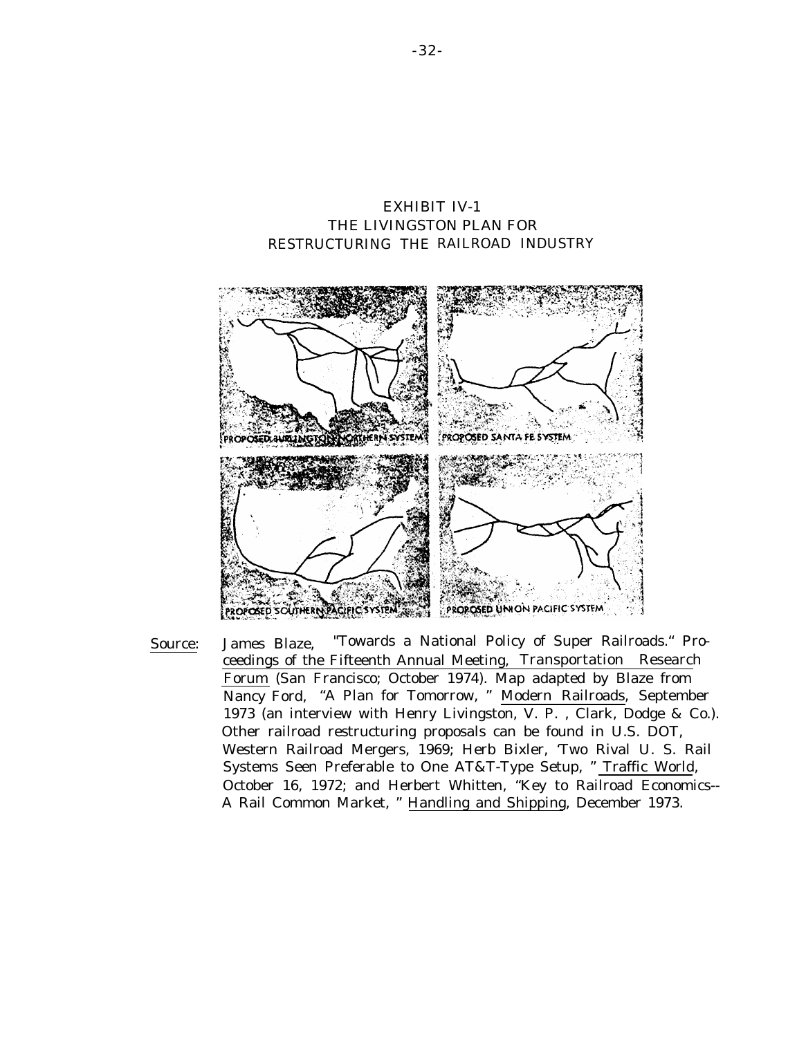EXHIBIT IV-1
THE LIVINGSTON PLAN FOR
RESTRUCTURING THE RAILROAD INDUSTRY

PROPOSED BURLINGTON NORTHERN SYSTEM

PROPOSED SANTA FE SYSTEM

PROPOSED SOUTHERN PACIFIC SYSTEM

PROPOSED UNION PACIFIC SYSTEM

Source: James Blaze, "Towards a National Policy of Super Railroads." Proceedings of the Fifteenth Annual Meeting, Transportation Research Forum (San Francisco; October 1974). Map adapted by Blaze from Nancy Ford, "A Plan for Tomorrow," Modern Railroads, September 1973 (an interview with Henry Livingston, V. P., Clark, Dodge & Co.). Other railroad restructuring proposals can be found in U.S. DOT, Western Railroad Mergers, 1969; Herb Bixler, 'Two Rival U. S. Rail Systems Seen Preferable to One AT&T-Type Setup," Traffic World, October 16, 1972; and Herbert Whitten, "Key to Railroad Economics--A Rail Common Market," Handling and Shipping, December 1973.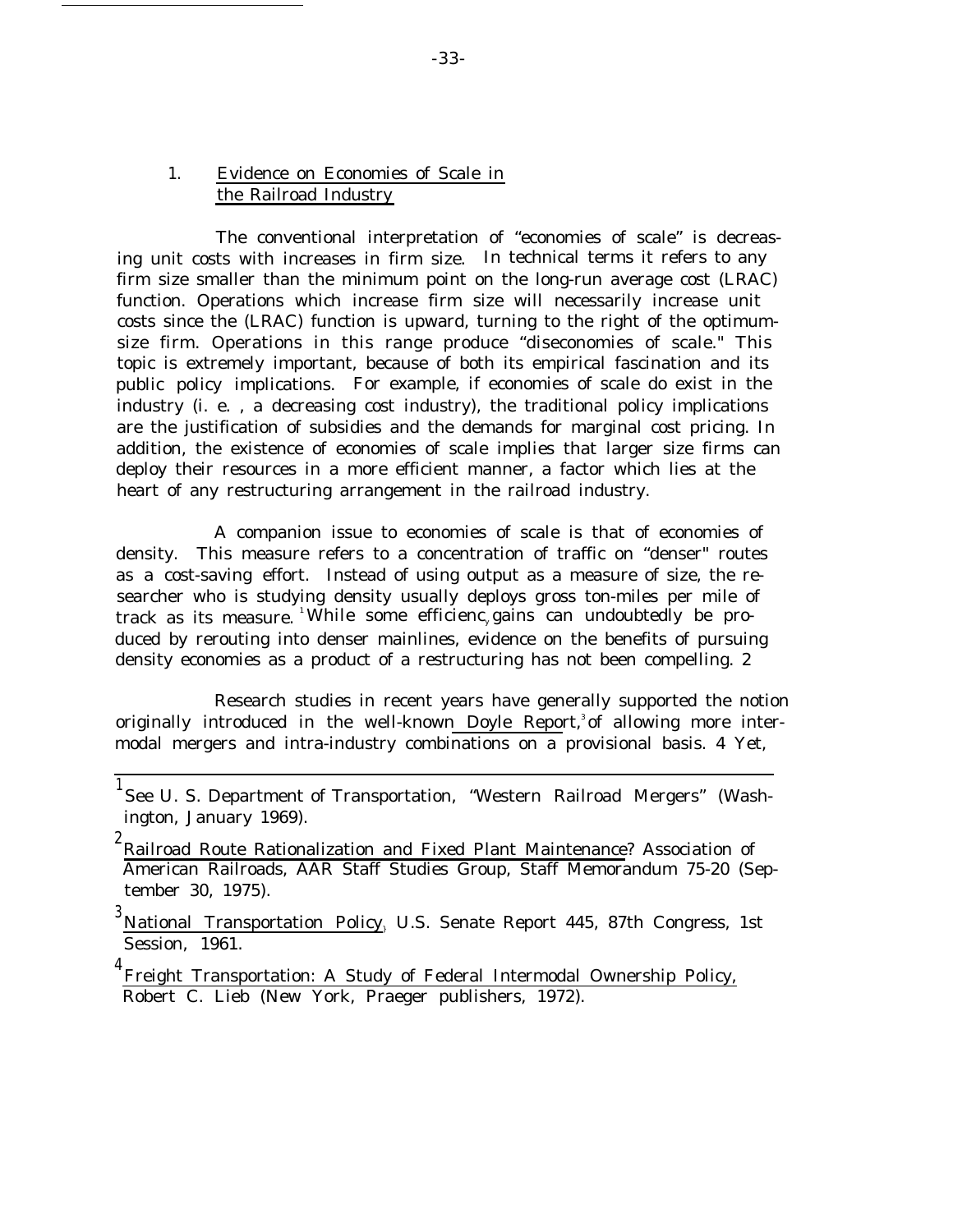## 1. Evidence on Economies of Scale in the Railroad Industry

The conventional interpretation of "economies of scale" is decreasing unit costs with increases in firm size. In technical terms it refers to any firm size smaller than the minimum point on the long-run average cost (LRAC) function. Operations which increase firm size will necessarily increase unit costs since the (LRAC) function is upward, turning to the right of the optimum-size firm. Operations in this range produce "diseconomies of scale." This topic is extremely important, because of both its empirical fascination and its public policy implications. For example, if economies of scale do exist in the industry (i. e. , a decreasing cost industry), the traditional policy implications are the justification of subsidies and the demands for marginal cost pricing. In addition, the existence of economies of scale implies that larger size firms can deploy their resources in a more efficient manner, a factor which lies at the heart of any restructuring arrangement in the railroad industry.

A companion issue to economies of scale is that of economies of density. This measure refers to a concentration of traffic on "denser" routes as a cost-saving effort. Instead of using output as a measure of size, the researcher who is studying density usually deploys gross ton-miles per mile of track as its measure.[1] While some efficiency gains can undoubtedly be produced by rerouting into denser mainlines, evidence on the benefits of pursuing density economies as a product of a restructuring has not been compelling.[2]

Research studies in recent years have generally supported the notion originally introduced in the well-known Doyle Report,[3] of allowing more intermodal mergers and intra-industry combinations on a provisional basis.[4] Yet,

---

[1] See U. S. Department of Transportation, "Western Railroad Mergers" (Washington, January 1969).

[2] Railroad Route Rationalization and Fixed Plant Maintenance? Association of American Railroads, AAR Staff Studies Group, Staff Memorandum 75-20 (September 30, 1975).

[3] National Transportation Policy, U.S. Senate Report 445, 87th Congress, 1st Session, 1961.

[4] Freight Transportation: A Study of Federal Intermodal Ownership Policy, Robert C. Lieb (New York, Praeger publishers, 1972).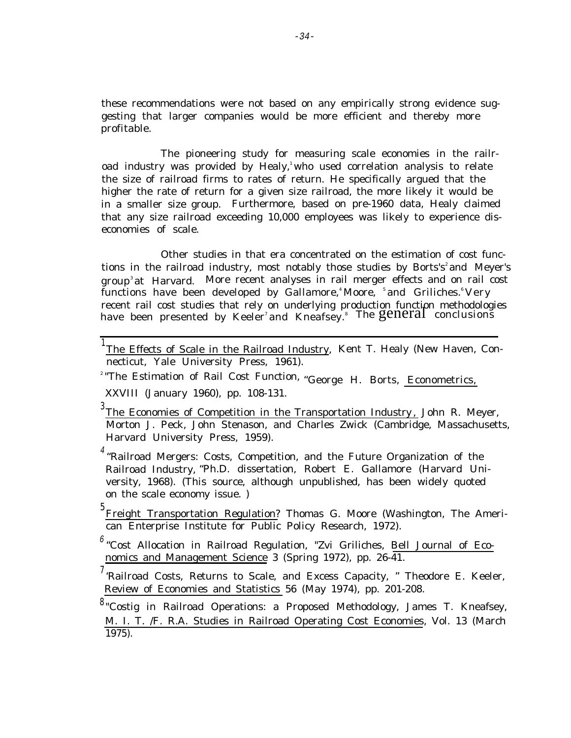these recommendations were not based on any empirically strong evidence suggesting that larger companies would be more efficient and thereby more profitable.

The pioneering study for measuring scale economies in the railroad industry was provided by Healy,[1] who used correlation analysis to relate the size of railroad firms to rates of return. He specifically argued that the higher the rate of return for a given size railroad, the more likely it would be in a smaller size group. Furthermore, based on pre-1960 data, Healy claimed that any size railroad exceeding 10,000 employees was likely to experience diseconomies of scale.

Other studies in that era concentrated on the estimation of cost functions in the railroad industry, most notably those studies by Borts's[2] and Meyer's group[3] at Harvard. More recent analyses in rail merger effects and on rail cost functions have been developed by Gallamore,[4] Moore, [5] and Griliches.[6] Very recent rail cost studies that rely on underlying production function methodologies have been presented by Keeler[7] and Kneafsey.[8] The general conclusions

---

[1] The Effects of Scale in the Railroad Industry, Kent T. Healy (New Haven, Connecticut, Yale University Press, 1961).

[2] "The Estimation of Rail Cost Function, "George H. Borts, Econometrics, XXVIII (January 1960), pp. 108-131.

[3] The Economies of Competition in the Transportation Industry, John R. Meyer, Morton J. Peck, John Stenason, and Charles Zwick (Cambridge, Massachusetts, Harvard University Press, 1959).

[4] "Railroad Mergers: Costs, Competition, and the Future Organization of the Railroad Industry, "Ph.D. dissertation, Robert E. Gallamore (Harvard University, 1968). (This source, although unpublished, has been widely quoted on the scale economy issue. )

[5] Freight Transportation Regulation? Thomas G. Moore (Washington, The American Enterprise Institute for Public Policy Research, 1972).

[6] "Cost Allocation in Railroad Regulation, "Zvi Griliches, Bell Journal of Economics and Management Science 3 (Spring 1972), pp. 26-41.

[7] 'Railroad Costs, Returns to Scale, and Excess Capacity, " Theodore E. Keeler, Review of Economies and Statistics 56 (May 1974), pp. 201-208.

[8] "Costig in Railroad Operations: a Proposed Methodology, James T. Kneafsey, M. I. T. /F. R.A. Studies in Railroad Operating Cost Economies, Vol. 13 (March 1975).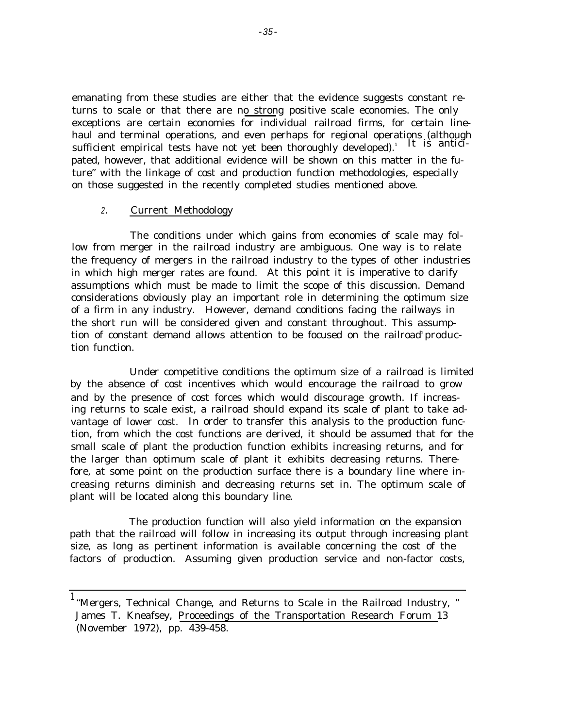emanating from these studies are either that the evidence suggests constant returns to scale or that there are no strong positive scale economies. The only exceptions are certain economies for individual railroad firms, for certain line-haul and terminal operations, and even perhaps for regional operations (although sufficient empirical tests have not yet been thoroughly developed).[1] It is anticipated, however, that additional evidence will be shown on this matter in the future" with the linkage of cost and production function methodologies, especially on those suggested in the recently completed studies mentioned above.

## 2. Current Methodology

The conditions under which gains from economies of scale may follow from merger in the railroad industry are ambiguous. One way is to relate the frequency of mergers in the railroad industry to the types of other industries in which high merger rates are found. At this point it is imperative to clarify assumptions which must be made to limit the scope of this discussion. Demand considerations obviously play an important role in determining the optimum size of a firm in any industry. However, demand conditions facing the railways in the short run will be considered given and constant throughout. This assumption of constant demand allows attention to be focused on the railroad's production function.

Under competitive conditions the optimum size of a railroad is limited by the absence of cost incentives which would encourage the railroad to grow and by the presence of cost forces which would discourage growth. If increasing returns to scale exist, a railroad should expand its scale of plant to take advantage of lower cost. In order to transfer this analysis to the production function, from which the cost functions are derived, it should be assumed that for the small scale of plant the production function exhibits increasing returns, and for the larger than optimum scale of plant it exhibits decreasing returns. Therefore, at some point on the production surface there is a boundary line where increasing returns diminish and decreasing returns set in. The optimum scale of plant will be located along this boundary line.

The production function will also yield information on the expansion path that the railroad will follow in increasing its output through increasing plant size, as long as pertinent information is available concerning the cost of the factors of production. Assuming given production service and non-factor costs,

---

[1] "Mergers, Technical Change, and Returns to Scale in the Railroad Industry, " James T. Kneafsey, Proceedings of the Transportation Research Forum 13 (November 1972), pp. 439-458.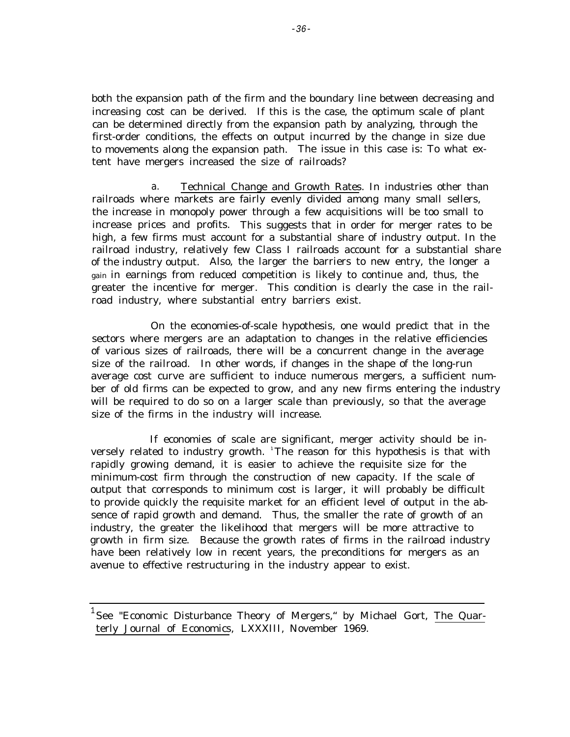both the expansion path of the firm and the boundary line between decreasing and increasing cost can be derived. If this is the case, the optimum scale of plant can be determined directly from the expansion path by analyzing, through the first-order conditions, the effects on output incurred by the change in size due to movements along the expansion path. The issue in this case is: To what extent have mergers increased the size of railroads?

a. Technical Change and Growth Rates. In industries other than railroads where markets are fairly evenly divided among many small sellers, the increase in monopoly power through a few acquisitions will be too small to increase prices and profits. This suggests that in order for merger rates to be high, a few firms must account for a substantial share of industry output. In the railroad industry, relatively few Class I railroads account for a substantial share of the industry output. Also, the larger the barriers to new entry, the longer a gain in earnings from reduced competition is likely to continue and, thus, the greater the incentive for merger. This condition is clearly the case in the railroad industry, where substantial entry barriers exist.

On the economies-of-scale hypothesis, one would predict that in the sectors where mergers are an adaptation to changes in the relative efficiencies of various sizes of railroads, there will be a concurrent change in the average size of the railroad. In other words, if changes in the shape of the long-run average cost curve are sufficient to induce numerous mergers, a sufficient number of old firms can be expected to grow, and any new firms entering the industry will be required to do so on a larger scale than previously, so that the average size of the firms in the industry will increase.

If economies of scale are significant, merger activity should be inversely related to industry growth. [1] The reason for this hypothesis is that with rapidly growing demand, it is easier to achieve the requisite size for the minimum-cost firm through the construction of new capacity. If the scale of output that corresponds to minimum cost is larger, it will probably be difficult to provide quickly the requisite market for an efficient level of output in the absence of rapid growth and demand. Thus, the smaller the rate of growth of an industry, the greater the likelihood that mergers will be more attractive to growth in firm size. Because the growth rates of firms in the railroad industry have been relatively low in recent years, the preconditions for mergers as an avenue to effective restructuring in the industry appear to exist.

---

[1] See "Economic Disturbance Theory of Mergers," by Michael Gort, The Quarterly Journal of Economics, LXXXIII, November 1969.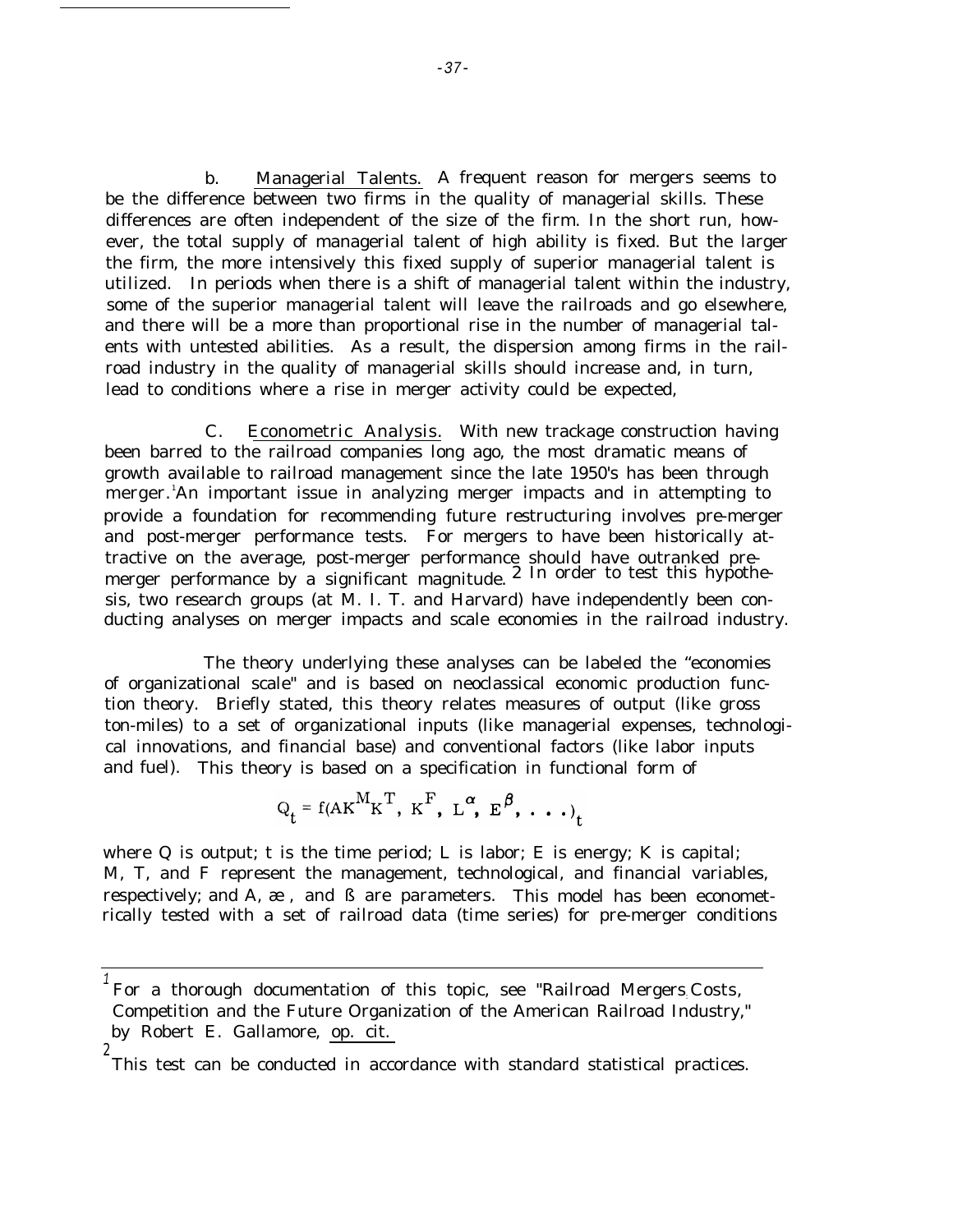b. Managerial Talents. A frequent reason for mergers seems to be the difference between two firms in the quality of managerial skills. These differences are often independent of the size of the firm. In the short run, however, the total supply of managerial talent of high ability is fixed. But the larger the firm, the more intensively this fixed supply of superior managerial talent is utilized. In periods when there is a shift of managerial talent within the industry, some of the superior managerial talent will leave the railroads and go elsewhere, and there will be a more than proportional rise in the number of managerial talents with untested abilities. As a result, the dispersion among firms in the railroad industry in the quality of managerial skills should increase and, in turn, lead to conditions where a rise in merger activity could be expected,

C. Econometric Analysis. With new trackage construction having been barred to the railroad companies long ago, the most dramatic means of growth available to railroad management since the late 1950's has been through merger.[1] An important issue in analyzing merger impacts and in attempting to provide a foundation for recommending future restructuring involves pre-merger and post-merger performance tests. For mergers to have been historically attractive on the average, post-merger performance should have outranked pre-merger performance by a significant magnitude.[2] In order to test this hypothesis, two research groups (at M. I. T. and Harvard) have independently been conducting analyses on merger impacts and scale economies in the railroad industry.

The theory underlying these analyses can be labeled the "economies of organizational scale" and is based on neoclassical economic production function theory. Briefly stated, this theory relates measures of output (like gross ton-miles) to a set of organizational inputs (like managerial expenses, technological innovations, and financial base) and conventional factors (like labor inputs and fuel). This theory is based on a specification in functional form of

$$Q_t = f(AK^M K^T,\ K^F,\ L^\alpha,\ E^\beta,\ \ldots)_t$$

where Q is output; t is the time period; L is labor; E is energy; K is capital; M, T, and F represent the management, technological, and financial variables, respectively; and A, $\alpha$, and $\beta$ are parameters. This model has been econometrically tested with a set of railroad data (time series) for pre-merger conditions

---

[1] For a thorough documentation of this topic, see "Railroad Mergers Costs, Competition and the Future Organization of the American Railroad Industry," by Robert E. Gallamore, op. cit.

[2] This test can be conducted in accordance with standard statistical practices.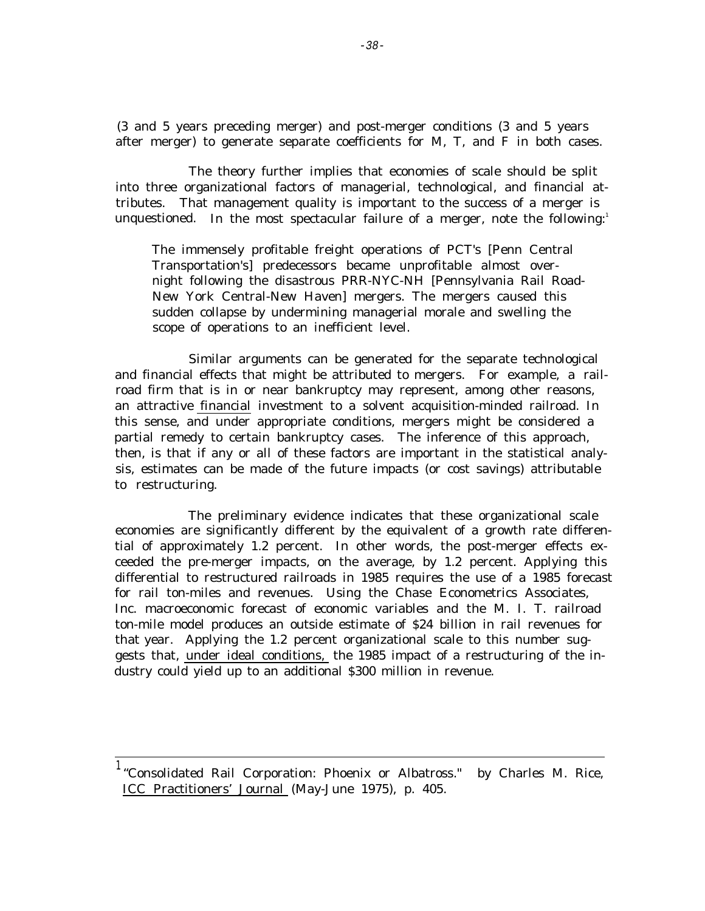(3 and 5 years preceding merger) and post-merger conditions (3 and 5 years after merger) to generate separate coefficients for M, T, and F in both cases.

The theory further implies that economies of scale should be split into three organizational factors of managerial, technological, and financial attributes. That management quality is important to the success of a merger is unquestioned. In the most spectacular failure of a merger, note the following:[1]

> The immensely profitable freight operations of PCT's [Penn Central Transportation's] predecessors became unprofitable almost overnight following the disastrous PRR-NYC-NH [Pennsylvania Rail Road-New York Central-New Haven] mergers. The mergers caused this sudden collapse by undermining managerial morale and swelling the scope of operations to an inefficient level.

Similar arguments can be generated for the separate technological and financial effects that might be attributed to mergers. For example, a railroad firm that is in or near bankruptcy may represent, among other reasons, an attractive financial investment to a solvent acquisition-minded railroad. In this sense, and under appropriate conditions, mergers might be considered a partial remedy to certain bankruptcy cases. The inference of this approach, then, is that if any or all of these factors are important in the statistical analysis, estimates can be made of the future impacts (or cost savings) attributable to restructuring.

The preliminary evidence indicates that these organizational scale economies are significantly different by the equivalent of a growth rate differential of approximately 1.2 percent. In other words, the post-merger effects exceeded the pre-merger impacts, on the average, by 1.2 percent. Applying this differential to restructured railroads in 1985 requires the use of a 1985 forecast for rail ton-miles and revenues. Using the Chase Econometrics Associates, Inc. macroeconomic forecast of economic variables and the M. I. T. railroad ton-mile model produces an outside estimate of $24 billion in rail revenues for that year. Applying the 1.2 percent organizational scale to this number suggests that, under ideal conditions, the 1985 impact of a restructuring of the industry could yield up to an additional $300 million in revenue.

---

[1] "Consolidated Rail Corporation: Phoenix or Albatross." by Charles M. Rice, ICC Practitioners' Journal (May-June 1975), p. 405.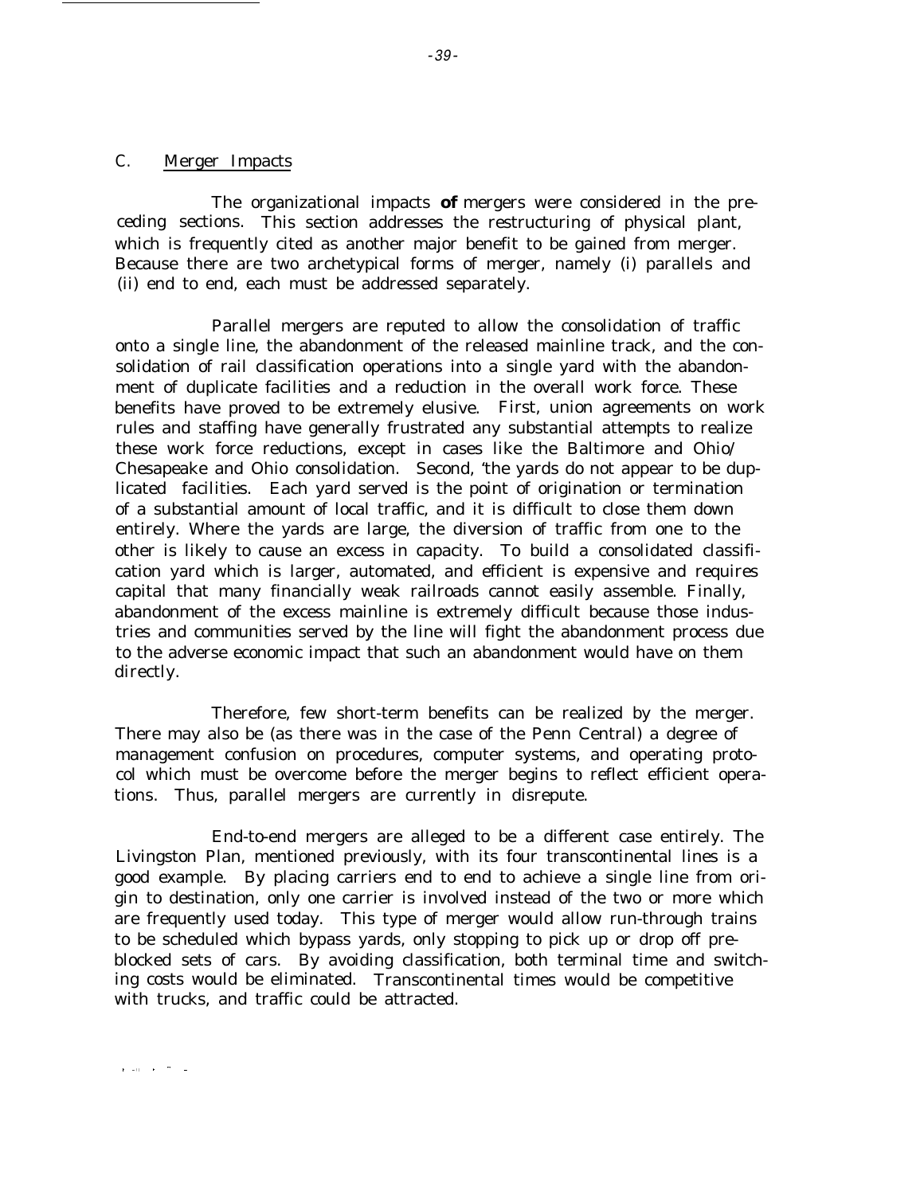## C. Merger Impacts

The organizational impacts **of** mergers were considered in the preceding sections. This section addresses the restructuring of physical plant, which is frequently cited as another major benefit to be gained from merger. Because there are two archetypical forms of merger, namely (i) parallels and (ii) end to end, each must be addressed separately.

Parallel mergers are reputed to allow the consolidation of traffic onto a single line, the abandonment of the released mainline track, and the consolidation of rail classification operations into a single yard with the abandonment of duplicate facilities and a reduction in the overall work force. These benefits have proved to be extremely elusive. First, union agreements on work rules and staffing have generally frustrated any substantial attempts to realize these work force reductions, except in cases like the Baltimore and Ohio/ Chesapeake and Ohio consolidation. Second, 'the yards do not appear to be duplicated facilities. Each yard served is the point of origination or termination of a substantial amount of local traffic, and it is difficult to close them down entirely. Where the yards are large, the diversion of traffic from one to the other is likely to cause an excess in capacity. To build a consolidated classification yard which is larger, automated, and efficient is expensive and requires capital that many financially weak railroads cannot easily assemble. Finally, abandonment of the excess mainline is extremely difficult because those industries and communities served by the line will fight the abandonment process due to the adverse economic impact that such an abandonment would have on them directly.

Therefore, few short-term benefits can be realized by the merger. There may also be (as there was in the case of the Penn Central) a degree of management confusion on procedures, computer systems, and operating protocol which must be overcome before the merger begins to reflect efficient operations. Thus, parallel mergers are currently in disrepute.

End-to-end mergers are alleged to be a different case entirely. The Livingston Plan, mentioned previously, with its four transcontinental lines is a good example. By placing carriers end to end to achieve a single line from origin to destination, only one carrier is involved instead of the two or more which are frequently used today. This type of merger would allow run-through trains to be scheduled which bypass yards, only stopping to pick up or drop off preblocked sets of cars. By avoiding classification, both terminal time and switching costs would be eliminated. Transcontinental times would be competitive with trucks, and traffic could be attracted.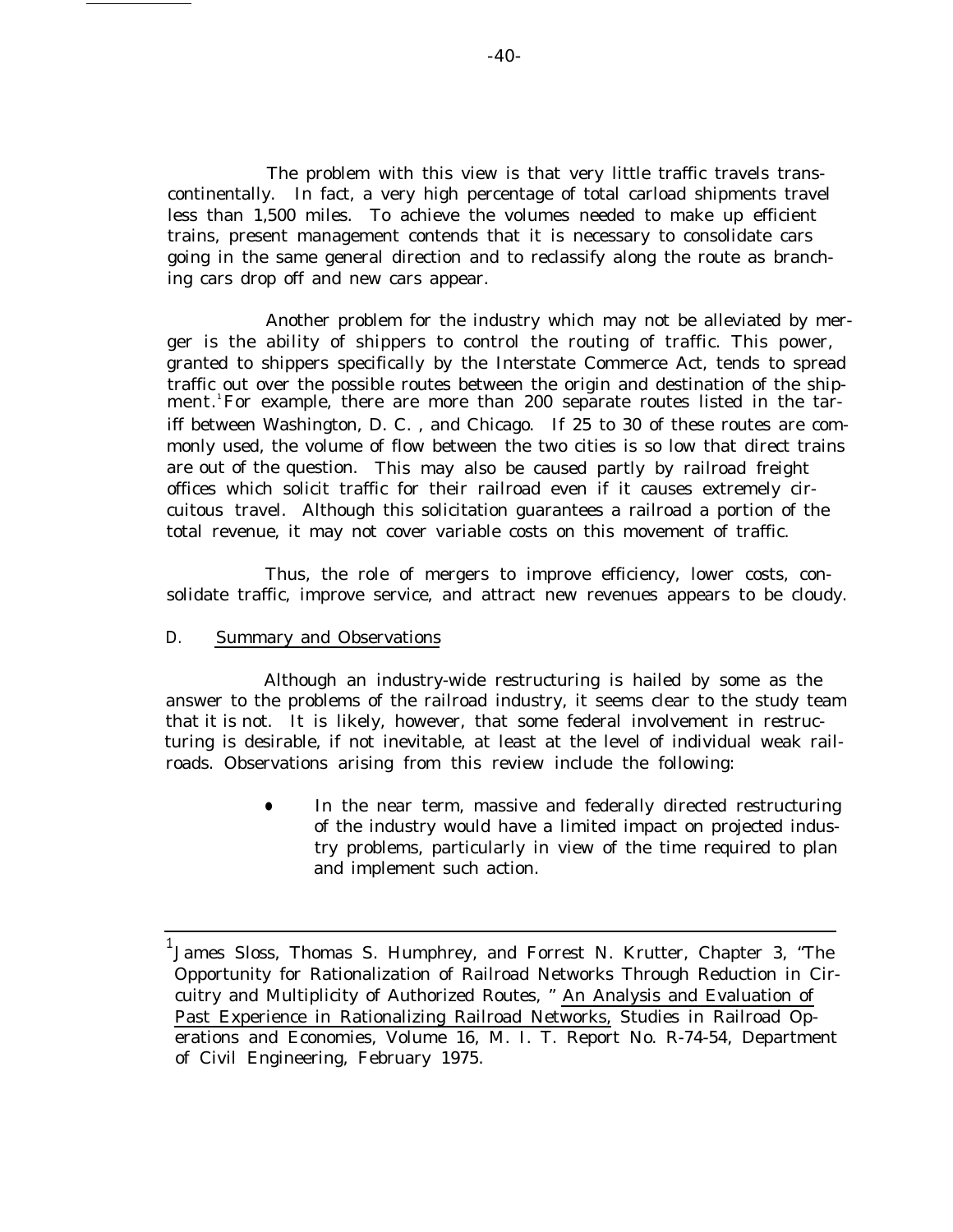The problem with this view is that very little traffic travels transcontinentally. In fact, a very high percentage of total carload shipments travel less than 1,500 miles. To achieve the volumes needed to make up efficient trains, present management contends that it is necessary to consolidate cars going in the same general direction and to reclassify along the route as branching cars drop off and new cars appear.

Another problem for the industry which may not be alleviated by merger is the ability of shippers to control the routing of traffic. This power, granted to shippers specifically by the Interstate Commerce Act, tends to spread traffic out over the possible routes between the origin and destination of the shipment.[1] For example, there are more than 200 separate routes listed in the tariff between Washington, D. C. , and Chicago. If 25 to 30 of these routes are commonly used, the volume of flow between the two cities is so low that direct trains are out of the question. This may also be caused partly by railroad freight offices which solicit traffic for their railroad even if it causes extremely circuitous travel. Although this solicitation guarantees a railroad a portion of the total revenue, it may not cover variable costs on this movement of traffic.

Thus, the role of mergers to improve efficiency, lower costs, consolidate traffic, improve service, and attract new revenues appears to be cloudy.

## D. Summary and Observations

Although an industry-wide restructuring is hailed by some as the answer to the problems of the railroad industry, it seems clear to the study team that it is not. It is likely, however, that some federal involvement in restructuring is desirable, if not inevitable, at least at the level of individual weak railroads. Observations arising from this review include the following:

- In the near term, massive and federally directed restructuring of the industry would have a limited impact on projected industry problems, particularly in view of the time required to plan and implement such action.

---

[1] James Sloss, Thomas S. Humphrey, and Forrest N. Krutter, Chapter 3, "The Opportunity for Rationalization of Railroad Networks Through Reduction in Circuitry and Multiplicity of Authorized Routes, " An Analysis and Evaluation of Past Experience in Rationalizing Railroad Networks, Studies in Railroad Operations and Economies, Volume 16, M. I. T. Report No. R-74-54, Department of Civil Engineering, February 1975.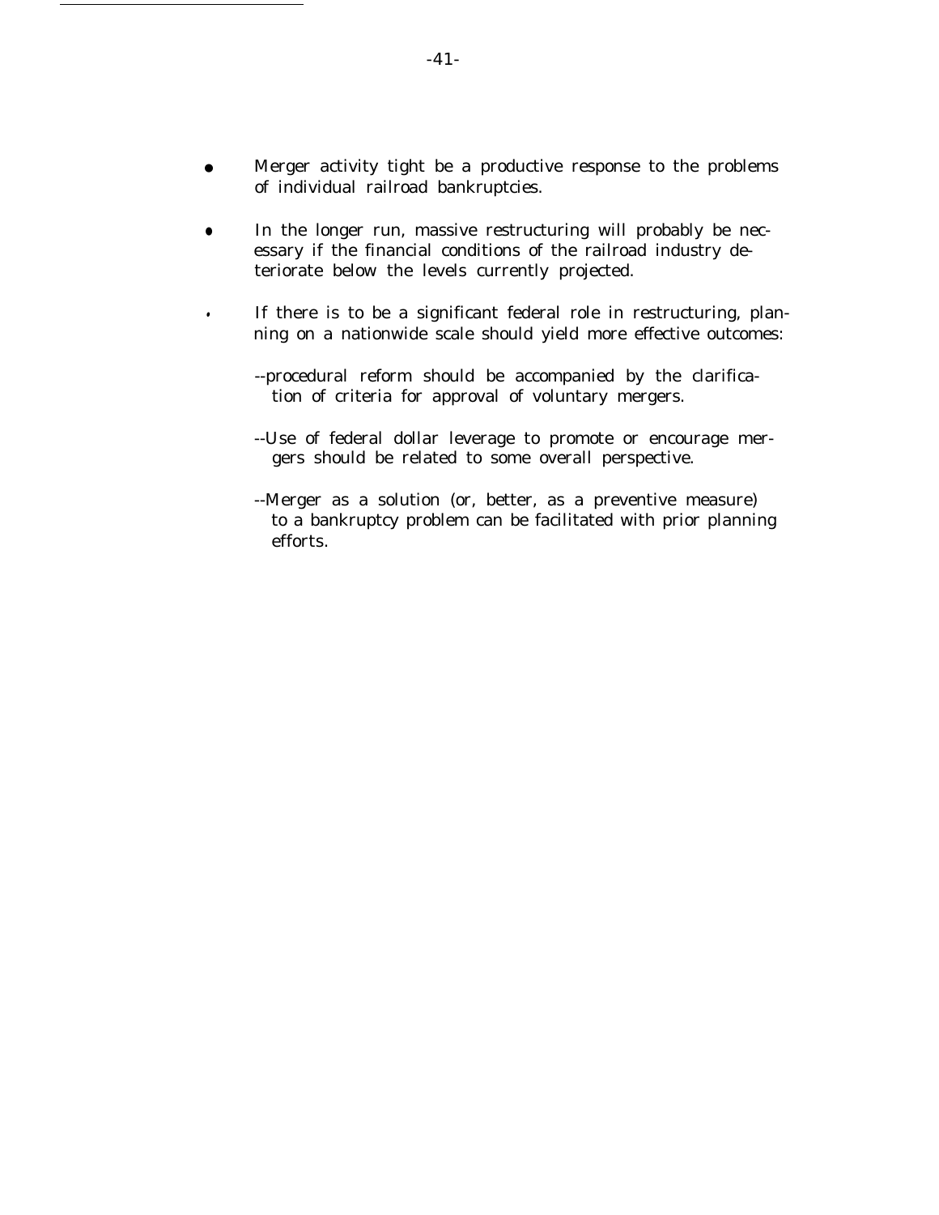- Merger activity tight be a productive response to the problems of individual railroad bankruptcies.
- In the longer run, massive restructuring will probably be necessary if the financial conditions of the railroad industry deteriorate below the levels currently projected.
- If there is to be a significant federal role in restructuring, planning on a nationwide scale should yield more effective outcomes:

  --procedural reform should be accompanied by the clarification of criteria for approval of voluntary mergers.

  --Use of federal dollar leverage to promote or encourage mergers should be related to some overall perspective.

  --Merger as a solution (or, better, as a preventive measure) to a bankruptcy problem can be facilitated with prior planning efforts.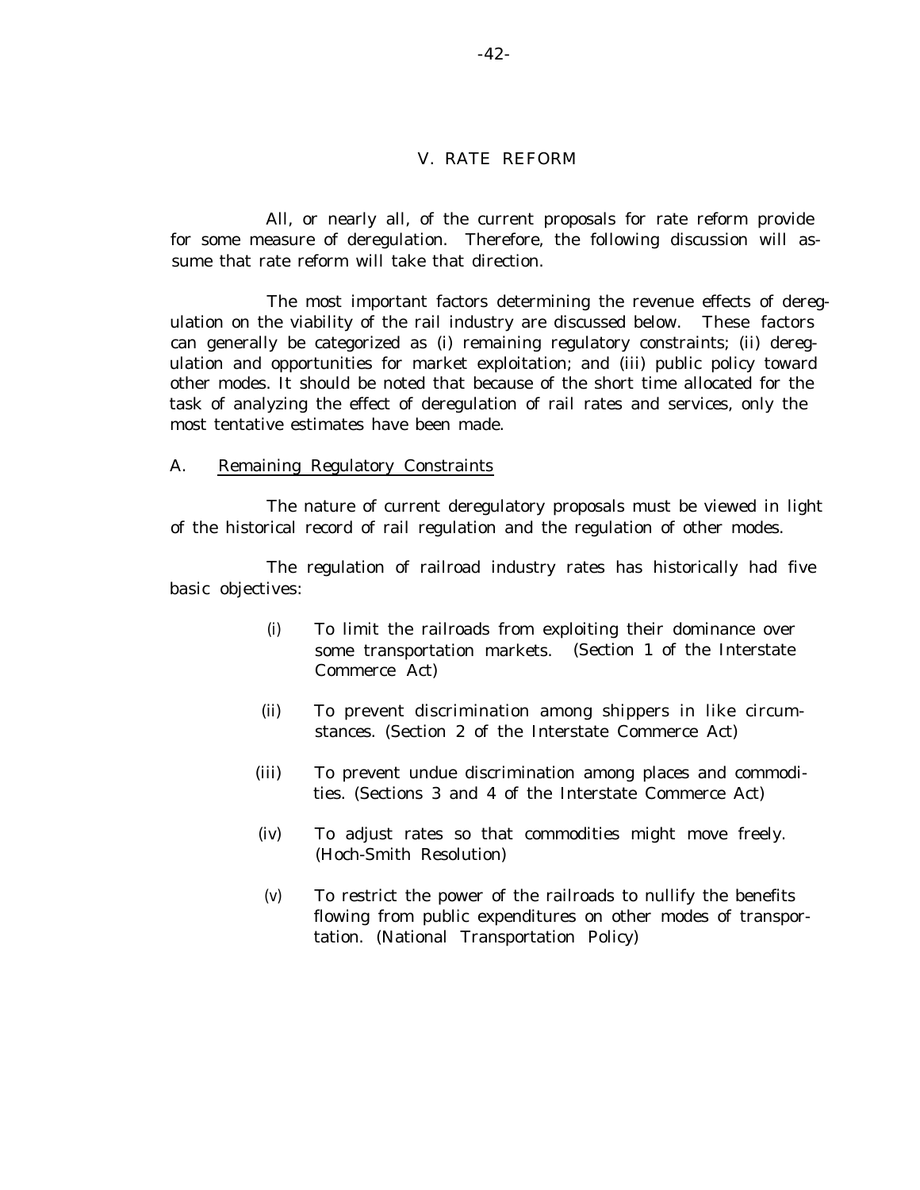## V. RATE REFORM

All, or nearly all, of the current proposals for rate reform provide for some measure of deregulation. Therefore, the following discussion will assume that rate reform will take that direction.

The most important factors determining the revenue effects of deregulation on the viability of the rail industry are discussed below. These factors can generally be categorized as (i) remaining regulatory constraints; (ii) deregulation and opportunities for market exploitation; and (iii) public policy toward other modes. It should be noted that because of the short time allocated for the task of analyzing the effect of deregulation of rail rates and services, only the most tentative estimates have been made.

### A. Remaining Regulatory Constraints

The nature of current deregulatory proposals must be viewed in light of the historical record of rail regulation and the regulation of other modes.

The regulation of railroad industry rates has historically had five basic objectives:

(i) To limit the railroads from exploiting their dominance over some transportation markets. (Section 1 of the Interstate Commerce Act)

(ii) To prevent discrimination among shippers in like circumstances. (Section 2 of the Interstate Commerce Act)

(iii) To prevent undue discrimination among places and commodities. (Sections 3 and 4 of the Interstate Commerce Act)

(iv) To adjust rates so that commodities might move freely. (Hoch-Smith Resolution)

(v) To restrict the power of the railroads to nullify the benefits flowing from public expenditures on other modes of transportation. (National Transportation Policy)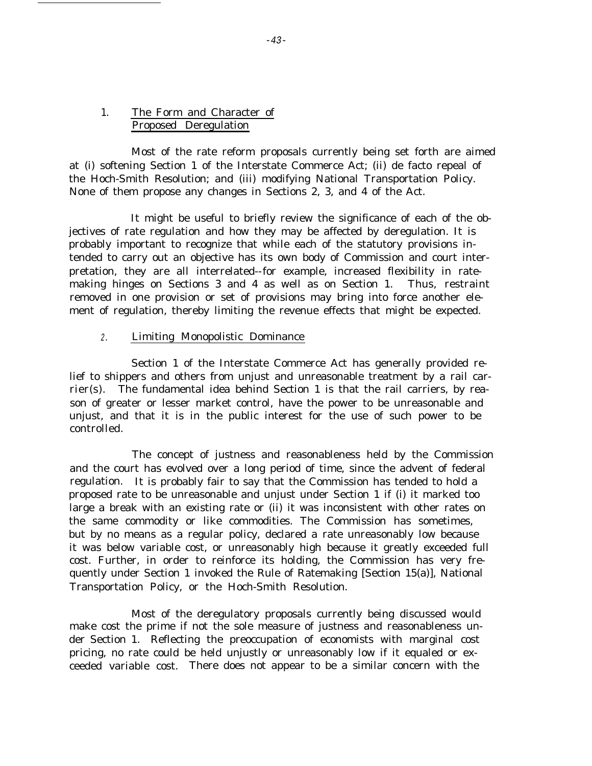### 1. The Form and Character of Proposed Deregulation

Most of the rate reform proposals currently being set forth are aimed at (i) softening Section 1 of the Interstate Commerce Act; (ii) de facto repeal of the Hoch-Smith Resolution; and (iii) modifying National Transportation Policy. None of them propose any changes in Sections 2, 3, and 4 of the Act.

It might be useful to briefly review the significance of each of the objectives of rate regulation and how they may be affected by deregulation. It is probably important to recognize that while each of the statutory provisions intended to carry out an objective has its own body of Commission and court interpretation, they are all interrelated--for example, increased flexibility in ratemaking hinges on Sections 3 and 4 as well as on Section 1. Thus, restraint removed in one provision or set of provisions may bring into force another element of regulation, thereby limiting the revenue effects that might be expected.

### 2. Limiting Monopolistic Dominance

Section 1 of the Interstate Commerce Act has generally provided relief to shippers and others from unjust and unreasonable treatment by a rail carrier(s). The fundamental idea behind Section 1 is that the rail carriers, by reason of greater or lesser market control, have the power to be unreasonable and unjust, and that it is in the public interest for the use of such power to be controlled.

The concept of justness and reasonableness held by the Commission and the court has evolved over a long period of time, since the advent of federal regulation. It is probably fair to say that the Commission has tended to hold a proposed rate to be unreasonable and unjust under Section 1 if (i) it marked too large a break with an existing rate or (ii) it was inconsistent with other rates on the same commodity or like commodities. The Commission has sometimes, but by no means as a regular policy, declared a rate unreasonably low because it was below variable cost, or unreasonably high because it greatly exceeded full cost. Further, in order to reinforce its holding, the Commission has very frequently under Section 1 invoked the Rule of Ratemaking [Section 15(a)], National Transportation Policy, or the Hoch-Smith Resolution.

Most of the deregulatory proposals currently being discussed would make cost the prime if not the sole measure of justness and reasonableness under Section 1. Reflecting the preoccupation of economists with marginal cost pricing, no rate could be held unjustly or unreasonably low if it equaled or exceeded variable cost. There does not appear to be a similar concern with the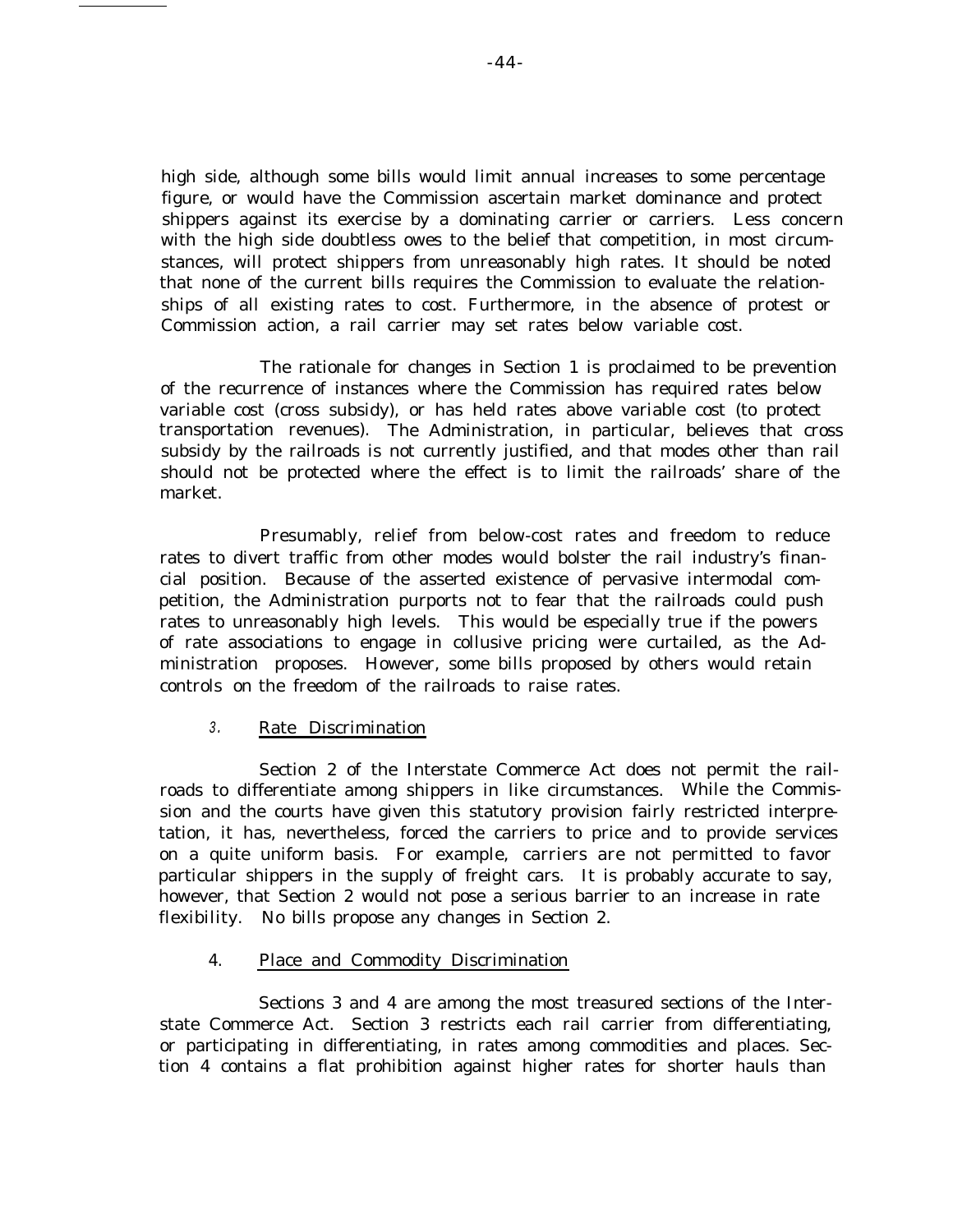high side, although some bills would limit annual increases to some percentage figure, or would have the Commission ascertain market dominance and protect shippers against its exercise by a dominating carrier or carriers. Less concern with the high side doubtless owes to the belief that competition, in most circumstances, will protect shippers from unreasonably high rates. It should be noted that none of the current bills requires the Commission to evaluate the relationships of all existing rates to cost. Furthermore, in the absence of protest or Commission action, a rail carrier may set rates below variable cost.

The rationale for changes in Section 1 is proclaimed to be prevention of the recurrence of instances where the Commission has required rates below variable cost (cross subsidy), or has held rates above variable cost (to protect transportation revenues). The Administration, in particular, believes that cross subsidy by the railroads is not currently justified, and that modes other than rail should not be protected where the effect is to limit the railroads' share of the market.

Presumably, relief from below-cost rates and freedom to reduce rates to divert traffic from other modes would bolster the rail industry's financial position. Because of the asserted existence of pervasive intermodal competition, the Administration purports not to fear that the railroads could push rates to unreasonably high levels. This would be especially true if the powers of rate associations to engage in collusive pricing were curtailed, as the Administration proposes. However, some bills proposed by others would retain controls on the freedom of the railroads to raise rates.

### 3. Rate Discrimination

Section 2 of the Interstate Commerce Act does not permit the railroads to differentiate among shippers in like circumstances. While the Commission and the courts have given this statutory provision fairly restricted interpretation, it has, nevertheless, forced the carriers to price and to provide services on a quite uniform basis. For example, carriers are not permitted to favor particular shippers in the supply of freight cars. It is probably accurate to say, however, that Section 2 would not pose a serious barrier to an increase in rate flexibility. No bills propose any changes in Section 2.

### 4. Place and Commodity Discrimination

Sections 3 and 4 are among the most treasured sections of the Interstate Commerce Act. Section 3 restricts each rail carrier from differentiating, or participating in differentiating, in rates among commodities and places. Section 4 contains a flat prohibition against higher rates for shorter hauls than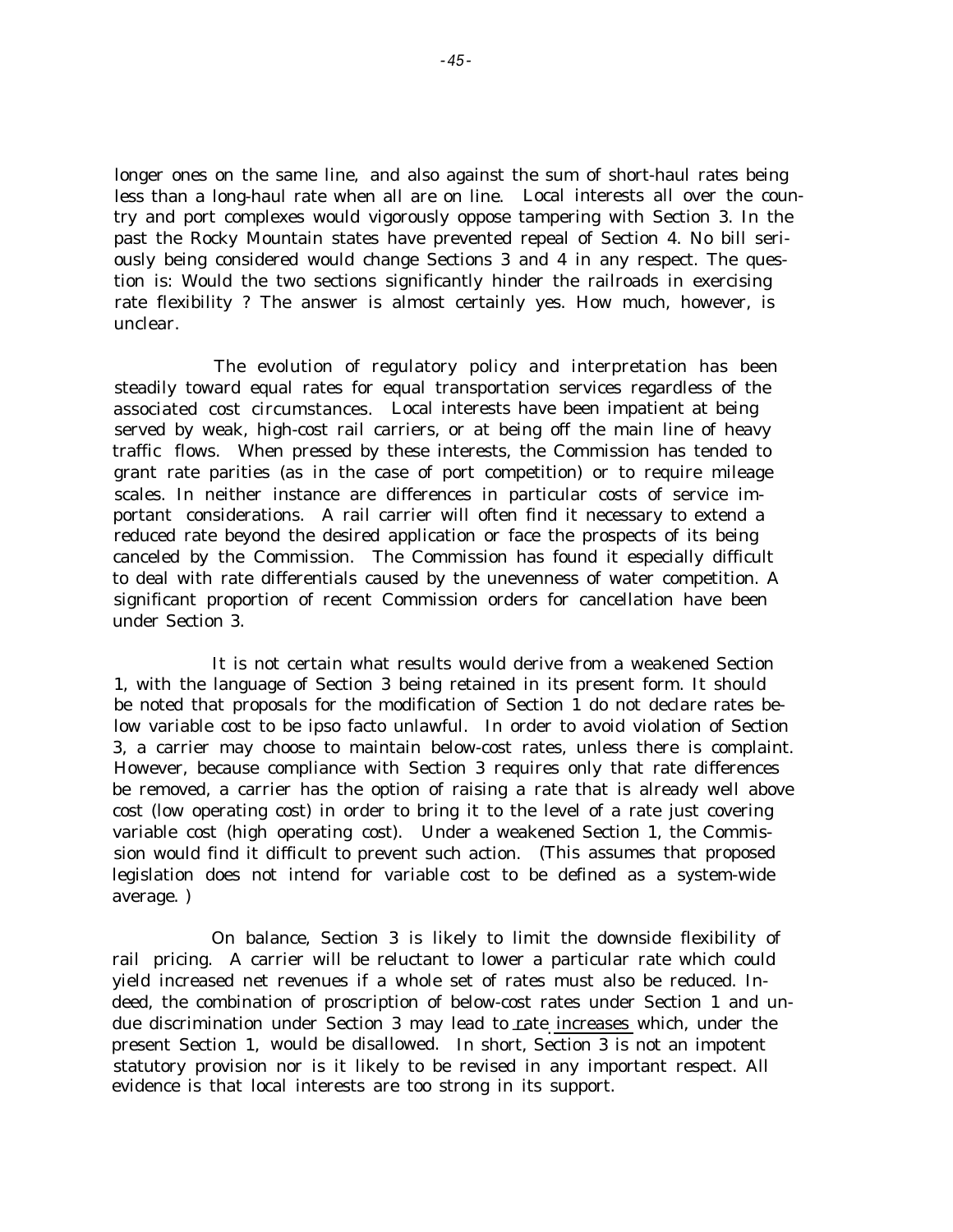longer ones on the same line, and also against the sum of short-haul rates being less than a long-haul rate when all are on line. Local interests all over the country and port complexes would vigorously oppose tampering with Section 3. In the past the Rocky Mountain states have prevented repeal of Section 4. No bill seriously being considered would change Sections 3 and 4 in any respect. The question is: Would the two sections significantly hinder the railroads in exercising rate flexibility ? The answer is almost certainly yes. How much, however, is unclear.

The evolution of regulatory policy and interpretation has been steadily toward equal rates for equal transportation services regardless of the associated cost circumstances. Local interests have been impatient at being served by weak, high-cost rail carriers, or at being off the main line of heavy traffic flows. When pressed by these interests, the Commission has tended to grant rate parities (as in the case of port competition) or to require mileage scales. In neither instance are differences in particular costs of service important considerations. A rail carrier will often find it necessary to extend a reduced rate beyond the desired application or face the prospects of its being canceled by the Commission. The Commission has found it especially difficult to deal with rate differentials caused by the unevenness of water competition. A significant proportion of recent Commission orders for cancellation have been under Section 3.

It is not certain what results would derive from a weakened Section 1, with the language of Section 3 being retained in its present form. It should be noted that proposals for the modification of Section 1 do not declare rates below variable cost to be ipso facto unlawful. In order to avoid violation of Section 3, a carrier may choose to maintain below-cost rates, unless there is complaint. However, because compliance with Section 3 requires only that rate differences be removed, a carrier has the option of raising a rate that is already well above cost (low operating cost) in order to bring it to the level of a rate just covering variable cost (high operating cost). Under a weakened Section 1, the Commission would find it difficult to prevent such action. (This assumes that proposed legislation does not intend for variable cost to be defined as a system-wide average. )

On balance, Section 3 is likely to limit the downside flexibility of rail pricing. A carrier will be reluctant to lower a particular rate which could yield increased net revenues if a whole set of rates must also be reduced. Indeed, the combination of proscription of below-cost rates under Section 1 and undue discrimination under Section 3 may lead to rate increases which, under the present Section 1, would be disallowed. In short, Section 3 is not an impotent statutory provision nor is it likely to be revised in any important respect. All evidence is that local interests are too strong in its support.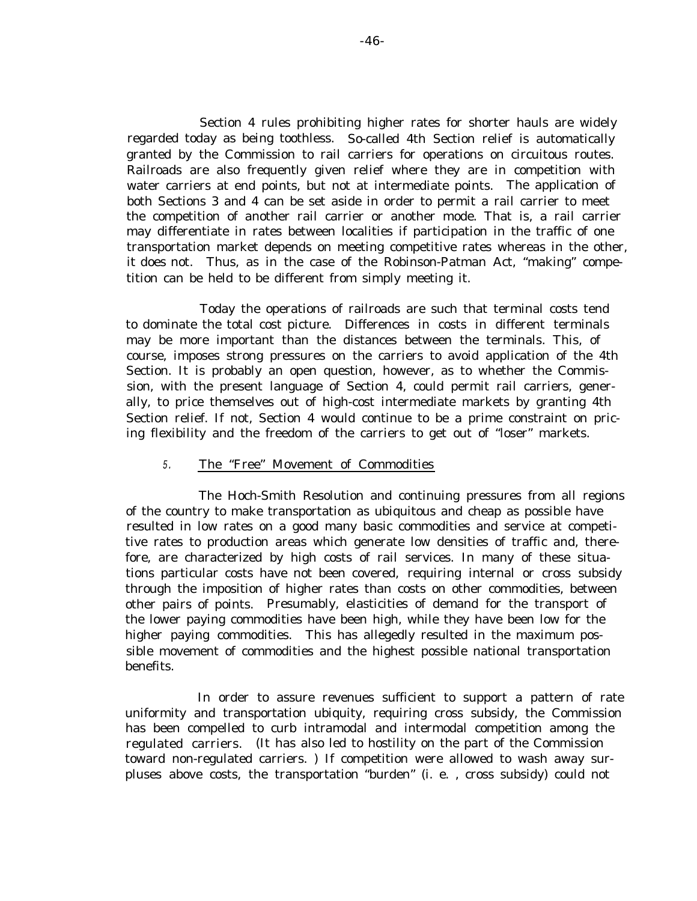Section 4 rules prohibiting higher rates for shorter hauls are widely regarded today as being toothless. So-called 4th Section relief is automatically granted by the Commission to rail carriers for operations on circuitous routes. Railroads are also frequently given relief where they are in competition with water carriers at end points, but not at intermediate points. The application of both Sections 3 and 4 can be set aside in order to permit a rail carrier to meet the competition of another rail carrier or another mode. That is, a rail carrier may differentiate in rates between localities if participation in the traffic of one transportation market depends on meeting competitive rates whereas in the other, it does not. Thus, as in the case of the Robinson-Patman Act, "making" competition can be held to be different from simply meeting it.

Today the operations of railroads are such that terminal costs tend to dominate the total cost picture. Differences in costs in different terminals may be more important than the distances between the terminals. This, of course, imposes strong pressures on the carriers to avoid application of the 4th Section. It is probably an open question, however, as to whether the Commission, with the present language of Section 4, could permit rail carriers, generally, to price themselves out of high-cost intermediate markets by granting 4th Section relief. If not, Section 4 would continue to be a prime constraint on pricing flexibility and the freedom of the carriers to get out of "loser" markets.

### 5. The "Free" Movement of Commodities

The Hoch-Smith Resolution and continuing pressures from all regions of the country to make transportation as ubiquitous and cheap as possible have resulted in low rates on a good many basic commodities and service at competitive rates to production areas which generate low densities of traffic and, therefore, are characterized by high costs of rail services. In many of these situations particular costs have not been covered, requiring internal or cross subsidy through the imposition of higher rates than costs on other commodities, between other pairs of points. Presumably, elasticities of demand for the transport of the lower paying commodities have been high, while they have been low for the higher paying commodities. This has allegedly resulted in the maximum possible movement of commodities and the highest possible national transportation benefits.

In order to assure revenues sufficient to support a pattern of rate uniformity and transportation ubiquity, requiring cross subsidy, the Commission has been compelled to curb intramodal and intermodal competition among the regulated carriers. (It has also led to hostility on the part of the Commission toward non-regulated carriers. ) If competition were allowed to wash away surpluses above costs, the transportation "burden" (i. e. , cross subsidy) could not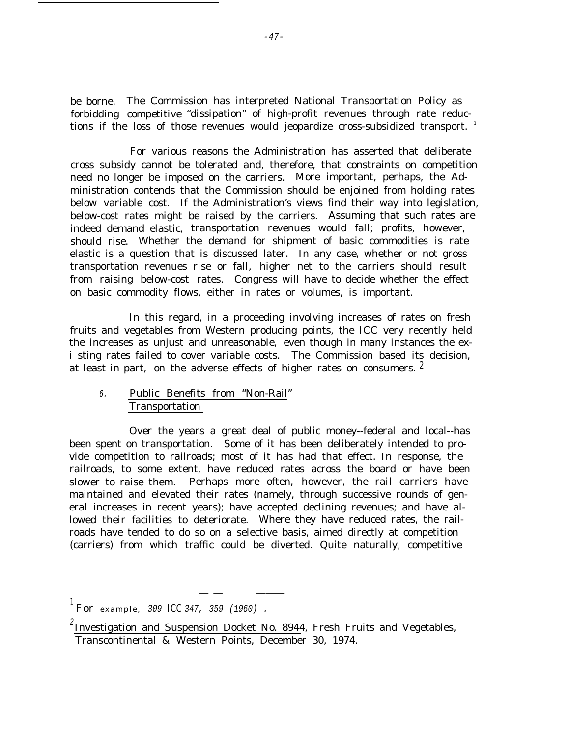be borne. The Commission has interpreted National Transportation Policy as forbidding competitive "dissipation" of high-profit revenues through rate reductions if the loss of those revenues would jeopardize cross-subsidized transport.[1]

For various reasons the Administration has asserted that deliberate cross subsidy cannot be tolerated and, therefore, that constraints on competition need no longer be imposed on the carriers. More important, perhaps, the Administration contends that the Commission should be enjoined from holding rates below variable cost. If the Administration's views find their way into legislation, below-cost rates might be raised by the carriers. Assuming that such rates are indeed demand elastic, transportation revenues would fall; profits, however, should rise. Whether the demand for shipment of basic commodities is rate elastic is a question that is discussed later. In any case, whether or not gross transportation revenues rise or fall, higher net to the carriers should result from raising below-cost rates. Congress will have to decide whether the effect on basic commodity flows, either in rates or volumes, is important.

In this regard, in a proceeding involving increases of rates on fresh fruits and vegetables from Western producing points, the ICC very recently held the increases as unjust and unreasonable, even though in many instances the existing rates failed to cover variable costs. The Commission based its decision, at least in part, on the adverse effects of higher rates on consumers.[2]

### 6. Public Benefits from "Non-Rail" Transportation

Over the years a great deal of public money--federal and local--has been spent on transportation. Some of it has been deliberately intended to provide competition to railroads; most of it has had that effect. In response, the railroads, to some extent, have reduced rates across the board or have been slower to raise them. Perhaps more often, however, the rail carriers have maintained and elevated their rates (namely, through successive rounds of general increases in recent years); have accepted declining revenues; and have allowed their facilities to deteriorate. Where they have reduced rates, the railroads have tended to do so on a selective basis, aimed directly at competition (carriers) from which traffic could be diverted. Quite naturally, competitive

---

[1] For example, *309 ICC 347, 359 (1960)*.

[2] Investigation and Suspension Docket No. 8944, Fresh Fruits and Vegetables, Transcontinental & Western Points, December 30, 1974.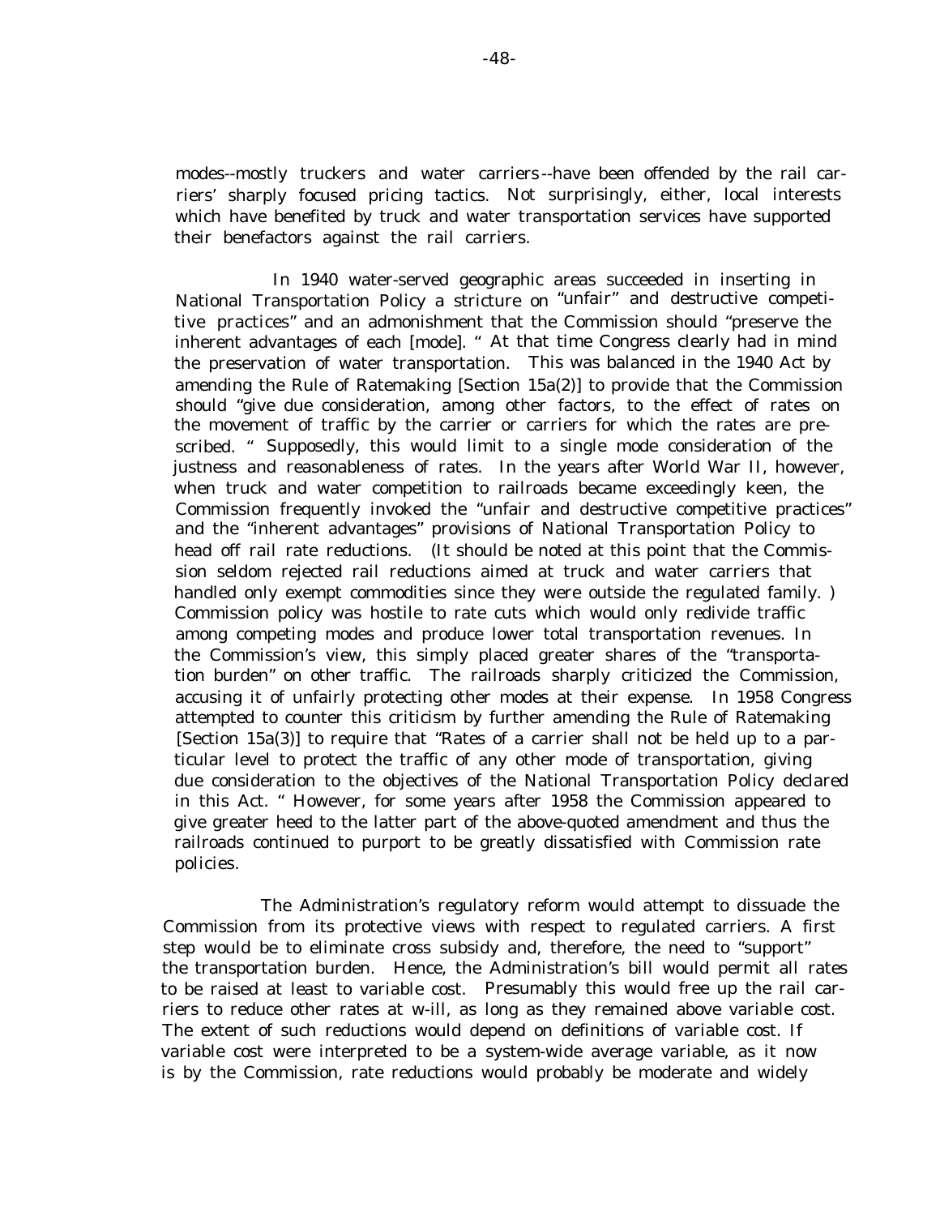modes--mostly truckers and water carriers--have been offended by the rail carriers' sharply focused pricing tactics. Not surprisingly, either, local interests which have benefited by truck and water transportation services have supported their benefactors against the rail carriers.

In 1940 water-served geographic areas succeeded in inserting in National Transportation Policy a stricture on "unfair" and destructive competitive practices" and an admonishment that the Commission should "preserve the inherent advantages of each [mode]. " At that time Congress clearly had in mind the preservation of water transportation. This was balanced in the 1940 Act by amending the Rule of Ratemaking [Section 15a(2)] to provide that the Commission should "give due consideration, among other factors, to the effect of rates on the movement of traffic by the carrier or carriers for which the rates are prescribed. " Supposedly, this would limit to a single mode consideration of the justness and reasonableness of rates. In the years after World War II, however, when truck and water competition to railroads became exceedingly keen, the Commission frequently invoked the "unfair and destructive competitive practices" and the "inherent advantages" provisions of National Transportation Policy to head off rail rate reductions. (It should be noted at this point that the Commission seldom rejected rail reductions aimed at truck and water carriers that handled only exempt commodities since they were outside the regulated family. ) Commission policy was hostile to rate cuts which would only redivide traffic among competing modes and produce lower total transportation revenues. In the Commission's view, this simply placed greater shares of the "transportation burden" on other traffic. The railroads sharply criticized the Commission, accusing it of unfairly protecting other modes at their expense. In 1958 Congress attempted to counter this criticism by further amending the Rule of Ratemaking [Section 15a(3)] to require that "Rates of a carrier shall not be held up to a particular level to protect the traffic of any other mode of transportation, giving due consideration to the objectives of the National Transportation Policy declared in this Act. " However, for some years after 1958 the Commission appeared to give greater heed to the latter part of the above-quoted amendment and thus the railroads continued to purport to be greatly dissatisfied with Commission rate policies.

The Administration's regulatory reform would attempt to dissuade the Commission from its protective views with respect to regulated carriers. A first step would be to eliminate cross subsidy and, therefore, the need to "support" the transportation burden. Hence, the Administration's bill would permit all rates to be raised at least to variable cost. Presumably this would free up the rail carriers to reduce other rates at w-ill, as long as they remained above variable cost. The extent of such reductions would depend on definitions of variable cost. If variable cost were interpreted to be a system-wide average variable, as it now is by the Commission, rate reductions would probably be moderate and widely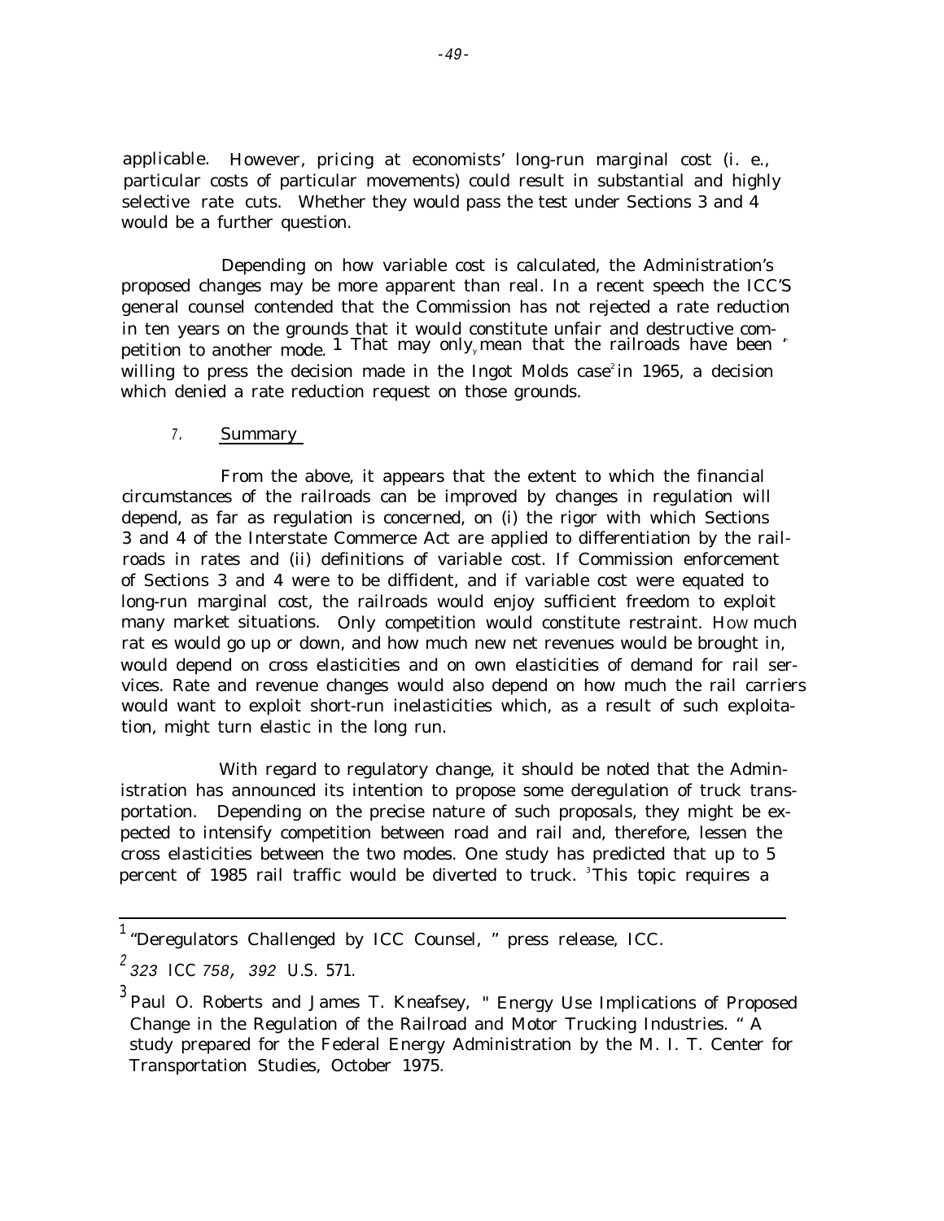applicable. However, pricing at economists' long-run marginal cost (i. e., particular costs of particular movements) could result in substantial and highly selective rate cuts. Whether they would pass the test under Sections 3 and 4 would be a further question.

Depending on how variable cost is calculated, the Administration's proposed changes may be more apparent than real. In a recent speech the ICC'S general counsel contended that the Commission has not rejected a rate reduction in ten years on the grounds that it would constitute unfair and destructive competition to another mode.[1] That may only mean that the railroads have been willing to press the decision made in the Ingot Molds case[2] in 1965, a decision which denied a rate reduction request on those grounds.

## 7. Summary

From the above, it appears that the extent to which the financial circumstances of the railroads can be improved by changes in regulation will depend, as far as regulation is concerned, on (i) the rigor with which Sections 3 and 4 of the Interstate Commerce Act are applied to differentiation by the railroads in rates and (ii) definitions of variable cost. If Commission enforcement of Sections 3 and 4 were to be diffident, and if variable cost were equated to long-run marginal cost, the railroads would enjoy sufficient freedom to exploit many market situations. Only competition would constitute restraint. How much rates would go up or down, and how much new net revenues would be brought in, would depend on cross elasticities and on own elasticities of demand for rail services. Rate and revenue changes would also depend on how much the rail carriers would want to exploit short-run inelasticities which, as a result of such exploitation, might turn elastic in the long run.

With regard to regulatory change, it should be noted that the Administration has announced its intention to propose some deregulation of truck transportation. Depending on the precise nature of such proposals, they might be expected to intensify competition between road and rail and, therefore, lessen the cross elasticities between the two modes. One study has predicted that up to 5 percent of 1985 rail traffic would be diverted to truck.[3] This topic requires a

---

[1] "Deregulators Challenged by ICC Counsel, " press release, ICC.

[2] 323 ICC 758, 392 U.S. 571.

[3] Paul O. Roberts and James T. Kneafsey, " Energy Use Implications of Proposed Change in the Regulation of the Railroad and Motor Trucking Industries. " A study prepared for the Federal Energy Administration by the M. I. T. Center for Transportation Studies, October 1975.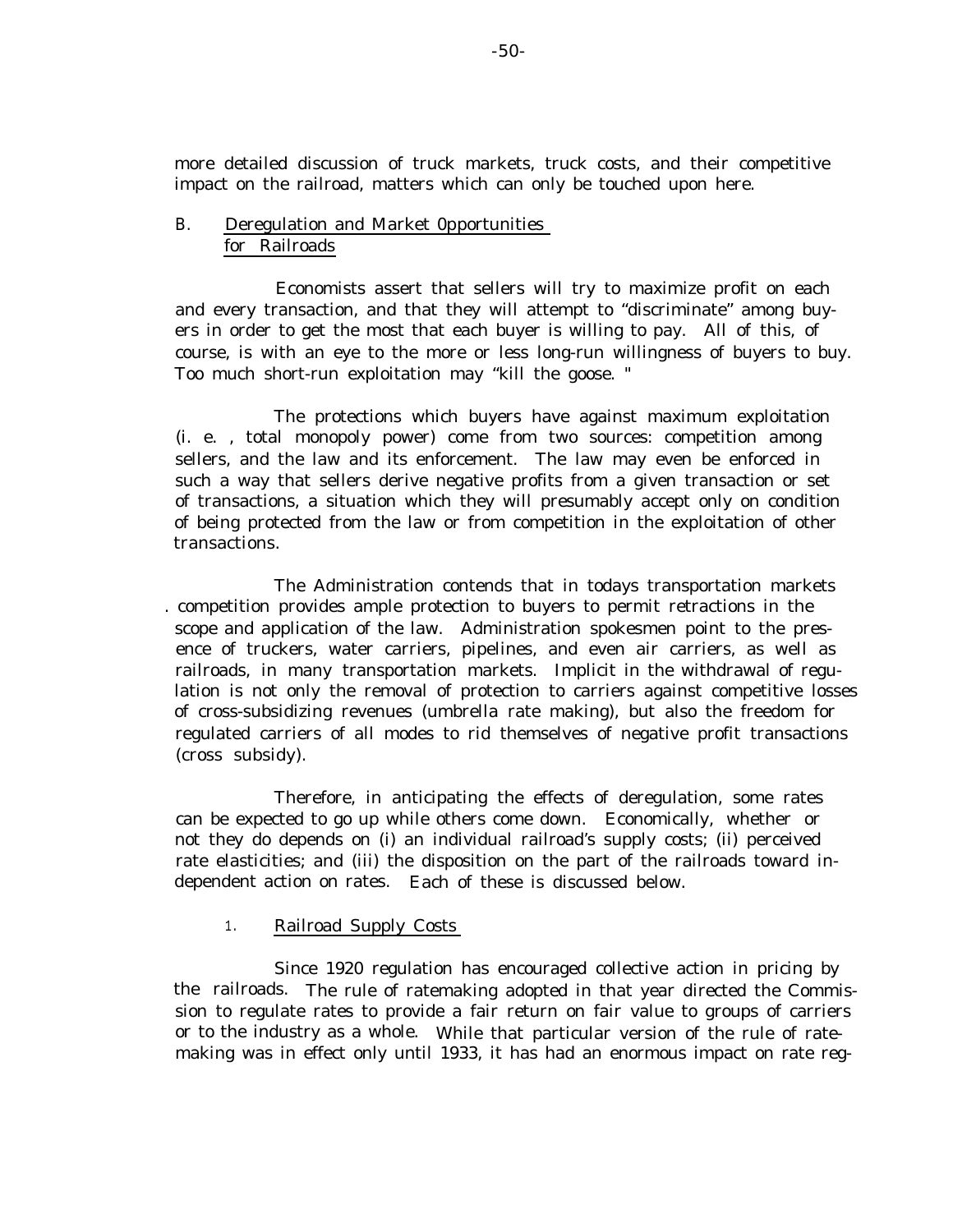more detailed discussion of truck markets, truck costs, and their competitive impact on the railroad, matters which can only be touched upon here.

## B. Deregulation and Market Opportunities for Railroads

Economists assert that sellers will try to maximize profit on each and every transaction, and that they will attempt to "discriminate" among buyers in order to get the most that each buyer is willing to pay. All of this, of course, is with an eye to the more or less long-run willingness of buyers to buy. Too much short-run exploitation may "kill the goose."

The protections which buyers have against maximum exploitation (i. e., total monopoly power) come from two sources: competition among sellers, and the law and its enforcement. The law may even be enforced in such a way that sellers derive negative profits from a given transaction or set of transactions, a situation which they will presumably accept only on condition of being protected from the law or from competition in the exploitation of other transactions.

The Administration contends that in todays transportation markets competition provides ample protection to buyers to permit retractions in the scope and application of the law. Administration spokesmen point to the presence of truckers, water carriers, pipelines, and even air carriers, as well as railroads, in many transportation markets. Implicit in the withdrawal of regulation is not only the removal of protection to carriers against competitive losses of cross-subsidizing revenues (umbrella rate making), but also the freedom for regulated carriers of all modes to rid themselves of negative profit transactions (cross subsidy).

Therefore, in anticipating the effects of deregulation, some rates can be expected to go up while others come down. Economically, whether or not they do depends on (i) an individual railroad's supply costs; (ii) perceived rate elasticities; and (iii) the disposition on the part of the railroads toward independent action on rates. Each of these is discussed below.

### 1. Railroad Supply Costs

Since 1920 regulation has encouraged collective action in pricing by the railroads. The rule of ratemaking adopted in that year directed the Commission to regulate rates to provide a fair return on fair value to groups of carriers or to the industry as a whole. While that particular version of the rule of ratemaking was in effect only until 1933, it has had an enormous impact on rate reg-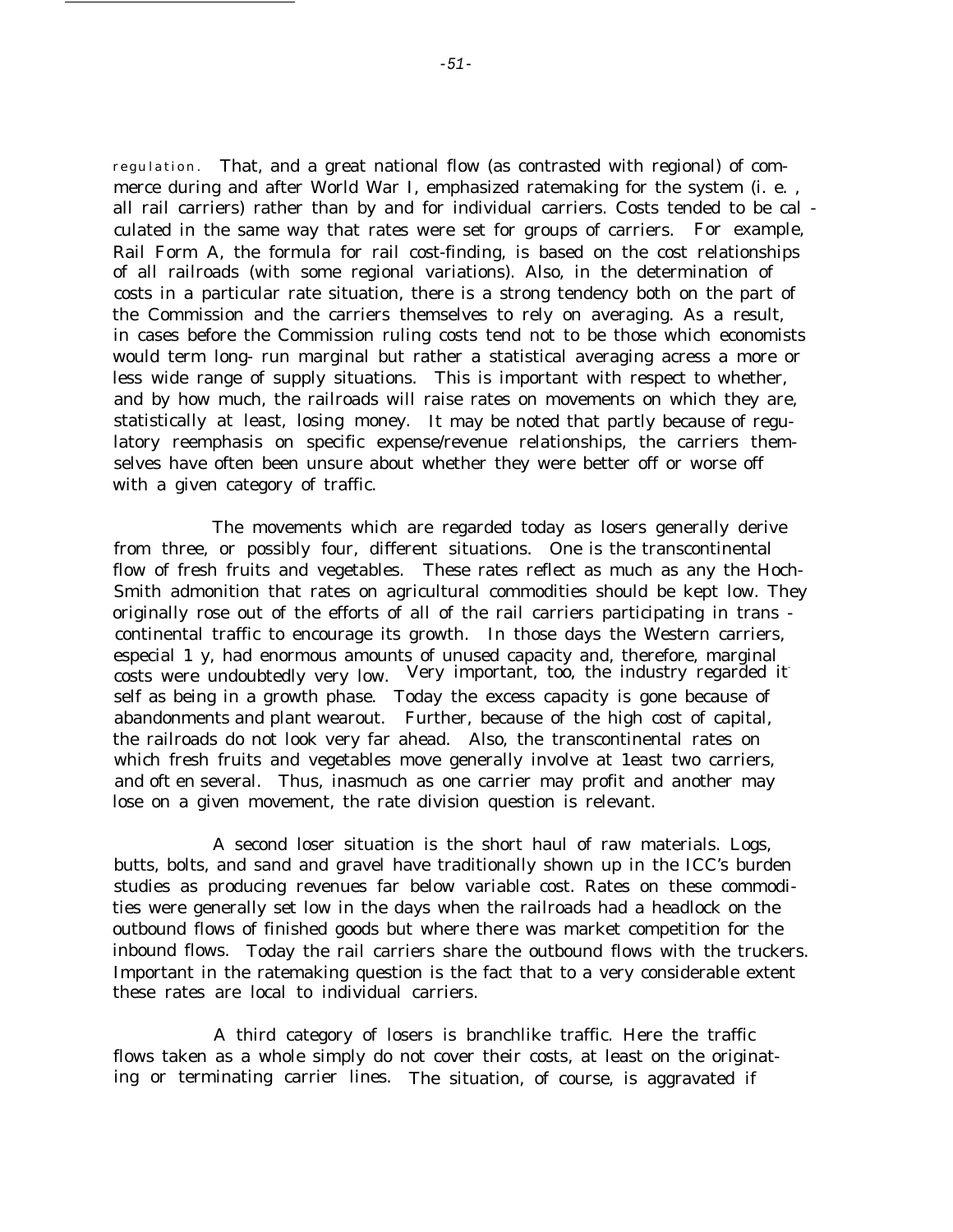regulation. That, and a great national flow (as contrasted with regional) of commerce during and after World War I, emphasized ratemaking for the system (i. e., all rail carriers) rather than by and for individual carriers. Costs tended to be calculated in the same way that rates were set for groups of carriers. For example, Rail Form A, the formula for rail cost-finding, is based on the cost relationships of all railroads (with some regional variations). Also, in the determination of costs in a particular rate situation, there is a strong tendency both on the part of the Commission and the carriers themselves to rely on averaging. As a result, in cases before the Commission ruling costs tend not to be those which economists would term long-run marginal but rather a statistical averaging acress a more or less wide range of supply situations. This is important with respect to whether, and by how much, the railroads will raise rates on movements on which they are, statistically at least, losing money. It may be noted that partly because of regulatory reemphasis on specific expense/revenue relationships, the carriers themselves have often been unsure about whether they were better off or worse off with a given category of traffic.

The movements which are regarded today as losers generally derive from three, or possibly four, different situations. One is the transcontinental flow of fresh fruits and vegetables. These rates reflect as much as any the Hoch-Smith admonition that rates on agricultural commodities should be kept low. They originally rose out of the efforts of all of the rail carriers participating in transcontinental traffic to encourage its growth. In those days the Western carriers, especially, had enormous amounts of unused capacity and, therefore, marginal costs were undoubtedly very low. Very important, too, the industry regarded itself as being in a growth phase. Today the excess capacity is gone because of abandonments and plant wearout. Further, because of the high cost of capital, the railroads do not look very far ahead. Also, the transcontinental rates on which fresh fruits and vegetables move generally involve at least two carriers, and often several. Thus, inasmuch as one carrier may profit and another may lose on a given movement, the rate division question is relevant.

A second loser situation is the short haul of raw materials. Logs, butts, bolts, and sand and gravel have traditionally shown up in the ICC's burden studies as producing revenues far below variable cost. Rates on these commodities were generally set low in the days when the railroads had a headlock on the outbound flows of finished goods but where there was market competition for the inbound flows. Today the rail carriers share the outbound flows with the truckers. Important in the ratemaking question is the fact that to a very considerable extent these rates are local to individual carriers.

A third category of losers is branchlike traffic. Here the traffic flows taken as a whole simply do not cover their costs, at least on the originating or terminating carrier lines. The situation, of course, is aggravated if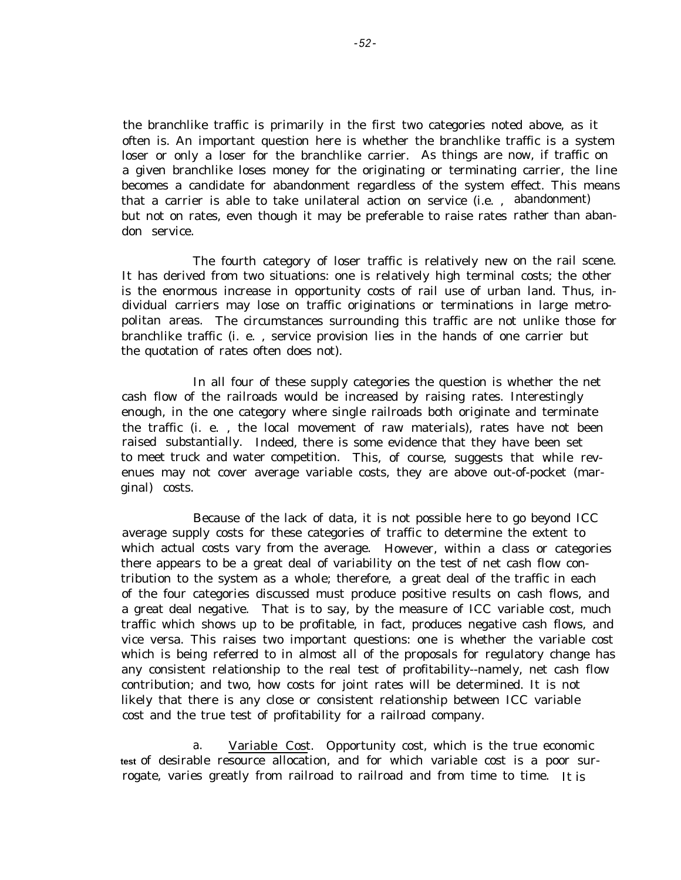the branchlike traffic is primarily in the first two categories noted above, as it often is. An important question here is whether the branchlike traffic is a system loser or only a loser for the branchlike carrier. As things are now, if traffic on a given branchlike loses money for the originating or terminating carrier, the line becomes a candidate for abandonment regardless of the system effect. This means that a carrier is able to take unilateral action on service (i.e. , abandonment) but not on rates, even though it may be preferable to raise rates rather than abandon service.

The fourth category of loser traffic is relatively new on the rail scene. It has derived from two situations: one is relatively high terminal costs; the other is the enormous increase in opportunity costs of rail use of urban land. Thus, individual carriers may lose on traffic originations or terminations in large metropolitan areas. The circumstances surrounding this traffic are not unlike those for branchlike traffic (i. e. , service provision lies in the hands of one carrier but the quotation of rates often does not).

In all four of these supply categories the question is whether the net cash flow of the railroads would be increased by raising rates. Interestingly enough, in the one category where single railroads both originate and terminate the traffic (i. e. , the local movement of raw materials), rates have not been raised substantially. Indeed, there is some evidence that they have been set to meet truck and water competition. This, of course, suggests that while revenues may not cover average variable costs, they are above out-of-pocket (marginal) costs.

Because of the lack of data, it is not possible here to go beyond ICC average supply costs for these categories of traffic to determine the extent to which actual costs vary from the average. However, within a class or categories there appears to be a great deal of variability on the test of net cash flow contribution to the system as a whole; therefore, a great deal of the traffic in each of the four categories discussed must produce positive results on cash flows, and a great deal negative. That is to say, by the measure of ICC variable cost, much traffic which shows up to be profitable, in fact, produces negative cash flows, and vice versa. This raises two important questions: one is whether the variable cost which is being referred to in almost all of the proposals for regulatory change has any consistent relationship to the real test of profitability--namely, net cash flow contribution; and two, how costs for joint rates will be determined. It is not likely that there is any close or consistent relationship between ICC variable cost and the true test of profitability for a railroad company.

a. Variable Cost. Opportunity cost, which is the true economic test of desirable resource allocation, and for which variable cost is a poor surrogate, varies greatly from railroad to railroad and from time to time. It is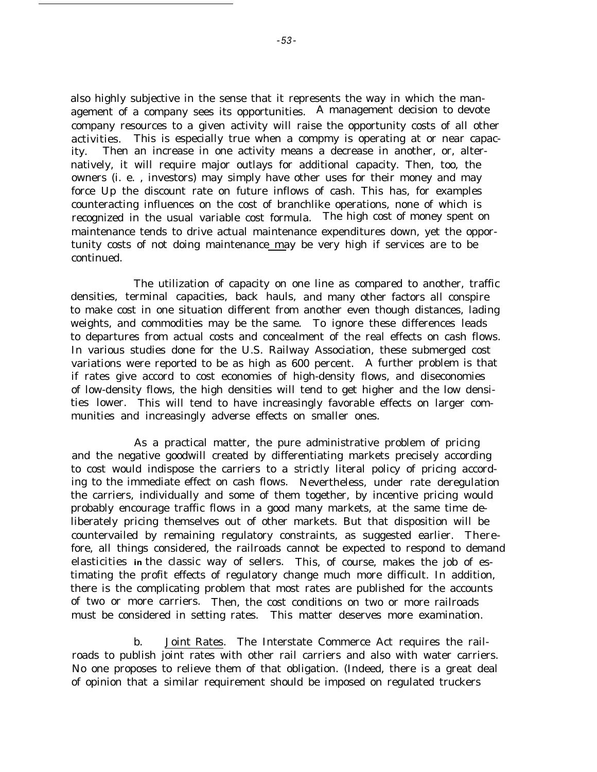also highly subjective in the sense that it represents the way in which the management of a company sees its opportunities. A management decision to devote company resources to a given activity will raise the opportunity costs of all other activities. This is especially true when a compmy is operating at or near capacity. Then an increase in one activity means a decrease in another, or, alternatively, it will require major outlays for additional capacity. Then, too, the owners (i. e. , investors) may simply have other uses for their money and may force Up the discount rate on future inflows of cash. This has, for examples counteracting influences on the cost of branchlike operations, none of which is recognized in the usual variable cost formula. The high cost of money spent on maintenance tends to drive actual maintenance expenditures down, yet the opportunity costs of not doing maintenance may be very high if services are to be continued.

The utilization of capacity on one line as compared to another, traffic densities, terminal capacities, back hauls, and many other factors all conspire to make cost in one situation different from another even though distances, lading weights, and commodities may be the same. To ignore these differences leads to departures from actual costs and concealment of the real effects on cash flows. In various studies done for the U.S. Railway Association, these submerged cost variations were reported to be as high as 600 percent. A further problem is that if rates give accord to cost economies of high-density flows, and diseconomies of low-density flows, the high densities will tend to get higher and the low densities lower. This will tend to have increasingly favorable effects on larger communities and increasingly adverse effects on smaller ones.

As a practical matter, the pure administrative problem of pricing and the negative goodwill created by differentiating markets precisely according to cost would indispose the carriers to a strictly literal policy of pricing according to the immediate effect on cash flows. Nevertheless, under rate deregulation the carriers, individually and some of them together, by incentive pricing would probably encourage traffic flows in a good many markets, at the same time deliberately pricing themselves out of other markets. But that disposition will be countervailed by remaining regulatory constraints, as suggested earlier. Therefore, all things considered, the railroads cannot be expected to respond to demand elasticities in the classic way of sellers. This, of course, makes the job of estimating the profit effects of regulatory change much more difficult. In addition, there is the complicating problem that most rates are published for the accounts of two or more carriers. Then, the cost conditions on two or more railroads must be considered in setting rates. This matter deserves more examination.

b. Joint Rates. The Interstate Commerce Act requires the railroads to publish joint rates with other rail carriers and also with water carriers. No one proposes to relieve them of that obligation. (Indeed, there is a great deal of opinion that a similar requirement should be imposed on regulated truckers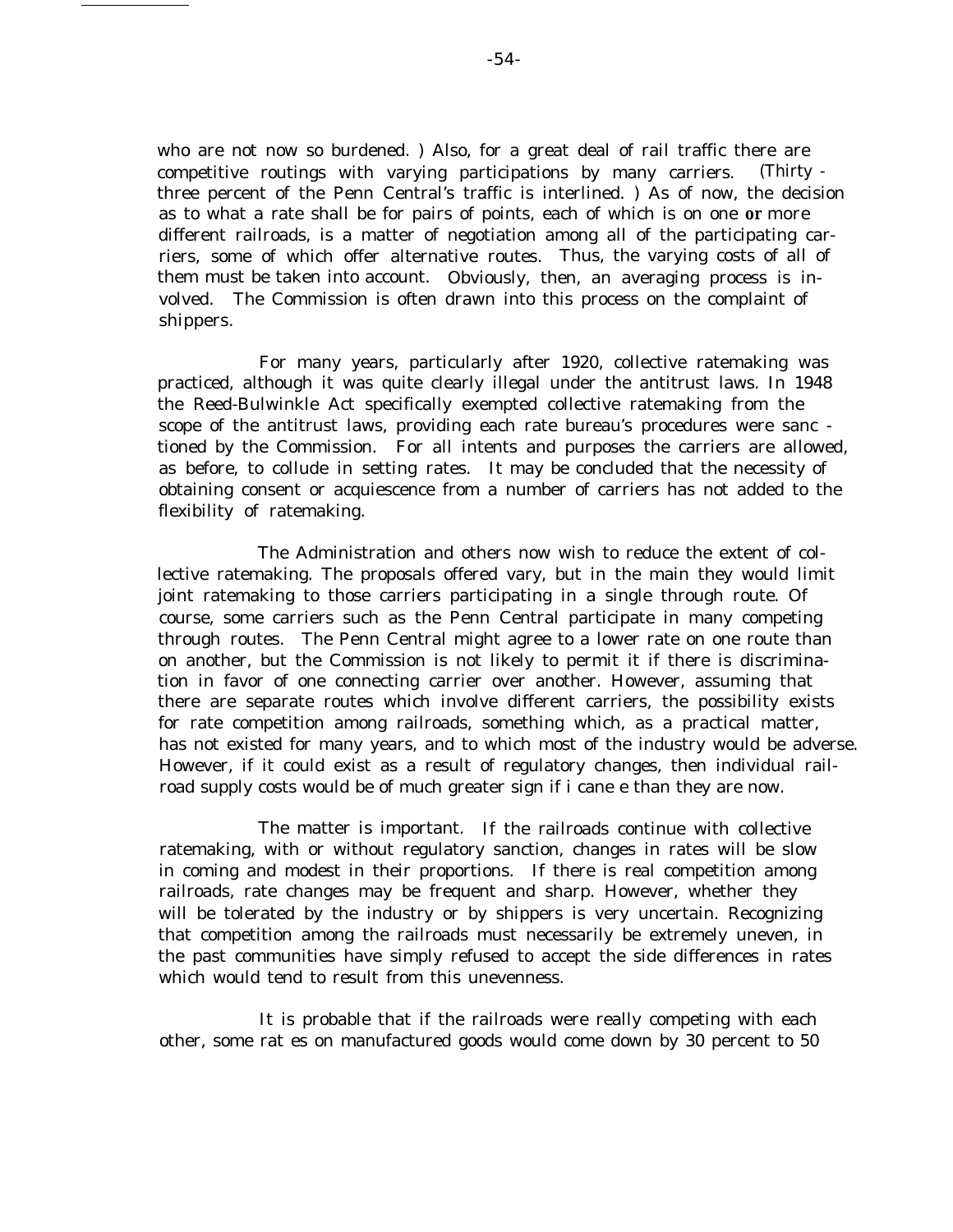who are not now so burdened. ) Also, for a great deal of rail traffic there are competitive routings with varying participations by many carriers. (Thirty-three percent of the Penn Central's traffic is interlined. ) As of now, the decision as to what a rate shall be for pairs of points, each of which is on one or more different railroads, is a matter of negotiation among all of the participating carriers, some of which offer alternative routes. Thus, the varying costs of all of them must be taken into account. Obviously, then, an averaging process is involved. The Commission is often drawn into this process on the complaint of shippers.

For many years, particularly after 1920, collective ratemaking was practiced, although it was quite clearly illegal under the antitrust laws. In 1948 the Reed-Bulwinkle Act specifically exempted collective ratemaking from the scope of the antitrust laws, providing each rate bureau's procedures were sanctioned by the Commission. For all intents and purposes the carriers are allowed, as before, to collude in setting rates. It may be concluded that the necessity of obtaining consent or acquiescence from a number of carriers has not added to the flexibility of ratemaking.

The Administration and others now wish to reduce the extent of collective ratemaking. The proposals offered vary, but in the main they would limit joint ratemaking to those carriers participating in a single through route. Of course, some carriers such as the Penn Central participate in many competing through routes. The Penn Central might agree to a lower rate on one route than on another, but the Commission is not likely to permit it if there is discrimination in favor of one connecting carrier over another. However, assuming that there are separate routes which involve different carriers, the possibility exists for rate competition among railroads, something which, as a practical matter, has not existed for many years, and to which most of the industry would be adverse. However, if it could exist as a result of regulatory changes, then individual railroad supply costs would be of much greater significance than they are now.

The matter is important. If the railroads continue with collective ratemaking, with or without regulatory sanction, changes in rates will be slow in coming and modest in their proportions. If there is real competition among railroads, rate changes may be frequent and sharp. However, whether they will be tolerated by the industry or by shippers is very uncertain. Recognizing that competition among the railroads must necessarily be extremely uneven, in the past communities have simply refused to accept the side differences in rates which would tend to result from this unevenness.

It is probable that if the railroads were really competing with each other, some rates on manufactured goods would come down by 30 percent to 50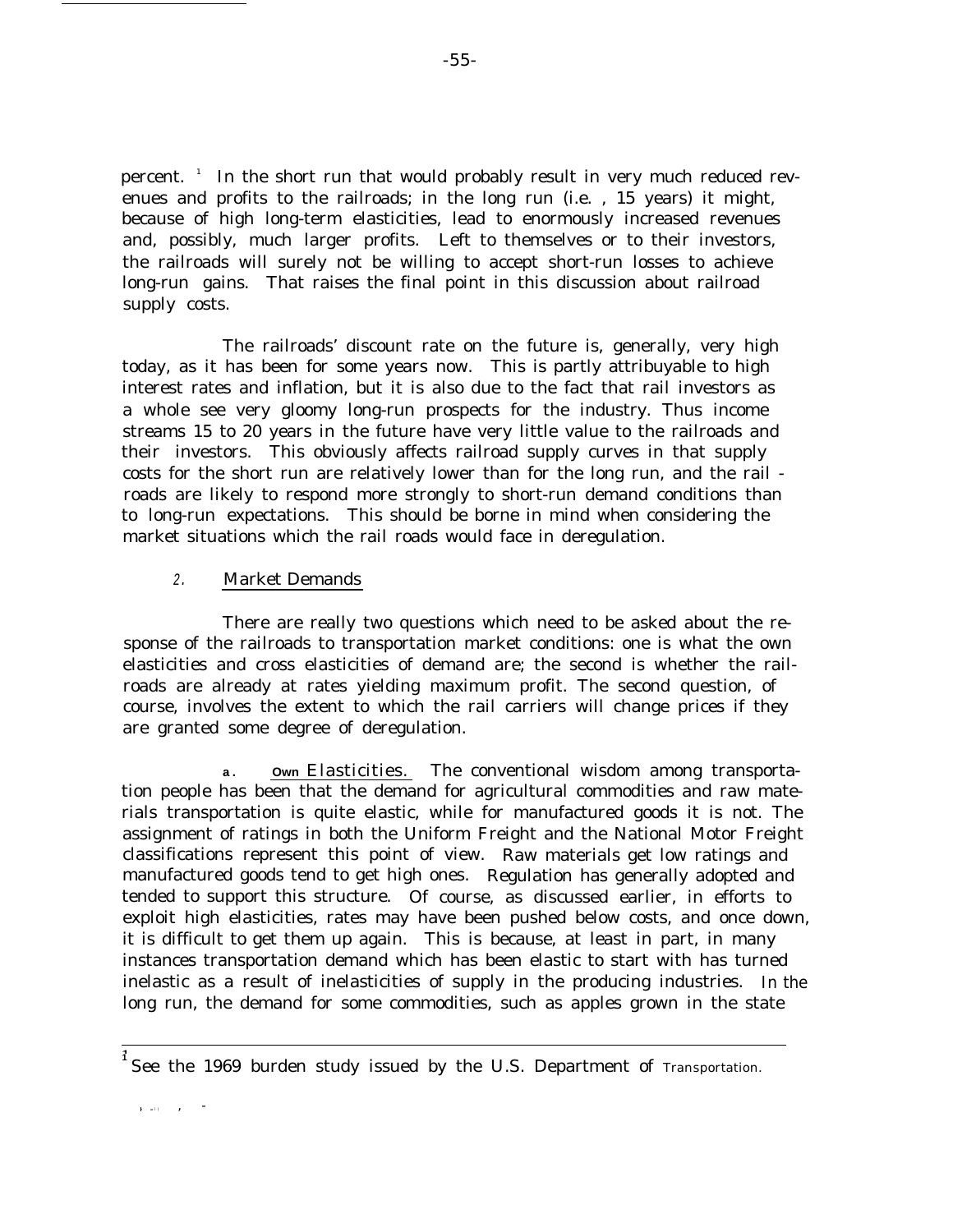percent. [1] In the short run that would probably result in very much reduced revenues and profits to the railroads; in the long run (i.e. , 15 years) it might, because of high long-term elasticities, lead to enormously increased revenues and, possibly, much larger profits. Left to themselves or to their investors, the railroads will surely not be willing to accept short-run losses to achieve long-run gains. That raises the final point in this discussion about railroad supply costs.

The railroads' discount rate on the future is, generally, very high today, as it has been for some years now. This is partly attribuyable to high interest rates and inflation, but it is also due to the fact that rail investors as a whole see very gloomy long-run prospects for the industry. Thus income streams 15 to 20 years in the future have very little value to the railroads and their investors. This obviously affects railroad supply curves in that supply costs for the short run are relatively lower than for the long run, and the railroads are likely to respond more strongly to short-run demand conditions than to long-run expectations. This should be borne in mind when considering the market situations which the rail roads would face in deregulation.

### 2. Market Demands

There are really two questions which need to be asked about the response of the railroads to transportation market conditions: one is what the own elasticities and cross elasticities of demand are; the second is whether the railroads are already at rates yielding maximum profit. The second question, of course, involves the extent to which the rail carriers will change prices if they are granted some degree of deregulation.

**a.** Own Elasticities. The conventional wisdom among transportation people has been that the demand for agricultural commodities and raw materials transportation is quite elastic, while for manufactured goods it is not. The assignment of ratings in both the Uniform Freight and the National Motor Freight classifications represent this point of view. Raw materials get low ratings and manufactured goods tend to get high ones. Regulation has generally adopted and tended to support this structure. Of course, as discussed earlier, in efforts to exploit high elasticities, rates may have been pushed below costs, and once down, it is difficult to get them up again. This is because, at least in part, in many instances transportation demand which has been elastic to start with has turned inelastic as a result of inelasticities of supply in the producing industries. In the long run, the demand for some commodities, such as apples grown in the state

---

[1] See the 1969 burden study issued by the U.S. Department of Transportation.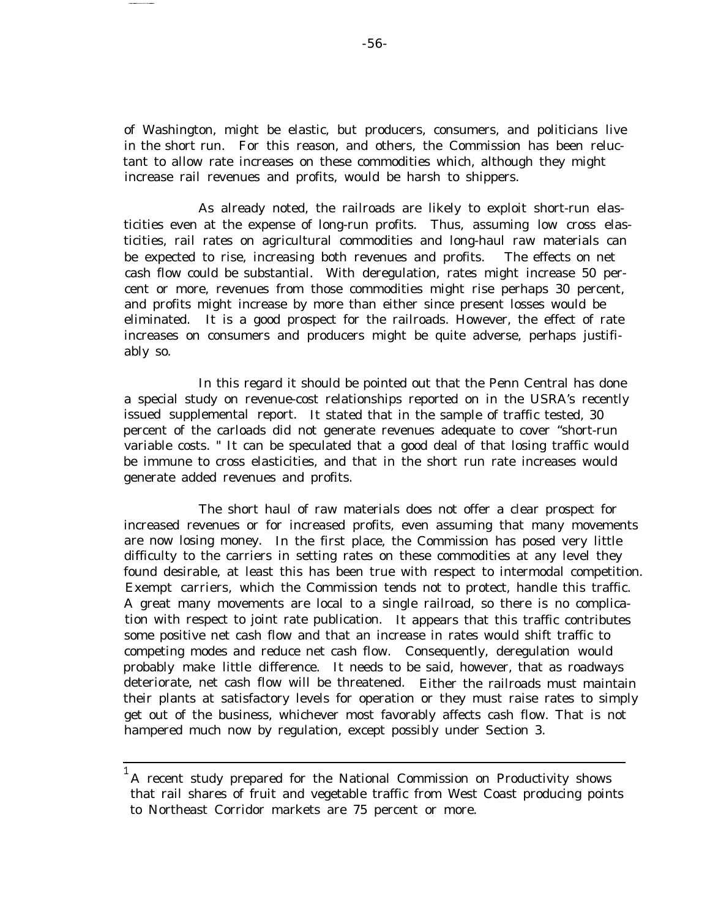of Washington, might be elastic, but producers, consumers, and politicians live in the short run. For this reason, and others, the Commission has been reluctant to allow rate increases on these commodities which, although they might increase rail revenues and profits, would be harsh to shippers.

As already noted, the railroads are likely to exploit short-run elasticities even at the expense of long-run profits. Thus, assuming low cross elasticities, rail rates on agricultural commodities and long-haul raw materials can be expected to rise, increasing both revenues and profits. The effects on net cash flow could be substantial. With deregulation, rates might increase 50 percent or more, revenues from those commodities might rise perhaps 30 percent, and profits might increase by more than either since present losses would be eliminated. It is a good prospect for the railroads. However, the effect of rate increases on consumers and producers might be quite adverse, perhaps justifiably so.

In this regard it should be pointed out that the Penn Central has done a special study on revenue-cost relationships reported on in the USRA's recently issued supplemental report. It stated that in the sample of traffic tested, 30 percent of the carloads did not generate revenues adequate to cover "short-run variable costs." It can be speculated that a good deal of that losing traffic would be immune to cross elasticities, and that in the short run rate increases would generate added revenues and profits.

The short haul of raw materials does not offer a clear prospect for increased revenues or for increased profits, even assuming that many movements are now losing money. In the first place, the Commission has posed very little difficulty to the carriers in setting rates on these commodities at any level they found desirable, at least this has been true with respect to intermodal competition. Exempt carriers, which the Commission tends not to protect, handle this traffic. A great many movements are local to a single railroad, so there is no complication with respect to joint rate publication. It appears that this traffic contributes some positive net cash flow and that an increase in rates would shift traffic to competing modes and reduce net cash flow. Consequently, deregulation would probably make little difference. It needs to be said, however, that as roadways deteriorate, net cash flow will be threatened. Either the railroads must maintain their plants at satisfactory levels for operation or they must raise rates to simply get out of the business, whichever most favorably affects cash flow. That is not hampered much now by regulation, except possibly under Section 3.

---

[1] A recent study prepared for the National Commission on Productivity shows that rail shares of fruit and vegetable traffic from West Coast producing points to Northeast Corridor markets are 75 percent or more.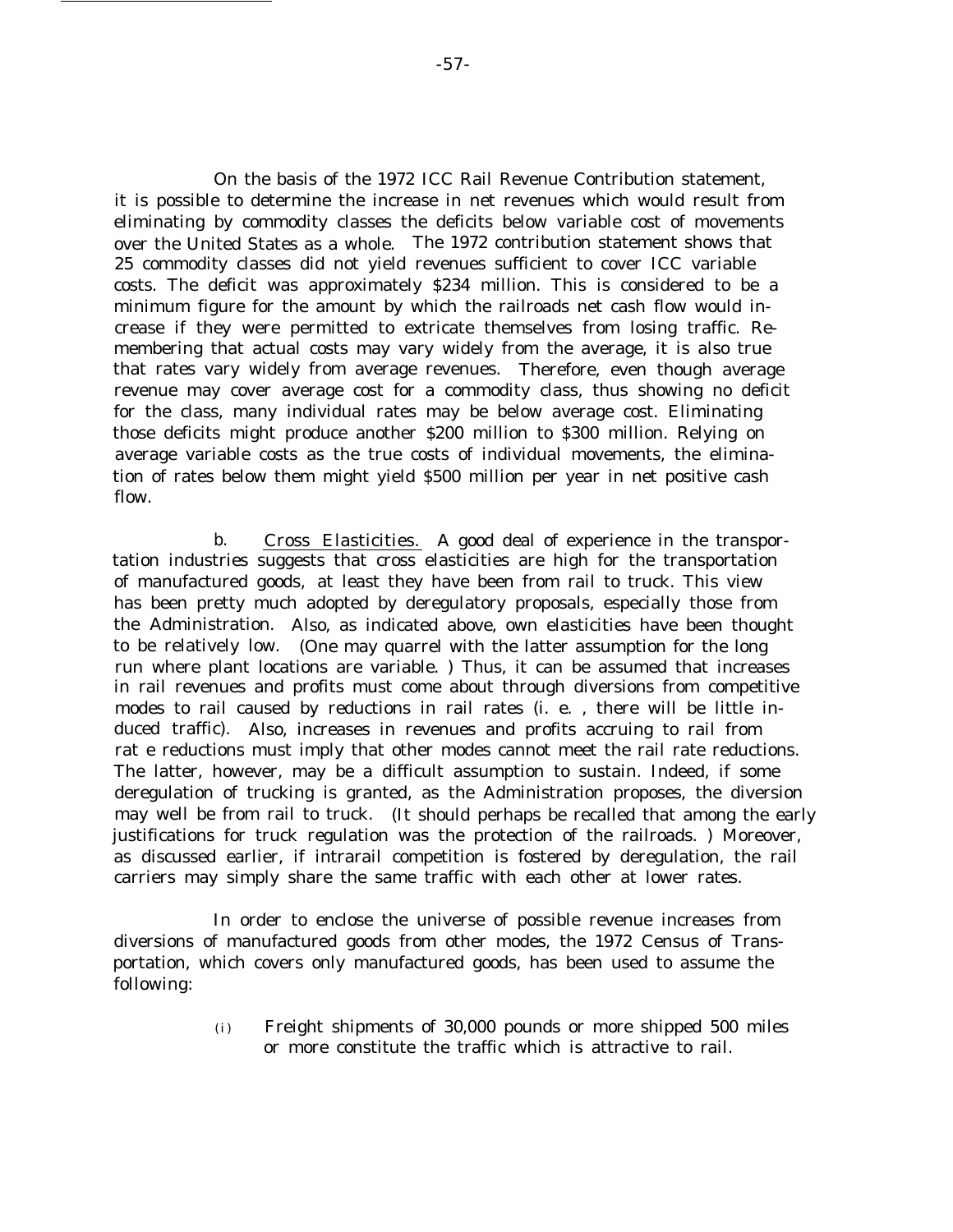On the basis of the 1972 ICC Rail Revenue Contribution statement, it is possible to determine the increase in net revenues which would result from eliminating by commodity classes the deficits below variable cost of movements over the United States as a whole. The 1972 contribution statement shows that 25 commodity classes did not yield revenues sufficient to cover ICC variable costs. The deficit was approximately $234 million. This is considered to be a minimum figure for the amount by which the railroads net cash flow would increase if they were permitted to extricate themselves from losing traffic. Remembering that actual costs may vary widely from the average, it is also true that rates vary widely from average revenues. Therefore, even though average revenue may cover average cost for a commodity class, thus showing no deficit for the class, many individual rates may be below average cost. Eliminating those deficits might produce another $200 million to $300 million. Relying on average variable costs as the true costs of individual movements, the elimination of rates below them might yield $500 million per year in net positive cash flow.

b. Cross Elasticities. A good deal of experience in the transportation industries suggests that cross elasticities are high for the transportation of manufactured goods, at least they have been from rail to truck. This view has been pretty much adopted by deregulatory proposals, especially those from the Administration. Also, as indicated above, own elasticities have been thought to be relatively low. (One may quarrel with the latter assumption for the long run where plant locations are variable.) Thus, it can be assumed that increases in rail revenues and profits must come about through diversions from competitive modes to rail caused by reductions in rail rates (i.e., there will be little induced traffic). Also, increases in revenues and profits accruing to rail from rate reductions must imply that other modes cannot meet the rail rate reductions. The latter, however, may be a difficult assumption to sustain. Indeed, if some deregulation of trucking is granted, as the Administration proposes, the diversion may well be from rail to truck. (It should perhaps be recalled that among the early justifications for truck regulation was the protection of the railroads.) Moreover, as discussed earlier, if intrarail competition is fostered by deregulation, the rail carriers may simply share the same traffic with each other at lower rates.

In order to enclose the universe of possible revenue increases from diversions of manufactured goods from other modes, the 1972 Census of Transportation, which covers only manufactured goods, has been used to assume the following:

(i) Freight shipments of 30,000 pounds or more shipped 500 miles or more constitute the traffic which is attractive to rail.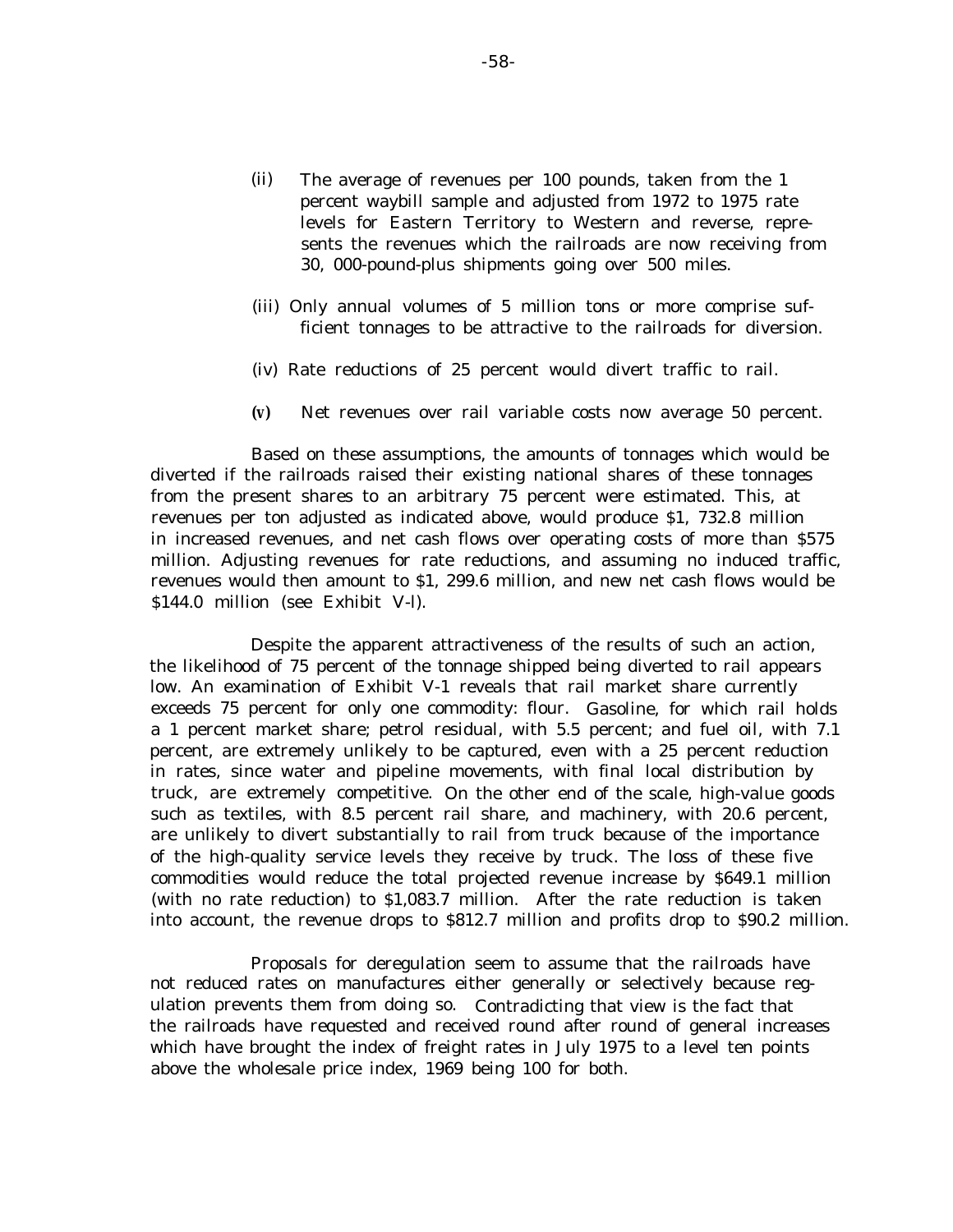(ii) The average of revenues per 100 pounds, taken from the 1 percent waybill sample and adjusted from 1972 to 1975 rate levels for Eastern Territory to Western and reverse, represents the revenues which the railroads are now receiving from 30, 000-pound-plus shipments going over 500 miles.

(iii) Only annual volumes of 5 million tons or more comprise sufficient tonnages to be attractive to the railroads for diversion.

(iv) Rate reductions of 25 percent would divert traffic to rail.

(v) Net revenues over rail variable costs now average 50 percent.

Based on these assumptions, the amounts of tonnages which would be diverted if the railroads raised their existing national shares of these tonnages from the present shares to an arbitrary 75 percent were estimated. This, at revenues per ton adjusted as indicated above, would produce $1, 732.8 million in increased revenues, and net cash flows over operating costs of more than $575 million. Adjusting revenues for rate reductions, and assuming no induced traffic, revenues would then amount to $1, 299.6 million, and new net cash flows would be $144.0 million (see Exhibit V-l).

Despite the apparent attractiveness of the results of such an action, the likelihood of 75 percent of the tonnage shipped being diverted to rail appears low. An examination of Exhibit V-1 reveals that rail market share currently exceeds 75 percent for only one commodity: flour. Gasoline, for which rail holds a 1 percent market share; petrol residual, with 5.5 percent; and fuel oil, with 7.1 percent, are extremely unlikely to be captured, even with a 25 percent reduction in rates, since water and pipeline movements, with final local distribution by truck, are extremely competitive. On the other end of the scale, high-value goods such as textiles, with 8.5 percent rail share, and machinery, with 20.6 percent, are unlikely to divert substantially to rail from truck because of the importance of the high-quality service levels they receive by truck. The loss of these five commodities would reduce the total projected revenue increase by $649.1 million (with no rate reduction) to $1,083.7 million. After the rate reduction is taken into account, the revenue drops to $812.7 million and profits drop to $90.2 million.

Proposals for deregulation seem to assume that the railroads have not reduced rates on manufactures either generally or selectively because regulation prevents them from doing so. Contradicting that view is the fact that the railroads have requested and received round after round of general increases which have brought the index of freight rates in July 1975 to a level ten points above the wholesale price index, 1969 being 100 for both.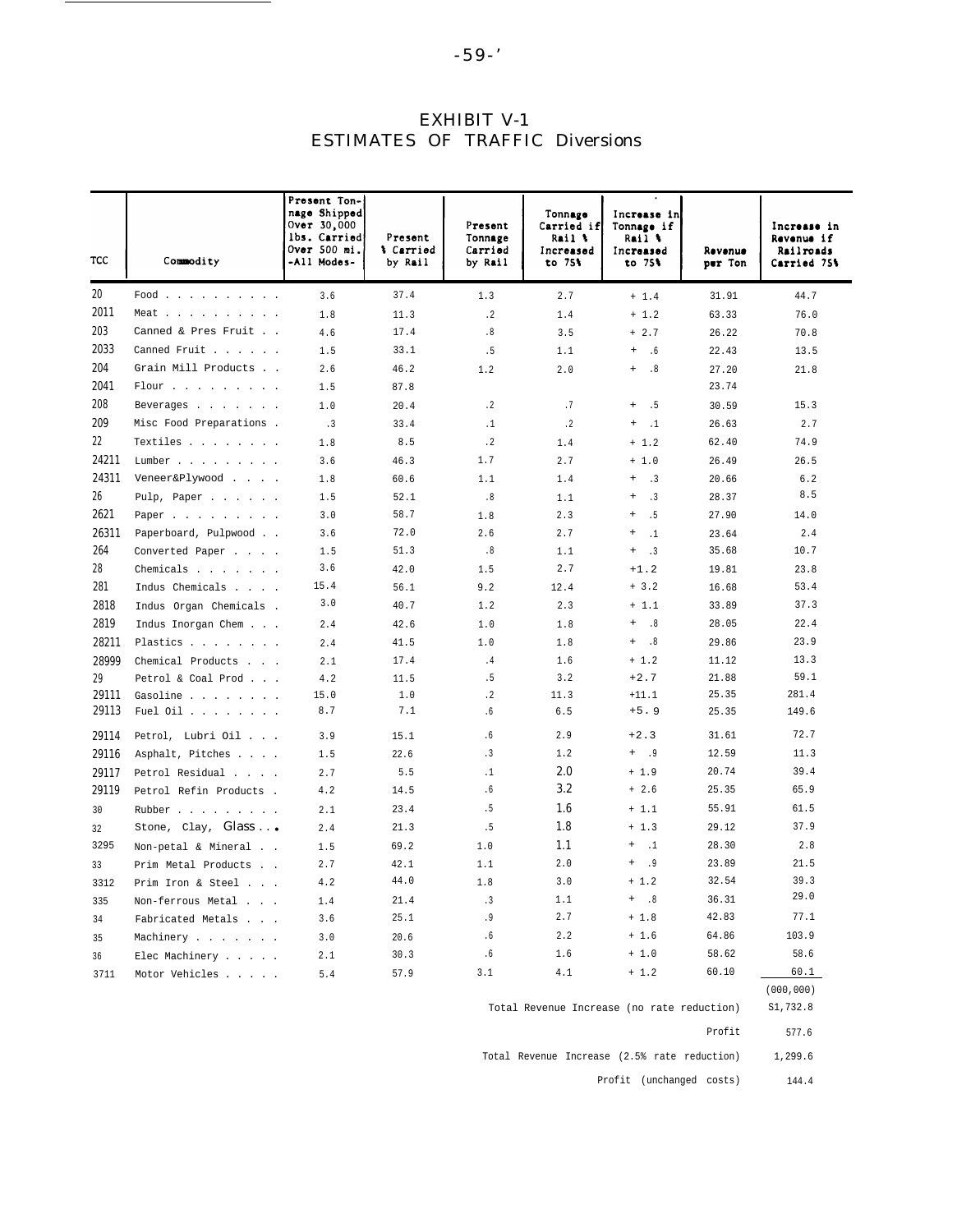# EXHIBIT V-1
## ESTIMATES OF TRAFFIC Diversions

| TCC | Commodity | Present Tonnage Shipped Over 30,000 lbs. Carried Over 500 mi. -All Modes- | Present % Carried by Rail | Present Tonnage Carried by Rail | Tonnage Carried if Rail % Increased to 75% | Increase in Tonnage if Rail % Increased to 75% | Revenue per Ton | Increase in Revenue if Railroads Carried 75% |
|---|---|---|---|---|---|---|---|---|
| 20 | Food . . . . . . . . . . | 3.6 | 37.4 | 1.3 | 2.7 | + 1.4 | 31.91 | 44.7 |
| 2011 | Meat . . . . . . . . . . | 1.8 | 11.3 | .2 | 1.4 | + 1.2 | 63.33 | 76.0 |
| 203 | Canned & Pres Fruit . . | 4.6 | 17.4 | .8 | 3.5 | + 2.7 | 26.22 | 70.8 |
| 2033 | Canned Fruit . . . . . . | 1.5 | 33.1 | .5 | 1.1 | + .6 | 22.43 | 13.5 |
| 204 | Grain Mill Products . . | 2.6 | 46.2 | 1.2 | 2.0 | + .8 | 27.20 | 21.8 |
| 2041 | Flour . . . . . . . . . | 1.5 | 87.8 | | | | 23.74 | |
| 208 | Beverages . . . . . . . | 1.0 | 20.4 | .2 | .7 | + .5 | 30.59 | 15.3 |
| 209 | Misc Food Preparations . | .3 | 33.4 | .1 | .2 | + .1 | 26.63 | 2.7 |
| 22 | Textiles . . . . . . . . | 1.8 | 8.5 | .2 | 1.4 | + 1.2 | 62.40 | 74.9 |
| 24211 | Lumber . . . . . . . . . | 3.6 | 46.3 | 1.7 | 2.7 | + 1.0 | 26.49 | 26.5 |
| 24311 | Veneer&Plywood . . . . | 1.8 | 60.6 | 1.1 | 1.4 | + .3 | 20.66 | 6.2 |
| 26 | Pulp, Paper . . . . . . | 1.5 | 52.1 | .8 | 1.1 | + .3 | 28.37 | 8.5 |
| 2621 | Paper . . . . . . . . . | 3.0 | 58.7 | 1.8 | 2.3 | + .5 | 27.90 | 14.0 |
| 26311 | Paperboard, Pulpwood . . | 3.6 | 72.0 | 2.6 | 2.7 | + .1 | 23.64 | 2.4 |
| 264 | Converted Paper . . . . | 1.5 | 51.3 | .8 | 1.1 | + .3 | 35.68 | 10.7 |
| 28 | Chemicals . . . . . . . | 3.6 | 42.0 | 1.5 | 2.7 | +1.2 | 19.81 | 23.8 |
| 281 | Indus Chemicals . . . . | 15.4 | 56.1 | 9.2 | 12.4 | + 3.2 | 16.68 | 53.4 |
| 2818 | Indus Organ Chemicals . | 3.0 | 40.7 | 1.2 | 2.3 | + 1.1 | 33.89 | 37.3 |
| 2819 | Indus Inorgan Chem . . . | 2.4 | 42.6 | 1.0 | 1.8 | + .8 | 28.05 | 22.4 |
| 28211 | Plastics . . . . . . . . | 2.4 | 41.5 | 1.0 | 1.8 | + .8 | 29.86 | 23.9 |
| 28999 | Chemical Products . . . | 2.1 | 17.4 | .4 | 1.6 | + 1.2 | 11.12 | 13.3 |
| 29 | Petrol & Coal Prod . . . | 4.2 | 11.5 | .5 | 3.2 | +2.7 | 21.88 | 59.1 |
| 29111 | Gasoline . . . . . . . . | 15.0 | 1.0 | .2 | 11.3 | +11.1 | 25.35 | 281.4 |
| 29113 | Fuel Oil . . . . . . . . | 8.7 | 7.1 | .6 | 6.5 | +5.9 | 25.35 | 149.6 |
| 29114 | Petrol, Lubri Oil . . . | 3.9 | 15.1 | .6 | 2.9 | +2.3 | 31.61 | 72.7 |
| 29116 | Asphalt, Pitches . . . . | 1.5 | 22.6 | .3 | 1.2 | + .9 | 12.59 | 11.3 |
| 29117 | Petrol Residual . . . . | 2.7 | 5.5 | .1 | 2.0 | + 1.9 | 20.74 | 39.4 |
| 29119 | Petrol Refin Products . | 4.2 | 14.5 | .6 | 3.2 | + 2.6 | 25.35 | 65.9 |
| 30 | Rubber . . . . . . . . . | 2.1 | 23.4 | .5 | 1.6 | + 1.1 | 55.91 | 61.5 |
| 32 | Stone, Clay, Glass . . . | 2.4 | 21.3 | .5 | 1.8 | + 1.3 | 29.12 | 37.9 |
| 3295 | Non-petal & Mineral . . | 1.5 | 69.2 | 1.0 | 1.1 | + .1 | 28.30 | 2.8 |
| 33 | Prim Metal Products . . | 2.7 | 42.1 | 1.1 | 2.0 | + .9 | 23.89 | 21.5 |
| 3312 | Prim Iron & Steel . . . | 4.2 | 44.0 | 1.8 | 3.0 | + 1.2 | 32.54 | 39.3 |
| 335 | Non-ferrous Metal . . . | 1.4 | 21.4 | .3 | 1.1 | + .8 | 36.31 | 29.0 |
| 34 | Fabricated Metals . . . | 3.6 | 25.1 | .9 | 2.7 | + 1.8 | 42.83 | 77.1 |
| 35 | Machinery . . . . . . . | 3.0 | 20.6 | .6 | 2.2 | + 1.6 | 64.86 | 103.9 |
| 36 | Elec Machinery . . . . . | 2.1 | 30.3 | .6 | 1.6 | + 1.0 | 58.62 | 58.6 |
| 3711 | Motor Vehicles . . . . . | 5.4 | 57.9 | 3.1 | 4.1 | + 1.2 | 60.10 | 60.1 |

| | (000,000) |
|---|---|
| Total Revenue Increase (no rate reduction) | S1,732.8 |
| Profit | 577.6 |
| Total Revenue Increase (2.5% rate reduction) | 1,299.6 |
| Profit (unchanged costs) | 144.4 |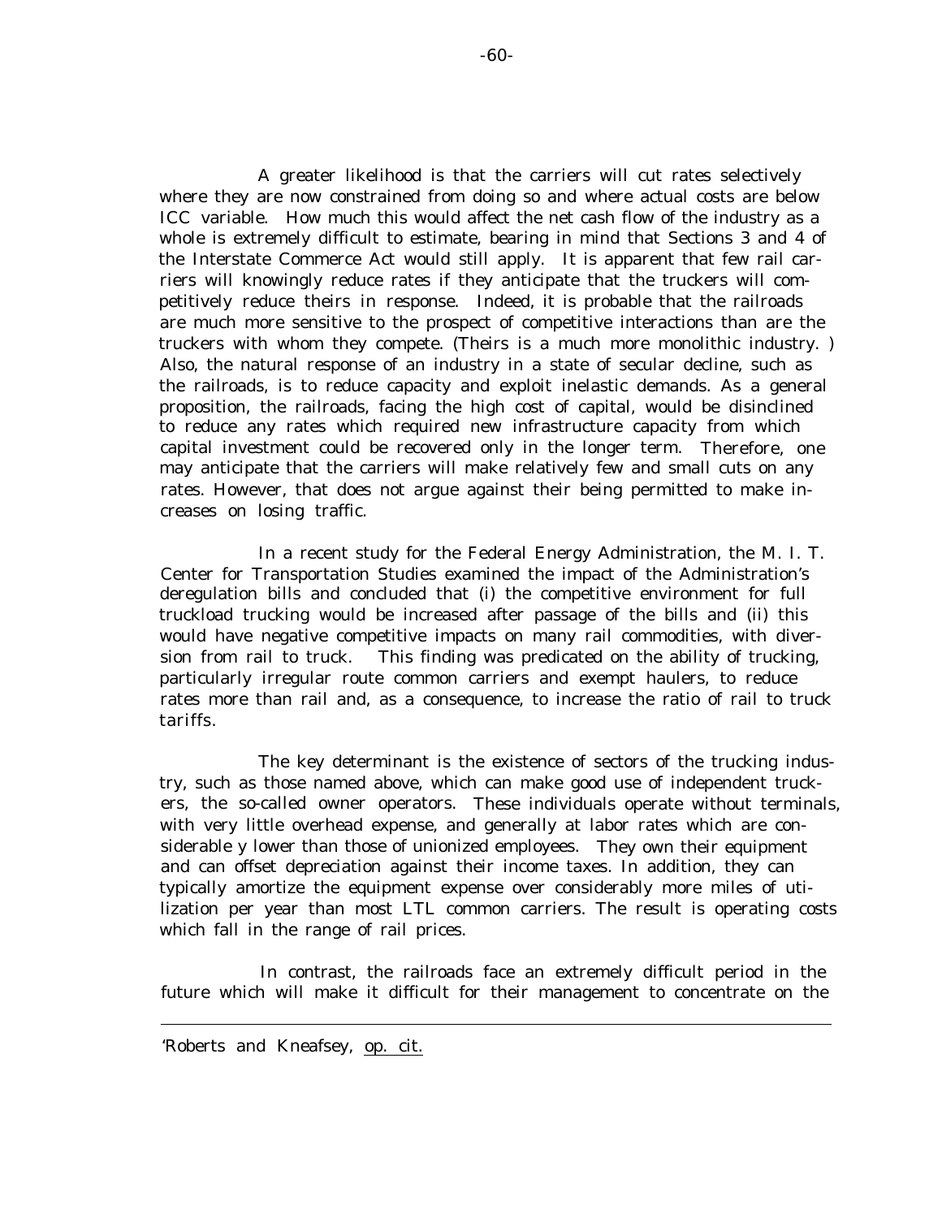A greater likelihood is that the carriers will cut rates selectively where they are now constrained from doing so and where actual costs are below ICC variable. How much this would affect the net cash flow of the industry as a whole is extremely difficult to estimate, bearing in mind that Sections 3 and 4 of the Interstate Commerce Act would still apply. It is apparent that few rail carriers will knowingly reduce rates if they anticipate that the truckers will competitively reduce theirs in response. Indeed, it is probable that the railroads are much more sensitive to the prospect of competitive interactions than are the truckers with whom they compete. (Theirs is a much more monolithic industry. ) Also, the natural response of an industry in a state of secular decline, such as the railroads, is to reduce capacity and exploit inelastic demands. As a general proposition, the railroads, facing the high cost of capital, would be disinclined to reduce any rates which required new infrastructure capacity from which capital investment could be recovered only in the longer term. Therefore, one may anticipate that the carriers will make relatively few and small cuts on any rates. However, that does not argue against their being permitted to make increases on losing traffic.

In a recent study for the Federal Energy Administration, the M. I. T. Center for Transportation Studies examined the impact of the Administration's deregulation bills and concluded that (i) the competitive environment for full truckload trucking would be increased after passage of the bills and (ii) this would have negative competitive impacts on many rail commodities, with diversion from rail to truck. This finding was predicated on the ability of trucking, particularly irregular route common carriers and exempt haulers, to reduce rates more than rail and, as a consequence, to increase the ratio of rail to truck tariffs.

The key determinant is the existence of sectors of the trucking industry, such as those named above, which can make good use of independent truckers, the so-called owner operators. These individuals operate without terminals, with very little overhead expense, and generally at labor rates which are considerable y lower than those of unionized employees. They own their equipment and can offset depreciation against their income taxes. In addition, they can typically amortize the equipment expense over considerably more miles of utilization per year than most LTL common carriers. The result is operating costs which fall in the range of rail prices.

In contrast, the railroads face an extremely difficult period in the future which will make it difficult for their management to concentrate on the

---

'Roberts and Kneafsey, op. cit.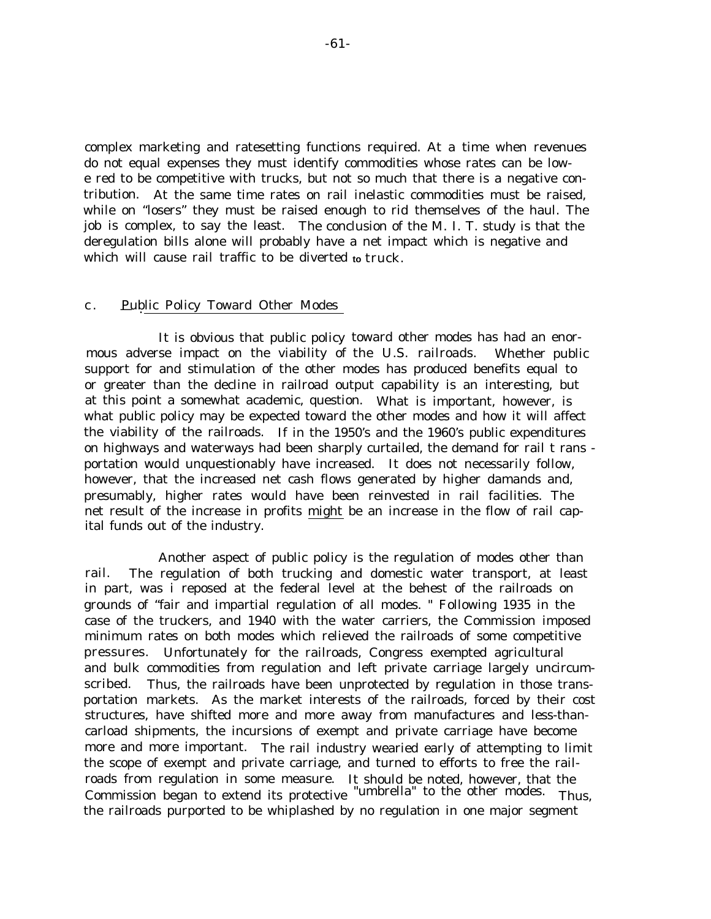complex marketing and ratesetting functions required. At a time when revenues do not equal expenses they must identify commodities whose rates can be lowered to be competitive with trucks, but not so much that there is a negative contribution. At the same time rates on rail inelastic commodities must be raised, while on "losers" they must be raised enough to rid themselves of the haul. The job is complex, to say the least. The conclusion of the M. I. T. study is that the deregulation bills alone will probably have a net impact which is negative and which will cause rail traffic to be diverted to truck.

### c. Public Policy Toward Other Modes

It is obvious that public policy toward other modes has had an enormous adverse impact on the viability of the U.S. railroads. Whether public support for and stimulation of the other modes has produced benefits equal to or greater than the decline in railroad output capability is an interesting, but at this point a somewhat academic, question. What is important, however, is what public policy may be expected toward the other modes and how it will affect the viability of the railroads. If in the 1950's and the 1960's public expenditures on highways and waterways had been sharply curtailed, the demand for rail transportation would unquestionably have increased. It does not necessarily follow, however, that the increased net cash flows generated by higher damands and, presumably, higher rates would have been reinvested in rail facilities. The net result of the increase in profits might be an increase in the flow of rail capital funds out of the industry.

Another aspect of public policy is the regulation of modes other than rail. The regulation of both trucking and domestic water transport, at least in part, was i reposed at the federal level at the behest of the railroads on grounds of "fair and impartial regulation of all modes. " Following 1935 in the case of the truckers, and 1940 with the water carriers, the Commission imposed minimum rates on both modes which relieved the railroads of some competitive pressures. Unfortunately for the railroads, Congress exempted agricultural and bulk commodities from regulation and left private carriage largely uncircumscribed. Thus, the railroads have been unprotected by regulation in those transportation markets. As the market interests of the railroads, forced by their cost structures, have shifted more and more away from manufactures and less-than-carload shipments, the incursions of exempt and private carriage have become more and more important. The rail industry wearied early of attempting to limit the scope of exempt and private carriage, and turned to efforts to free the railroads from regulation in some measure. It should be noted, however, that the Commission began to extend its protective "umbrella" to the other modes. Thus, the railroads purported to be whiplashed by no regulation in one major segment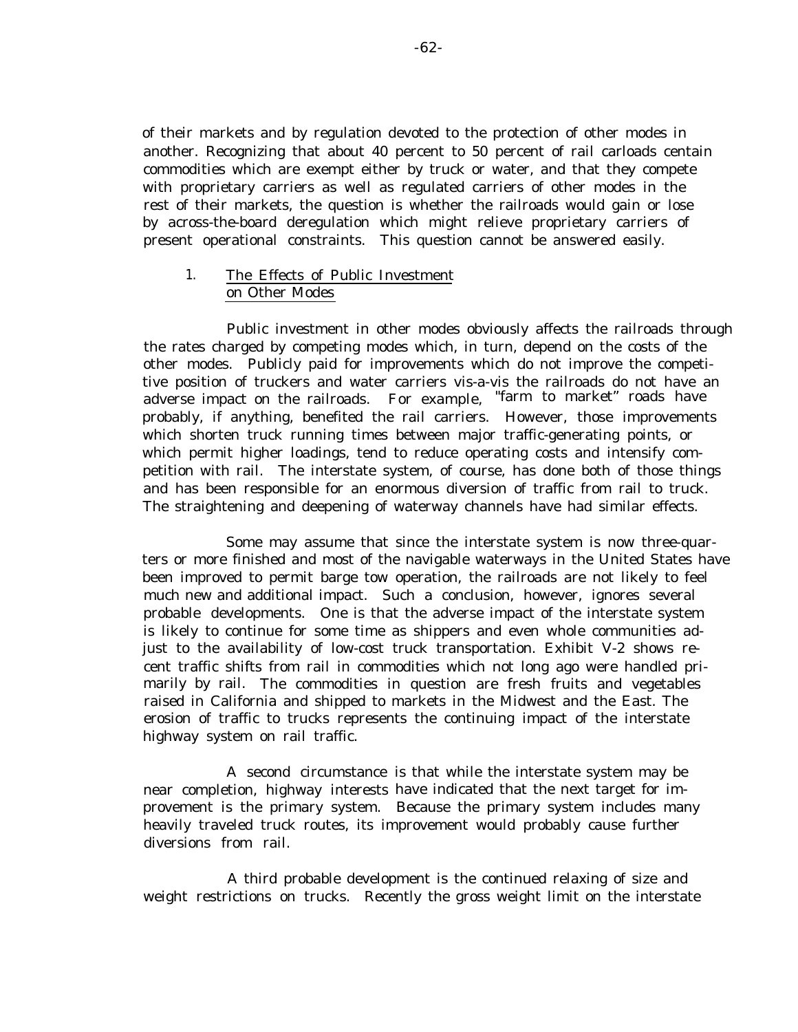of their markets and by regulation devoted to the protection of other modes in another. Recognizing that about 40 percent to 50 percent of rail carloads centain commodities which are exempt either by truck or water, and that they compete with proprietary carriers as well as regulated carriers of other modes in the rest of their markets, the question is whether the railroads would gain or lose by across-the-board deregulation which might relieve proprietary carriers of present operational constraints. This question cannot be answered easily.

### 1. The Effects of Public Investment on Other Modes

Public investment in other modes obviously affects the railroads through the rates charged by competing modes which, in turn, depend on the costs of the other modes. Publicly paid for improvements which do not improve the competitive position of truckers and water carriers vis-a-vis the railroads do not have an adverse impact on the railroads. For example, "farm to market" roads have probably, if anything, benefited the rail carriers. However, those improvements which shorten truck running times between major traffic-generating points, or which permit higher loadings, tend to reduce operating costs and intensify competition with rail. The interstate system, of course, has done both of those things and has been responsible for an enormous diversion of traffic from rail to truck. The straightening and deepening of waterway channels have had similar effects.

Some may assume that since the interstate system is now three-quarters or more finished and most of the navigable waterways in the United States have been improved to permit barge tow operation, the railroads are not likely to feel much new and additional impact. Such a conclusion, however, ignores several probable developments. One is that the adverse impact of the interstate system is likely to continue for some time as shippers and even whole communities adjust to the availability of low-cost truck transportation. Exhibit V-2 shows recent traffic shifts from rail in commodities which not long ago were handled primarily by rail. The commodities in question are fresh fruits and vegetables raised in California and shipped to markets in the Midwest and the East. The erosion of traffic to trucks represents the continuing impact of the interstate highway system on rail traffic.

A second circumstance is that while the interstate system may be near completion, highway interests have indicated that the next target for improvement is the primary system. Because the primary system includes many heavily traveled truck routes, its improvement would probably cause further diversions from rail.

A third probable development is the continued relaxing of size and weight restrictions on trucks. Recently the gross weight limit on the interstate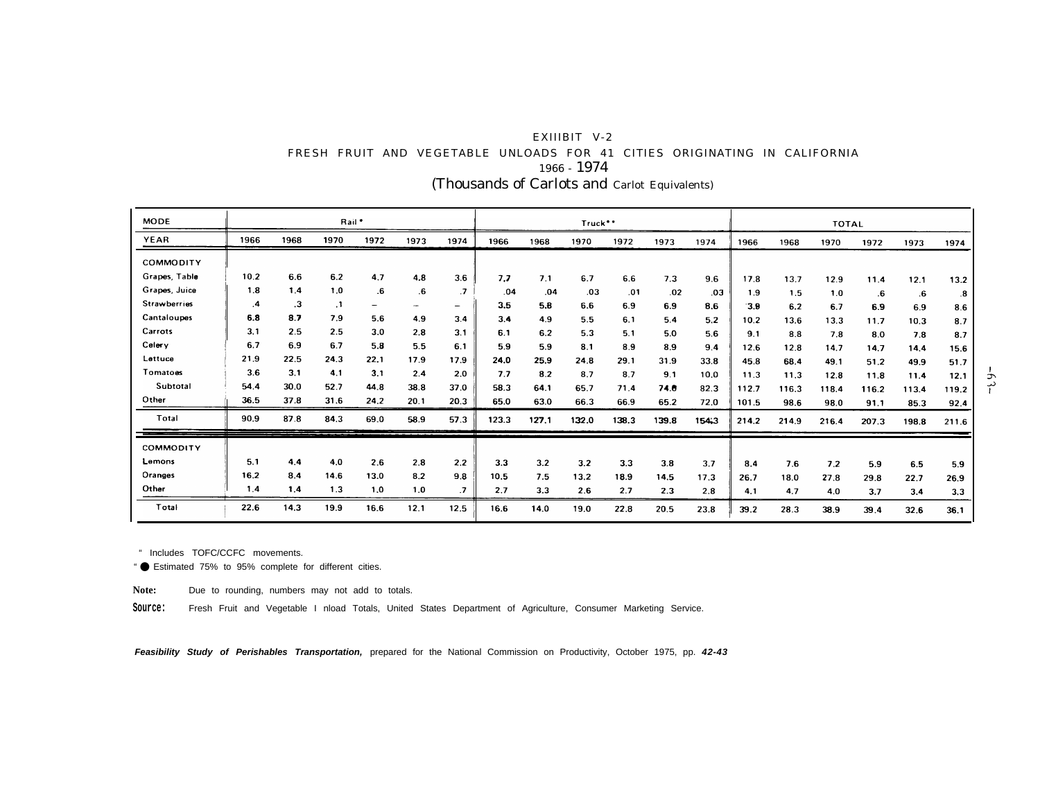EXIIIBIT V-2

FRESH FRUIT AND VEGETABLE UNLOADS FOR 41 CITIES ORIGINATING IN CALIFORNIA

1966 - 1974

(Thousands of Carlots and Carlot Equivalents)

| MODE | Rail * | | | | | | Truck** | | | | | | TOTAL | | | | | |
|---|---|---|---|---|---|---|---|---|---|---|---|---|---|---|---|---|---|---|
| YEAR | 1966 | 1968 | 1970 | 1972 | 1973 | 1974 | 1966 | 1968 | 1970 | 1972 | 1973 | 1974 | 1966 | 1968 | 1970 | 1972 | 1973 | 1974 |
| COMMODITY | | | | | | | | | | | | | | | | | | |
| Grapes, Table | 10.2 | 6.6 | 6.2 | 4.7 | 4.8 | 3.6 | 7.7 | 7.1 | 6.7 | 6.6 | 7.3 | 9.6 | 17.8 | 13.7 | 12.9 | 11.4 | 12.1 | 13.2 |
| Grapes, Juice | 1.8 | 1.4 | 1.0 | .6 | .6 | .7 | .04 | .04 | .03 | .01 | .02 | .03 | 1.9 | 1.5 | 1.0 | .6 | .6 | .8 |
| Strawberries | .4 | .3 | .1 | – | – | – | 3.5 | 5.8 | 6.6 | 6.9 | 6.9 | 8.6 | 3.9 | 6.2 | 6.7 | 6.9 | 6.9 | 8.6 |
| Cantaloupes | 6.8 | 8.7 | 7.9 | 5.6 | 4.9 | 3.4 | 3.4 | 4.9 | 5.5 | 6.1 | 5.4 | 5.2 | 10.2 | 13.6 | 13.3 | 11.7 | 10.3 | 8.7 |
| Carrots | 3.1 | 2.5 | 2.5 | 3.0 | 2.8 | 3.1 | 6.1 | 6.2 | 5.3 | 5.1 | 5.0 | 5.6 | 9.1 | 8.8 | 7.8 | 8.0 | 7.8 | 8.7 |
| Celery | 6.7 | 6.9 | 6.7 | 5.8 | 5.5 | 6.1 | 5.9 | 5.9 | 8.1 | 8.9 | 8.9 | 9.4 | 12.6 | 12.8 | 14.7 | 14.7 | 14.4 | 15.6 |
| Lettuce | 21.9 | 22.5 | 24.3 | 22.1 | 17.9 | 17.9 | 24.0 | 25.9 | 24.8 | 29.1 | 31.9 | 33.8 | 45.8 | 68.4 | 49.1 | 51.2 | 49.9 | 51.7 |
| Tomatoes | 3.6 | 3.1 | 4.1 | 3.1 | 2.4 | 2.0 | 7.7 | 8.2 | 8.7 | 8.7 | 9.1 | 10.0 | 11.3 | 11.3 | 12.8 | 11.8 | 11.4 | 12.1 |
| Subtotal | 54.4 | 30.0 | 52.7 | 44.8 | 38.8 | 37.0 | 58.3 | 64.1 | 65.7 | 71.4 | 74.8 | 82.3 | 112.7 | 116.3 | 118.4 | 116.2 | 113.4 | 119.2 |
| Other | 36.5 | 37.8 | 31.6 | 24.2 | 20.1 | 20.3 | 65.0 | 63.0 | 66.3 | 66.9 | 65.2 | 72.0 | 101.5 | 98.6 | 98.0 | 91.1 | 85.3 | 92.4 |
| Total | 90.9 | 87.8 | 84.3 | 69.0 | 58.9 | 57.3 | 123.3 | 127.1 | 132.0 | 138.3 | 139.8 | 154.3 | 214.2 | 214.9 | 216.4 | 207.3 | 198.8 | 211.6 |
| COMMODITY | | | | | | | | | | | | | | | | | | |
| Lemons | 5.1 | 4.4 | 4.0 | 2.6 | 2.8 | 2.2 | 3.3 | 3.2 | 3.2 | 3.3 | 3.8 | 3.7 | 8.4 | 7.6 | 7.2 | 5.9 | 6.5 | 5.9 |
| Oranges | 16.2 | 8.4 | 14.6 | 13.0 | 8.2 | 9.8 | 10.5 | 7.5 | 13.2 | 18.9 | 14.5 | 17.3 | 26.7 | 18.0 | 27.8 | 29.8 | 22.7 | 26.9 |
| Other | 1.4 | 1.4 | 1.3 | 1.0 | 1.0 | .7 | 2.7 | 3.3 | 2.6 | 2.7 | 2.3 | 2.8 | 4.1 | 4.7 | 4.0 | 3.7 | 3.4 | 3.3 |
| Total | 22.6 | 14.3 | 19.9 | 16.6 | 12.1 | 12.5 | 16.6 | 14.0 | 19.0 | 22.8 | 20.5 | 23.8 | 39.2 | 28.3 | 38.9 | 39.4 | 32.6 | 36.1 |

\* Includes TOFC/CCFC movements.

\*\* Estimated 75% to 95% complete for different cities.

**Note:** Due to rounding, numbers may not add to totals.

**Source:** Fresh Fruit and Vegetable Unload Totals, United States Department of Agriculture, Consumer Marketing Service.

***Feasibility Study of Perishables Transportation,*** prepared for the National Commission on Productivity, October 1975, pp. ***42-43***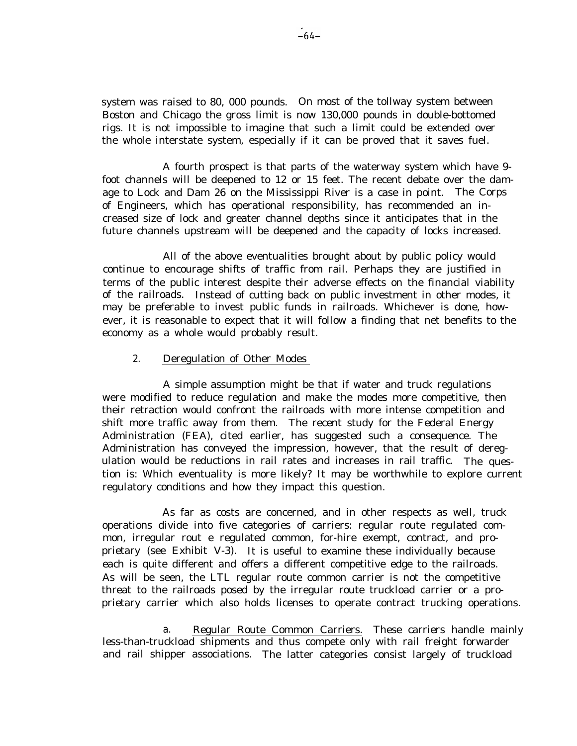system was raised to 80, 000 pounds. On most of the tollway system between Boston and Chicago the gross limit is now 130,000 pounds in double-bottomed rigs. It is not impossible to imagine that such a limit could be extended over the whole interstate system, especially if it can be proved that it saves fuel.

A fourth prospect is that parts of the waterway system which have 9-foot channels will be deepened to 12 or 15 feet. The recent debate over the damage to Lock and Dam 26 on the Mississippi River is a case in point. The Corps of Engineers, which has operational responsibility, has recommended an increased size of lock and greater channel depths since it anticipates that in the future channels upstream will be deepened and the capacity of locks increased.

All of the above eventualities brought about by public policy would continue to encourage shifts of traffic from rail. Perhaps they are justified in terms of the public interest despite their adverse effects on the financial viability of the railroads. Instead of cutting back on public investment in other modes, it may be preferable to invest public funds in railroads. Whichever is done, however, it is reasonable to expect that it will follow a finding that net benefits to the economy as a whole would probably result.

2. Deregulation of Other Modes

A simple assumption might be that if water and truck regulations were modified to reduce regulation and make the modes more competitive, then their retraction would confront the railroads with more intense competition and shift more traffic away from them. The recent study for the Federal Energy Administration (FEA), cited earlier, has suggested such a consequence. The Administration has conveyed the impression, however, that the result of deregulation would be reductions in rail rates and increases in rail traffic. The question is: Which eventuality is more likely? It may be worthwhile to explore current regulatory conditions and how they impact this question.

As far as costs are concerned, and in other respects as well, truck operations divide into five categories of carriers: regular route regulated common, irregular rout e regulated common, for-hire exempt, contract, and proprietary (see Exhibit V-3). It is useful to examine these individually because each is quite different and offers a different competitive edge to the railroads. As will be seen, the LTL regular route common carrier is not the competitive threat to the railroads posed by the irregular route truckload carrier or a proprietary carrier which also holds licenses to operate contract trucking operations.

a. Regular Route Common Carriers. These carriers handle mainly less-than-truckload shipments and thus compete only with rail freight forwarder and rail shipper associations. The latter categories consist largely of truckload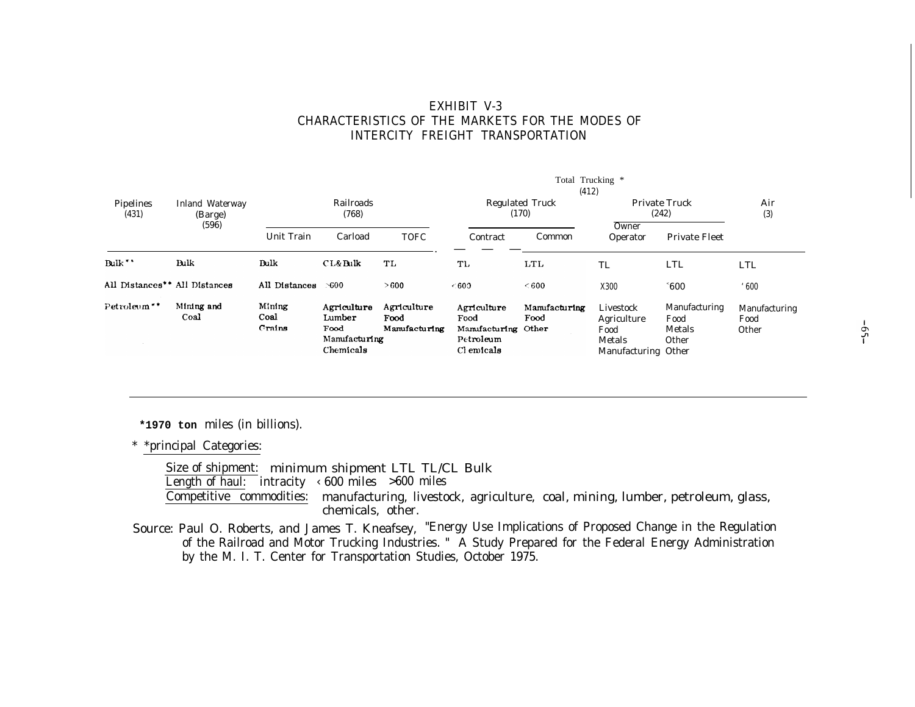# EXHIBIT V-3
## CHARACTERISTICS OF THE MARKETS FOR THE MODES OF INTERCITY FREIGHT TRANSPORTATION

| Pipelines (431) | Inland Waterway (Barge) (596) | Railroads (768) | | | Total Trucking * (412) | | | | Air (3) |
|---|---|---|---|---|---|---|---|---|---|
| | | | | | Regulated Truck (170) | | Private Truck (242) | | |
| | | Unit Train | Carload | TOFC | Contract | Common | Owner Operator | Private Fleet | |
| Bulk ** | Bulk | Bulk | CL&Bulk | TL | TL | LTL | TL | LTL | LTL |
| All Distances** | All Distances | All Distances | >600 | >600 | <600 | <600 | X300 | ˂600 | ‹600 |
| Petroleum ** | Mining and Coal | Mining<br>Coal<br>Grains | Agriculture<br>Lumber<br>Food<br>Manufacturing<br>Chemicals | Agriculture<br>Food<br>Manufacturing | Agriculture<br>Food<br>Manufacturing<br>Petroleum<br>Chemicals | Manufacturing<br>Food<br>Other | Livestock<br>Agriculture<br>Food<br>Metals<br>Manufacturing | Manufacturing<br>Food<br>Metals<br>Other<br>Other | Manufacturing<br>Food<br>Other |

*1970 ton miles (in billions).

* *principal Categories:

Size of shipment: minimum shipment LTL TL/CL Bulk
Length of haul: intracity ‹600 miles >600 miles
Competitive commodities: manufacturing, livestock, agriculture, coal, mining, lumber, petroleum, glass, chemicals, other.

Source: Paul O. Roberts, and James T. Kneafsey, "Energy Use Implications of Proposed Change in the Regulation of the Railroad and Motor Trucking Industries. " A Study Prepared for the Federal Energy Administration by the M. I. T. Center for Transportation Studies, October 1975.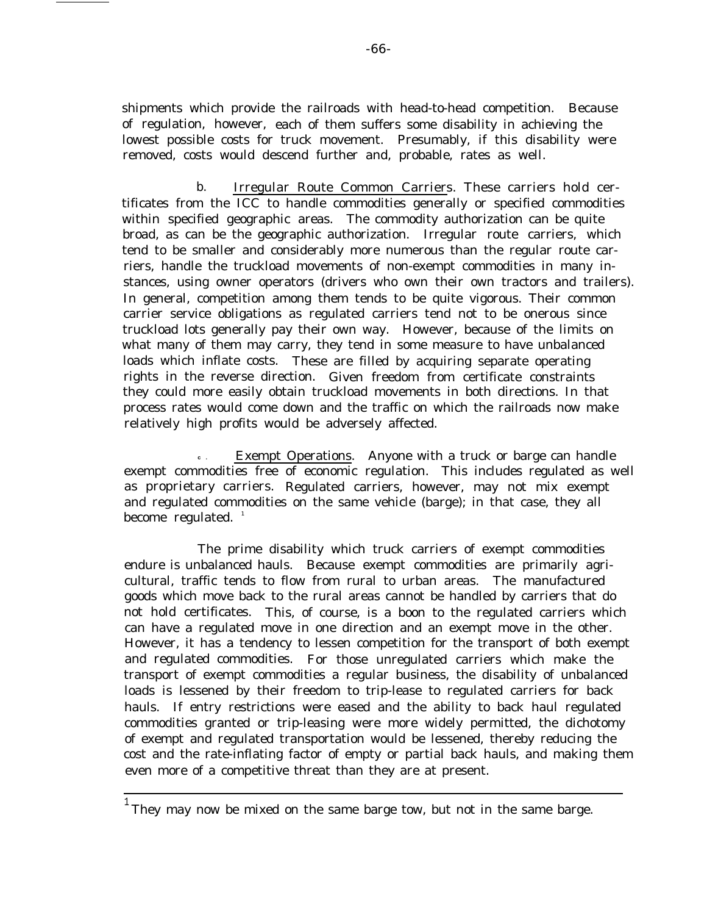shipments which provide the railroads with head-to-head competition. Because of regulation, however, each of them suffers some disability in achieving the lowest possible costs for truck movement. Presumably, if this disability were removed, costs would descend further and, probable, rates as well.

b. Irregular Route Common Carriers. These carriers hold certificates from the ICC to handle commodities generally or specified commodities within specified geographic areas. The commodity authorization can be quite broad, as can be the geographic authorization. Irregular route carriers, which tend to be smaller and considerably more numerous than the regular route carriers, handle the truckload movements of non-exempt commodities in many instances, using owner operators (drivers who own their own tractors and trailers). In general, competition among them tends to be quite vigorous. Their common carrier service obligations as regulated carriers tend not to be onerous since truckload lots generally pay their own way. However, because of the limits on what many of them may carry, they tend in some measure to have unbalanced loads which inflate costs. These are filled by acquiring separate operating rights in the reverse direction. Given freedom from certificate constraints they could more easily obtain truckload movements in both directions. In that process rates would come down and the traffic on which the railroads now make relatively high profits would be adversely affected.

c. Exempt Operations. Anyone with a truck or barge can handle exempt commodities free of economic regulation. This includes regulated as well as proprietary carriers. Regulated carriers, however, may not mix exempt and regulated commodities on the same vehicle (barge); in that case, they all become regulated. [1]

The prime disability which truck carriers of exempt commodities endure is unbalanced hauls. Because exempt commodities are primarily agricultural, traffic tends to flow from rural to urban areas. The manufactured goods which move back to the rural areas cannot be handled by carriers that do not hold certificates. This, of course, is a boon to the regulated carriers which can have a regulated move in one direction and an exempt move in the other. However, it has a tendency to lessen competition for the transport of both exempt and regulated commodities. For those unregulated carriers which make the transport of exempt commodities a regular business, the disability of unbalanced loads is lessened by their freedom to trip-lease to regulated carriers for back hauls. If entry restrictions were eased and the ability to back haul regulated commodities granted or trip-leasing were more widely permitted, the dichotomy of exempt and regulated transportation would be lessened, thereby reducing the cost and the rate-inflating factor of empty or partial back hauls, and making them even more of a competitive threat than they are at present.

---

[1] They may now be mixed on the same barge tow, but not in the same barge.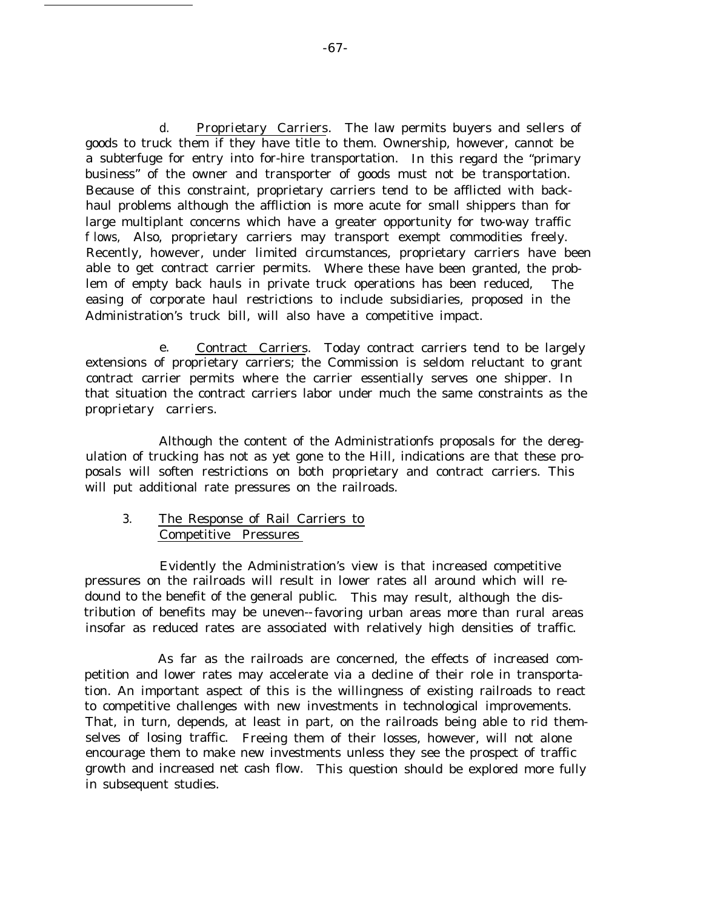d. Proprietary Carriers. The law permits buyers and sellers of goods to truck them if they have title to them. Ownership, however, cannot be a subterfuge for entry into for-hire transportation. In this regard the "primary business" of the owner and transporter of goods must not be transportation. Because of this constraint, proprietary carriers tend to be afflicted with back-haul problems although the affliction is more acute for small shippers than for large multiplant concerns which have a greater opportunity for two-way traffic flows, Also, proprietary carriers may transport exempt commodities freely. Recently, however, under limited circumstances, proprietary carriers have been able to get contract carrier permits. Where these have been granted, the problem of empty back hauls in private truck operations has been reduced, The easing of corporate haul restrictions to include subsidiaries, proposed in the Administration's truck bill, will also have a competitive impact.

e. Contract Carriers. Today contract carriers tend to be largely extensions of proprietary carriers; the Commission is seldom reluctant to grant contract carrier permits where the carrier essentially serves one shipper. In that situation the contract carriers labor under much the same constraints as the proprietary carriers.

Although the content of the Administrationfs proposals for the deregulation of trucking has not as yet gone to the Hill, indications are that these proposals will soften restrictions on both proprietary and contract carriers. This will put additional rate pressures on the railroads.

### 3. The Response of Rail Carriers to Competitive Pressures

Evidently the Administration's view is that increased competitive pressures on the railroads will result in lower rates all around which will redound to the benefit of the general public. This may result, although the distribution of benefits may be uneven--favoring urban areas more than rural areas insofar as reduced rates are associated with relatively high densities of traffic.

As far as the railroads are concerned, the effects of increased competition and lower rates may accelerate via a decline of their role in transportation. An important aspect of this is the willingness of existing railroads to react to competitive challenges with new investments in technological improvements. That, in turn, depends, at least in part, on the railroads being able to rid themselves of losing traffic. Freeing them of their losses, however, will not alone encourage them to make new investments unless they see the prospect of traffic growth and increased net cash flow. This question should be explored more fully in subsequent studies.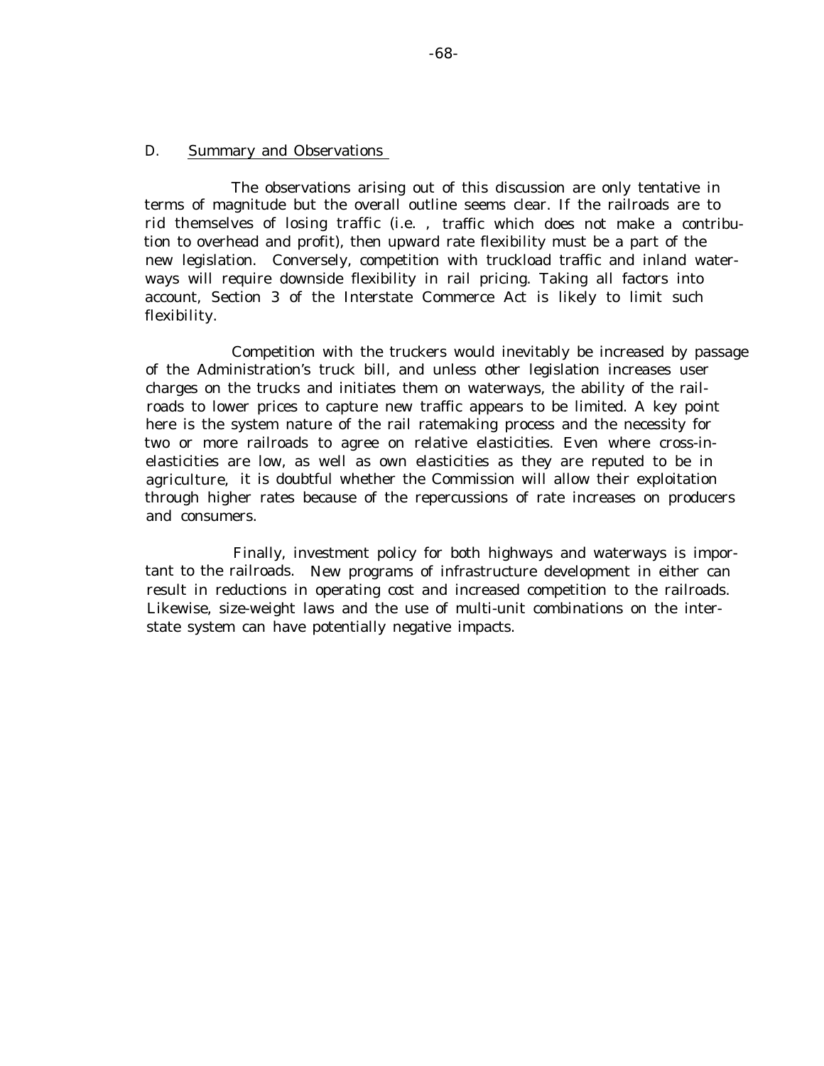### D. Summary and Observations

The observations arising out of this discussion are only tentative in terms of magnitude but the overall outline seems clear. If the railroads are to rid themselves of losing traffic (i.e. , traffic which does not make a contribution to overhead and profit), then upward rate flexibility must be a part of the new legislation. Conversely, competition with truckload traffic and inland waterways will require downside flexibility in rail pricing. Taking all factors into account, Section 3 of the Interstate Commerce Act is likely to limit such flexibility.

Competition with the truckers would inevitably be increased by passage of the Administration's truck bill, and unless other legislation increases user charges on the trucks and initiates them on waterways, the ability of the railroads to lower prices to capture new traffic appears to be limited. A key point here is the system nature of the rail ratemaking process and the necessity for two or more railroads to agree on relative elasticities. Even where cross-inelasticities are low, as well as own elasticities as they are reputed to be in agriculture, it is doubtful whether the Commission will allow their exploitation through higher rates because of the repercussions of rate increases on producers and consumers.

Finally, investment policy for both highways and waterways is important to the railroads. New programs of infrastructure development in either can result in reductions in operating cost and increased competition to the railroads. Likewise, size-weight laws and the use of multi-unit combinations on the interstate system can have potentially negative impacts.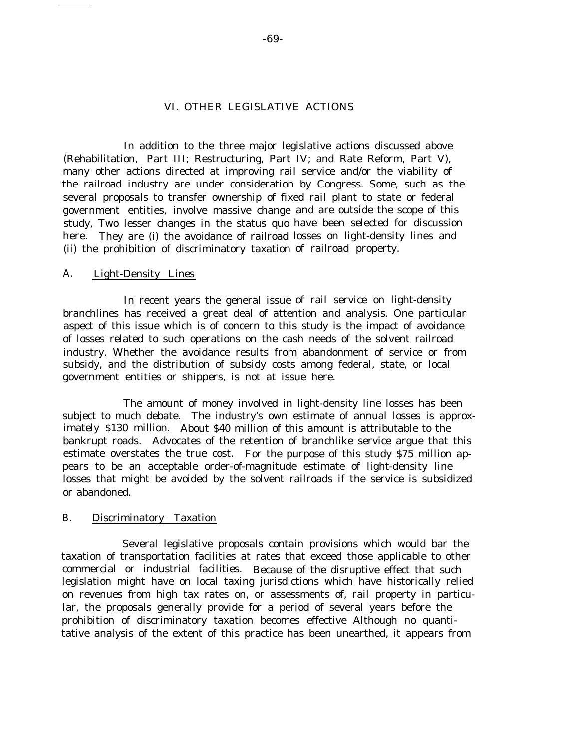## VI. OTHER LEGISLATIVE ACTIONS

In addition to the three major legislative actions discussed above (Rehabilitation, Part III; Restructuring, Part IV; and Rate Reform, Part V), many other actions directed at improving rail service and/or the viability of the railroad industry are under consideration by Congress. Some, such as the several proposals to transfer ownership of fixed rail plant to state or federal government entities, involve massive change and are outside the scope of this study, Two lesser changes in the status quo have been selected for discussion here. They are (i) the avoidance of railroad losses on light-density lines and (ii) the prohibition of discriminatory taxation of railroad property.

### A. Light-Density Lines

In recent years the general issue of rail service on light-density branchlines has received a great deal of attention and analysis. One particular aspect of this issue which is of concern to this study is the impact of avoidance of losses related to such operations on the cash needs of the solvent railroad industry. Whether the avoidance results from abandonment of service or from subsidy, and the distribution of subsidy costs among federal, state, or local government entities or shippers, is not at issue here.

The amount of money involved in light-density line losses has been subject to much debate. The industry's own estimate of annual losses is approximately $130 million. About $40 million of this amount is attributable to the bankrupt roads. Advocates of the retention of branchlike service argue that this estimate overstates the true cost. For the purpose of this study $75 million appears to be an acceptable order-of-magnitude estimate of light-density line losses that might be avoided by the solvent railroads if the service is subsidized or abandoned.

### B. Discriminatory Taxation

Several legislative proposals contain provisions which would bar the taxation of transportation facilities at rates that exceed those applicable to other commercial or industrial facilities. Because of the disruptive effect that such legislation might have on local taxing jurisdictions which have historically relied on revenues from high tax rates on, or assessments of, rail property in particular, the proposals generally provide for a period of several years before the prohibition of discriminatory taxation becomes effective Although no quantitative analysis of the extent of this practice has been unearthed, it appears from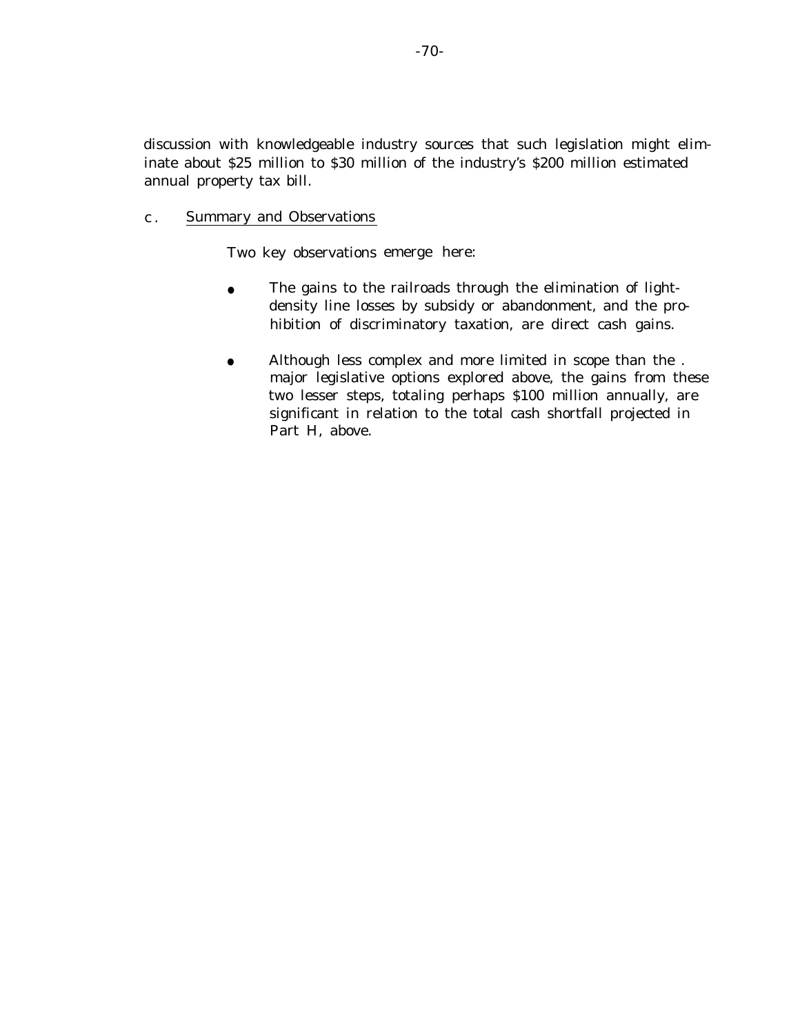discussion with knowledgeable industry sources that such legislation might eliminate about $25 million to $30 million of the industry's $200 million estimated annual property tax bill.

c. <u>Summary and Observations</u>

Two key observations emerge here:

- The gains to the railroads through the elimination of light-density line losses by subsidy or abandonment, and the prohibition of discriminatory taxation, are direct cash gains.

- Although less complex and more limited in scope than the . major legislative options explored above, the gains from these two lesser steps, totaling perhaps $100 million annually, are significant in relation to the total cash shortfall projected in Part H, above.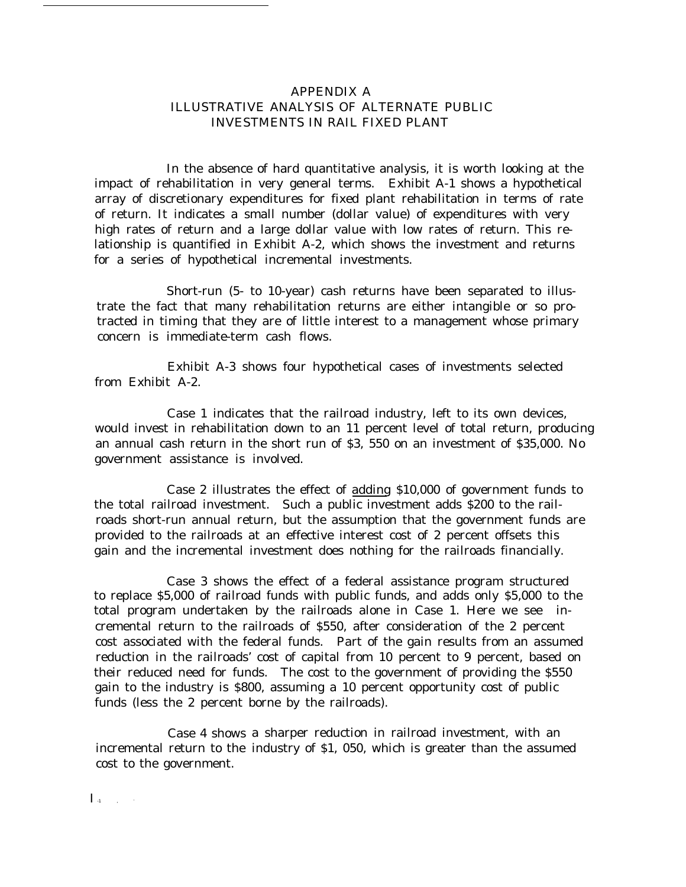# APPENDIX A
## ILLUSTRATIVE ANALYSIS OF ALTERNATE PUBLIC INVESTMENTS IN RAIL FIXED PLANT

In the absence of hard quantitative analysis, it is worth looking at the impact of rehabilitation in very general terms. Exhibit A-1 shows a hypothetical array of discretionary expenditures for fixed plant rehabilitation in terms of rate of return. It indicates a small number (dollar value) of expenditures with very high rates of return and a large dollar value with low rates of return. This relationship is quantified in Exhibit A-2, which shows the investment and returns for a series of hypothetical incremental investments.

Short-run (5- to 10-year) cash returns have been separated to illustrate the fact that many rehabilitation returns are either intangible or so protracted in timing that they are of little interest to a management whose primary concern is immediate-term cash flows.

Exhibit A-3 shows four hypothetical cases of investments selected from Exhibit A-2.

Case 1 indicates that the railroad industry, left to its own devices, would invest in rehabilitation down to an 11 percent level of total return, producing an annual cash return in the short run of $3, 550 on an investment of $35,000. No government assistance is involved.

Case 2 illustrates the effect of adding $10,000 of government funds to the total railroad investment. Such a public investment adds $200 to the railroads short-run annual return, but the assumption that the government funds are provided to the railroads at an effective interest cost of 2 percent offsets this gain and the incremental investment does nothing for the railroads financially.

Case 3 shows the effect of a federal assistance program structured to replace $5,000 of railroad funds with public funds, and adds only $5,000 to the total program undertaken by the railroads alone in Case 1. Here we see incremental return to the railroads of $550, after consideration of the 2 percent cost associated with the federal funds. Part of the gain results from an assumed reduction in the railroads' cost of capital from 10 percent to 9 percent, based on their reduced need for funds. The cost to the government of providing the $550 gain to the industry is $800, assuming a 10 percent opportunity cost of public funds (less the 2 percent borne by the railroads).

Case 4 shows a sharper reduction in railroad investment, with an incremental return to the industry of $1, 050, which is greater than the assumed cost to the government.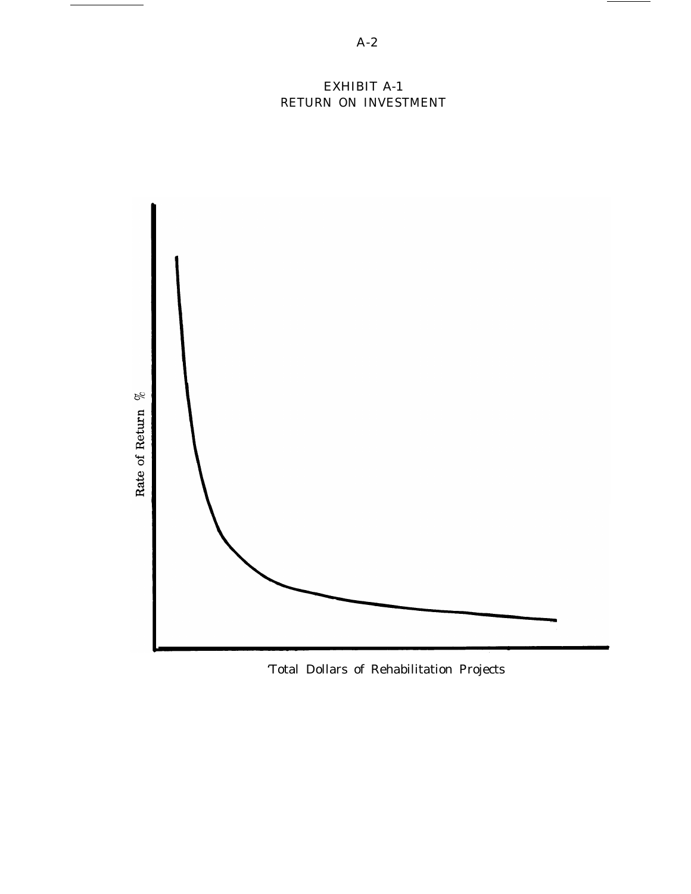EXHIBIT A-1
RETURN ON INVESTMENT

Rate of Return %

Total Dollars of Rehabilitation Projects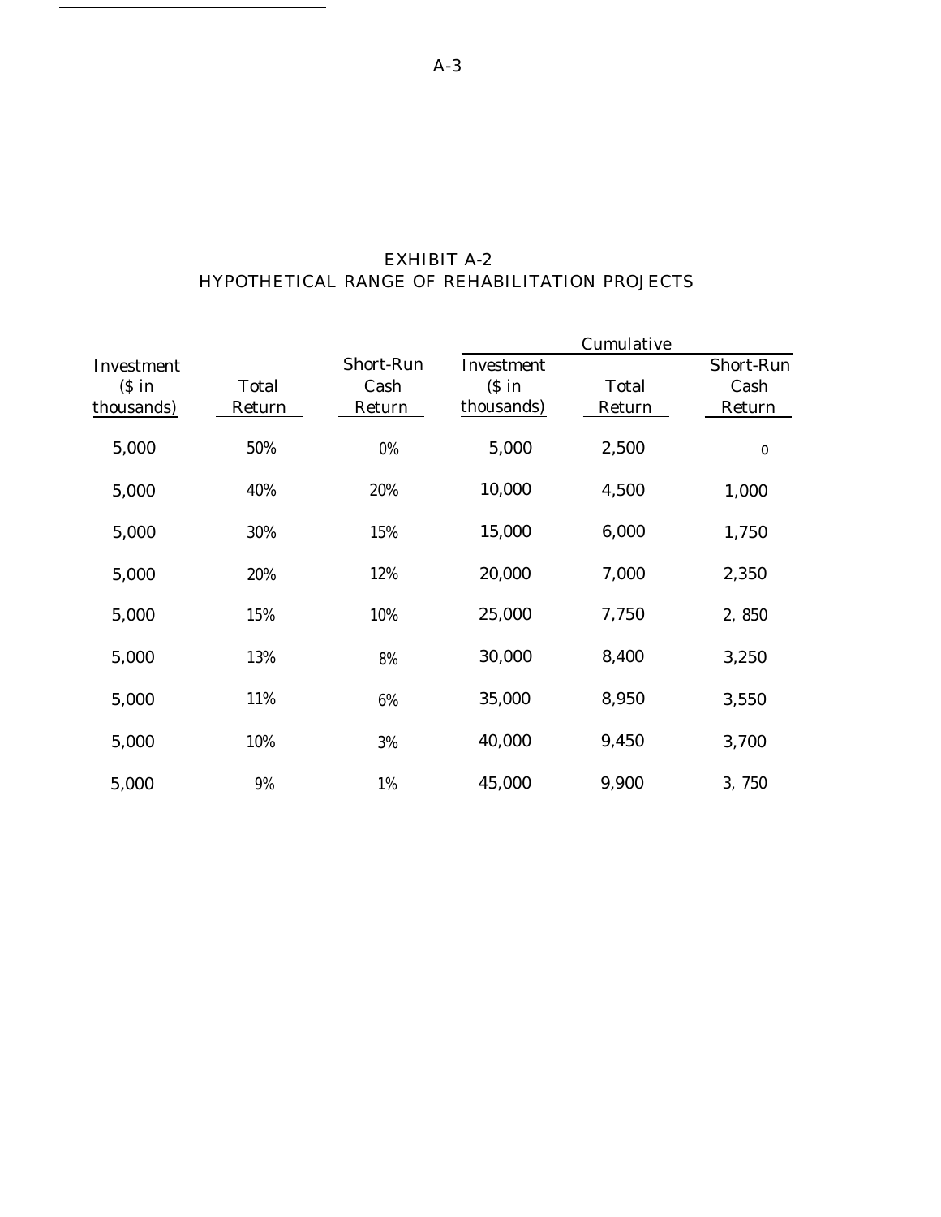## EXHIBIT A-2
## HYPOTHETICAL RANGE OF REHABILITATION PROJECTS

| Investment ($ in thousands) | Total Return | Short-Run Cash Return | Cumulative Investment ($ in thousands) | Cumulative Total Return | Cumulative Short-Run Cash Return |
|---|---|---|---|---|---|
| 5,000 | 50% | 0% | 5,000 | 2,500 | 0 |
| 5,000 | 40% | 20% | 10,000 | 4,500 | 1,000 |
| 5,000 | 30% | 15% | 15,000 | 6,000 | 1,750 |
| 5,000 | 20% | 12% | 20,000 | 7,000 | 2,350 |
| 5,000 | 15% | 10% | 25,000 | 7,750 | 2,850 |
| 5,000 | 13% | 8% | 30,000 | 8,400 | 3,250 |
| 5,000 | 11% | 6% | 35,000 | 8,950 | 3,550 |
| 5,000 | 10% | 3% | 40,000 | 9,450 | 3,700 |
| 5,000 | 9% | 1% | 45,000 | 9,900 | 3,750 |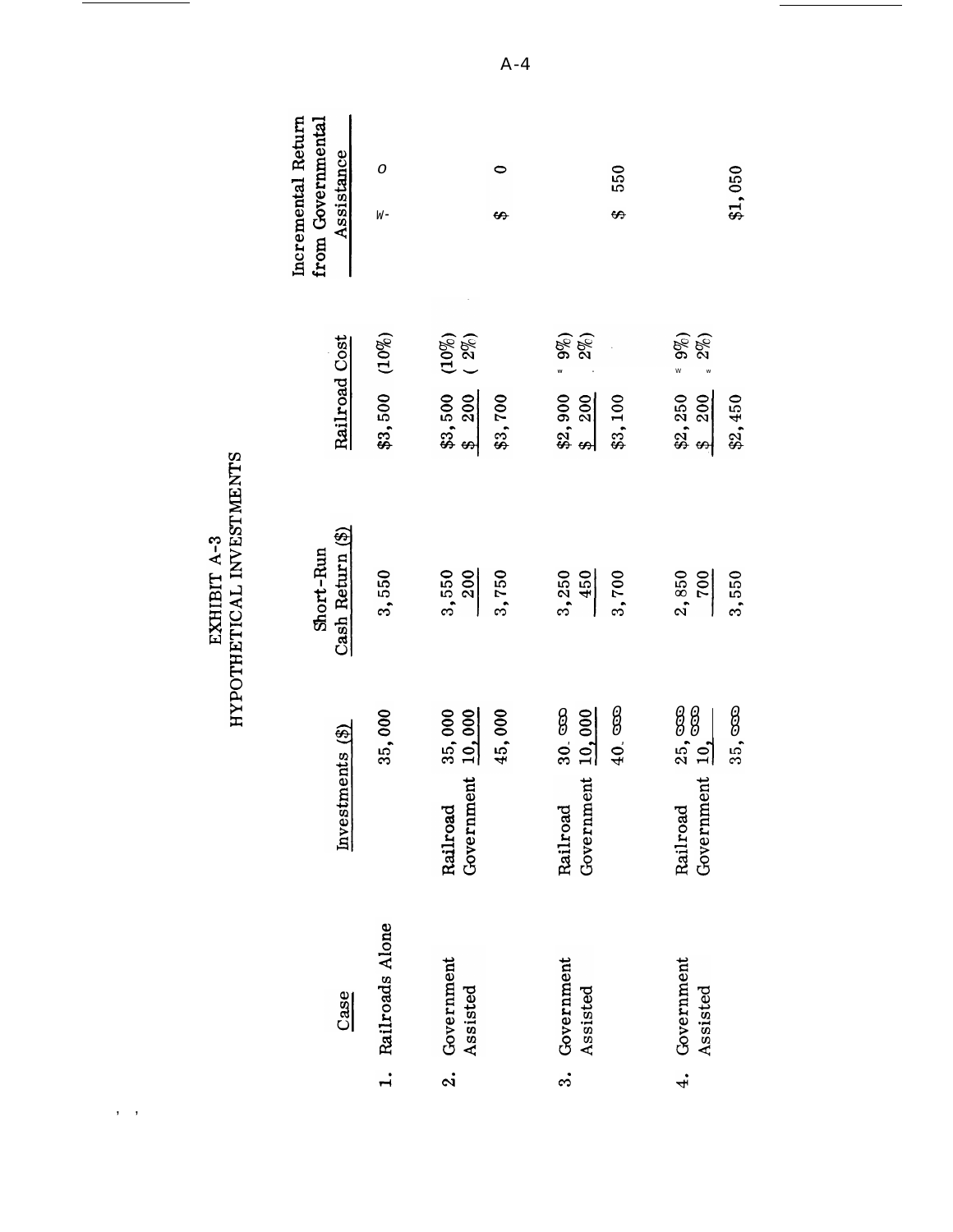# EXHIBIT A-3
## HYPOTHETICAL INVESTMENTS

| Case | Investments ($) | | Short-Run Cash Return ($) | Railroad Cost | | Incremental Return from Governmental Assistance |
|---|---|---|---|---|---|---|
| 1. Railroads Alone | | 35,000 | 3,550 | $3,500 | (10%) | $ 0 |
| 2. Government Assisted | Railroad | 35,000 | 3,550 | $3,500 | (10%) | |
| | Government | 10,000 | 200 | $ 200 | ( 2%) | |
| | | 45,000 | 3,750 | $3,700 | | $ 0 |
| 3. Government Assisted | Railroad | 30,000 | 3,250 | $2,900 | ( 9%) | |
| | Government | 10,000 | 450 | $ 200 | ( 2%) | |
| | | 40,000 | 3,700 | $3,100 | | $ 550 |
| 4. Government Assisted | Railroad | 25,000 | 2,850 | $2,250 | ( 9%) | |
| | Government | 10,000 | 700 | $ 200 | ( 2%) | |
| | | 35,000 | 3,550 | $2,450 | | $1,050 |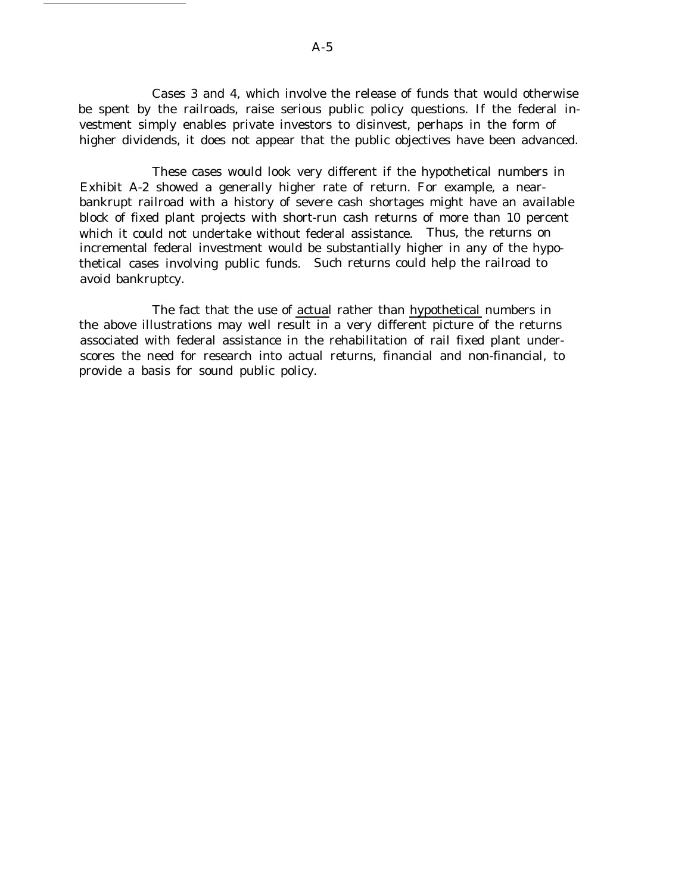Cases 3 and 4, which involve the release of funds that would otherwise be spent by the railroads, raise serious public policy questions. If the federal investment simply enables private investors to disinvest, perhaps in the form of higher dividends, it does not appear that the public objectives have been advanced.

These cases would look very different if the hypothetical numbers in Exhibit A-2 showed a generally higher rate of return. For example, a near-bankrupt railroad with a history of severe cash shortages might have an available block of fixed plant projects with short-run cash returns of more than 10 percent which it could not undertake without federal assistance. Thus, the returns on incremental federal investment would be substantially higher in any of the hypothetical cases involving public funds. Such returns could help the railroad to avoid bankruptcy.

The fact that the use of actual rather than hypothetical numbers in the above illustrations may well result in a very different picture of the returns associated with federal assistance in the rehabilitation of rail fixed plant underscores the need for research into actual returns, financial and non-financial, to provide a basis for sound public policy.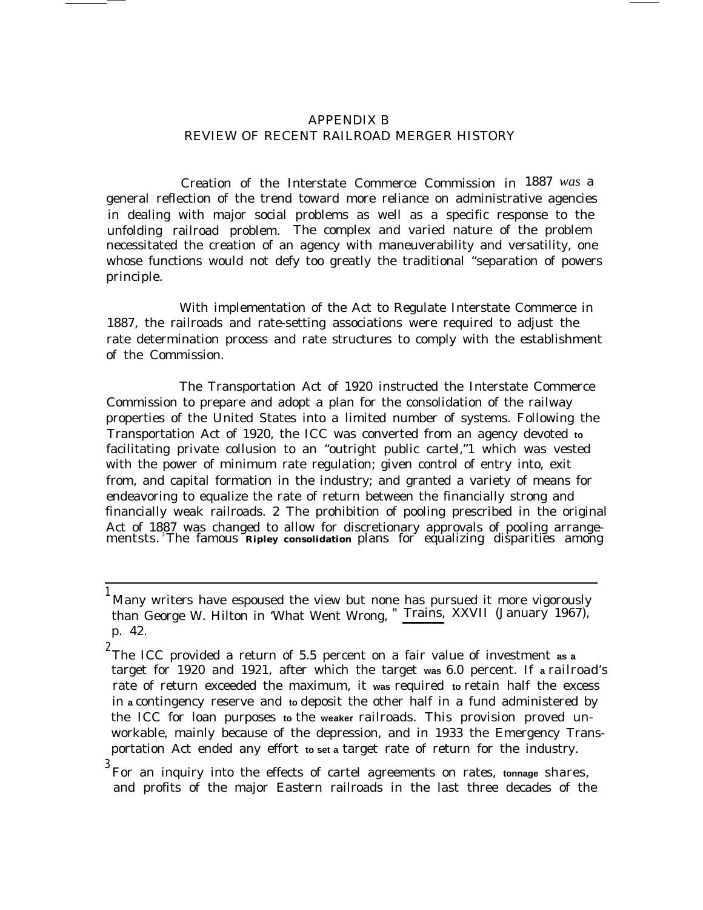# APPENDIX B
## REVIEW OF RECENT RAILROAD MERGER HISTORY

Creation of the Interstate Commerce Commission in 1887 *was* a general reflection of the trend toward more reliance on administrative agencies in dealing with major social problems as well as a specific response to the unfolding railroad problem. The complex and varied nature of the problem necessitated the creation of an agency with maneuverability and versatility, one whose functions would not defy too greatly the traditional "separation of powers principle.

With implementation of the Act to Regulate Interstate Commerce in 1887, the railroads and rate-setting associations were required to adjust the rate determination process and rate structures to comply with the establishment of the Commission.

The Transportation Act of 1920 instructed the Interstate Commerce Commission to prepare and adopt a plan for the consolidation of the railway properties of the United States into a limited number of systems. Following the Transportation Act of 1920, the ICC was converted from an agency devoted to facilitating private collusion to an "outright public cartel,"[1] which was vested with the power of minimum rate regulation; given control of entry into, exit from, and capital formation in the industry; and granted a variety of means for endeavoring to equalize the rate of return between the financially strong and financially weak railroads.[2] The prohibition of pooling prescribed in the original Act of 1887 was changed to allow for discretionary approvals of pooling arrangementsts.[3] The famous Ripley consolidation plans for equalizing disparities among

---

[1] Many writers have espoused the view but none has pursued it more vigorously than George W. Hilton in 'What Went Wrong, " Trains, XXVII (January 1967), p. 42.

[2] The ICC provided a return of 5.5 percent on a fair value of investment as a target for 1920 and 1921, after which the target was 6.0 percent. If a railroad's rate of return exceeded the maximum, it was required to retain half the excess in a contingency reserve and to deposit the other half in a fund administered by the ICC for loan purposes to the weaker railroads. This provision proved unworkable, mainly because of the depression, and in 1933 the Emergency Transportation Act ended any effort to set a target rate of return for the industry.

[3] For an inquiry into the effects of cartel agreements on rates, tonnage shares, and profits of the major Eastern railroads in the last three decades of the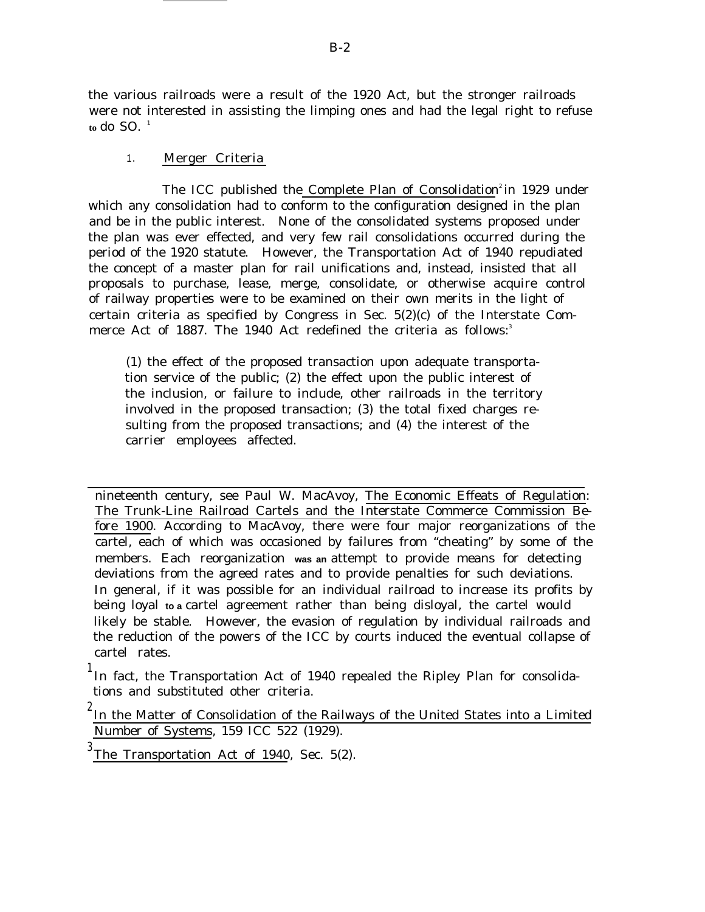the various railroads were a result of the 1920 Act, but the stronger railroads were not interested in assisting the limping ones and had the legal right to refuse to do SO.[1]

### 1. Merger Criteria

The ICC published the Complete Plan of Consolidation[2] in 1929 under which any consolidation had to conform to the configuration designed in the plan and be in the public interest. None of the consolidated systems proposed under the plan was ever effected, and very few rail consolidations occurred during the period of the 1920 statute. However, the Transportation Act of 1940 repudiated the concept of a master plan for rail unifications and, instead, insisted that all proposals to purchase, lease, merge, consolidate, or otherwise acquire control of railway properties were to be examined on their own merits in the light of certain criteria as specified by Congress in Sec. 5(2)(c) of the Interstate Commerce Act of 1887. The 1940 Act redefined the criteria as follows:[3]

> (1) the effect of the proposed transaction upon adequate transportation service of the public; (2) the effect upon the public interest of the inclusion, or failure to include, other railroads in the territory involved in the proposed transaction; (3) the total fixed charges resulting from the proposed transactions; and (4) the interest of the carrier employees affected.

---

nineteenth century, see Paul W. MacAvoy, The Economic Effeats of Regulation: The Trunk-Line Railroad Cartels and the Interstate Commerce Commission Before 1900. According to MacAvoy, there were four major reorganizations of the cartel, each of which was occasioned by failures from "cheating" by some of the members. Each reorganization was an attempt to provide means for detecting deviations from the agreed rates and to provide penalties for such deviations. In general, if it was possible for an individual railroad to increase its profits by being loyal to a cartel agreement rather than being disloyal, the cartel would likely be stable. However, the evasion of regulation by individual railroads and the reduction of the powers of the ICC by courts induced the eventual collapse of cartel rates.

[1] In fact, the Transportation Act of 1940 repealed the Ripley Plan for consolidations and substituted other criteria.

[2] In the Matter of Consolidation of the Railways of the United States into a Limited Number of Systems, 159 ICC 522 (1929).

[3] The Transportation Act of 1940, Sec. 5(2).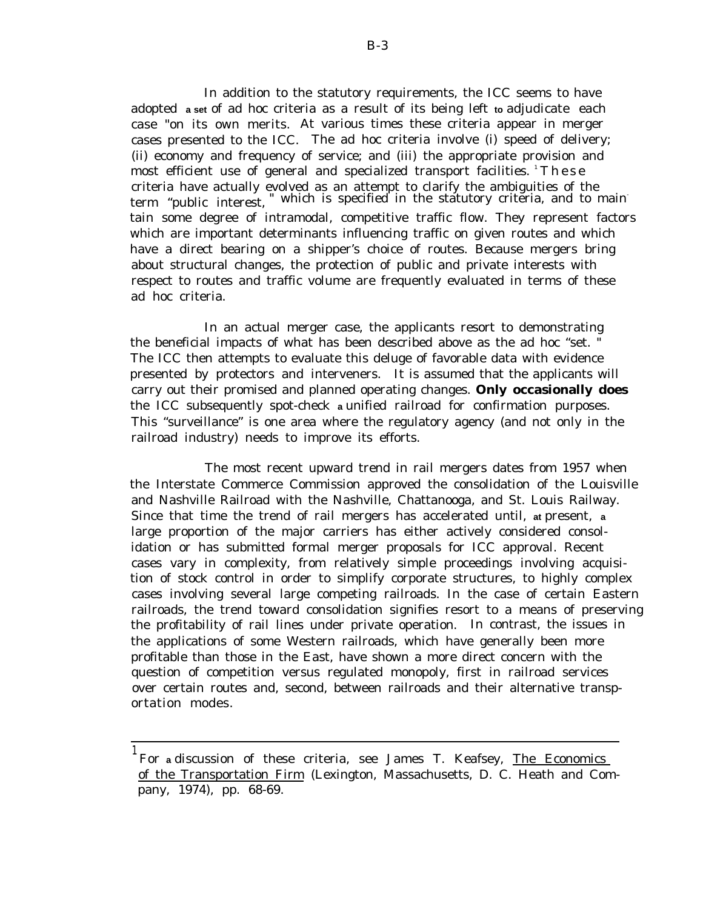In addition to the statutory requirements, the ICC seems to have adopted a set of ad hoc criteria as a result of its being left to adjudicate each case "on its own merits. At various times these criteria appear in merger cases presented to the ICC. The ad hoc criteria involve (i) speed of delivery; (ii) economy and frequency of service; and (iii) the appropriate provision and most efficient use of general and specialized transport facilities.[1] These criteria have actually evolved as an attempt to clarify the ambiguities of the term "public interest," which is specified in the statutory criteria, and to maintain some degree of intramodal, competitive traffic flow. They represent factors which are important determinants influencing traffic on given routes and which have a direct bearing on a shipper's choice of routes. Because mergers bring about structural changes, the protection of public and private interests with respect to routes and traffic volume are frequently evaluated in terms of these ad hoc criteria.

In an actual merger case, the applicants resort to demonstrating the beneficial impacts of what has been described above as the ad hoc "set." The ICC then attempts to evaluate this deluge of favorable data with evidence presented by protectors and interveners. It is assumed that the applicants will carry out their promised and planned operating changes. **Only occasionally does** the ICC subsequently spot-check a unified railroad for confirmation purposes. This "surveillance" is one area where the regulatory agency (and not only in the railroad industry) needs to improve its efforts.

The most recent upward trend in rail mergers dates from 1957 when the Interstate Commerce Commission approved the consolidation of the Louisville and Nashville Railroad with the Nashville, Chattanooga, and St. Louis Railway. Since that time the trend of rail mergers has accelerated until, at present, a large proportion of the major carriers has either actively considered consolidation or has submitted formal merger proposals for ICC approval. Recent cases vary in complexity, from relatively simple proceedings involving acquisition of stock control in order to simplify corporate structures, to highly complex cases involving several large competing railroads. In the case of certain Eastern railroads, the trend toward consolidation signifies resort to a means of preserving the profitability of rail lines under private operation. In contrast, the issues in the applications of some Western railroads, which have generally been more profitable than those in the East, have shown a more direct concern with the question of competition versus regulated monopoly, first in railroad services over certain routes and, second, between railroads and their alternative transportation modes.

---

[1] For a discussion of these criteria, see James T. Keafsey, The Economics of the Transportation Firm (Lexington, Massachusetts, D. C. Heath and Company, 1974), pp. 68-69.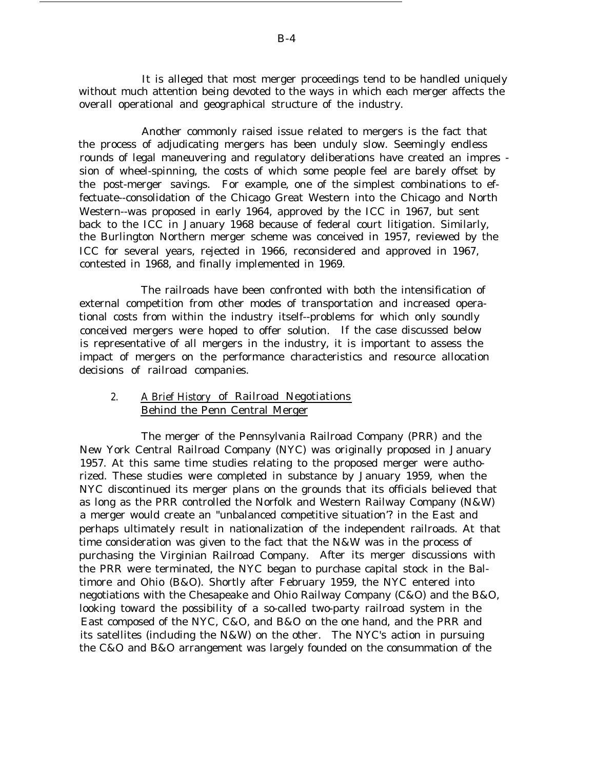It is alleged that most merger proceedings tend to be handled uniquely without much attention being devoted to the ways in which each merger affects the overall operational and geographical structure of the industry.

Another commonly raised issue related to mergers is the fact that the process of adjudicating mergers has been unduly slow. Seemingly endless rounds of legal maneuvering and regulatory deliberations have created an impression of wheel-spinning, the costs of which some people feel are barely offset by the post-merger savings. For example, one of the simplest combinations to effectuate--consolidation of the Chicago Great Western into the Chicago and North Western--was proposed in early 1964, approved by the ICC in 1967, but sent back to the ICC in January 1968 because of federal court litigation. Similarly, the Burlington Northern merger scheme was conceived in 1957, reviewed by the ICC for several years, rejected in 1966, reconsidered and approved in 1967, contested in 1968, and finally implemented in 1969.

The railroads have been confronted with both the intensification of external competition from other modes of transportation and increased operational costs from within the industry itself--problems for which only soundly conceived mergers were hoped to offer solution. If the case discussed below is representative of all mergers in the industry, it is important to assess the impact of mergers on the performance characteristics and resource allocation decisions of railroad companies.

## 2. A Brief History of Railroad Negotiations Behind the Penn Central Merger

The merger of the Pennsylvania Railroad Company (PRR) and the New York Central Railroad Company (NYC) was originally proposed in January 1957. At this same time studies relating to the proposed merger were authorized. These studies were completed in substance by January 1959, when the NYC discontinued its merger plans on the grounds that its officials believed that as long as the PRR controlled the Norfolk and Western Railway Company (N&W) a merger would create an "unbalanced competitive situation'? in the East and perhaps ultimately result in nationalization of the independent railroads. At that time consideration was given to the fact that the N&W was in the process of purchasing the Virginian Railroad Company. After its merger discussions with the PRR were terminated, the NYC began to purchase capital stock in the Baltimore and Ohio (B&O). Shortly after February 1959, the NYC entered into negotiations with the Chesapeake and Ohio Railway Company (C&O) and the B&O, looking toward the possibility of a so-called two-party railroad system in the East composed of the NYC, C&O, and B&O on the one hand, and the PRR and its satellites (including the N&W) on the other. The NYC's action in pursuing the C&O and B&O arrangement was largely founded on the consummation of the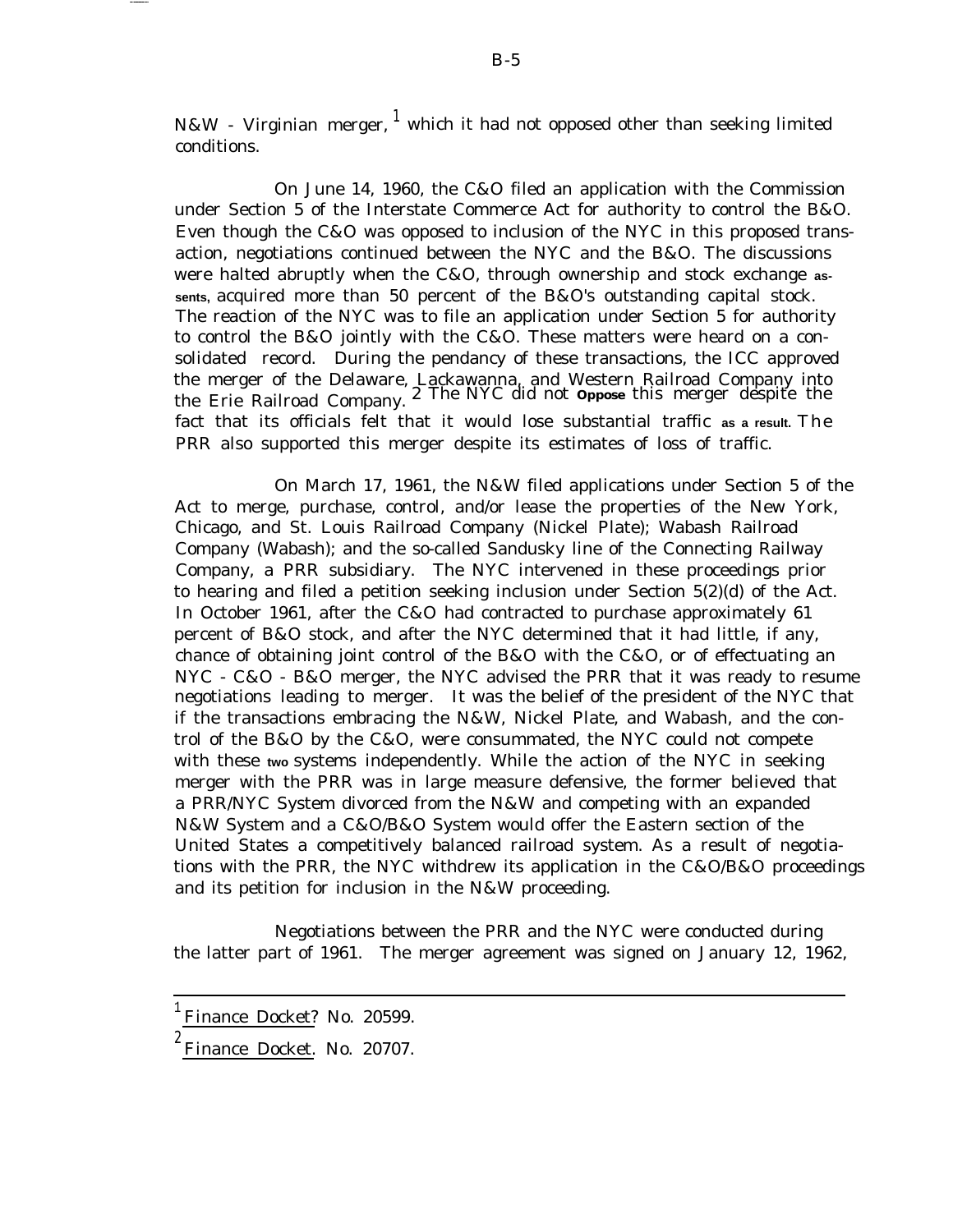N&W - Virginian merger,[1] which it had not opposed other than seeking limited conditions.

On June 14, 1960, the C&O filed an application with the Commission under Section 5 of the Interstate Commerce Act for authority to control the B&O. Even though the C&O was opposed to inclusion of the NYC in this proposed transaction, negotiations continued between the NYC and the B&O. The discussions were halted abruptly when the C&O, through ownership and stock exchange assents, acquired more than 50 percent of the B&O's outstanding capital stock. The reaction of the NYC was to file an application under Section 5 for authority to control the B&O jointly with the C&O. These matters were heard on a consolidated record. During the pendancy of these transactions, the ICC approved the merger of the Delaware, Lackawanna, and Western Railroad Company into the Erie Railroad Company.[2] The NYC did not oppose this merger despite the fact that its officials felt that it would lose substantial traffic as a result. The PRR also supported this merger despite its estimates of loss of traffic.

On March 17, 1961, the N&W filed applications under Section 5 of the Act to merge, purchase, control, and/or lease the properties of the New York, Chicago, and St. Louis Railroad Company (Nickel Plate); Wabash Railroad Company (Wabash); and the so-called Sandusky line of the Connecting Railway Company, a PRR subsidiary. The NYC intervened in these proceedings prior to hearing and filed a petition seeking inclusion under Section 5(2)(d) of the Act. In October 1961, after the C&O had contracted to purchase approximately 61 percent of B&O stock, and after the NYC determined that it had little, if any, chance of obtaining joint control of the B&O with the C&O, or of effectuating an NYC - C&O - B&O merger, the NYC advised the PRR that it was ready to resume negotiations leading to merger. It was the belief of the president of the NYC that if the transactions embracing the N&W, Nickel Plate, and Wabash, and the control of the B&O by the C&O, were consummated, the NYC could not compete with these two systems independently. While the action of the NYC in seeking merger with the PRR was in large measure defensive, the former believed that a PRR/NYC System divorced from the N&W and competing with an expanded N&W System and a C&O/B&O System would offer the Eastern section of the United States a competitively balanced railroad system. As a result of negotiations with the PRR, the NYC withdrew its application in the C&O/B&O proceedings and its petition for inclusion in the N&W proceeding.

Negotiations between the PRR and the NYC were conducted during the latter part of 1961. The merger agreement was signed on January 12, 1962,

---

[1] Finance Docket? No. 20599.

[2] Finance Docket. No. 20707.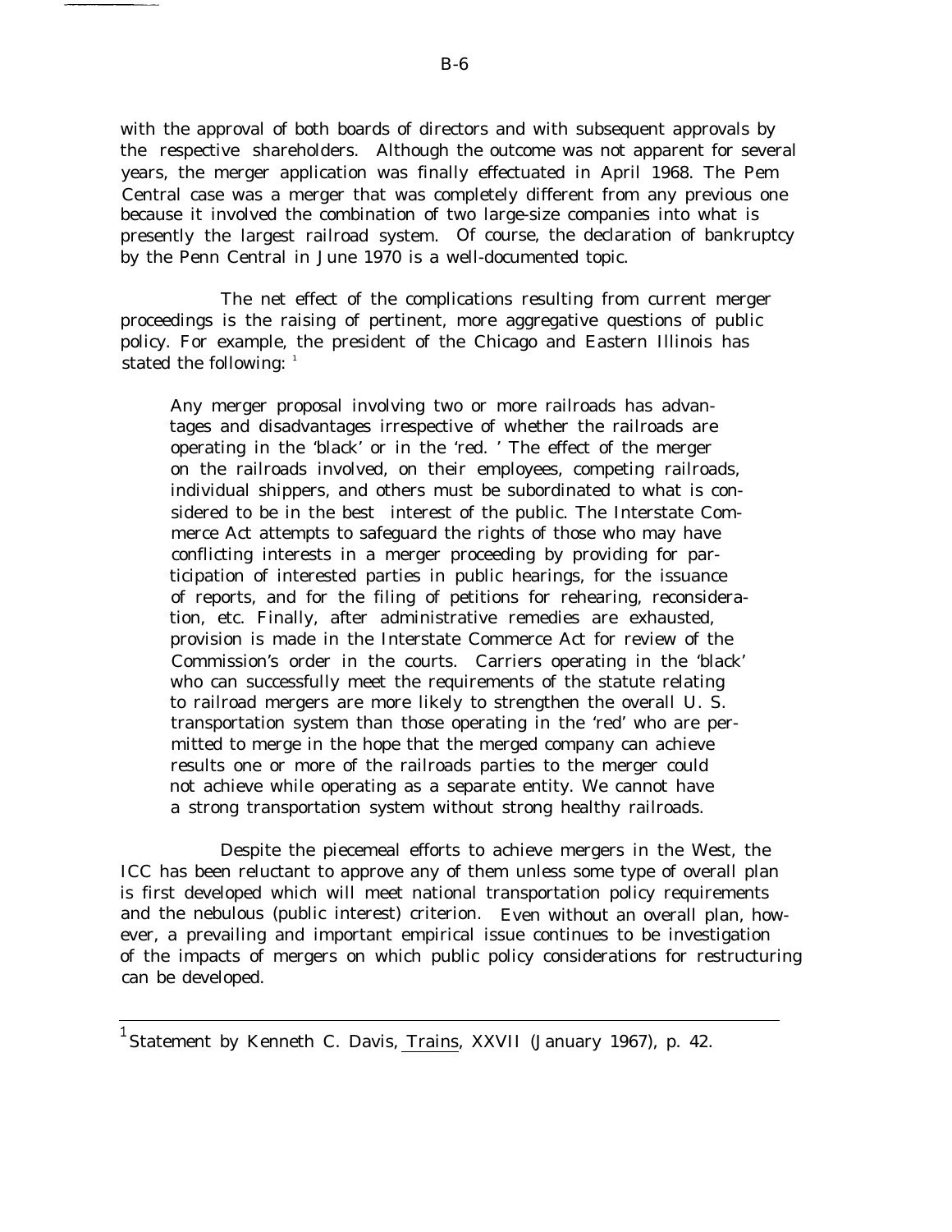with the approval of both boards of directors and with subsequent approvals by the respective shareholders. Although the outcome was not apparent for several years, the merger application was finally effectuated in April 1968. The Pem Central case was a merger that was completely different from any previous one because it involved the combination of two large-size companies into what is presently the largest railroad system. Of course, the declaration of bankruptcy by the Penn Central in June 1970 is a well-documented topic.

The net effect of the complications resulting from current merger proceedings is the raising of pertinent, more aggregative questions of public policy. For example, the president of the Chicago and Eastern Illinois has stated the following: [1]

> Any merger proposal involving two or more railroads has advantages and disadvantages irrespective of whether the railroads are operating in the 'black' or in the 'red. ' The effect of the merger on the railroads involved, on their employees, competing railroads, individual shippers, and others must be subordinated to what is considered to be in the best interest of the public. The Interstate Commerce Act attempts to safeguard the rights of those who may have conflicting interests in a merger proceeding by providing for participation of interested parties in public hearings, for the issuance of reports, and for the filing of petitions for rehearing, reconsideration, etc. Finally, after administrative remedies are exhausted, provision is made in the Interstate Commerce Act for review of the Commission's order in the courts. Carriers operating in the 'black' who can successfully meet the requirements of the statute relating to railroad mergers are more likely to strengthen the overall U. S. transportation system than those operating in the 'red' who are permitted to merge in the hope that the merged company can achieve results one or more of the railroads parties to the merger could not achieve while operating as a separate entity. We cannot have a strong transportation system without strong healthy railroads.

Despite the piecemeal efforts to achieve mergers in the West, the ICC has been reluctant to approve any of them unless some type of overall plan is first developed which will meet national transportation policy requirements and the nebulous (public interest) criterion. Even without an overall plan, however, a prevailing and important empirical issue continues to be investigation of the impacts of mergers on which public policy considerations for restructuring can be developed.

---

[1] Statement by Kenneth C. Davis, Trains, XXVII (January 1967), p. 42.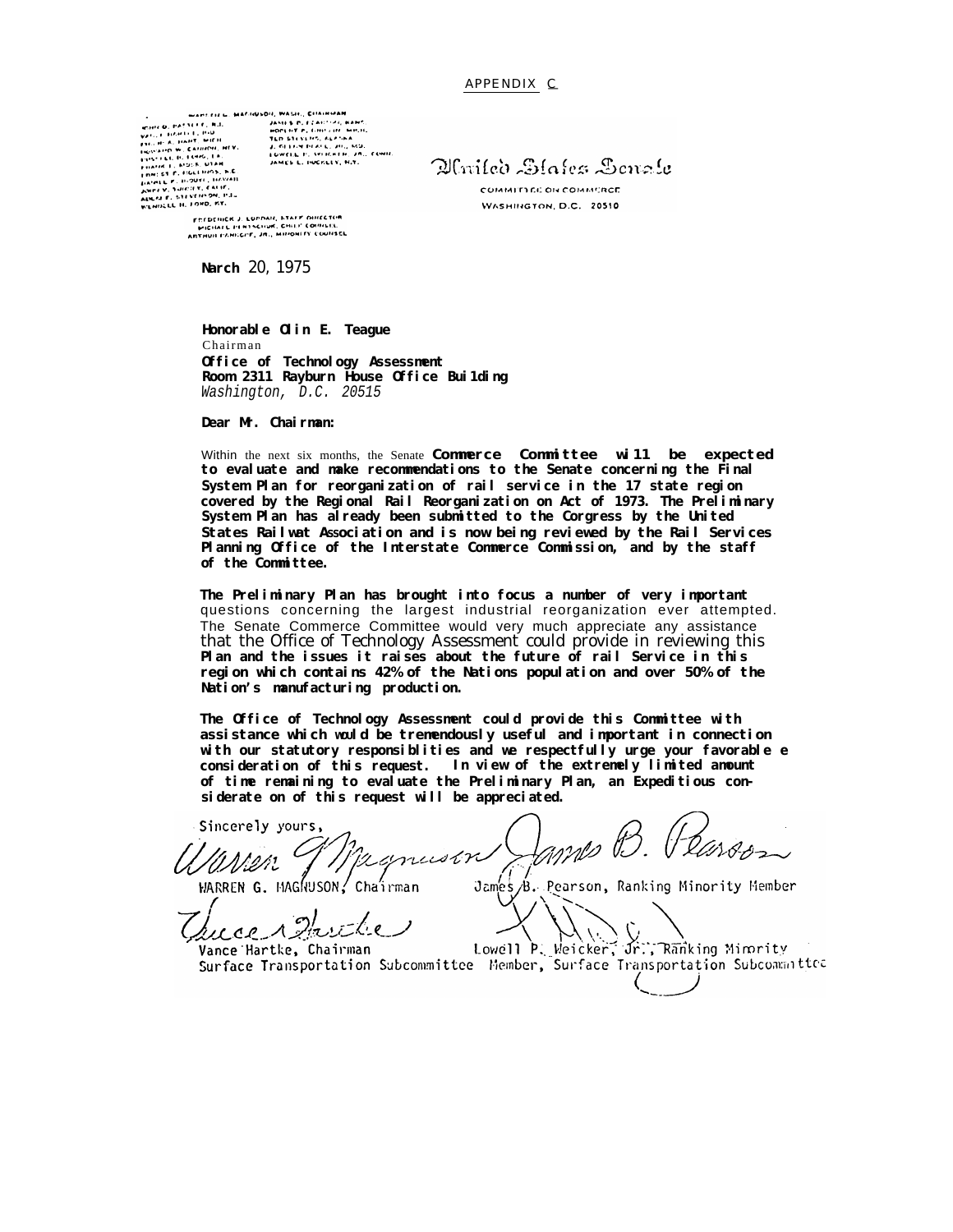APPENDIX C

WARREN G. MAGNUSON, WASH., CHAIRMAN

JOHN O. PASTORE, R.I.
VANCE HARTKE, IND.
PHILIP A. HART, MICH.
HOWARD W. CANNON, NEV.
RUSSELL B. LONG, LA.
FRANK E. MOSS, UTAH
ERNEST F. HOLLINGS, S.C.
DANIEL K. INOUYE, HAWAII
JOHN V. TUNNEY, CALIF.
ADLAI E. STEVENSON, ILL.
WENDELL H. FORD, KY.

JAMES B. PEARSON, KANS.
ROBERT P. GRIFFIN, MICH.
TED STEVENS, ALASKA
J. GLENN BEALL, JR., MD.
LOWELL P. WEICKER, JR., CONN.
JAMES L. BUCKLEY, N.Y.

FREDERICK J. LORDAN, STAFF DIRECTOR
MICHAEL PERTSCHUK, CHIEF COUNSEL
ARTHUR PANKOPF, JR., MINORITY COUNSEL

United States Senate

COMMITTEE ON COMMERCE

WASHINGTON, D.C. 20510

Narch 20, 1975

**Honorable Olin E. Teague**
Chairman
**Office of Technology Assessment**
**Room 2311 Rayburn House Office Building**
*Washington, D.C. 20515*

**Dear Mr. Chairman:**

Within the next six months, the Senate **Commerce Committee will be expected to evaluate and make recommendations to the Senate concerning the Final System Plan for reorganization of rail service in the 17 state region covered by the Regional Rail Reorganization on Act of 1973. The Preliminary System Plan has already been submitted to the Corgress by the United States Railwat Association and is now being reviewed by the Rail Services Planning Office of the Interstate Commerce Commission, and by the staff of the Committee.**

**The Preliminary Plan has brought into focus a number of very important** questions concerning the largest industrial reorganization ever attempted. The Senate Commerce Committee would very much appreciate any assistance that the Office of Technology Assessment could provide in reviewing this **Plan and the issues it raises about the future of rail Service in this region which contains 42% of the Nations population and over 50% of the Nation's manufacturing production.**

**The Office of Technology Assessment could provide this Committee with assistance which would be tremendously useful and important in connection with our statutory responsiblities and we respectfully urge your favorable e consideration of this request. In view of the extremely limited amount of time remaining to evaluate the Preliminary Plan, an Expeditious considerate on of this request will be appreciated.**

Sincerely yours,

WARREN G. MAGNUSON, Chairman

James B. Pearson, Ranking Minority Member

Vance Hartke, Chairman
Surface Transportation Subcommittee

Lowell P. Weicker, Jr., Ranking Minority
Member, Surface Transportation Subcommittee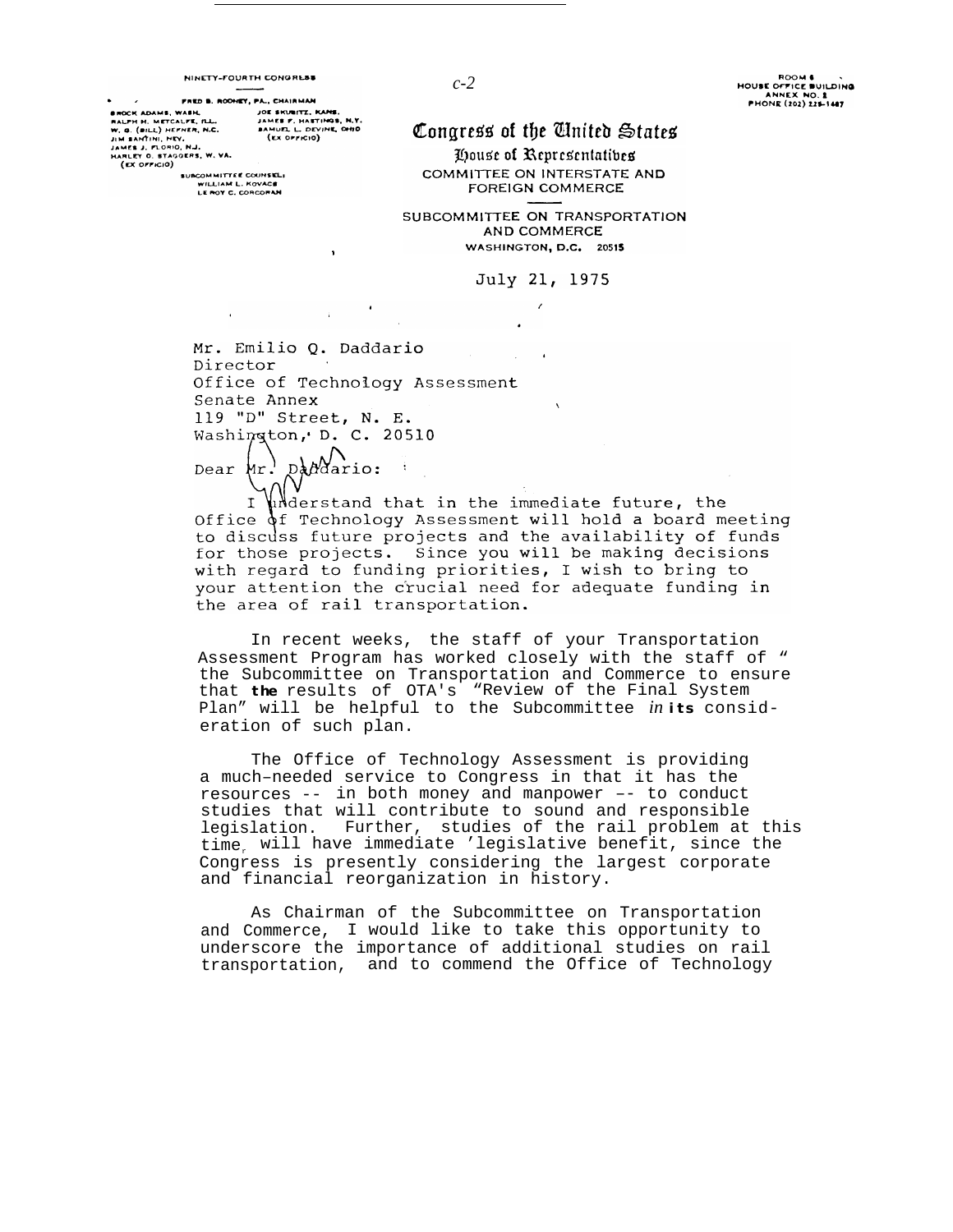c-2

NINETY-FOURTH CONGRESS

FRED B. ROONEY, PA., CHAIRMAN

BROCK ADAMS, WASH.
RALPH H. METCALFE, ILL.
W. G. (BILL) HEFNER, N.C.
JIM SANTINI, NEV.
JAMES J. FLORIO, N.J.
HARLEY O. STAGGERS, W. VA. (EX OFFICIO)

JOE SKUBITZ, KANS.
JAMES F. HASTINGS, N.Y.
SAMUEL L. DEVINE, OHIO (EX OFFICIO)

SUBCOMMITTEE COUNSEL:
WILLIAM L. KOVACS
LE ROY C. CORCORAN

ROOM 6
HOUSE OFFICE BUILDING
ANNEX NO. 2
PHONE (202) 225-1467

# Congress of the United States

## House of Representatives

COMMITTEE ON INTERSTATE AND FOREIGN COMMERCE

SUBCOMMITTEE ON TRANSPORTATION AND COMMERCE

WASHINGTON, D.C. 20515

July 21, 1975

Mr. Emilio Q. Daddario
Director
Office of Technology Assessment
Senate Annex
119 "D" Street, N. E.
Washington, D. C. 20510

Dear Mr. Daddario:

I understand that in the immediate future, the Office of Technology Assessment will hold a board meeting to discuss future projects and the availability of funds for those projects. Since you will be making decisions with regard to funding priorities, I wish to bring to your attention the crucial need for adequate funding in the area of rail transportation.

In recent weeks, the staff of your Transportation Assessment Program has worked closely with the staff of the Subcommittee on Transportation and Commerce to ensure that the results of OTA's "Review of the Final System Plan" will be helpful to the Subcommittee in its consideration of such plan.

The Office of Technology Assessment is providing a much-needed service to Congress in that it has the resources -- in both money and manpower -- to conduct studies that will contribute to sound and responsible legislation. Further, studies of the rail problem at this time, will have immediate legislative benefit, since the Congress is presently considering the largest corporate and financial reorganization in history.

As Chairman of the Subcommittee on Transportation and Commerce, I would like to take this opportunity to underscore the importance of additional studies on rail transportation, and to commend the Office of Technology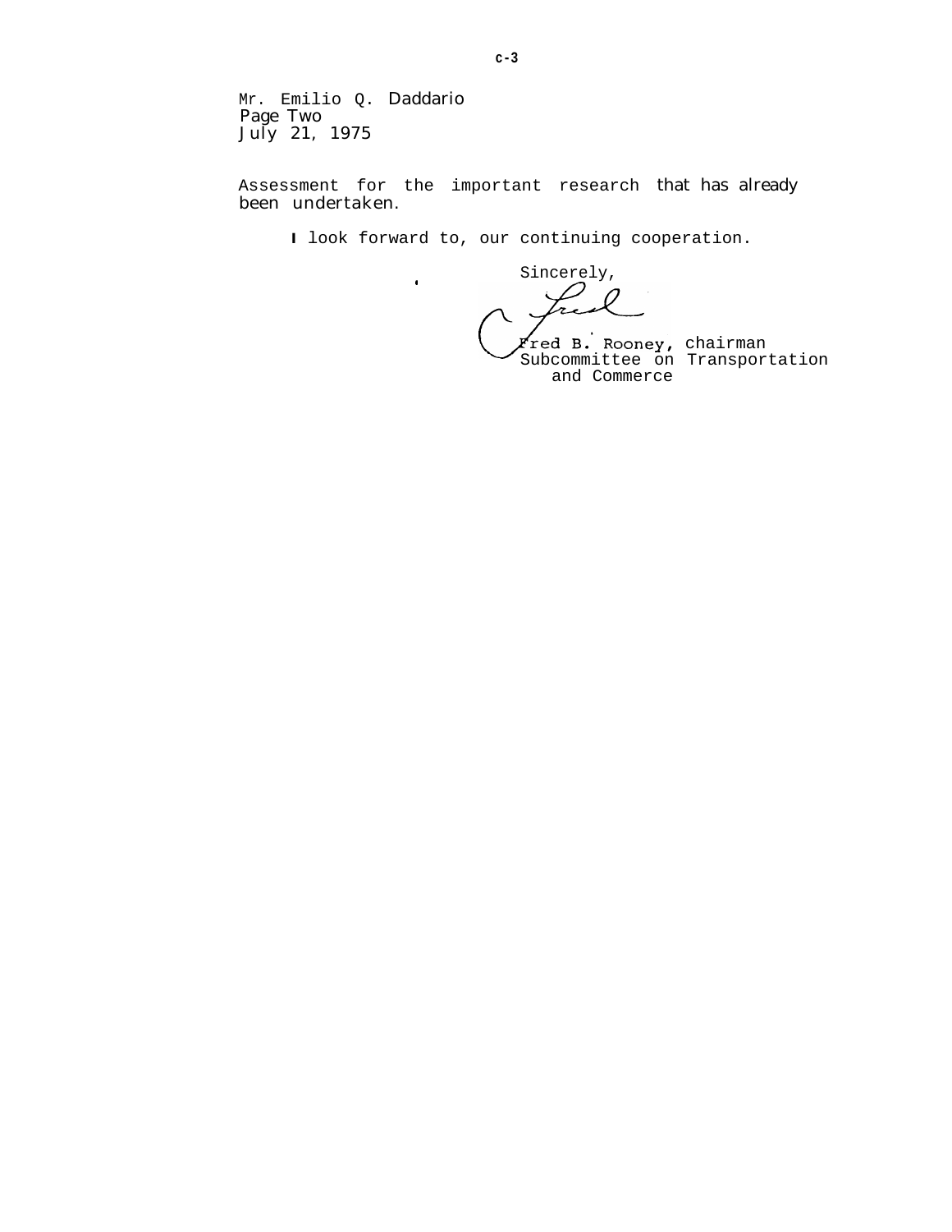Mr. Emilio Q. Daddario
Page Two
July 21, 1975

Assessment for the important research that has already been undertaken.

I look forward to, our continuing cooperation.

Sincerely,

Fred

Fred B. Rooney, chairman
Subcommittee on Transportation
and Commerce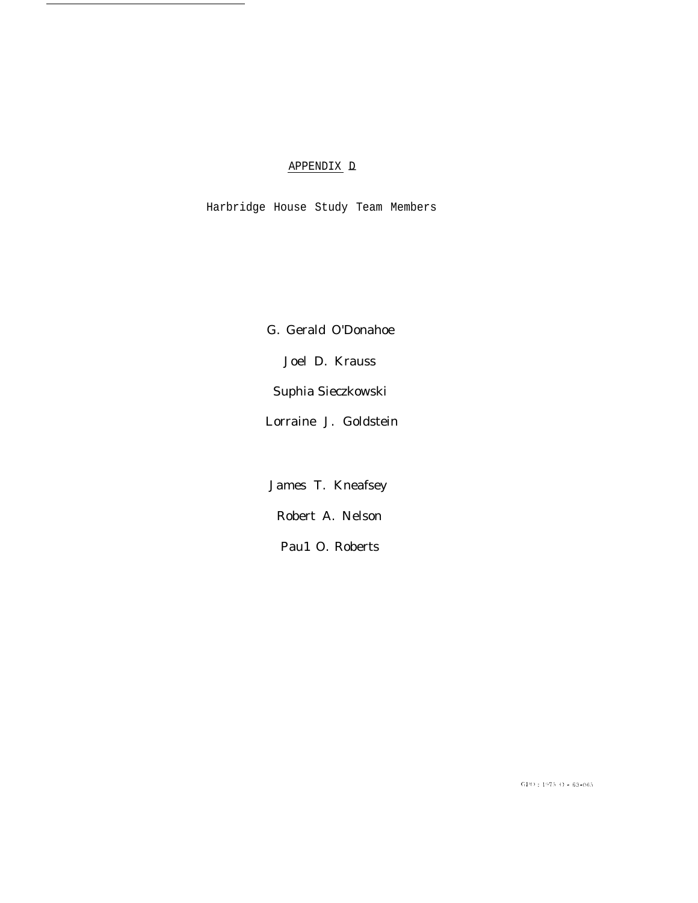## APPENDIX D

Harbridge House Study Team Members

G. Gerald O'Donahoe

Joel D. Krauss

Suphia Sieczkowski

Lorraine J. Goldstein

James T. Kneafsey

Robert A. Nelson

Pau1 O. Roberts

GPO : 1975 O - 63-065